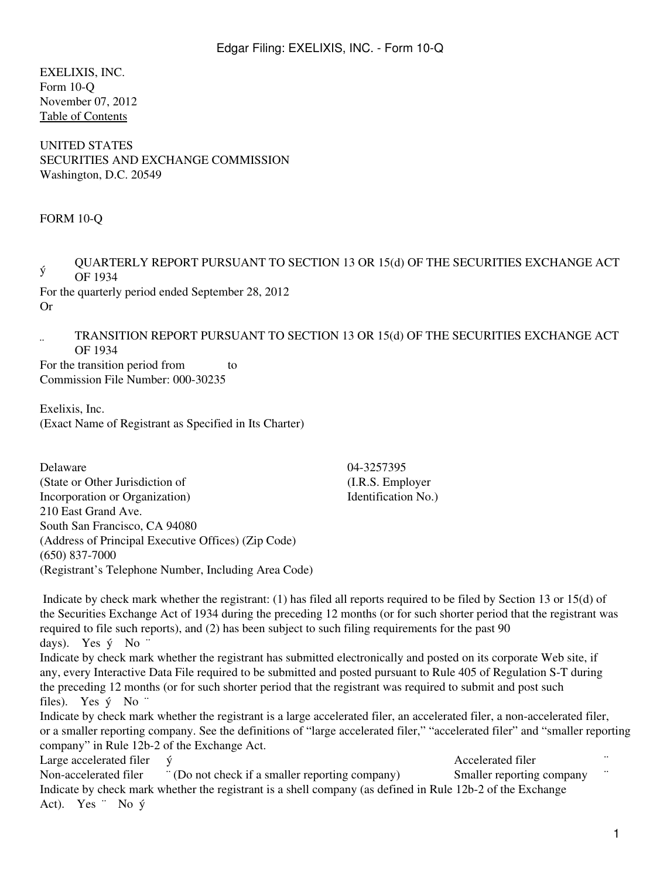EXELIXIS, INC.
Form 10-Q
November 07, 2012
Table of Contents

UNITED STATES
SECURITIES AND EXCHANGE COMMISSION
Washington, D.C. 20549

FORM 10-Q

ý QUARTERLY REPORT PURSUANT TO SECTION 13 OR 15(d) OF THE SECURITIES EXCHANGE ACT OF 1934

For the quarterly period ended September 28, 2012

Or

¨ TRANSITION REPORT PURSUANT TO SECTION 13 OR 15(d) OF THE SECURITIES EXCHANGE ACT OF 1934

For the transition period from to

Commission File Number: 000-30235

Exelixis, Inc.
(Exact Name of Registrant as Specified in Its Charter)

| | |
|---|---|
| Delaware | 04-3257395 |
| (State or Other Jurisdiction of Incorporation or Organization) | (I.R.S. Employer Identification No.) |

210 East Grand Ave.
South San Francisco, CA 94080
(Address of Principal Executive Offices) (Zip Code)
(650) 837-7000
(Registrant's Telephone Number, Including Area Code)

Indicate by check mark whether the registrant: (1) has filed all reports required to be filed by Section 13 or 15(d) of the Securities Exchange Act of 1934 during the preceding 12 months (or for such shorter period that the registrant was required to file such reports), and (2) has been subject to such filing requirements for the past 90 days). Yes ý No ¨

Indicate by check mark whether the registrant has submitted electronically and posted on its corporate Web site, if any, every Interactive Data File required to be submitted and posted pursuant to Rule 405 of Regulation S-T during the preceding 12 months (or for such shorter period that the registrant was required to submit and post such files). Yes ý No ¨

Indicate by check mark whether the registrant is a large accelerated filer, an accelerated filer, a non-accelerated filer, or a smaller reporting company. See the definitions of "large accelerated filer," "accelerated filer" and "smaller reporting company" in Rule 12b-2 of the Exchange Act.

| | | | |
|---|---|---|---|
| Large accelerated filer | ý | Accelerated filer | ¨ |
| Non-accelerated filer | ¨ (Do not check if a smaller reporting company) | Smaller reporting company | ¨ |

Indicate by check mark whether the registrant is a shell company (as defined in Rule 12b-2 of the Exchange Act). Yes ¨ No ý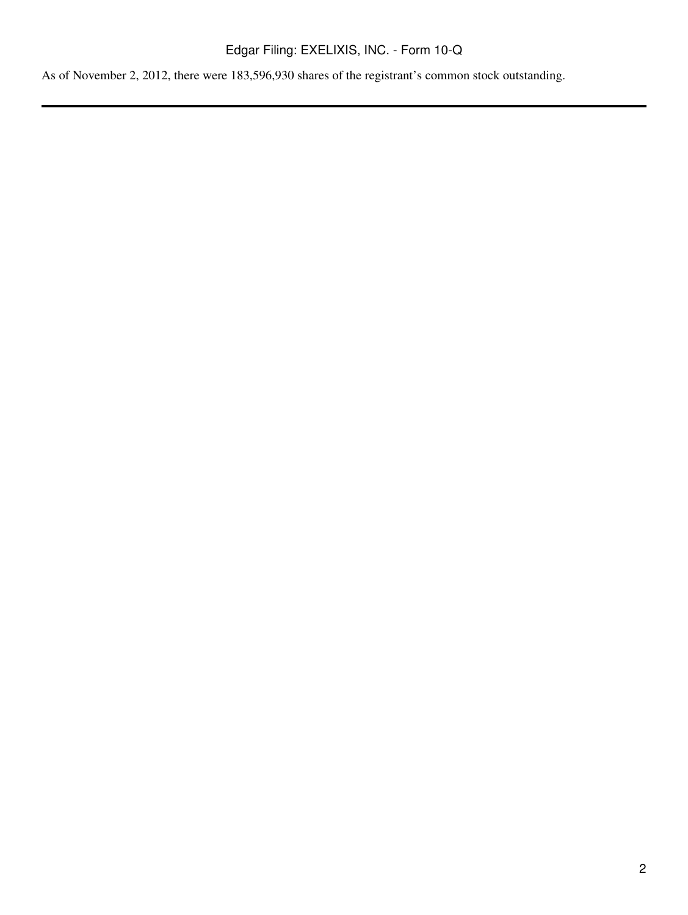As of November 2, 2012, there were 183,596,930 shares of the registrant's common stock outstanding.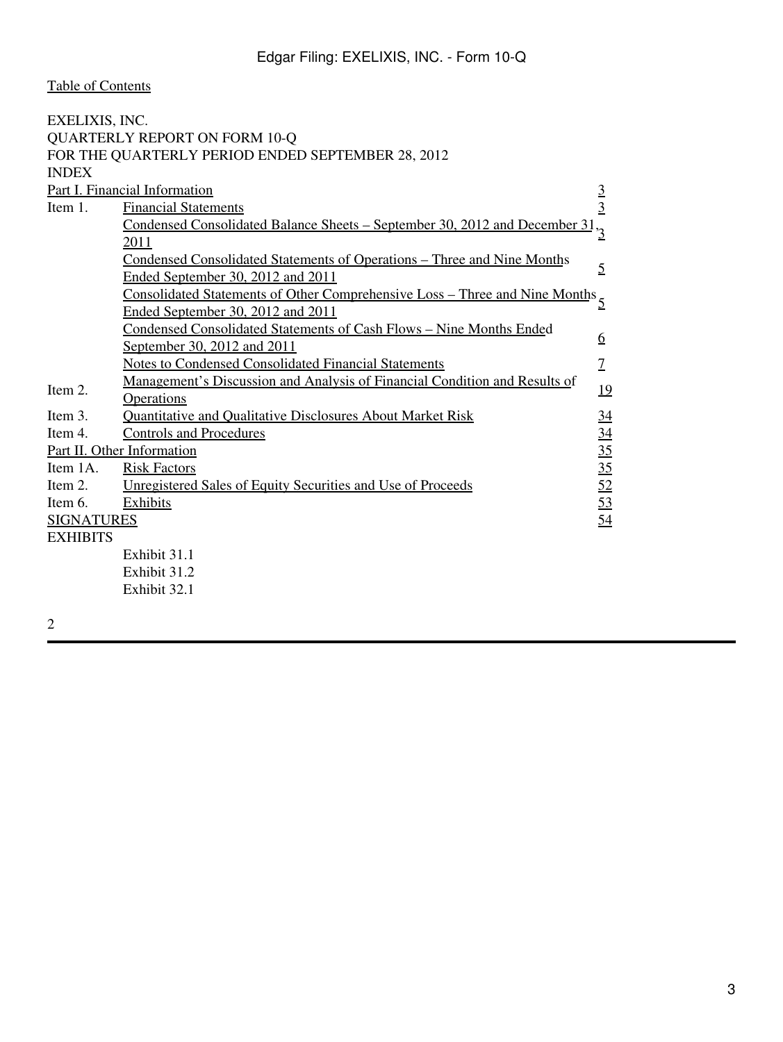Table of Contents

EXELIXIS, INC.
QUARTERLY REPORT ON FORM 10-Q
FOR THE QUARTERLY PERIOD ENDED SEPTEMBER 28, 2012
INDEX

| | | |
|---|---|---|
| Part I. Financial Information | | 3 |
| Item 1. | Financial Statements | 3 |
| | Condensed Consolidated Balance Sheets – September 30, 2012 and December 31, 2011 | 3 |
| | Condensed Consolidated Statements of Operations – Three and Nine Months Ended September 30, 2012 and 2011 | 5 |
| | Consolidated Statements of Other Comprehensive Loss – Three and Nine Months Ended September 30, 2012 and 2011 | 5 |
| | Condensed Consolidated Statements of Cash Flows – Nine Months Ended September 30, 2012 and 2011 | 6 |
| | Notes to Condensed Consolidated Financial Statements | 7 |
| Item 2. | Management's Discussion and Analysis of Financial Condition and Results of Operations | 19 |
| Item 3. | Quantitative and Qualitative Disclosures About Market Risk | 34 |
| Item 4. | Controls and Procedures | 34 |
| Part II. Other Information | | 35 |
| Item 1A. | Risk Factors | 35 |
| Item 2. | Unregistered Sales of Equity Securities and Use of Proceeds | 52 |
| Item 6. | Exhibits | 53 |
| SIGNATURES | | 54 |
| EXHIBITS | | |
| | Exhibit 31.1 | |
| | Exhibit 31.2 | |
| | Exhibit 32.1 | |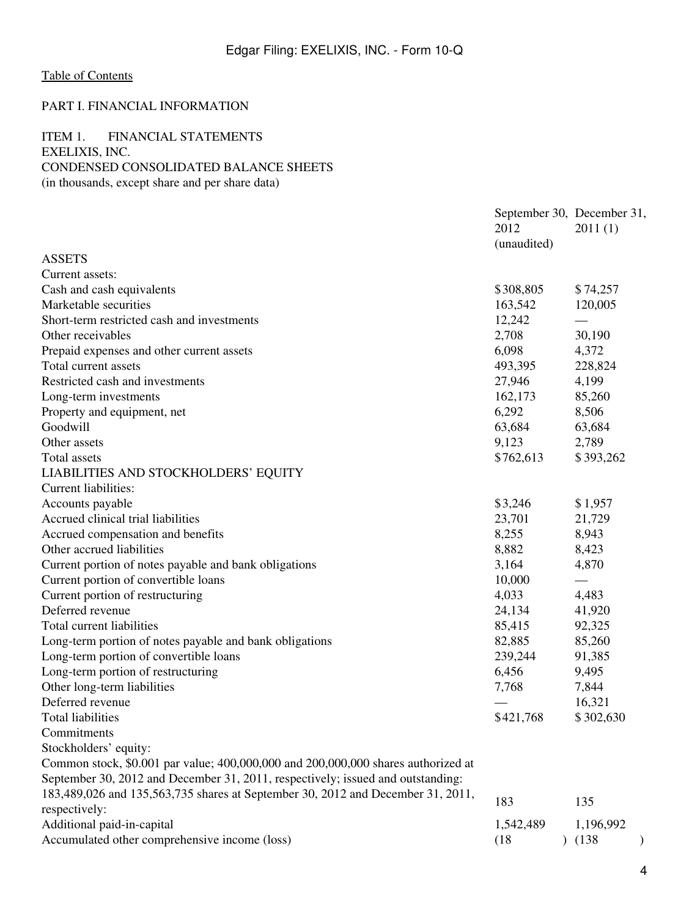Table of Contents

PART I. FINANCIAL INFORMATION

ITEM 1. FINANCIAL STATEMENTS

EXELIXIS, INC.

CONDENSED CONSOLIDATED BALANCE SHEETS

(in thousands, except share and per share data)

| | September 30, 2012 (unaudited) | December 31, 2011 (1) |
|---|---|---|
| ASSETS | | |
| Current assets: | | |
| Cash and cash equivalents | $308,805 | $74,257 |
| Marketable securities | 163,542 | 120,005 |
| Short-term restricted cash and investments | 12,242 | — |
| Other receivables | 2,708 | 30,190 |
| Prepaid expenses and other current assets | 6,098 | 4,372 |
| Total current assets | 493,395 | 228,824 |
| Restricted cash and investments | 27,946 | 4,199 |
| Long-term investments | 162,173 | 85,260 |
| Property and equipment, net | 6,292 | 8,506 |
| Goodwill | 63,684 | 63,684 |
| Other assets | 9,123 | 2,789 |
| Total assets | $762,613 | $393,262 |
| LIABILITIES AND STOCKHOLDERS' EQUITY | | |
| Current liabilities: | | |
| Accounts payable | $3,246 | $1,957 |
| Accrued clinical trial liabilities | 23,701 | 21,729 |
| Accrued compensation and benefits | 8,255 | 8,943 |
| Other accrued liabilities | 8,882 | 8,423 |
| Current portion of notes payable and bank obligations | 3,164 | 4,870 |
| Current portion of convertible loans | 10,000 | — |
| Current portion of restructuring | 4,033 | 4,483 |
| Deferred revenue | 24,134 | 41,920 |
| Total current liabilities | 85,415 | 92,325 |
| Long-term portion of notes payable and bank obligations | 82,885 | 85,260 |
| Long-term portion of convertible loans | 239,244 | 91,385 |
| Long-term portion of restructuring | 6,456 | 9,495 |
| Other long-term liabilities | 7,768 | 7,844 |
| Deferred revenue | — | 16,321 |
| Total liabilities | $421,768 | $302,630 |
| Commitments | | |
| Stockholders' equity: | | |
| Common stock, $0.001 par value; 400,000,000 and 200,000,000 shares authorized at September 30, 2012 and December 31, 2011, respectively; issued and outstanding: 183,489,026 and 135,563,735 shares at September 30, 2012 and December 31, 2011, respectively: | 183 | 135 |
| Additional paid-in-capital | 1,542,489 | 1,196,992 |
| Accumulated other comprehensive income (loss) | (18) | (138) |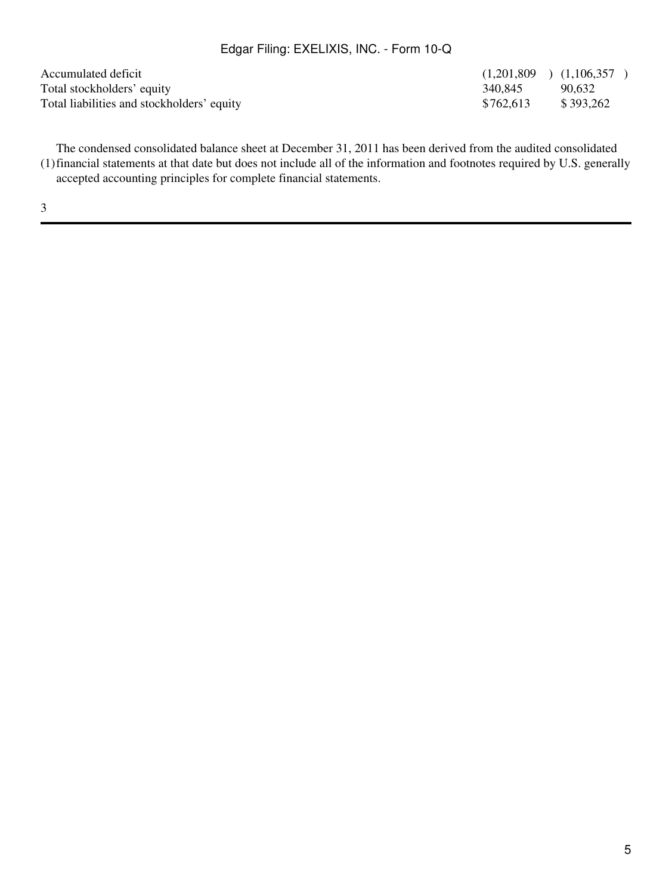| | | |
|---|---|---|
| Accumulated deficit | (1,201,809 ) | (1,106,357 ) |
| Total stockholders' equity | 340,845 | 90,632 |
| Total liabilities and stockholders' equity | $762,613 | $ 393,262 |

(1) The condensed consolidated balance sheet at December 31, 2011 has been derived from the audited consolidated financial statements at that date but does not include all of the information and footnotes required by U.S. generally accepted accounting principles for complete financial statements.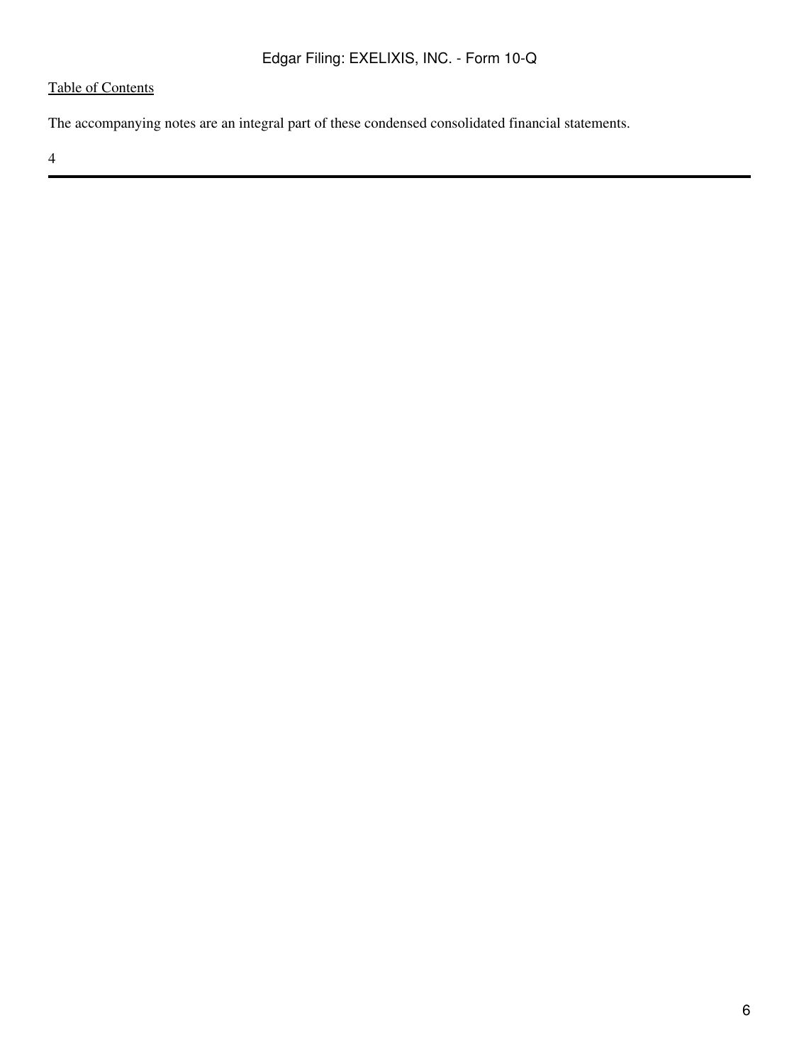The accompanying notes are an integral part of these condensed consolidated financial statements.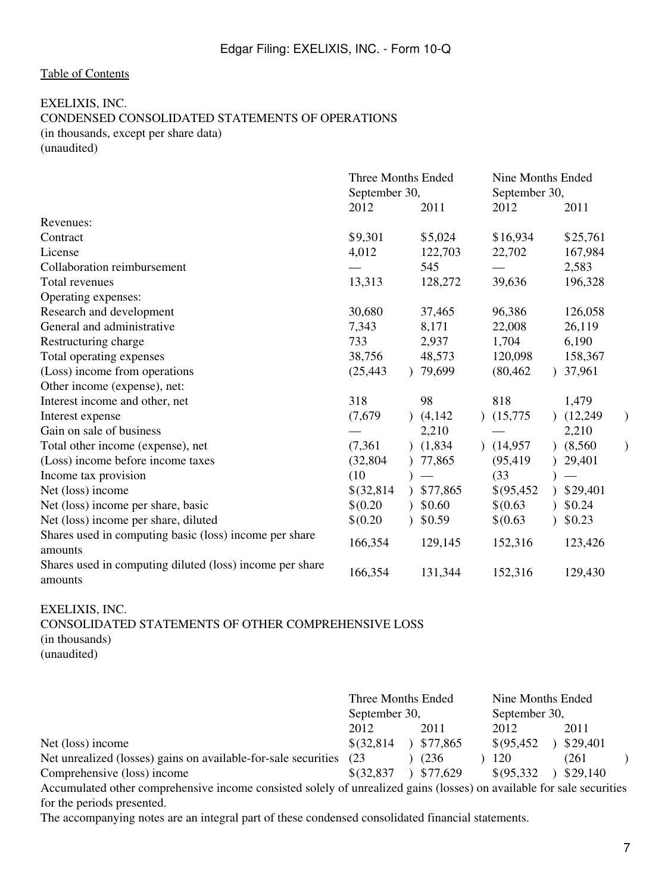Table of Contents

EXELIXIS, INC.
CONDENSED CONSOLIDATED STATEMENTS OF OPERATIONS
(in thousands, except per share data)
(unaudited)

| | Three Months Ended September 30, | | Nine Months Ended September 30, | |
|---|---|---|---|---|
| | 2012 | 2011 | 2012 | 2011 |
| Revenues: | | | | |
| Contract | $9,301 | $5,024 | $16,934 | $25,761 |
| License | 4,012 | 122,703 | 22,702 | 167,984 |
| Collaboration reimbursement | — | 545 | — | 2,583 |
| Total revenues | 13,313 | 128,272 | 39,636 | 196,328 |
| Operating expenses: | | | | |
| Research and development | 30,680 | 37,465 | 96,386 | 126,058 |
| General and administrative | 7,343 | 8,171 | 22,008 | 26,119 |
| Restructuring charge | 733 | 2,937 | 1,704 | 6,190 |
| Total operating expenses | 38,756 | 48,573 | 120,098 | 158,367 |
| (Loss) income from operations | (25,443) | 79,699 | (80,462) | 37,961 |
| Other income (expense), net: | | | | |
| Interest income and other, net | 318 | 98 | 818 | 1,479 |
| Interest expense | (7,679) | (4,142) | (15,775) | (12,249) |
| Gain on sale of business | — | 2,210 | — | 2,210 |
| Total other income (expense), net | (7,361) | (1,834) | (14,957) | (8,560) |
| (Loss) income before income taxes | (32,804) | 77,865 | (95,419) | 29,401 |
| Income tax provision | (10) | — | (33) | — |
| Net (loss) income | $(32,814) | $77,865 | $(95,452) | $29,401 |
| Net (loss) income per share, basic | $(0.20) | $0.60 | $(0.63) | $0.24 |
| Net (loss) income per share, diluted | $(0.20) | $0.59 | $(0.63) | $0.23 |
| Shares used in computing basic (loss) income per share amounts | 166,354 | 129,145 | 152,316 | 123,426 |
| Shares used in computing diluted (loss) income per share amounts | 166,354 | 131,344 | 152,316 | 129,430 |

EXELIXIS, INC.
CONSOLIDATED STATEMENTS OF OTHER COMPREHENSIVE LOSS
(in thousands)
(unaudited)

| | Three Months Ended September 30, | | Nine Months Ended September 30, | |
|---|---|---|---|---|
| | 2012 | 2011 | 2012 | 2011 |
| Net (loss) income | $(32,814) | $77,865 | $(95,452) | $29,401 |
| Net unrealized (losses) gains on available-for-sale securities | (23) | (236) | 120 | (261) |
| Comprehensive (loss) income | $(32,837) | $77,629 | $(95,332) | $29,140 |

Accumulated other comprehensive income consisted solely of unrealized gains (losses) on available for sale securities for the periods presented.

The accompanying notes are an integral part of these condensed consolidated financial statements.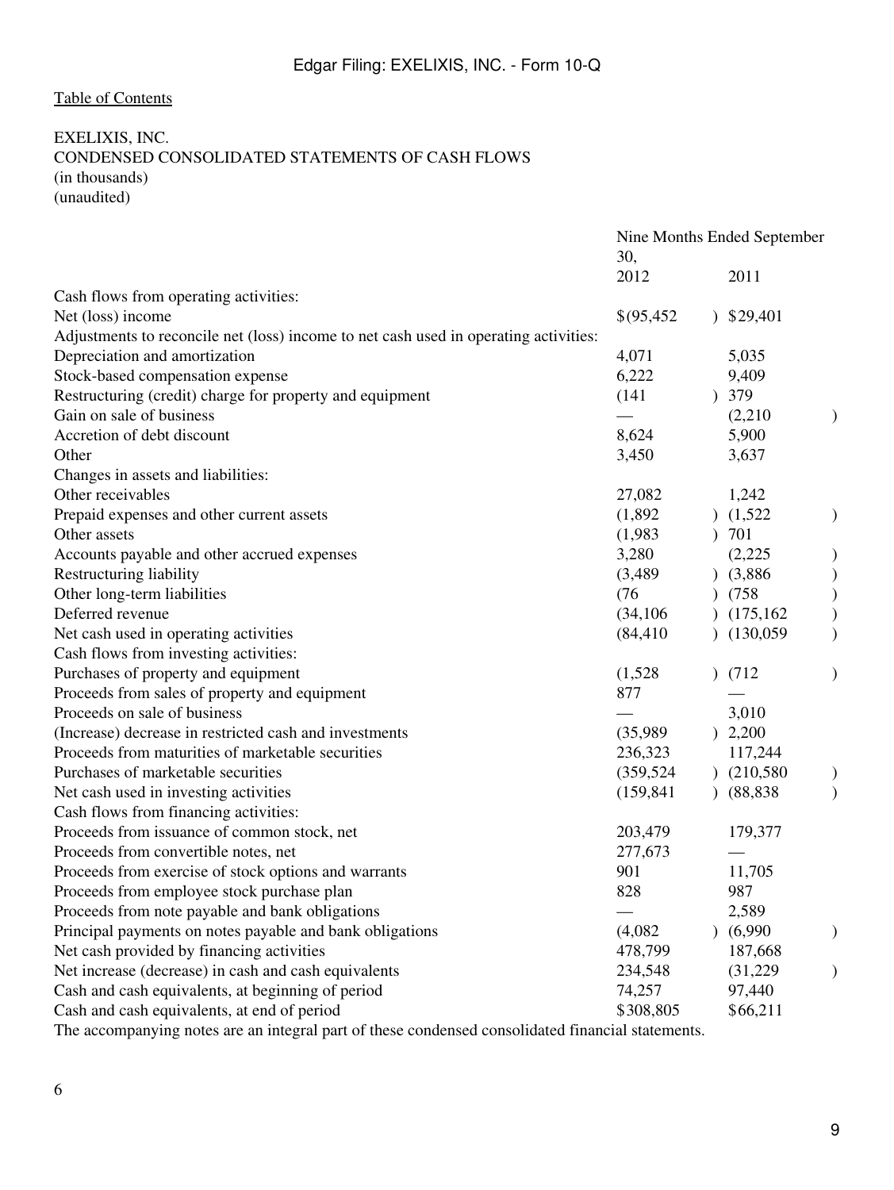Table of Contents

EXELIXIS, INC.
CONDENSED CONSOLIDATED STATEMENTS OF CASH FLOWS
(in thousands)
(unaudited)

| | Nine Months Ended September 30, | |
|---|---|---|
| | 2012 | 2011 |
| Cash flows from operating activities: | | |
| Net (loss) income | $(95,452) | $29,401 |
| Adjustments to reconcile net (loss) income to net cash used in operating activities: | | |
| Depreciation and amortization | 4,071 | 5,035 |
| Stock-based compensation expense | 6,222 | 9,409 |
| Restructuring (credit) charge for property and equipment | (141) | 379 |
| Gain on sale of business | — | (2,210) |
| Accretion of debt discount | 8,624 | 5,900 |
| Other | 3,450 | 3,637 |
| Changes in assets and liabilities: | | |
| Other receivables | 27,082 | 1,242 |
| Prepaid expenses and other current assets | (1,892) | (1,522) |
| Other assets | (1,983) | 701 |
| Accounts payable and other accrued expenses | 3,280 | (2,225) |
| Restructuring liability | (3,489) | (3,886) |
| Other long-term liabilities | (76) | (758) |
| Deferred revenue | (34,106) | (175,162) |
| Net cash used in operating activities | (84,410) | (130,059) |
| Cash flows from investing activities: | | |
| Purchases of property and equipment | (1,528) | (712) |
| Proceeds from sales of property and equipment | 877 | — |
| Proceeds on sale of business | — | 3,010 |
| (Increase) decrease in restricted cash and investments | (35,989) | 2,200 |
| Proceeds from maturities of marketable securities | 236,323 | 117,244 |
| Purchases of marketable securities | (359,524) | (210,580) |
| Net cash used in investing activities | (159,841) | (88,838) |
| Cash flows from financing activities: | | |
| Proceeds from issuance of common stock, net | 203,479 | 179,377 |
| Proceeds from convertible notes, net | 277,673 | — |
| Proceeds from exercise of stock options and warrants | 901 | 11,705 |
| Proceeds from employee stock purchase plan | 828 | 987 |
| Proceeds from note payable and bank obligations | — | 2,589 |
| Principal payments on notes payable and bank obligations | (4,082) | (6,990) |
| Net cash provided by financing activities | 478,799 | 187,668 |
| Net increase (decrease) in cash and cash equivalents | 234,548 | (31,229) |
| Cash and cash equivalents, at beginning of period | 74,257 | 97,440 |
| Cash and cash equivalents, at end of period | $308,805 | $66,211 |

The accompanying notes are an integral part of these condensed consolidated financial statements.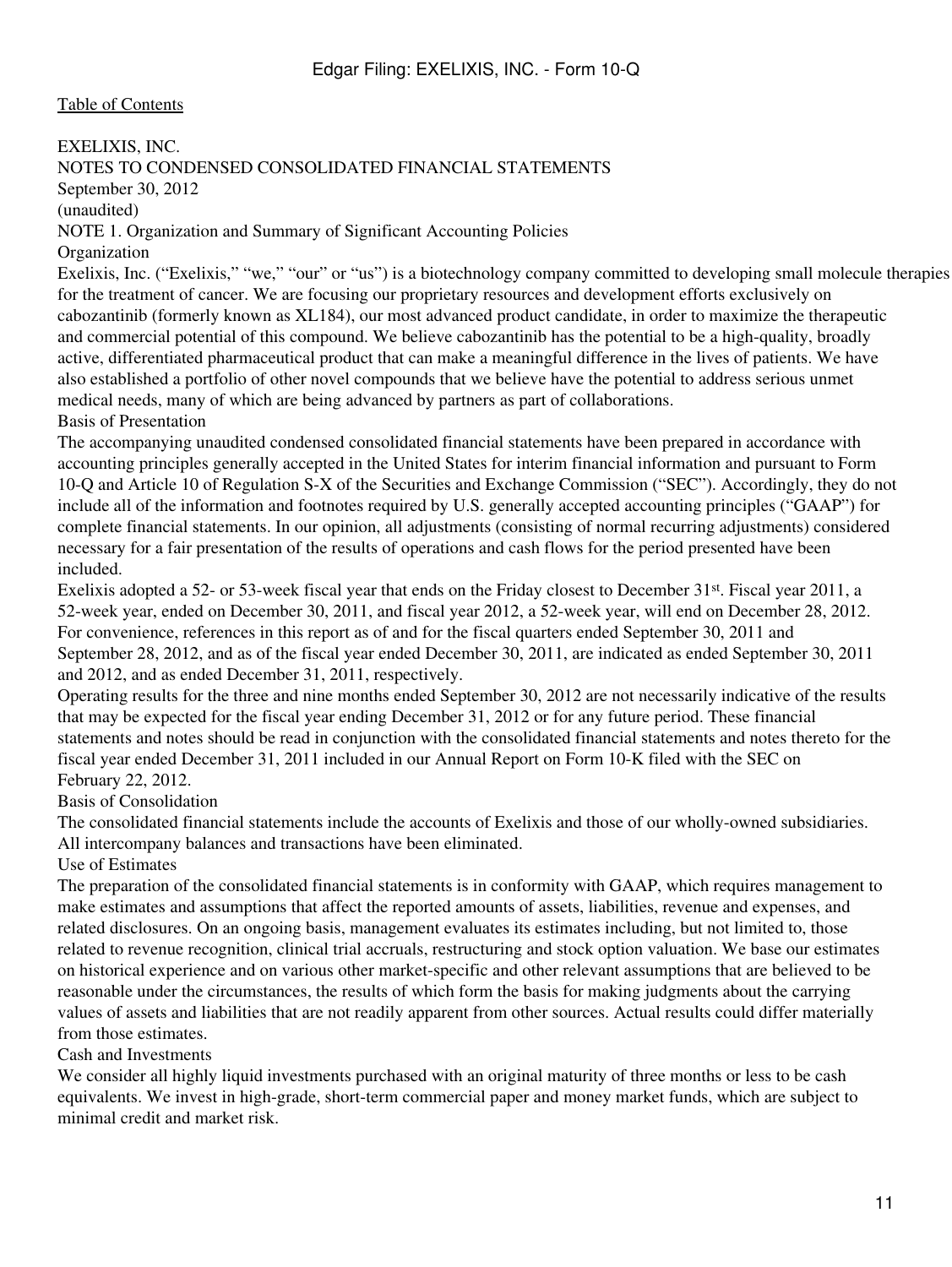[Table of Contents](#)

EXELIXIS, INC.

NOTES TO CONDENSED CONSOLIDATED FINANCIAL STATEMENTS

September 30, 2012

(unaudited)

## NOTE 1. Organization and Summary of Significant Accounting Policies

### Organization

Exelixis, Inc. ("Exelixis," "we," "our" or "us") is a biotechnology company committed to developing small molecule therapies for the treatment of cancer. We are focusing our proprietary resources and development efforts exclusively on cabozantinib (formerly known as XL184), our most advanced product candidate, in order to maximize the therapeutic and commercial potential of this compound. We believe cabozantinib has the potential to be a high-quality, broadly active, differentiated pharmaceutical product that can make a meaningful difference in the lives of patients. We have also established a portfolio of other novel compounds that we believe have the potential to address serious unmet medical needs, many of which are being advanced by partners as part of collaborations.

### Basis of Presentation

The accompanying unaudited condensed consolidated financial statements have been prepared in accordance with accounting principles generally accepted in the United States for interim financial information and pursuant to Form 10-Q and Article 10 of Regulation S-X of the Securities and Exchange Commission ("SEC"). Accordingly, they do not include all of the information and footnotes required by U.S. generally accepted accounting principles ("GAAP") for complete financial statements. In our opinion, all adjustments (consisting of normal recurring adjustments) considered necessary for a fair presentation of the results of operations and cash flows for the period presented have been included.

Exelixis adopted a 52- or 53-week fiscal year that ends on the Friday closest to December 31st. Fiscal year 2011, a 52-week year, ended on December 30, 2011, and fiscal year 2012, a 52-week year, will end on December 28, 2012. For convenience, references in this report as of and for the fiscal quarters ended September 30, 2011 and September 28, 2012, and as of the fiscal year ended December 30, 2011, are indicated as ended September 30, 2011 and 2012, and as ended December 31, 2011, respectively.

Operating results for the three and nine months ended September 30, 2012 are not necessarily indicative of the results that may be expected for the fiscal year ending December 31, 2012 or for any future period. These financial statements and notes should be read in conjunction with the consolidated financial statements and notes thereto for the fiscal year ended December 31, 2011 included in our Annual Report on Form 10-K filed with the SEC on February 22, 2012.

### Basis of Consolidation

The consolidated financial statements include the accounts of Exelixis and those of our wholly-owned subsidiaries. All intercompany balances and transactions have been eliminated.

### Use of Estimates

The preparation of the consolidated financial statements is in conformity with GAAP, which requires management to make estimates and assumptions that affect the reported amounts of assets, liabilities, revenue and expenses, and related disclosures. On an ongoing basis, management evaluates its estimates including, but not limited to, those related to revenue recognition, clinical trial accruals, restructuring and stock option valuation. We base our estimates on historical experience and on various other market-specific and other relevant assumptions that are believed to be reasonable under the circumstances, the results of which form the basis for making judgments about the carrying values of assets and liabilities that are not readily apparent from other sources. Actual results could differ materially from those estimates.

### Cash and Investments

We consider all highly liquid investments purchased with an original maturity of three months or less to be cash equivalents. We invest in high-grade, short-term commercial paper and money market funds, which are subject to minimal credit and market risk.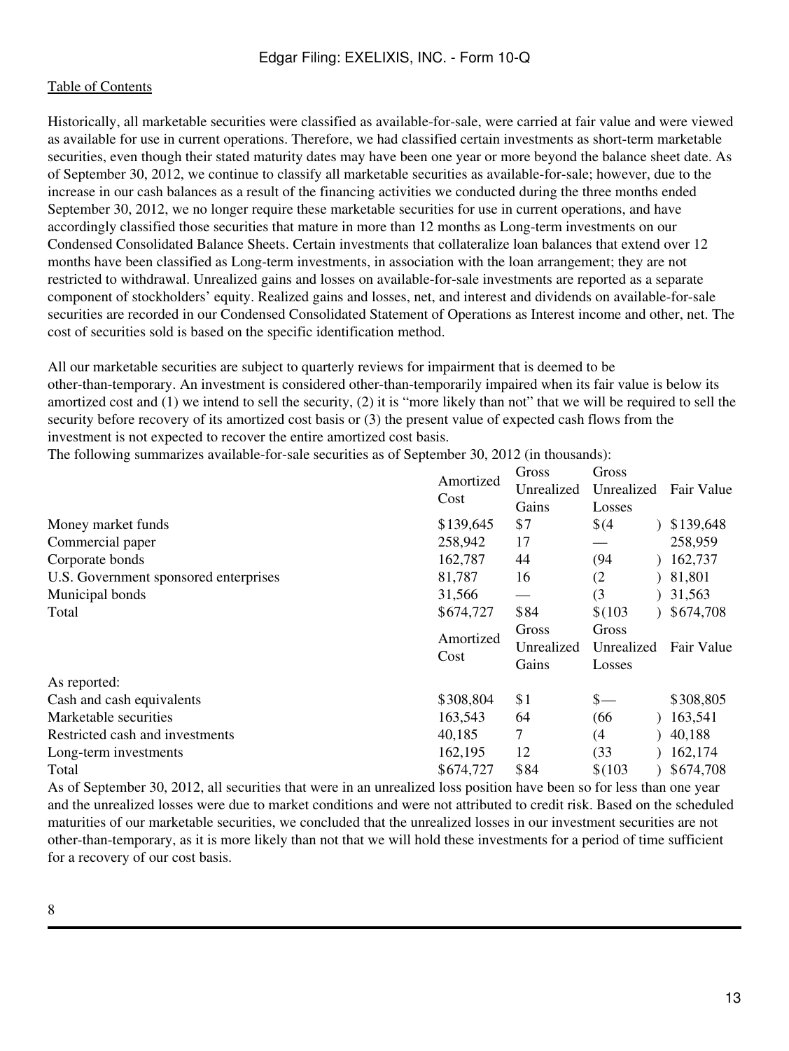Historically, all marketable securities were classified as available-for-sale, were carried at fair value and were viewed as available for use in current operations. Therefore, we had classified certain investments as short-term marketable securities, even though their stated maturity dates may have been one year or more beyond the balance sheet date. As of September 30, 2012, we continue to classify all marketable securities as available-for-sale; however, due to the increase in our cash balances as a result of the financing activities we conducted during the three months ended September 30, 2012, we no longer require these marketable securities for use in current operations, and have accordingly classified those securities that mature in more than 12 months as Long-term investments on our Condensed Consolidated Balance Sheets. Certain investments that collateralize loan balances that extend over 12 months have been classified as Long-term investments, in association with the loan arrangement; they are not restricted to withdrawal. Unrealized gains and losses on available-for-sale investments are reported as a separate component of stockholders' equity. Realized gains and losses, net, and interest and dividends on available-for-sale securities are recorded in our Condensed Consolidated Statement of Operations as Interest income and other, net. The cost of securities sold is based on the specific identification method.

All our marketable securities are subject to quarterly reviews for impairment that is deemed to be other-than-temporary. An investment is considered other-than-temporarily impaired when its fair value is below its amortized cost and (1) we intend to sell the security, (2) it is "more likely than not" that we will be required to sell the security before recovery of its amortized cost basis or (3) the present value of expected cash flows from the investment is not expected to recover the entire amortized cost basis.

The following summarizes available-for-sale securities as of September 30, 2012 (in thousands):

| | Amortized Cost | Gross Unrealized Gains | Gross Unrealized Losses | Fair Value |
|---|---|---|---|---|
| Money market funds | $139,645 | $7 | $(4) | $139,648 |
| Commercial paper | 258,942 | 17 | — | 258,959 |
| Corporate bonds | 162,787 | 44 | (94) | 162,737 |
| U.S. Government sponsored enterprises | 81,787 | 16 | (2) | 81,801 |
| Municipal bonds | 31,566 | — | (3) | 31,563 |
| Total | $674,727 | $84 | $(103) | $674,708 |

| | Amortized Cost | Gross Unrealized Gains | Gross Unrealized Losses | Fair Value |
|---|---|---|---|---|
| As reported: | | | | |
| Cash and cash equivalents | $308,804 | $1 | $— | $308,805 |
| Marketable securities | 163,543 | 64 | (66) | 163,541 |
| Restricted cash and investments | 40,185 | 7 | (4) | 40,188 |
| Long-term investments | 162,195 | 12 | (33) | 162,174 |
| Total | $674,727 | $84 | $(103) | $674,708 |

As of September 30, 2012, all securities that were in an unrealized loss position have been so for less than one year and the unrealized losses were due to market conditions and were not attributed to credit risk. Based on the scheduled maturities of our marketable securities, we concluded that the unrealized losses in our investment securities are not other-than-temporary, as it is more likely than not that we will hold these investments for a period of time sufficient for a recovery of our cost basis.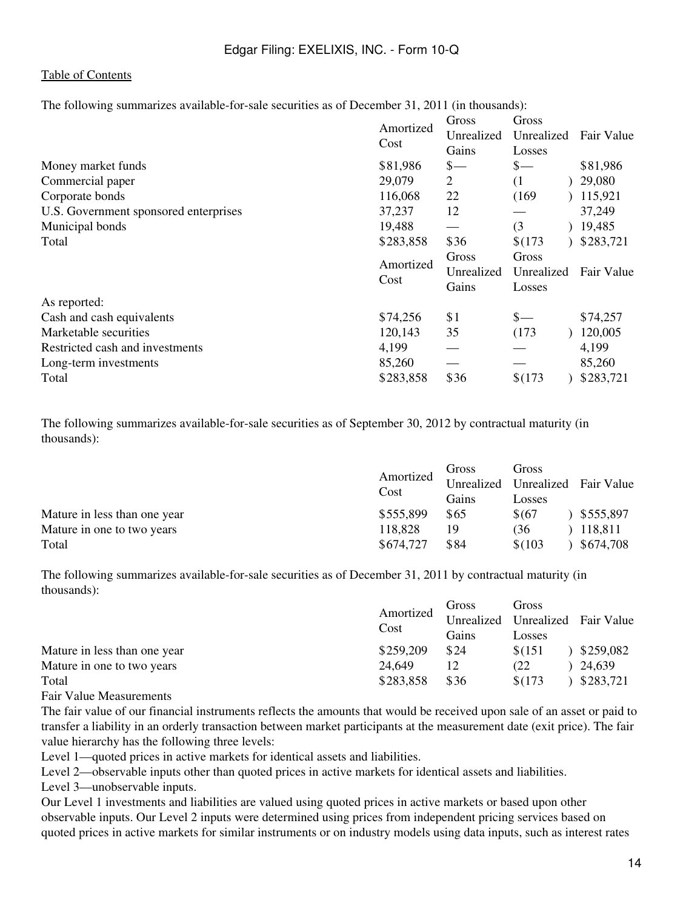The following summarizes available-for-sale securities as of December 31, 2011 (in thousands):

| | Amortized Cost | Gross Unrealized Gains | Gross Unrealized Losses | Fair Value |
|---|---|---|---|---|
| Money market funds | $81,986 | $— | $— | $81,986 |
| Commercial paper | 29,079 | 2 | (1) | 29,080 |
| Corporate bonds | 116,068 | 22 | (169) | 115,921 |
| U.S. Government sponsored enterprises | 37,237 | 12 | — | 37,249 |
| Municipal bonds | 19,488 | — | (3) | 19,485 |
| Total | $283,858 | $36 | $(173) | $283,721 |
| | Amortized Cost | Gross Unrealized Gains | Gross Unrealized Losses | Fair Value |
| As reported: | | | | |
| Cash and cash equivalents | $74,256 | $1 | $— | $74,257 |
| Marketable securities | 120,143 | 35 | (173) | 120,005 |
| Restricted cash and investments | 4,199 | — | — | 4,199 |
| Long-term investments | 85,260 | — | — | 85,260 |
| Total | $283,858 | $36 | $(173) | $283,721 |

The following summarizes available-for-sale securities as of September 30, 2012 by contractual maturity (in thousands):

| | Amortized Cost | Gross Unrealized Gains | Gross Unrealized Losses | Fair Value |
|---|---|---|---|---|
| Mature in less than one year | $555,899 | $65 | $(67) | $555,897 |
| Mature in one to two years | 118,828 | 19 | (36) | 118,811 |
| Total | $674,727 | $84 | $(103) | $674,708 |

The following summarizes available-for-sale securities as of December 31, 2011 by contractual maturity (in thousands):

| | Amortized Cost | Gross Unrealized Gains | Gross Unrealized Losses | Fair Value |
|---|---|---|---|---|
| Mature in less than one year | $259,209 | $24 | $(151) | $259,082 |
| Mature in one to two years | 24,649 | 12 | (22) | 24,639 |
| Total | $283,858 | $36 | $(173) | $283,721 |

Fair Value Measurements

The fair value of our financial instruments reflects the amounts that would be received upon sale of an asset or paid to transfer a liability in an orderly transaction between market participants at the measurement date (exit price). The fair value hierarchy has the following three levels:

Level 1—quoted prices in active markets for identical assets and liabilities.

Level 2—observable inputs other than quoted prices in active markets for identical assets and liabilities.

Level 3—unobservable inputs.

Our Level 1 investments and liabilities are valued using quoted prices in active markets or based upon other observable inputs. Our Level 2 inputs were determined using prices from independent pricing services based on quoted prices in active markets for similar instruments or on industry models using data inputs, such as interest rates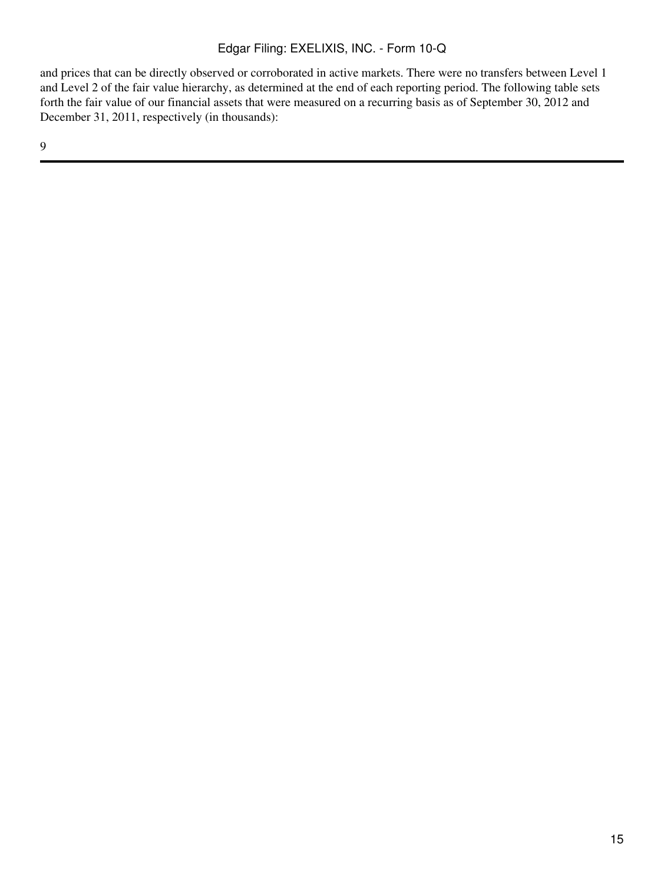and prices that can be directly observed or corroborated in active markets. There were no transfers between Level 1 and Level 2 of the fair value hierarchy, as determined at the end of each reporting period. The following table sets forth the fair value of our financial assets that were measured on a recurring basis as of September 30, 2012 and December 31, 2011, respectively (in thousands):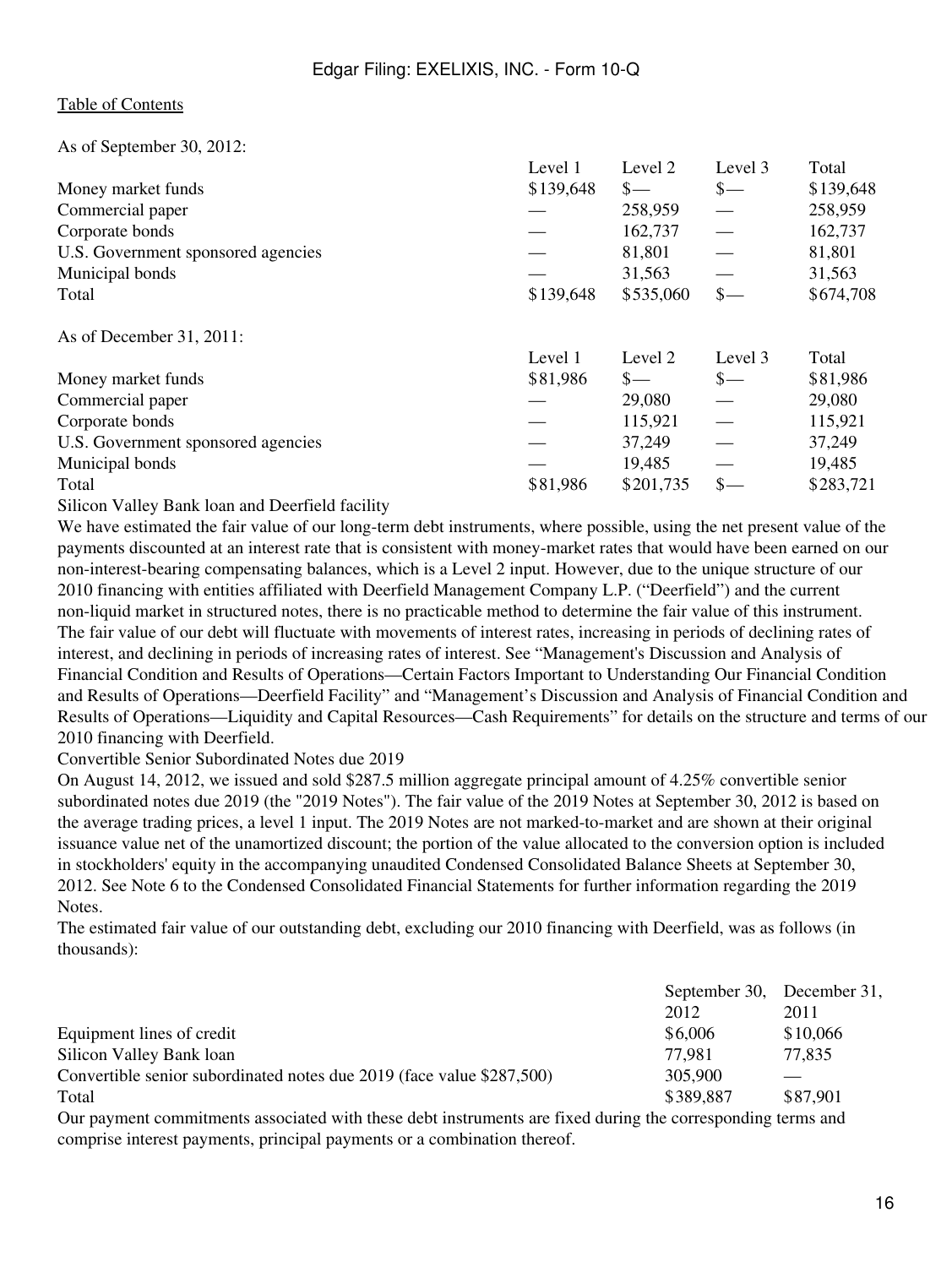As of September 30, 2012:

| | Level 1 | Level 2 | Level 3 | Total |
|---|---|---|---|---|
| Money market funds | $139,648 | $— | $— | $139,648 |
| Commercial paper | — | 258,959 | — | 258,959 |
| Corporate bonds | — | 162,737 | — | 162,737 |
| U.S. Government sponsored agencies | — | 81,801 | — | 81,801 |
| Municipal bonds | — | 31,563 | — | 31,563 |
| Total | $139,648 | $535,060 | $— | $674,708 |

As of December 31, 2011:

| | Level 1 | Level 2 | Level 3 | Total |
|---|---|---|---|---|
| Money market funds | $81,986 | $— | $— | $81,986 |
| Commercial paper | — | 29,080 | — | 29,080 |
| Corporate bonds | — | 115,921 | — | 115,921 |
| U.S. Government sponsored agencies | — | 37,249 | — | 37,249 |
| Municipal bonds | — | 19,485 | — | 19,485 |
| Total | $81,986 | $201,735 | $— | $283,721 |

Silicon Valley Bank loan and Deerfield facility

We have estimated the fair value of our long-term debt instruments, where possible, using the net present value of the payments discounted at an interest rate that is consistent with money-market rates that would have been earned on our non-interest-bearing compensating balances, which is a Level 2 input. However, due to the unique structure of our 2010 financing with entities affiliated with Deerfield Management Company L.P. ("Deerfield") and the current non-liquid market in structured notes, there is no practicable method to determine the fair value of this instrument. The fair value of our debt will fluctuate with movements of interest rates, increasing in periods of declining rates of interest, and declining in periods of increasing rates of interest. See "Management's Discussion and Analysis of Financial Condition and Results of Operations—Certain Factors Important to Understanding Our Financial Condition and Results of Operations—Deerfield Facility" and "Management's Discussion and Analysis of Financial Condition and Results of Operations—Liquidity and Capital Resources—Cash Requirements" for details on the structure and terms of our 2010 financing with Deerfield.

Convertible Senior Subordinated Notes due 2019

On August 14, 2012, we issued and sold $287.5 million aggregate principal amount of 4.25% convertible senior subordinated notes due 2019 (the "2019 Notes"). The fair value of the 2019 Notes at September 30, 2012 is based on the average trading prices, a level 1 input. The 2019 Notes are not marked-to-market and are shown at their original issuance value net of the unamortized discount; the portion of the value allocated to the conversion option is included in stockholders' equity in the accompanying unaudited Condensed Consolidated Balance Sheets at September 30, 2012. See Note 6 to the Condensed Consolidated Financial Statements for further information regarding the 2019 Notes.

The estimated fair value of our outstanding debt, excluding our 2010 financing with Deerfield, was as follows (in thousands):

| | September 30, 2012 | December 31, 2011 |
|---|---|---|
| Equipment lines of credit | $6,006 | $10,066 |
| Silicon Valley Bank loan | 77,981 | 77,835 |
| Convertible senior subordinated notes due 2019 (face value $287,500) | 305,900 | — |
| Total | $389,887 | $87,901 |

Our payment commitments associated with these debt instruments are fixed during the corresponding terms and comprise interest payments, principal payments or a combination thereof.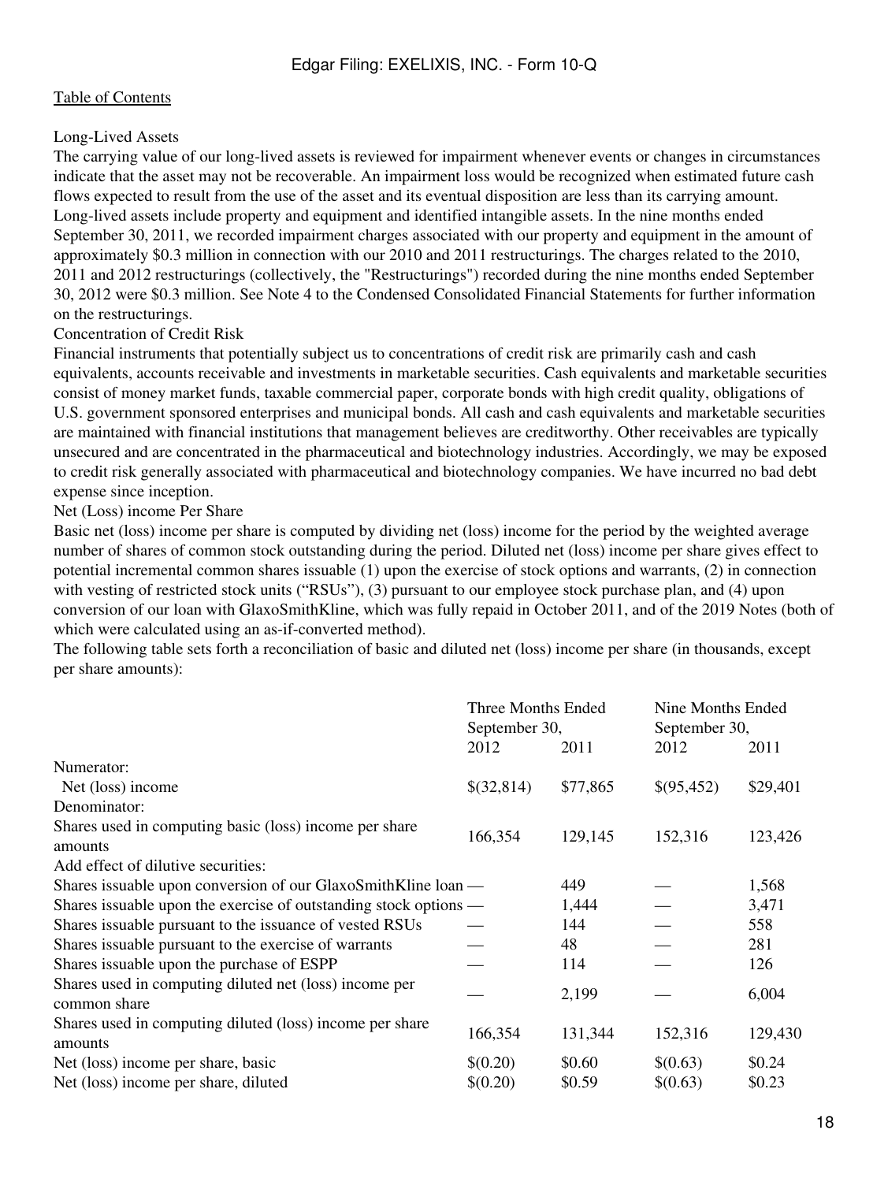Table of Contents

Long-Lived Assets

The carrying value of our long-lived assets is reviewed for impairment whenever events or changes in circumstances indicate that the asset may not be recoverable. An impairment loss would be recognized when estimated future cash flows expected to result from the use of the asset and its eventual disposition are less than its carrying amount. Long-lived assets include property and equipment and identified intangible assets. In the nine months ended September 30, 2011, we recorded impairment charges associated with our property and equipment in the amount of approximately $0.3 million in connection with our 2010 and 2011 restructurings. The charges related to the 2010, 2011 and 2012 restructurings (collectively, the "Restructurings") recorded during the nine months ended September 30, 2012 were $0.3 million. See Note 4 to the Condensed Consolidated Financial Statements for further information on the restructurings.

Concentration of Credit Risk

Financial instruments that potentially subject us to concentrations of credit risk are primarily cash and cash equivalents, accounts receivable and investments in marketable securities. Cash equivalents and marketable securities consist of money market funds, taxable commercial paper, corporate bonds with high credit quality, obligations of U.S. government sponsored enterprises and municipal bonds. All cash and cash equivalents and marketable securities are maintained with financial institutions that management believes are creditworthy. Other receivables are typically unsecured and are concentrated in the pharmaceutical and biotechnology industries. Accordingly, we may be exposed to credit risk generally associated with pharmaceutical and biotechnology companies. We have incurred no bad debt expense since inception.

Net (Loss) income Per Share

Basic net (loss) income per share is computed by dividing net (loss) income for the period by the weighted average number of shares of common stock outstanding during the period. Diluted net (loss) income per share gives effect to potential incremental common shares issuable (1) upon the exercise of stock options and warrants, (2) in connection with vesting of restricted stock units ("RSUs"), (3) pursuant to our employee stock purchase plan, and (4) upon conversion of our loan with GlaxoSmithKline, which was fully repaid in October 2011, and of the 2019 Notes (both of which were calculated using an as-if-converted method).

The following table sets forth a reconciliation of basic and diluted net (loss) income per share (in thousands, except per share amounts):

| | Three Months Ended September 30, | | Nine Months Ended September 30, | |
|---|---|---|---|---|
| | 2012 | 2011 | 2012 | 2011 |
| Numerator: | | | | |
| Net (loss) income | $(32,814) | $77,865 | $(95,452) | $29,401 |
| Denominator: | | | | |
| Shares used in computing basic (loss) income per share amounts | 166,354 | 129,145 | 152,316 | 123,426 |
| Add effect of dilutive securities: | | | | |
| Shares issuable upon conversion of our GlaxoSmithKline loan | — | 449 | — | 1,568 |
| Shares issuable upon the exercise of outstanding stock options | — | 1,444 | — | 3,471 |
| Shares issuable pursuant to the issuance of vested RSUs | — | 144 | — | 558 |
| Shares issuable pursuant to the exercise of warrants | — | 48 | — | 281 |
| Shares issuable upon the purchase of ESPP | — | 114 | — | 126 |
| Shares used in computing diluted net (loss) income per common share | — | 2,199 | — | 6,004 |
| Shares used in computing diluted (loss) income per share amounts | 166,354 | 131,344 | 152,316 | 129,430 |
| Net (loss) income per share, basic | $(0.20) | $0.60 | $(0.63) | $0.24 |
| Net (loss) income per share, diluted | $(0.20) | $0.59 | $(0.63) | $0.23 |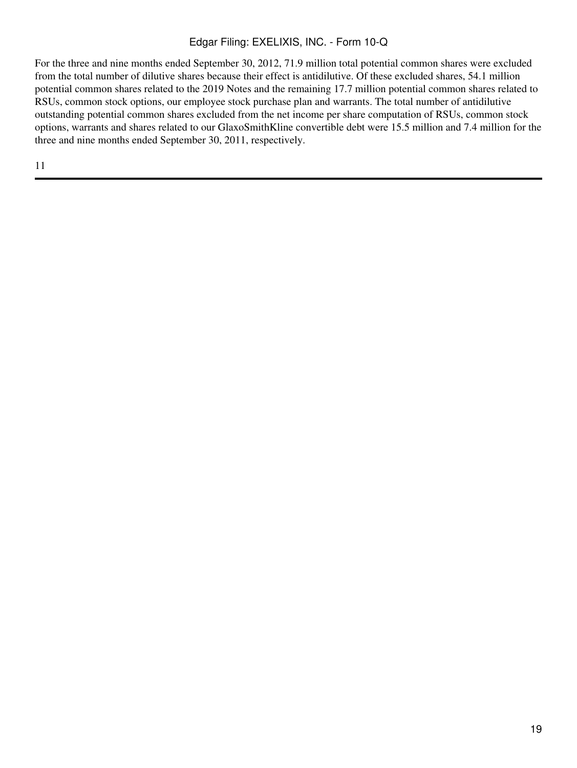For the three and nine months ended September 30, 2012, 71.9 million total potential common shares were excluded from the total number of dilutive shares because their effect is antidilutive. Of these excluded shares, 54.1 million potential common shares related to the 2019 Notes and the remaining 17.7 million potential common shares related to RSUs, common stock options, our employee stock purchase plan and warrants. The total number of antidilutive outstanding potential common shares excluded from the net income per share computation of RSUs, common stock options, warrants and shares related to our GlaxoSmithKline convertible debt were 15.5 million and 7.4 million for the three and nine months ended September 30, 2011, respectively.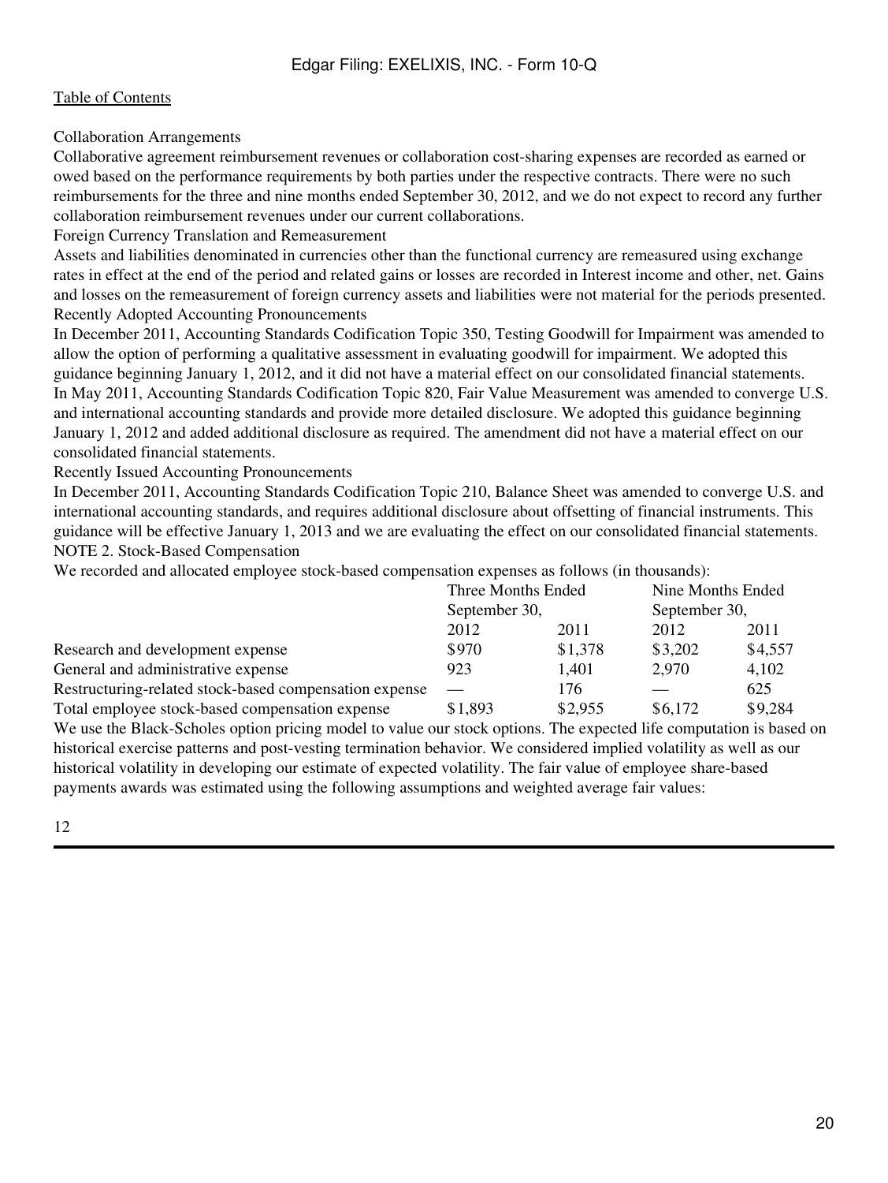Collaboration Arrangements

Collaborative agreement reimbursement revenues or collaboration cost-sharing expenses are recorded as earned or owed based on the performance requirements by both parties under the respective contracts. There were no such reimbursements for the three and nine months ended September 30, 2012, and we do not expect to record any further collaboration reimbursement revenues under our current collaborations.

Foreign Currency Translation and Remeasurement

Assets and liabilities denominated in currencies other than the functional currency are remeasured using exchange rates in effect at the end of the period and related gains or losses are recorded in Interest income and other, net. Gains and losses on the remeasurement of foreign currency assets and liabilities were not material for the periods presented.

Recently Adopted Accounting Pronouncements

In December 2011, Accounting Standards Codification Topic 350, Testing Goodwill for Impairment was amended to allow the option of performing a qualitative assessment in evaluating goodwill for impairment. We adopted this guidance beginning January 1, 2012, and it did not have a material effect on our consolidated financial statements.

In May 2011, Accounting Standards Codification Topic 820, Fair Value Measurement was amended to converge U.S. and international accounting standards and provide more detailed disclosure. We adopted this guidance beginning January 1, 2012 and added additional disclosure as required. The amendment did not have a material effect on our consolidated financial statements.

Recently Issued Accounting Pronouncements

In December 2011, Accounting Standards Codification Topic 210, Balance Sheet was amended to converge U.S. and international accounting standards, and requires additional disclosure about offsetting of financial instruments. This guidance will be effective January 1, 2013 and we are evaluating the effect on our consolidated financial statements.

NOTE 2. Stock-Based Compensation

We recorded and allocated employee stock-based compensation expenses as follows (in thousands):

| | Three Months Ended September 30, | | Nine Months Ended September 30, | |
|---|---|---|---|---|
| | 2012 | 2011 | 2012 | 2011 |
| Research and development expense | $970 | $1,378 | $3,202 | $4,557 |
| General and administrative expense | 923 | 1,401 | 2,970 | 4,102 |
| Restructuring-related stock-based compensation expense | — | 176 | — | 625 |
| Total employee stock-based compensation expense | $1,893 | $2,955 | $6,172 | $9,284 |

We use the Black-Scholes option pricing model to value our stock options. The expected life computation is based on historical exercise patterns and post-vesting termination behavior. We considered implied volatility as well as our historical volatility in developing our estimate of expected volatility. The fair value of employee share-based payments awards was estimated using the following assumptions and weighted average fair values: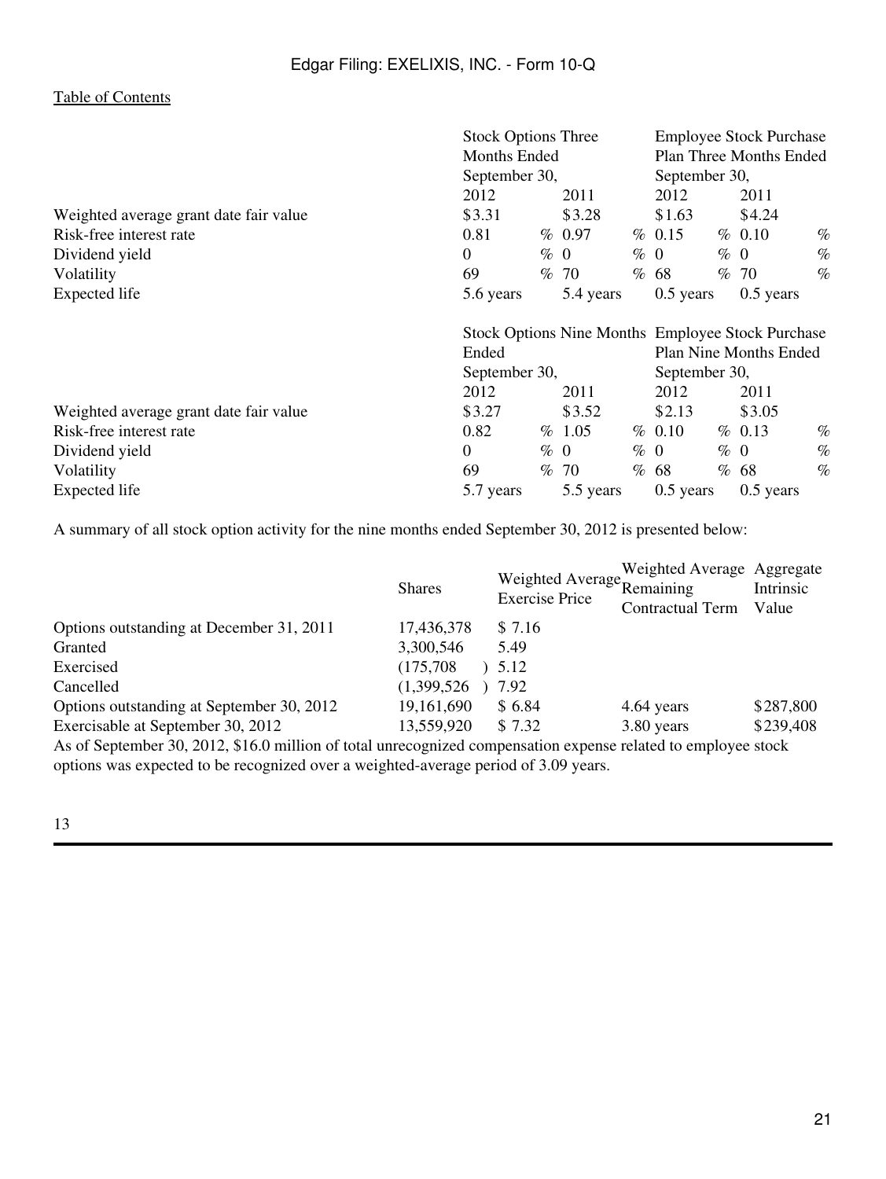|  | Stock Options Three Months Ended September 30, |  | Employee Stock Purchase Plan Three Months Ended September 30, |  |
|---|---|---|---|---|
|  | 2012 | 2011 | 2012 | 2011 |
| Weighted average grant date fair value | $3.31 | $3.28 | $1.63 | $4.24 |
| Risk-free interest rate | 0.81 % | 0.97 % | 0.15 % | 0.10 % |
| Dividend yield | 0 % | 0 % | 0 % | 0 % |
| Volatility | 69 % | 70 % | 68 % | 70 % |
| Expected life | 5.6 years | 5.4 years | 0.5 years | 0.5 years |

|  | Stock Options Nine Months Ended September 30, |  | Employee Stock Purchase Plan Nine Months Ended September 30, |  |
|---|---|---|---|---|
|  | 2012 | 2011 | 2012 | 2011 |
| Weighted average grant date fair value | $3.27 | $3.52 | $2.13 | $3.05 |
| Risk-free interest rate | 0.82 % | 1.05 % | 0.10 % | 0.13 % |
| Dividend yield | 0 % | 0 % | 0 % | 0 % |
| Volatility | 69 % | 70 % | 68 % | 68 % |
| Expected life | 5.7 years | 5.5 years | 0.5 years | 0.5 years |

A summary of all stock option activity for the nine months ended September 30, 2012 is presented below:

|  | Shares | Weighted Average Exercise Price | Weighted Average Remaining Contractual Term | Aggregate Intrinsic Value |
|---|---|---|---|---|
| Options outstanding at December 31, 2011 | 17,436,378 | $ 7.16 |  |  |
| Granted | 3,300,546 | 5.49 |  |  |
| Exercised | (175,708 ) | 5.12 |  |  |
| Cancelled | (1,399,526 ) | 7.92 |  |  |
| Options outstanding at September 30, 2012 | 19,161,690 | $ 6.84 | 4.64 years | $287,800 |
| Exercisable at September 30, 2012 | 13,559,920 | $ 7.32 | 3.80 years | $239,408 |

As of September 30, 2012, $16.0 million of total unrecognized compensation expense related to employee stock options was expected to be recognized over a weighted-average period of 3.09 years.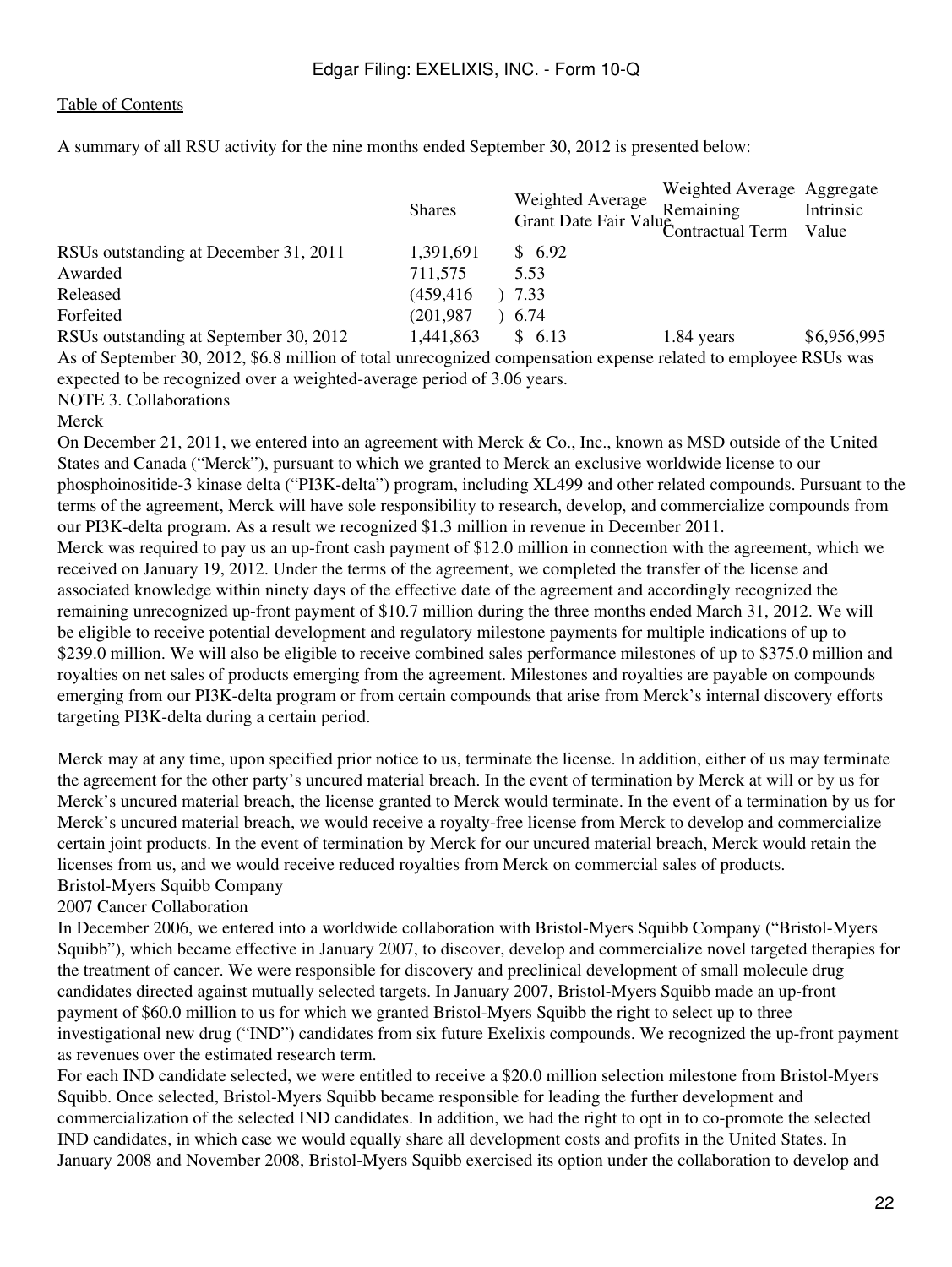A summary of all RSU activity for the nine months ended September 30, 2012 is presented below:

| | Shares | Weighted Average Grant Date Fair Value | Weighted Average Remaining Contractual Term | Aggregate Intrinsic Value |
|---|---|---|---|---|
| RSUs outstanding at December 31, 2011 | 1,391,691 | $ 6.92 | | |
| Awarded | 711,575 | 5.53 | | |
| Released | (459,416) | 7.33 | | |
| Forfeited | (201,987) | 6.74 | | |
| RSUs outstanding at September 30, 2012 | 1,441,863 | $ 6.13 | 1.84 years | $6,956,995 |

As of September 30, 2012, $6.8 million of total unrecognized compensation expense related to employee RSUs was expected to be recognized over a weighted-average period of 3.06 years.

NOTE 3. Collaborations

Merck

On December 21, 2011, we entered into an agreement with Merck & Co., Inc., known as MSD outside of the United States and Canada ("Merck"), pursuant to which we granted to Merck an exclusive worldwide license to our phosphoinositide-3 kinase delta ("PI3K-delta") program, including XL499 and other related compounds. Pursuant to the terms of the agreement, Merck will have sole responsibility to research, develop, and commercialize compounds from our PI3K-delta program. As a result we recognized $1.3 million in revenue in December 2011.

Merck was required to pay us an up-front cash payment of $12.0 million in connection with the agreement, which we received on January 19, 2012. Under the terms of the agreement, we completed the transfer of the license and associated knowledge within ninety days of the effective date of the agreement and accordingly recognized the remaining unrecognized up-front payment of $10.7 million during the three months ended March 31, 2012. We will be eligible to receive potential development and regulatory milestone payments for multiple indications of up to $239.0 million. We will also be eligible to receive combined sales performance milestones of up to $375.0 million and royalties on net sales of products emerging from the agreement. Milestones and royalties are payable on compounds emerging from our PI3K-delta program or from certain compounds that arise from Merck's internal discovery efforts targeting PI3K-delta during a certain period.

Merck may at any time, upon specified prior notice to us, terminate the license. In addition, either of us may terminate the agreement for the other party's uncured material breach. In the event of termination by Merck at will or by us for Merck's uncured material breach, the license granted to Merck would terminate. In the event of a termination by us for Merck's uncured material breach, we would receive a royalty-free license from Merck to develop and commercialize certain joint products. In the event of termination by Merck for our uncured material breach, Merck would retain the licenses from us, and we would receive reduced royalties from Merck on commercial sales of products.

Bristol-Myers Squibb Company

2007 Cancer Collaboration

In December 2006, we entered into a worldwide collaboration with Bristol-Myers Squibb Company ("Bristol-Myers Squibb"), which became effective in January 2007, to discover, develop and commercialize novel targeted therapies for the treatment of cancer. We were responsible for discovery and preclinical development of small molecule drug candidates directed against mutually selected targets. In January 2007, Bristol-Myers Squibb made an up-front payment of $60.0 million to us for which we granted Bristol-Myers Squibb the right to select up to three investigational new drug ("IND") candidates from six future Exelixis compounds. We recognized the up-front payment as revenues over the estimated research term.

For each IND candidate selected, we were entitled to receive a $20.0 million selection milestone from Bristol-Myers Squibb. Once selected, Bristol-Myers Squibb became responsible for leading the further development and commercialization of the selected IND candidates. In addition, we had the right to opt in to co-promote the selected IND candidates, in which case we would equally share all development costs and profits in the United States. In January 2008 and November 2008, Bristol-Myers Squibb exercised its option under the collaboration to develop and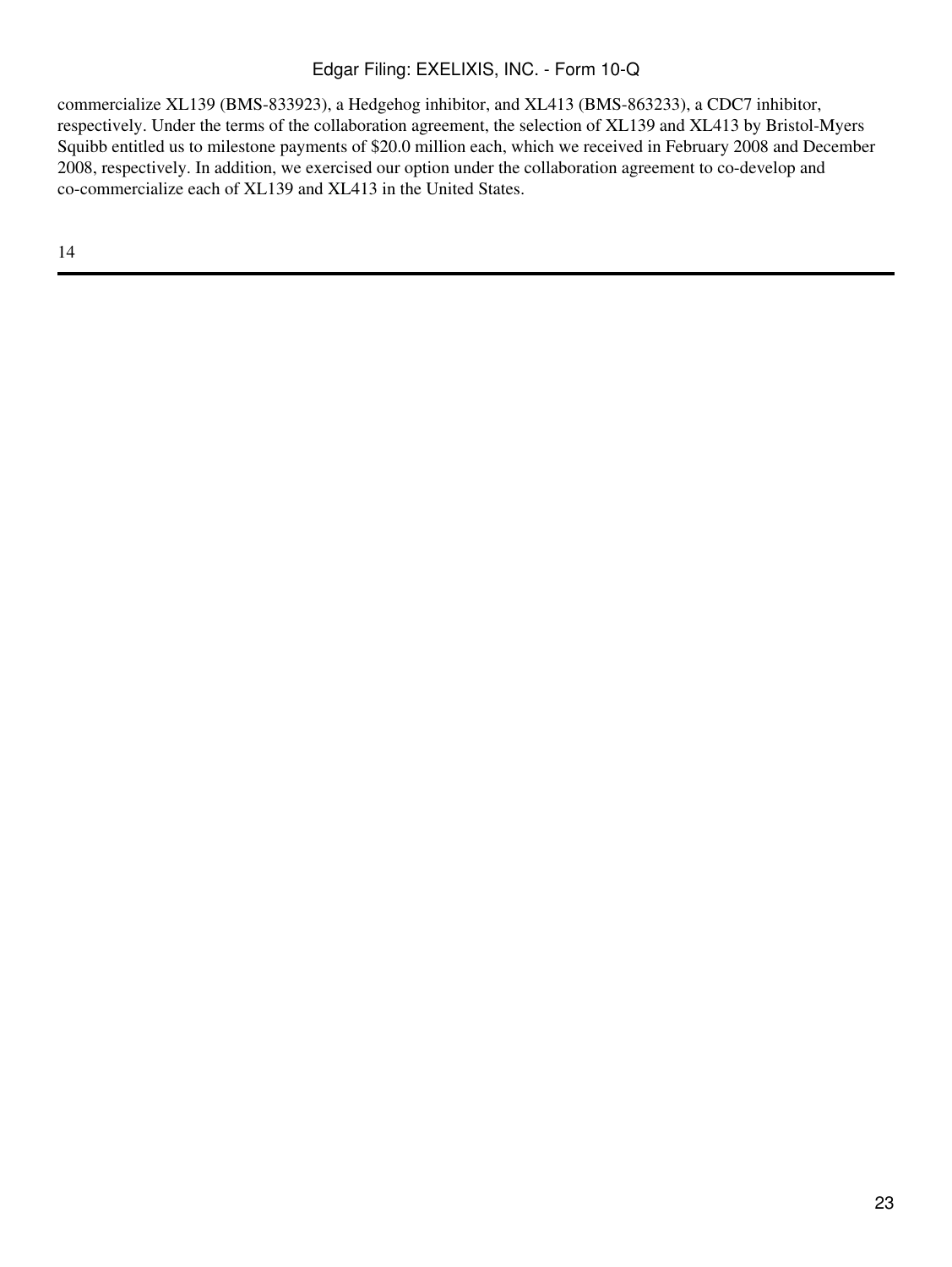commercialize XL139 (BMS-833923), a Hedgehog inhibitor, and XL413 (BMS-863233), a CDC7 inhibitor, respectively. Under the terms of the collaboration agreement, the selection of XL139 and XL413 by Bristol-Myers Squibb entitled us to milestone payments of $20.0 million each, which we received in February 2008 and December 2008, respectively. In addition, we exercised our option under the collaboration agreement to co-develop and co-commercialize each of XL139 and XL413 in the United States.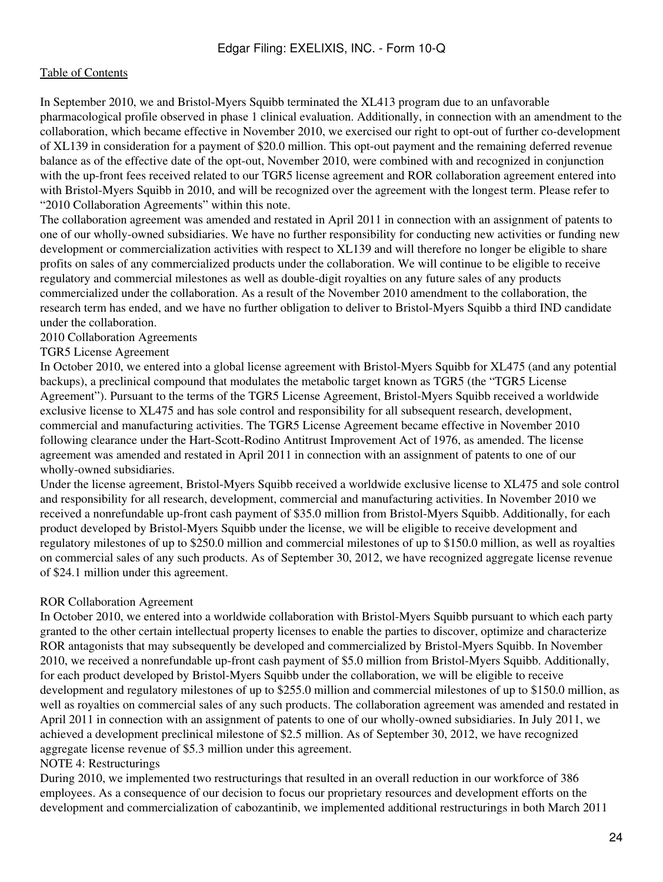In September 2010, we and Bristol-Myers Squibb terminated the XL413 program due to an unfavorable pharmacological profile observed in phase 1 clinical evaluation. Additionally, in connection with an amendment to the collaboration, which became effective in November 2010, we exercised our right to opt-out of further co-development of XL139 in consideration for a payment of $20.0 million. This opt-out payment and the remaining deferred revenue balance as of the effective date of the opt-out, November 2010, were combined with and recognized in conjunction with the up-front fees received related to our TGR5 license agreement and ROR collaboration agreement entered into with Bristol-Myers Squibb in 2010, and will be recognized over the agreement with the longest term. Please refer to "2010 Collaboration Agreements" within this note.

The collaboration agreement was amended and restated in April 2011 in connection with an assignment of patents to one of our wholly-owned subsidiaries. We have no further responsibility for conducting new activities or funding new development or commercialization activities with respect to XL139 and will therefore no longer be eligible to share profits on sales of any commercialized products under the collaboration. We will continue to be eligible to receive regulatory and commercial milestones as well as double-digit royalties on any future sales of any products commercialized under the collaboration. As a result of the November 2010 amendment to the collaboration, the research term has ended, and we have no further obligation to deliver to Bristol-Myers Squibb a third IND candidate under the collaboration.

## 2010 Collaboration Agreements

### TGR5 License Agreement

In October 2010, we entered into a global license agreement with Bristol-Myers Squibb for XL475 (and any potential backups), a preclinical compound that modulates the metabolic target known as TGR5 (the "TGR5 License Agreement"). Pursuant to the terms of the TGR5 License Agreement, Bristol-Myers Squibb received a worldwide exclusive license to XL475 and has sole control and responsibility for all subsequent research, development, commercial and manufacturing activities. The TGR5 License Agreement became effective in November 2010 following clearance under the Hart-Scott-Rodino Antitrust Improvement Act of 1976, as amended. The license agreement was amended and restated in April 2011 in connection with an assignment of patents to one of our wholly-owned subsidiaries.

Under the license agreement, Bristol-Myers Squibb received a worldwide exclusive license to XL475 and sole control and responsibility for all research, development, commercial and manufacturing activities. In November 2010 we received a nonrefundable up-front cash payment of $35.0 million from Bristol-Myers Squibb. Additionally, for each product developed by Bristol-Myers Squibb under the license, we will be eligible to receive development and regulatory milestones of up to $250.0 million and commercial milestones of up to $150.0 million, as well as royalties on commercial sales of any such products. As of September 30, 2012, we have recognized aggregate license revenue of $24.1 million under this agreement.

### ROR Collaboration Agreement

In October 2010, we entered into a worldwide collaboration with Bristol-Myers Squibb pursuant to which each party granted to the other certain intellectual property licenses to enable the parties to discover, optimize and characterize ROR antagonists that may subsequently be developed and commercialized by Bristol-Myers Squibb. In November 2010, we received a nonrefundable up-front cash payment of $5.0 million from Bristol-Myers Squibb. Additionally, for each product developed by Bristol-Myers Squibb under the collaboration, we will be eligible to receive development and regulatory milestones of up to $255.0 million and commercial milestones of up to $150.0 million, as well as royalties on commercial sales of any such products. The collaboration agreement was amended and restated in April 2011 in connection with an assignment of patents to one of our wholly-owned subsidiaries. In July 2011, we achieved a development preclinical milestone of $2.5 million. As of September 30, 2012, we have recognized aggregate license revenue of $5.3 million under this agreement.

## NOTE 4: Restructurings

During 2010, we implemented two restructurings that resulted in an overall reduction in our workforce of 386 employees. As a consequence of our decision to focus our proprietary resources and development efforts on the development and commercialization of cabozantinib, we implemented additional restructurings in both March 2011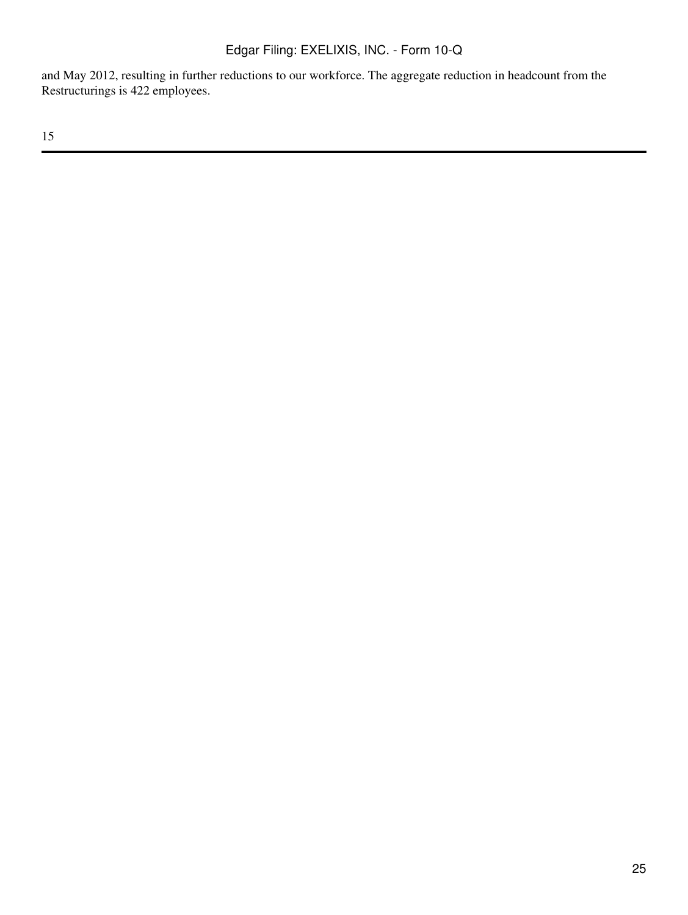and May 2012, resulting in further reductions to our workforce. The aggregate reduction in headcount from the Restructurings is 422 employees.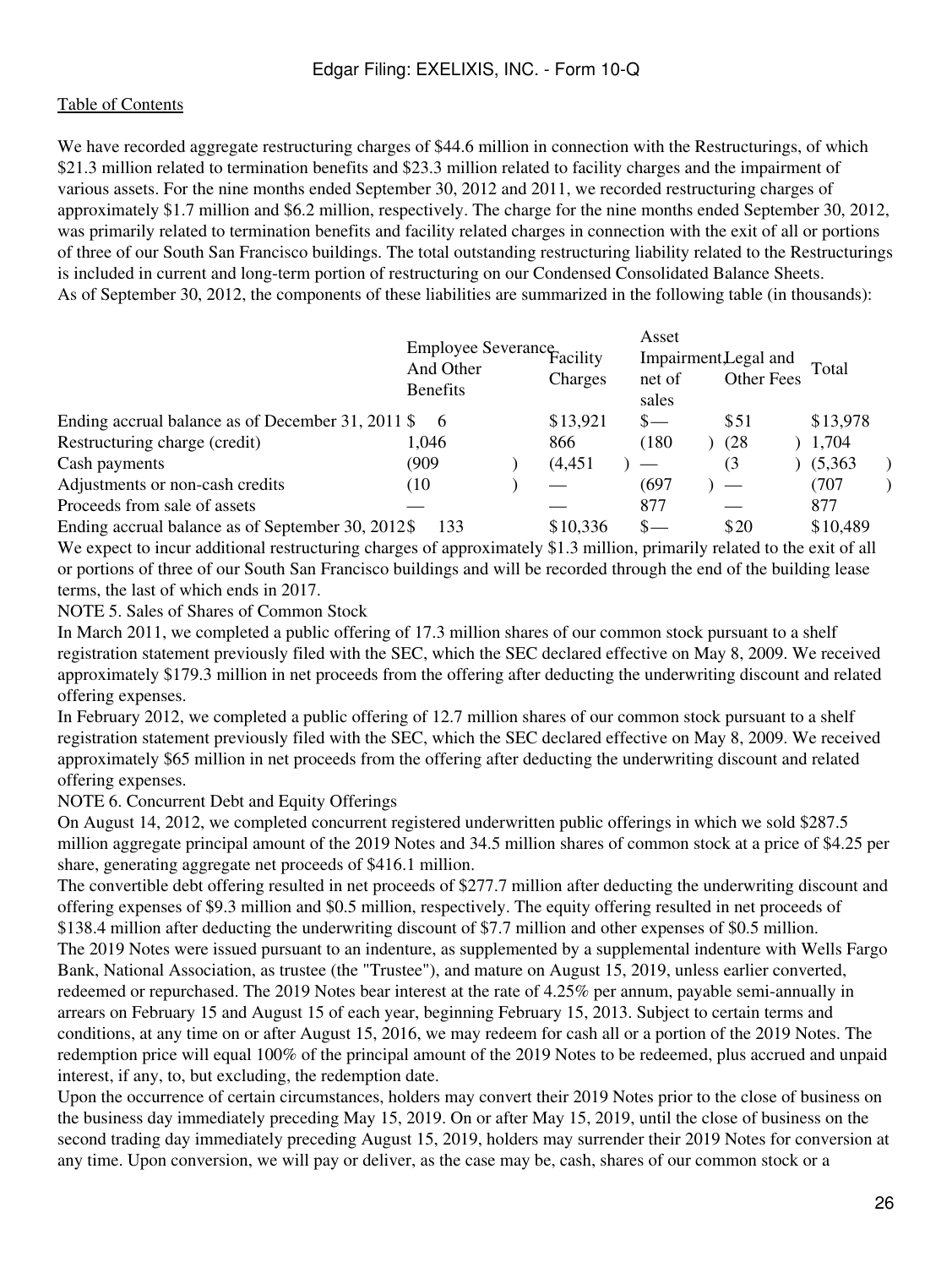We have recorded aggregate restructuring charges of $44.6 million in connection with the Restructurings, of which $21.3 million related to termination benefits and $23.3 million related to facility charges and the impairment of various assets. For the nine months ended September 30, 2012 and 2011, we recorded restructuring charges of approximately $1.7 million and $6.2 million, respectively. The charge for the nine months ended September 30, 2012, was primarily related to termination benefits and facility related charges in connection with the exit of all or portions of three of our South San Francisco buildings. The total outstanding restructuring liability related to the Restructurings is included in current and long-term portion of restructuring on our Condensed Consolidated Balance Sheets.

As of September 30, 2012, the components of these liabilities are summarized in the following table (in thousands):

| | Employee Severance And Other Benefits | Facility Charges | Asset Impairment, net of sales | Legal and Other Fees | Total |
|---|---|---|---|---|---|
| Ending accrual balance as of December 31, 2011 | $ 6 | $13,921 | $— | $51 | $13,978 |
| Restructuring charge (credit) | 1,046 | 866 | (180) | (28) | 1,704 |
| Cash payments | (909) | (4,451) | — | (3) | (5,363) |
| Adjustments or non-cash credits | (10) | — | (697) | — | (707) |
| Proceeds from sale of assets | — | — | 877 | — | 877 |
| Ending accrual balance as of September 30, 2012 | $ 133 | $10,336 | $— | $20 | $10,489 |

We expect to incur additional restructuring charges of approximately $1.3 million, primarily related to the exit of all or portions of three of our South San Francisco buildings and will be recorded through the end of the building lease terms, the last of which ends in 2017.

NOTE 5. Sales of Shares of Common Stock

In March 2011, we completed a public offering of 17.3 million shares of our common stock pursuant to a shelf registration statement previously filed with the SEC, which the SEC declared effective on May 8, 2009. We received approximately $179.3 million in net proceeds from the offering after deducting the underwriting discount and related offering expenses.

In February 2012, we completed a public offering of 12.7 million shares of our common stock pursuant to a shelf registration statement previously filed with the SEC, which the SEC declared effective on May 8, 2009. We received approximately $65 million in net proceeds from the offering after deducting the underwriting discount and related offering expenses.

NOTE 6. Concurrent Debt and Equity Offerings

On August 14, 2012, we completed concurrent registered underwritten public offerings in which we sold $287.5 million aggregate principal amount of the 2019 Notes and 34.5 million shares of common stock at a price of $4.25 per share, generating aggregate net proceeds of $416.1 million.

The convertible debt offering resulted in net proceeds of $277.7 million after deducting the underwriting discount and offering expenses of $9.3 million and $0.5 million, respectively. The equity offering resulted in net proceeds of $138.4 million after deducting the underwriting discount of $7.7 million and other expenses of $0.5 million.

The 2019 Notes were issued pursuant to an indenture, as supplemented by a supplemental indenture with Wells Fargo Bank, National Association, as trustee (the "Trustee"), and mature on August 15, 2019, unless earlier converted, redeemed or repurchased. The 2019 Notes bear interest at the rate of 4.25% per annum, payable semi-annually in arrears on February 15 and August 15 of each year, beginning February 15, 2013. Subject to certain terms and conditions, at any time on or after August 15, 2016, we may redeem for cash all or a portion of the 2019 Notes. The redemption price will equal 100% of the principal amount of the 2019 Notes to be redeemed, plus accrued and unpaid interest, if any, to, but excluding, the redemption date.

Upon the occurrence of certain circumstances, holders may convert their 2019 Notes prior to the close of business on the business day immediately preceding May 15, 2019. On or after May 15, 2019, until the close of business on the second trading day immediately preceding August 15, 2019, holders may surrender their 2019 Notes for conversion at any time. Upon conversion, we will pay or deliver, as the case may be, cash, shares of our common stock or a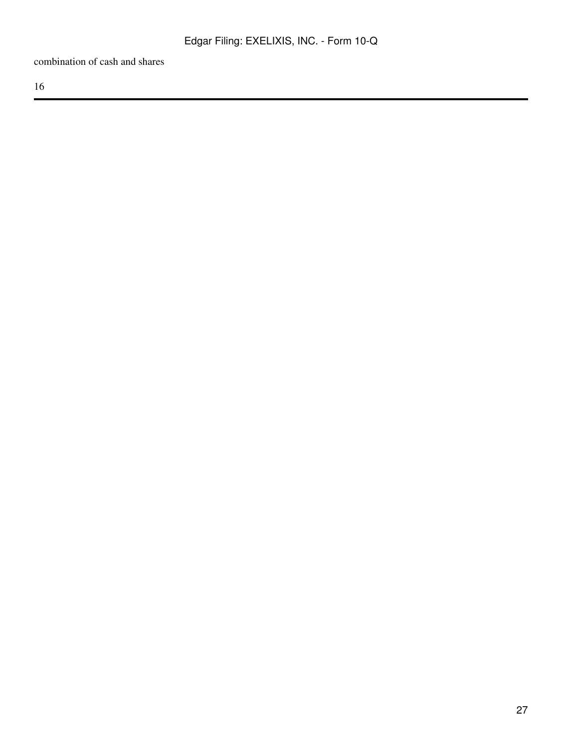combination of cash and shares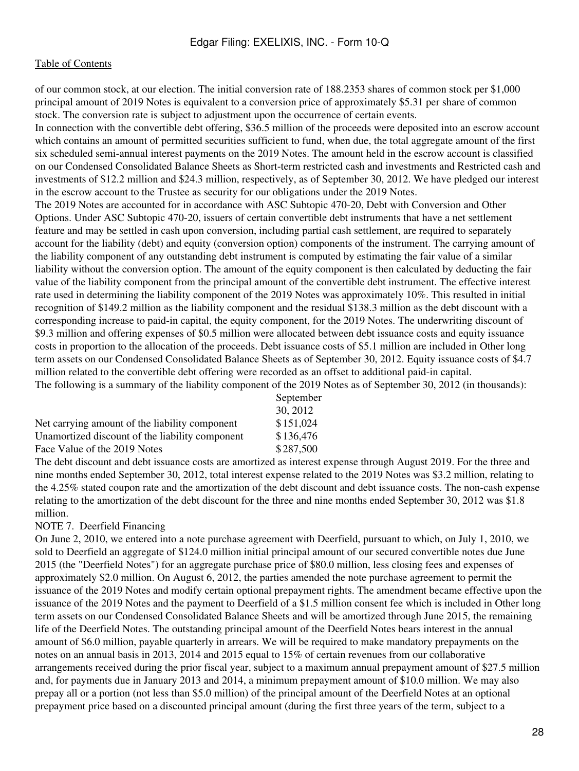of our common stock, at our election. The initial conversion rate of 188.2353 shares of common stock per $1,000 principal amount of 2019 Notes is equivalent to a conversion price of approximately $5.31 per share of common stock. The conversion rate is subject to adjustment upon the occurrence of certain events.

In connection with the convertible debt offering, $36.5 million of the proceeds were deposited into an escrow account which contains an amount of permitted securities sufficient to fund, when due, the total aggregate amount of the first six scheduled semi-annual interest payments on the 2019 Notes. The amount held in the escrow account is classified on our Condensed Consolidated Balance Sheets as Short-term restricted cash and investments and Restricted cash and investments of $12.2 million and $24.3 million, respectively, as of September 30, 2012. We have pledged our interest in the escrow account to the Trustee as security for our obligations under the 2019 Notes.

The 2019 Notes are accounted for in accordance with ASC Subtopic 470-20, Debt with Conversion and Other Options. Under ASC Subtopic 470-20, issuers of certain convertible debt instruments that have a net settlement feature and may be settled in cash upon conversion, including partial cash settlement, are required to separately account for the liability (debt) and equity (conversion option) components of the instrument. The carrying amount of the liability component of any outstanding debt instrument is computed by estimating the fair value of a similar liability without the conversion option. The amount of the equity component is then calculated by deducting the fair value of the liability component from the principal amount of the convertible debt instrument. The effective interest rate used in determining the liability component of the 2019 Notes was approximately 10%. This resulted in initial recognition of $149.2 million as the liability component and the residual $138.3 million as the debt discount with a corresponding increase to paid-in capital, the equity component, for the 2019 Notes. The underwriting discount of $9.3 million and offering expenses of $0.5 million were allocated between debt issuance costs and equity issuance costs in proportion to the allocation of the proceeds. Debt issuance costs of $5.1 million are included in Other long term assets on our Condensed Consolidated Balance Sheets as of September 30, 2012. Equity issuance costs of $4.7 million related to the convertible debt offering were recorded as an offset to additional paid-in capital.

The following is a summary of the liability component of the 2019 Notes as of September 30, 2012 (in thousands):

| | September 30, 2012 |
|---|---|
| Net carrying amount of the liability component | $151,024 |
| Unamortized discount of the liability component | $136,476 |
| Face Value of the 2019 Notes | $287,500 |

The debt discount and debt issuance costs are amortized as interest expense through August 2019. For the three and nine months ended September 30, 2012, total interest expense related to the 2019 Notes was $3.2 million, relating to the 4.25% stated coupon rate and the amortization of the debt discount and debt issuance costs. The non-cash expense relating to the amortization of the debt discount for the three and nine months ended September 30, 2012 was $1.8 million.

NOTE 7. Deerfield Financing

On June 2, 2010, we entered into a note purchase agreement with Deerfield, pursuant to which, on July 1, 2010, we sold to Deerfield an aggregate of $124.0 million initial principal amount of our secured convertible notes due June 2015 (the "Deerfield Notes") for an aggregate purchase price of $80.0 million, less closing fees and expenses of approximately $2.0 million. On August 6, 2012, the parties amended the note purchase agreement to permit the issuance of the 2019 Notes and modify certain optional prepayment rights. The amendment became effective upon the issuance of the 2019 Notes and the payment to Deerfield of a $1.5 million consent fee which is included in Other long term assets on our Condensed Consolidated Balance Sheets and will be amortized through June 2015, the remaining life of the Deerfield Notes. The outstanding principal amount of the Deerfield Notes bears interest in the annual amount of $6.0 million, payable quarterly in arrears. We will be required to make mandatory prepayments on the notes on an annual basis in 2013, 2014 and 2015 equal to 15% of certain revenues from our collaborative arrangements received during the prior fiscal year, subject to a maximum annual prepayment amount of $27.5 million and, for payments due in January 2013 and 2014, a minimum prepayment amount of $10.0 million. We may also prepay all or a portion (not less than $5.0 million) of the principal amount of the Deerfield Notes at an optional prepayment price based on a discounted principal amount (during the first three years of the term, subject to a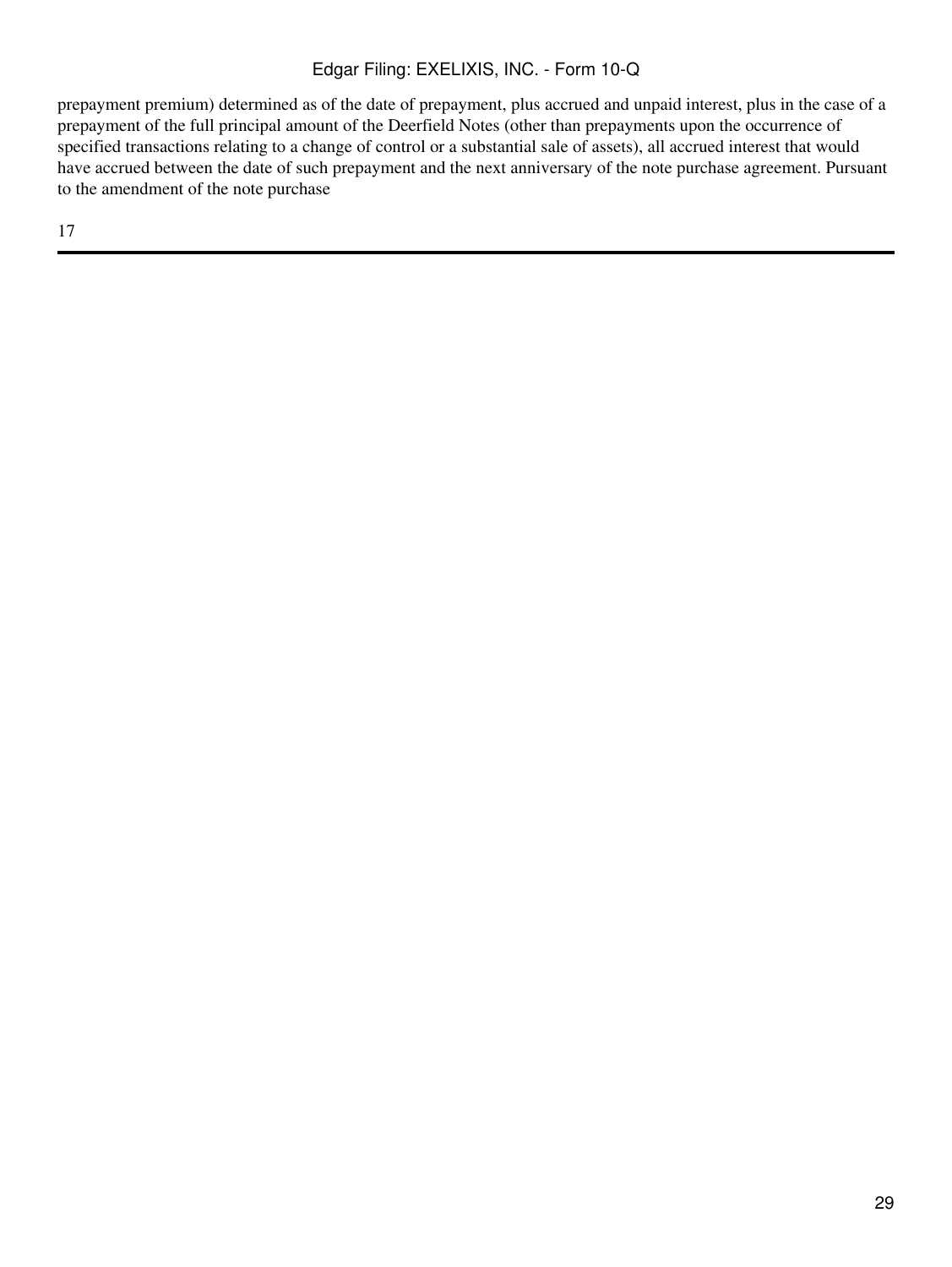prepayment premium) determined as of the date of prepayment, plus accrued and unpaid interest, plus in the case of a prepayment of the full principal amount of the Deerfield Notes (other than prepayments upon the occurrence of specified transactions relating to a change of control or a substantial sale of assets), all accrued interest that would have accrued between the date of such prepayment and the next anniversary of the note purchase agreement. Pursuant to the amendment of the note purchase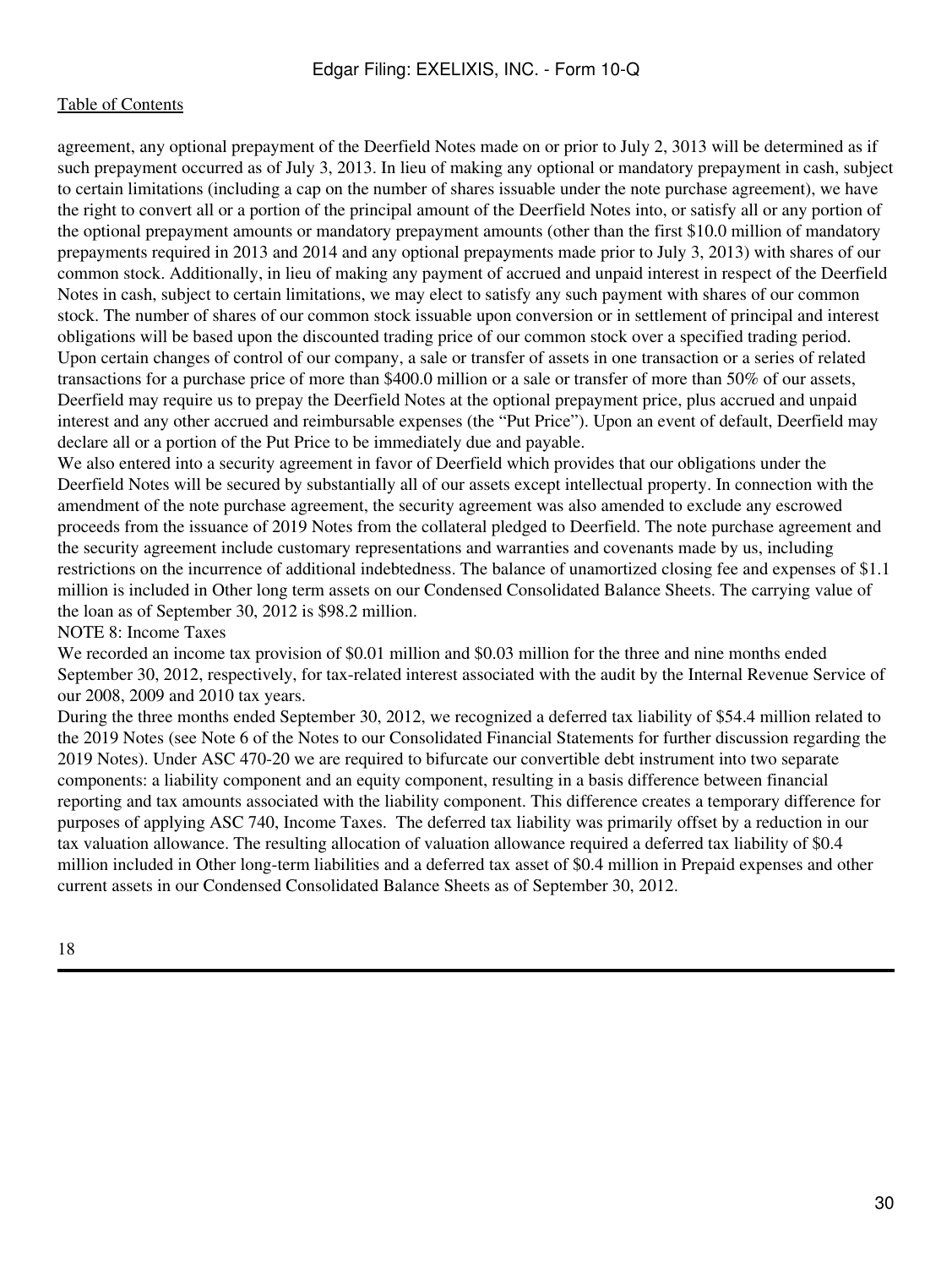agreement, any optional prepayment of the Deerfield Notes made on or prior to July 2, 3013 will be determined as if such prepayment occurred as of July 3, 2013. In lieu of making any optional or mandatory prepayment in cash, subject to certain limitations (including a cap on the number of shares issuable under the note purchase agreement), we have the right to convert all or a portion of the principal amount of the Deerfield Notes into, or satisfy all or any portion of the optional prepayment amounts or mandatory prepayment amounts (other than the first $10.0 million of mandatory prepayments required in 2013 and 2014 and any optional prepayments made prior to July 3, 2013) with shares of our common stock. Additionally, in lieu of making any payment of accrued and unpaid interest in respect of the Deerfield Notes in cash, subject to certain limitations, we may elect to satisfy any such payment with shares of our common stock. The number of shares of our common stock issuable upon conversion or in settlement of principal and interest obligations will be based upon the discounted trading price of our common stock over a specified trading period. Upon certain changes of control of our company, a sale or transfer of assets in one transaction or a series of related transactions for a purchase price of more than $400.0 million or a sale or transfer of more than 50% of our assets, Deerfield may require us to prepay the Deerfield Notes at the optional prepayment price, plus accrued and unpaid interest and any other accrued and reimbursable expenses (the "Put Price"). Upon an event of default, Deerfield may declare all or a portion of the Put Price to be immediately due and payable.

We also entered into a security agreement in favor of Deerfield which provides that our obligations under the Deerfield Notes will be secured by substantially all of our assets except intellectual property. In connection with the amendment of the note purchase agreement, the security agreement was also amended to exclude any escrowed proceeds from the issuance of 2019 Notes from the collateral pledged to Deerfield. The note purchase agreement and the security agreement include customary representations and warranties and covenants made by us, including restrictions on the incurrence of additional indebtedness. The balance of unamortized closing fee and expenses of $1.1 million is included in Other long term assets on our Condensed Consolidated Balance Sheets. The carrying value of the loan as of September 30, 2012 is $98.2 million.

## NOTE 8: Income Taxes

We recorded an income tax provision of $0.01 million and $0.03 million for the three and nine months ended September 30, 2012, respectively, for tax-related interest associated with the audit by the Internal Revenue Service of our 2008, 2009 and 2010 tax years.

During the three months ended September 30, 2012, we recognized a deferred tax liability of $54.4 million related to the 2019 Notes (see Note 6 of the Notes to our Consolidated Financial Statements for further discussion regarding the 2019 Notes). Under ASC 470-20 we are required to bifurcate our convertible debt instrument into two separate components: a liability component and an equity component, resulting in a basis difference between financial reporting and tax amounts associated with the liability component. This difference creates a temporary difference for purposes of applying ASC 740, Income Taxes. The deferred tax liability was primarily offset by a reduction in our tax valuation allowance. The resulting allocation of valuation allowance required a deferred tax liability of $0.4 million included in Other long-term liabilities and a deferred tax asset of $0.4 million in Prepaid expenses and other current assets in our Condensed Consolidated Balance Sheets as of September 30, 2012.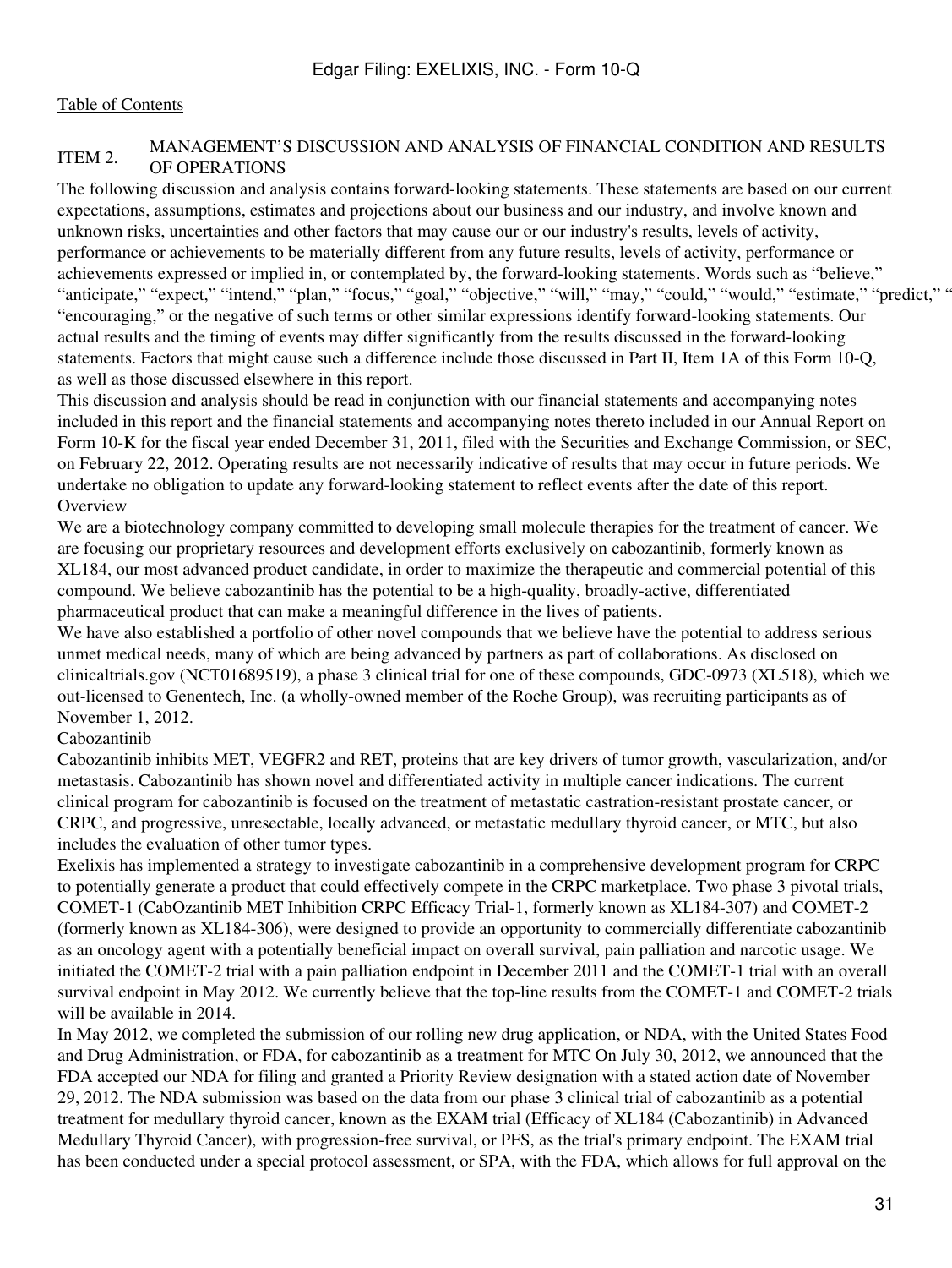# ITEM 2. MANAGEMENT'S DISCUSSION AND ANALYSIS OF FINANCIAL CONDITION AND RESULTS OF OPERATIONS

The following discussion and analysis contains forward-looking statements. These statements are based on our current expectations, assumptions, estimates and projections about our business and our industry, and involve known and unknown risks, uncertainties and other factors that may cause our or our industry's results, levels of activity, performance or achievements to be materially different from any future results, levels of activity, performance or achievements expressed or implied in, or contemplated by, the forward-looking statements. Words such as "believe," "anticipate," "expect," "intend," "plan," "focus," "goal," "objective," "will," "may," "could," "would," "estimate," "predict," " "encouraging," or the negative of such terms or other similar expressions identify forward-looking statements. Our actual results and the timing of events may differ significantly from the results discussed in the forward-looking statements. Factors that might cause such a difference include those discussed in Part II, Item 1A of this Form 10-Q, as well as those discussed elsewhere in this report.

This discussion and analysis should be read in conjunction with our financial statements and accompanying notes included in this report and the financial statements and accompanying notes thereto included in our Annual Report on Form 10-K for the fiscal year ended December 31, 2011, filed with the Securities and Exchange Commission, or SEC, on February 22, 2012. Operating results are not necessarily indicative of results that may occur in future periods. We undertake no obligation to update any forward-looking statement to reflect events after the date of this report.

## Overview

We are a biotechnology company committed to developing small molecule therapies for the treatment of cancer. We are focusing our proprietary resources and development efforts exclusively on cabozantinib, formerly known as XL184, our most advanced product candidate, in order to maximize the therapeutic and commercial potential of this compound. We believe cabozantinib has the potential to be a high-quality, broadly-active, differentiated pharmaceutical product that can make a meaningful difference in the lives of patients.

We have also established a portfolio of other novel compounds that we believe have the potential to address serious unmet medical needs, many of which are being advanced by partners as part of collaborations. As disclosed on clinicaltrials.gov (NCT01689519), a phase 3 clinical trial for one of these compounds, GDC-0973 (XL518), which we out-licensed to Genentech, Inc. (a wholly-owned member of the Roche Group), was recruiting participants as of November 1, 2012.

### Cabozantinib

Cabozantinib inhibits MET, VEGFR2 and RET, proteins that are key drivers of tumor growth, vascularization, and/or metastasis. Cabozantinib has shown novel and differentiated activity in multiple cancer indications. The current clinical program for cabozantinib is focused on the treatment of metastatic castration-resistant prostate cancer, or CRPC, and progressive, unresectable, locally advanced, or metastatic medullary thyroid cancer, or MTC, but also includes the evaluation of other tumor types.

Exelixis has implemented a strategy to investigate cabozantinib in a comprehensive development program for CRPC to potentially generate a product that could effectively compete in the CRPC marketplace. Two phase 3 pivotal trials, COMET-1 (CabOzantinib MET Inhibition CRPC Efficacy Trial-1, formerly known as XL184-307) and COMET-2 (formerly known as XL184-306), were designed to provide an opportunity to commercially differentiate cabozantinib as an oncology agent with a potentially beneficial impact on overall survival, pain palliation and narcotic usage. We initiated the COMET-2 trial with a pain palliation endpoint in December 2011 and the COMET-1 trial with an overall survival endpoint in May 2012. We currently believe that the top-line results from the COMET-1 and COMET-2 trials will be available in 2014.

In May 2012, we completed the submission of our rolling new drug application, or NDA, with the United States Food and Drug Administration, or FDA, for cabozantinib as a treatment for MTC On July 30, 2012, we announced that the FDA accepted our NDA for filing and granted a Priority Review designation with a stated action date of November 29, 2012. The NDA submission was based on the data from our phase 3 clinical trial of cabozantinib as a potential treatment for medullary thyroid cancer, known as the EXAM trial (Efficacy of XL184 (Cabozantinib) in Advanced Medullary Thyroid Cancer), with progression-free survival, or PFS, as the trial's primary endpoint. The EXAM trial has been conducted under a special protocol assessment, or SPA, with the FDA, which allows for full approval on the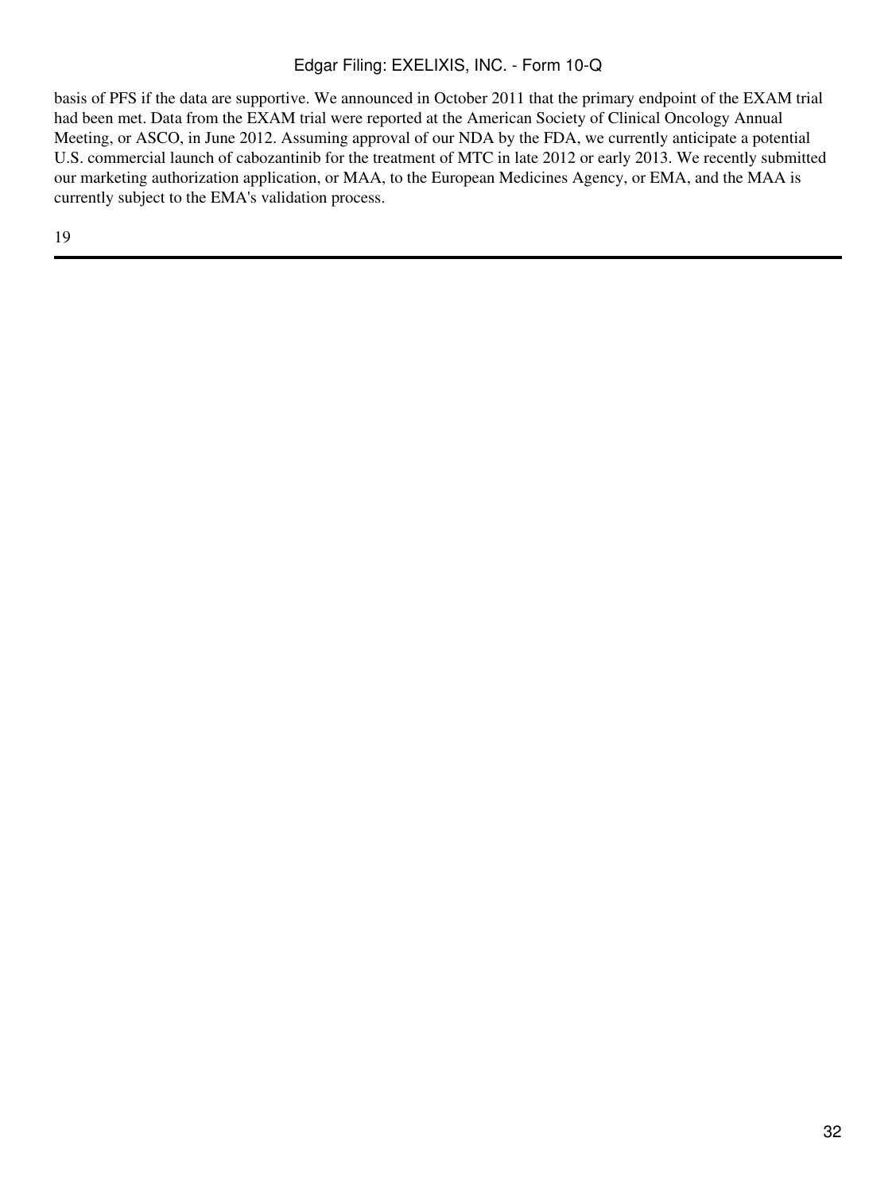basis of PFS if the data are supportive. We announced in October 2011 that the primary endpoint of the EXAM trial had been met. Data from the EXAM trial were reported at the American Society of Clinical Oncology Annual Meeting, or ASCO, in June 2012. Assuming approval of our NDA by the FDA, we currently anticipate a potential U.S. commercial launch of cabozantinib for the treatment of MTC in late 2012 or early 2013. We recently submitted our marketing authorization application, or MAA, to the European Medicines Agency, or EMA, and the MAA is currently subject to the EMA's validation process.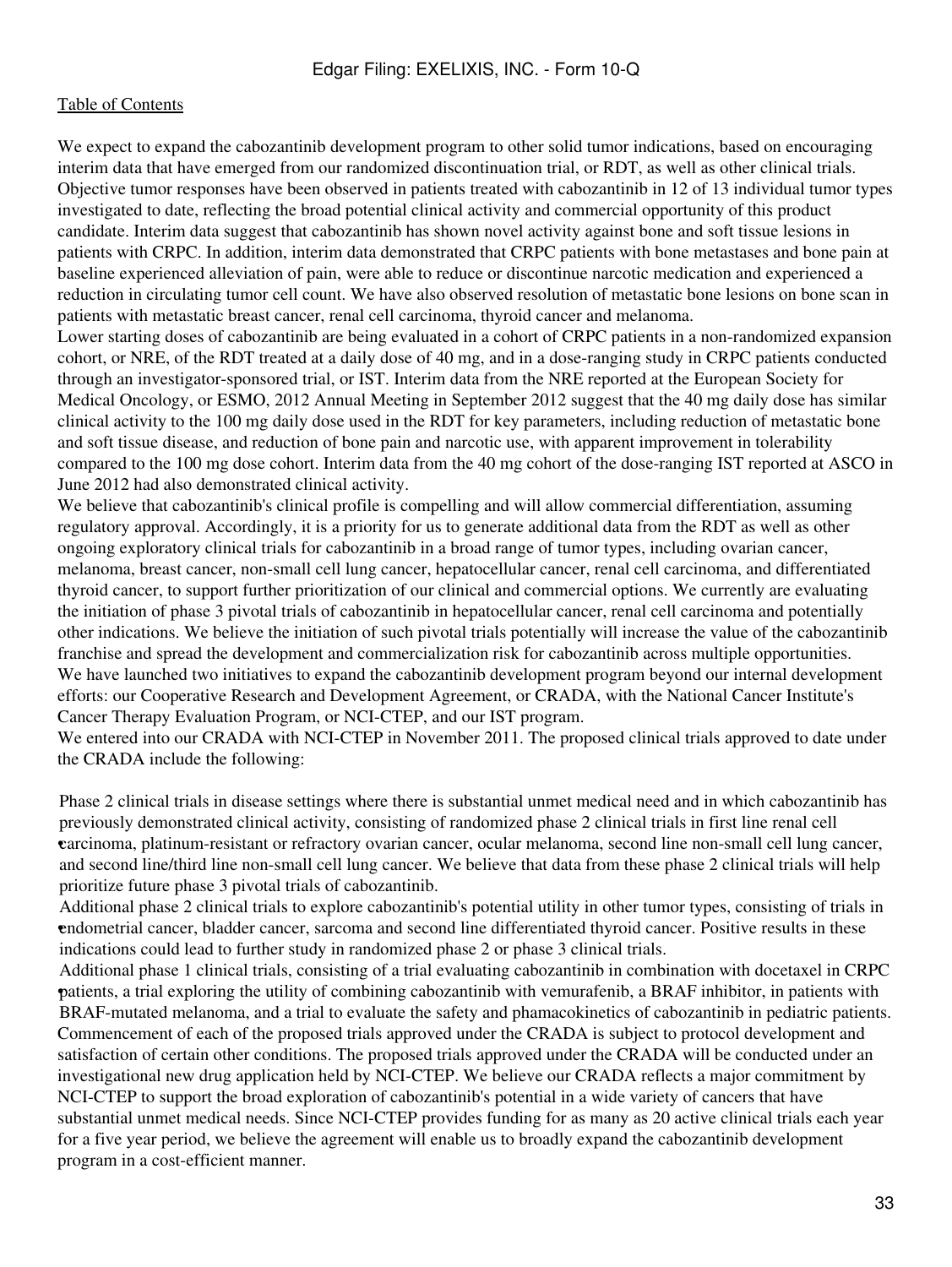We expect to expand the cabozantinib development program to other solid tumor indications, based on encouraging interim data that have emerged from our randomized discontinuation trial, or RDT, as well as other clinical trials. Objective tumor responses have been observed in patients treated with cabozantinib in 12 of 13 individual tumor types investigated to date, reflecting the broad potential clinical activity and commercial opportunity of this product candidate. Interim data suggest that cabozantinib has shown novel activity against bone and soft tissue lesions in patients with CRPC. In addition, interim data demonstrated that CRPC patients with bone metastases and bone pain at baseline experienced alleviation of pain, were able to reduce or discontinue narcotic medication and experienced a reduction in circulating tumor cell count. We have also observed resolution of metastatic bone lesions on bone scan in patients with metastatic breast cancer, renal cell carcinoma, thyroid cancer and melanoma.

Lower starting doses of cabozantinib are being evaluated in a cohort of CRPC patients in a non-randomized expansion cohort, or NRE, of the RDT treated at a daily dose of 40 mg, and in a dose-ranging study in CRPC patients conducted through an investigator-sponsored trial, or IST. Interim data from the NRE reported at the European Society for Medical Oncology, or ESMO, 2012 Annual Meeting in September 2012 suggest that the 40 mg daily dose has similar clinical activity to the 100 mg daily dose used in the RDT for key parameters, including reduction of metastatic bone and soft tissue disease, and reduction of bone pain and narcotic use, with apparent improvement in tolerability compared to the 100 mg dose cohort. Interim data from the 40 mg cohort of the dose-ranging IST reported at ASCO in June 2012 had also demonstrated clinical activity.

We believe that cabozantinib's clinical profile is compelling and will allow commercial differentiation, assuming regulatory approval. Accordingly, it is a priority for us to generate additional data from the RDT as well as other ongoing exploratory clinical trials for cabozantinib in a broad range of tumor types, including ovarian cancer, melanoma, breast cancer, non-small cell lung cancer, hepatocellular cancer, renal cell carcinoma, and differentiated thyroid cancer, to support further prioritization of our clinical and commercial options. We currently are evaluating the initiation of phase 3 pivotal trials of cabozantinib in hepatocellular cancer, renal cell carcinoma and potentially other indications. We believe the initiation of such pivotal trials potentially will increase the value of the cabozantinib franchise and spread the development and commercialization risk for cabozantinib across multiple opportunities.

We have launched two initiatives to expand the cabozantinib development program beyond our internal development efforts: our Cooperative Research and Development Agreement, or CRADA, with the National Cancer Institute's Cancer Therapy Evaluation Program, or NCI-CTEP, and our IST program.

We entered into our CRADA with NCI-CTEP in November 2011. The proposed clinical trials approved to date under the CRADA include the following:

- Phase 2 clinical trials in disease settings where there is substantial unmet medical need and in which cabozantinib has previously demonstrated clinical activity, consisting of randomized phase 2 clinical trials in first line renal cell carcinoma, platinum-resistant or refractory ovarian cancer, ocular melanoma, second line non-small cell lung cancer, and second line/third line non-small cell lung cancer. We believe that data from these phase 2 clinical trials will help prioritize future phase 3 pivotal trials of cabozantinib.
- Additional phase 2 clinical trials to explore cabozantinib's potential utility in other tumor types, consisting of trials in endometrial cancer, bladder cancer, sarcoma and second line differentiated thyroid cancer. Positive results in these indications could lead to further study in randomized phase 2 or phase 3 clinical trials.
- Additional phase 1 clinical trials, consisting of a trial evaluating cabozantinib in combination with docetaxel in CRPC patients, a trial exploring the utility of combining cabozantinib with vemurafenib, a BRAF inhibitor, in patients with BRAF-mutated melanoma, and a trial to evaluate the safety and phamacokinetics of cabozantinib in pediatric patients.

Commencement of each of the proposed trials approved under the CRADA is subject to protocol development and satisfaction of certain other conditions. The proposed trials approved under the CRADA will be conducted under an investigational new drug application held by NCI-CTEP. We believe our CRADA reflects a major commitment by NCI-CTEP to support the broad exploration of cabozantinib's potential in a wide variety of cancers that have substantial unmet medical needs. Since NCI-CTEP provides funding for as many as 20 active clinical trials each year for a five year period, we believe the agreement will enable us to broadly expand the cabozantinib development program in a cost-efficient manner.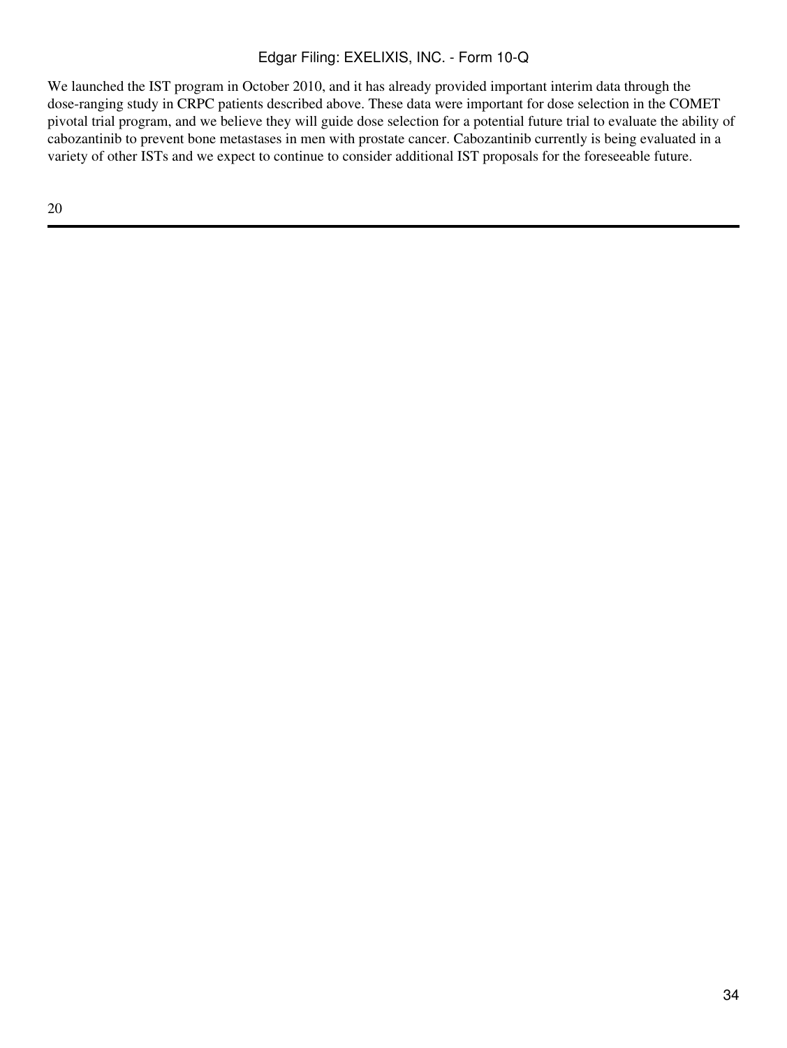We launched the IST program in October 2010, and it has already provided important interim data through the dose-ranging study in CRPC patients described above. These data were important for dose selection in the COMET pivotal trial program, and we believe they will guide dose selection for a potential future trial to evaluate the ability of cabozantinib to prevent bone metastases in men with prostate cancer. Cabozantinib currently is being evaluated in a variety of other ISTs and we expect to continue to consider additional IST proposals for the foreseeable future.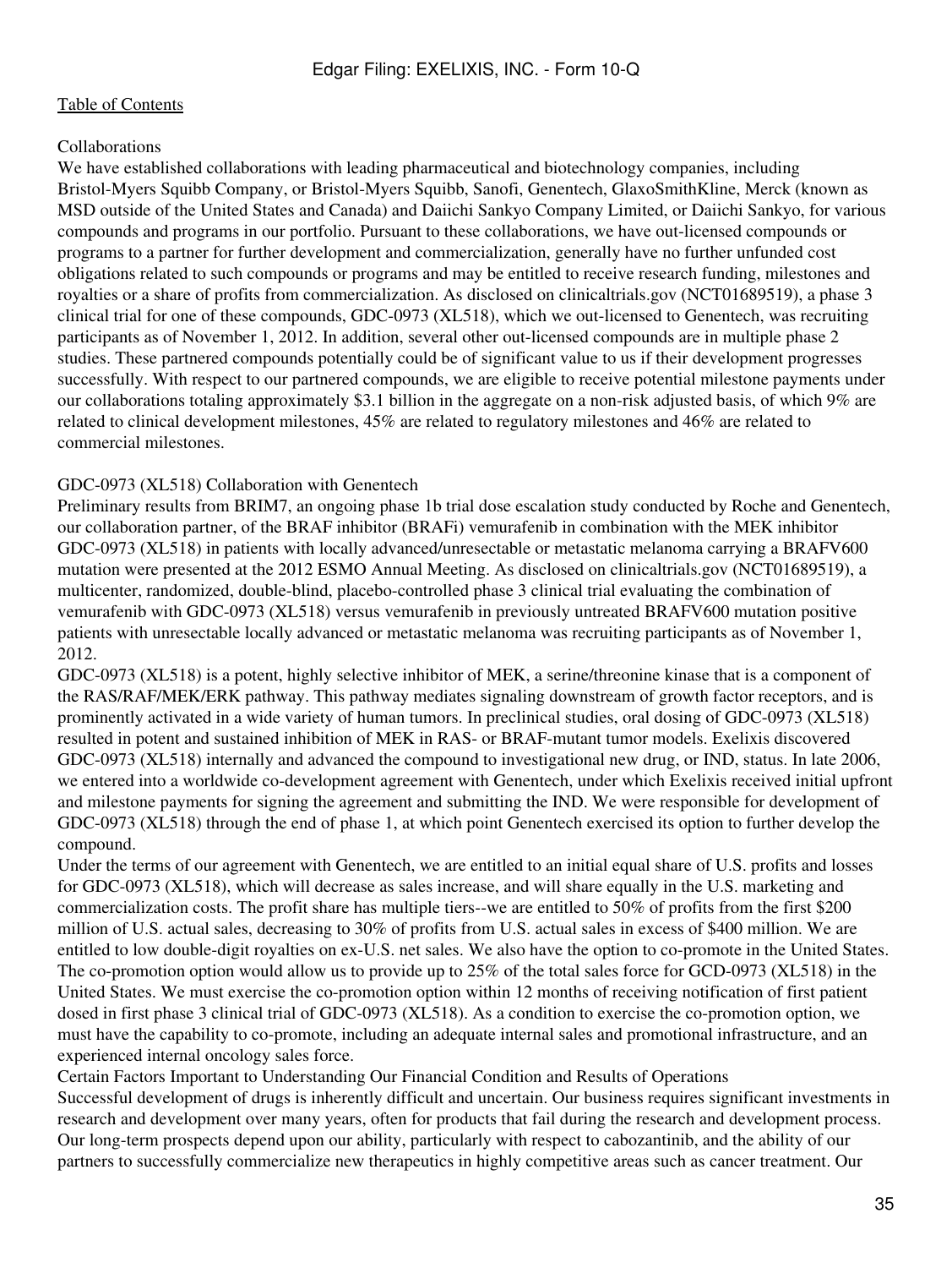Collaborations

We have established collaborations with leading pharmaceutical and biotechnology companies, including Bristol-Myers Squibb Company, or Bristol-Myers Squibb, Sanofi, Genentech, GlaxoSmithKline, Merck (known as MSD outside of the United States and Canada) and Daiichi Sankyo Company Limited, or Daiichi Sankyo, for various compounds and programs in our portfolio. Pursuant to these collaborations, we have out-licensed compounds or programs to a partner for further development and commercialization, generally have no further unfunded cost obligations related to such compounds or programs and may be entitled to receive research funding, milestones and royalties or a share of profits from commercialization. As disclosed on clinicaltrials.gov (NCT01689519), a phase 3 clinical trial for one of these compounds, GDC-0973 (XL518), which we out-licensed to Genentech, was recruiting participants as of November 1, 2012. In addition, several other out-licensed compounds are in multiple phase 2 studies. These partnered compounds potentially could be of significant value to us if their development progresses successfully. With respect to our partnered compounds, we are eligible to receive potential milestone payments under our collaborations totaling approximately $3.1 billion in the aggregate on a non-risk adjusted basis, of which 9% are related to clinical development milestones, 45% are related to regulatory milestones and 46% are related to commercial milestones.

GDC-0973 (XL518) Collaboration with Genentech

Preliminary results from BRIM7, an ongoing phase 1b trial dose escalation study conducted by Roche and Genentech, our collaboration partner, of the BRAF inhibitor (BRAFi) vemurafenib in combination with the MEK inhibitor GDC-0973 (XL518) in patients with locally advanced/unresectable or metastatic melanoma carrying a BRAFV600 mutation were presented at the 2012 ESMO Annual Meeting. As disclosed on clinicaltrials.gov (NCT01689519), a multicenter, randomized, double-blind, placebo-controlled phase 3 clinical trial evaluating the combination of vemurafenib with GDC-0973 (XL518) versus vemurafenib in previously untreated BRAFV600 mutation positive patients with unresectable locally advanced or metastatic melanoma was recruiting participants as of November 1, 2012.

GDC-0973 (XL518) is a potent, highly selective inhibitor of MEK, a serine/threonine kinase that is a component of the RAS/RAF/MEK/ERK pathway. This pathway mediates signaling downstream of growth factor receptors, and is prominently activated in a wide variety of human tumors. In preclinical studies, oral dosing of GDC-0973 (XL518) resulted in potent and sustained inhibition of MEK in RAS- or BRAF-mutant tumor models. Exelixis discovered GDC-0973 (XL518) internally and advanced the compound to investigational new drug, or IND, status. In late 2006, we entered into a worldwide co-development agreement with Genentech, under which Exelixis received initial upfront and milestone payments for signing the agreement and submitting the IND. We were responsible for development of GDC-0973 (XL518) through the end of phase 1, at which point Genentech exercised its option to further develop the compound.

Under the terms of our agreement with Genentech, we are entitled to an initial equal share of U.S. profits and losses for GDC-0973 (XL518), which will decrease as sales increase, and will share equally in the U.S. marketing and commercialization costs. The profit share has multiple tiers--we are entitled to 50% of profits from the first $200 million of U.S. actual sales, decreasing to 30% of profits from U.S. actual sales in excess of $400 million. We are entitled to low double-digit royalties on ex-U.S. net sales. We also have the option to co-promote in the United States. The co-promotion option would allow us to provide up to 25% of the total sales force for GCD-0973 (XL518) in the United States. We must exercise the co-promotion option within 12 months of receiving notification of first patient dosed in first phase 3 clinical trial of GDC-0973 (XL518). As a condition to exercise the co-promotion option, we must have the capability to co-promote, including an adequate internal sales and promotional infrastructure, and an experienced internal oncology sales force.

Certain Factors Important to Understanding Our Financial Condition and Results of Operations

Successful development of drugs is inherently difficult and uncertain. Our business requires significant investments in research and development over many years, often for products that fail during the research and development process. Our long-term prospects depend upon our ability, particularly with respect to cabozantinib, and the ability of our partners to successfully commercialize new therapeutics in highly competitive areas such as cancer treatment. Our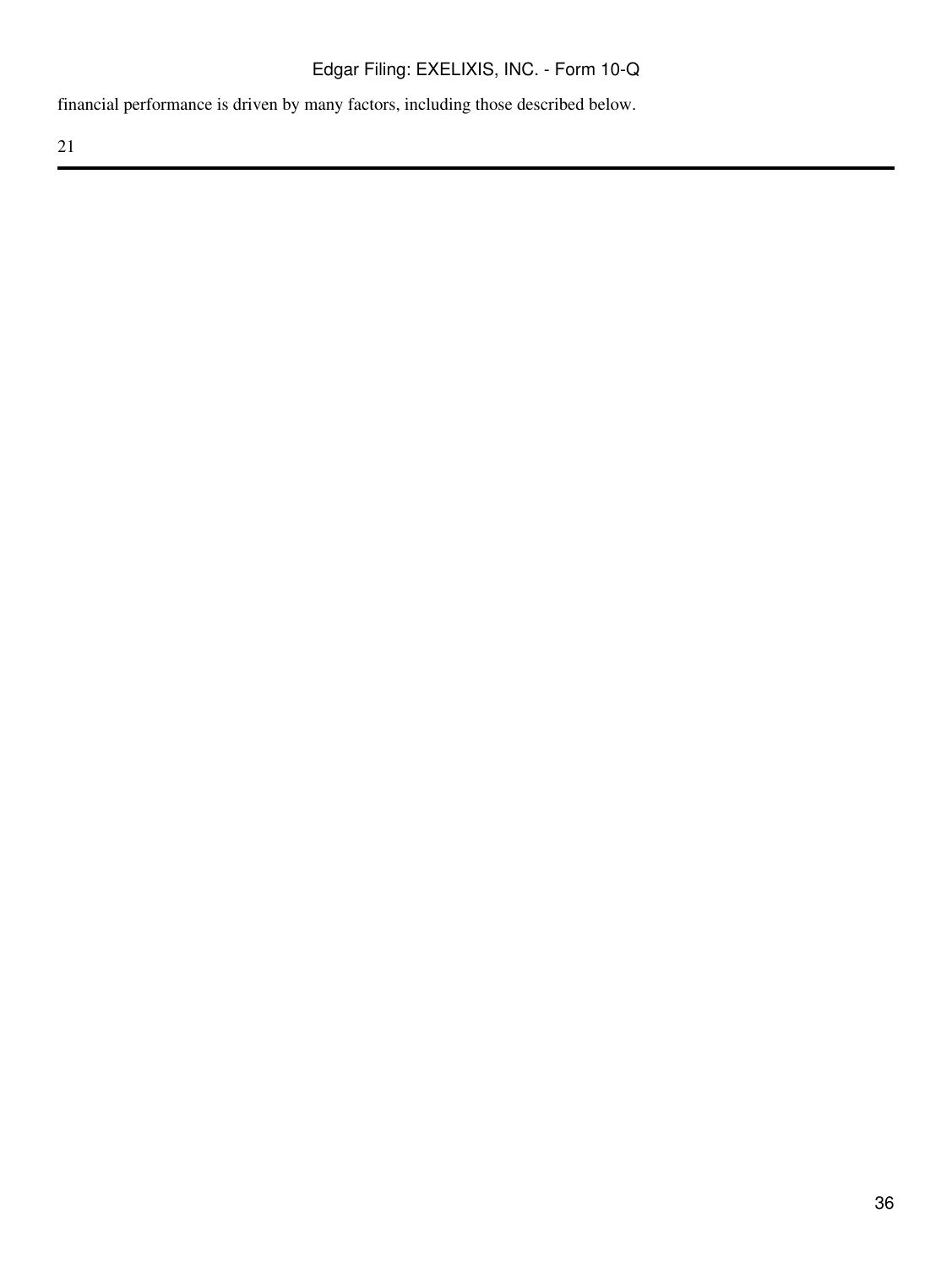financial performance is driven by many factors, including those described below.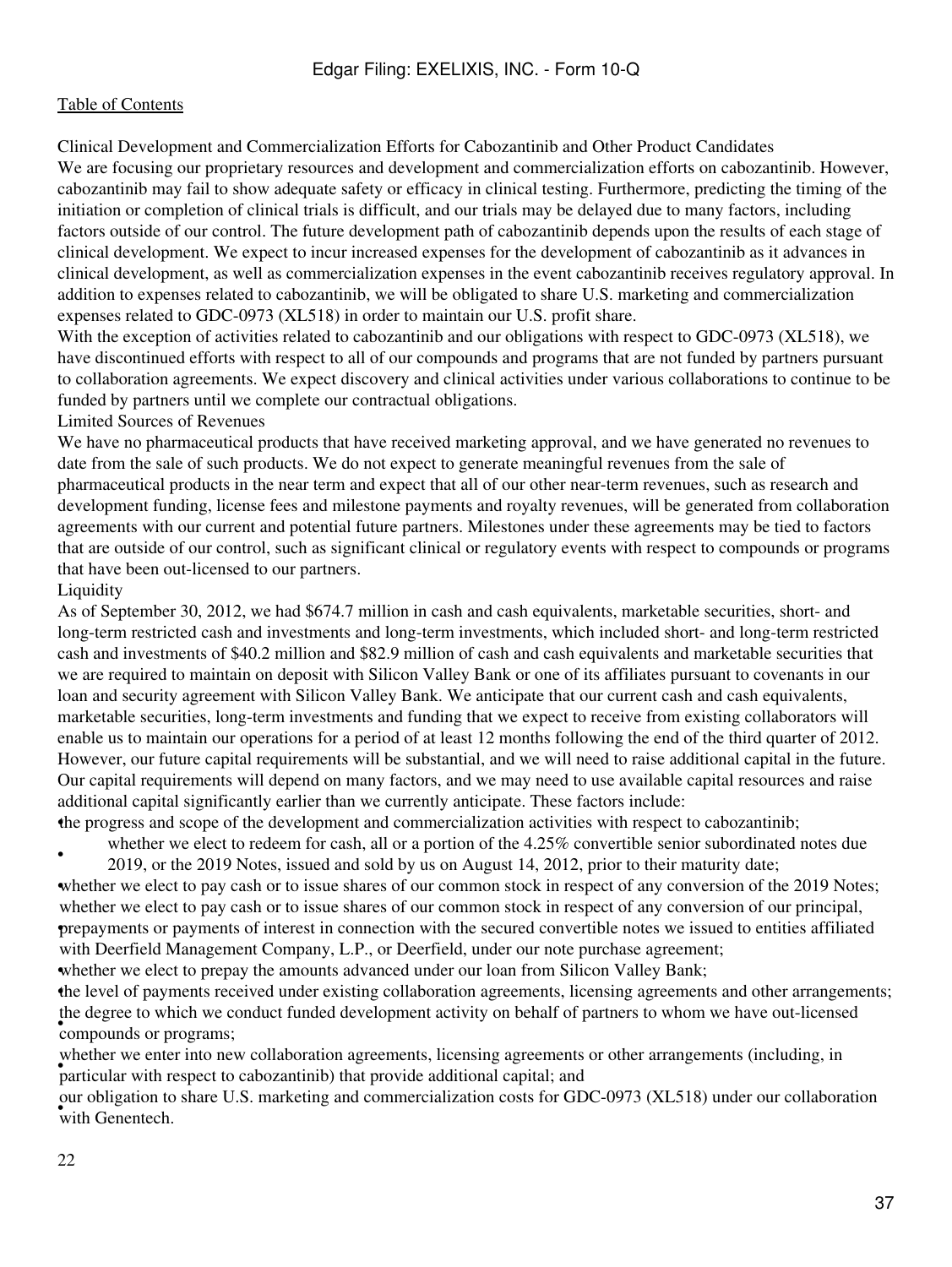Table of Contents

### Clinical Development and Commercialization Efforts for Cabozantinib and Other Product Candidates

We are focusing our proprietary resources and development and commercialization efforts on cabozantinib. However, cabozantinib may fail to show adequate safety or efficacy in clinical testing. Furthermore, predicting the timing of the initiation or completion of clinical trials is difficult, and our trials may be delayed due to many factors, including factors outside of our control. The future development path of cabozantinib depends upon the results of each stage of clinical development. We expect to incur increased expenses for the development of cabozantinib as it advances in clinical development, as well as commercialization expenses in the event cabozantinib receives regulatory approval. In addition to expenses related to cabozantinib, we will be obligated to share U.S. marketing and commercialization expenses related to GDC-0973 (XL518) in order to maintain our U.S. profit share.

With the exception of activities related to cabozantinib and our obligations with respect to GDC-0973 (XL518), we have discontinued efforts with respect to all of our compounds and programs that are not funded by partners pursuant to collaboration agreements. We expect discovery and clinical activities under various collaborations to continue to be funded by partners until we complete our contractual obligations.

### Limited Sources of Revenues

We have no pharmaceutical products that have received marketing approval, and we have generated no revenues to date from the sale of such products. We do not expect to generate meaningful revenues from the sale of pharmaceutical products in the near term and expect that all of our other near-term revenues, such as research and development funding, license fees and milestone payments and royalty revenues, will be generated from collaboration agreements with our current and potential future partners. Milestones under these agreements may be tied to factors that are outside of our control, such as significant clinical or regulatory events with respect to compounds or programs that have been out-licensed to our partners.

### Liquidity

As of September 30, 2012, we had $674.7 million in cash and cash equivalents, marketable securities, short- and long-term restricted cash and investments and long-term investments, which included short- and long-term restricted cash and investments of $40.2 million and $82.9 million of cash and cash equivalents and marketable securities that we are required to maintain on deposit with Silicon Valley Bank or one of its affiliates pursuant to covenants in our loan and security agreement with Silicon Valley Bank. We anticipate that our current cash and cash equivalents, marketable securities, long-term investments and funding that we expect to receive from existing collaborators will enable us to maintain our operations for a period of at least 12 months following the end of the third quarter of 2012. However, our future capital requirements will be substantial, and we will need to raise additional capital in the future. Our capital requirements will depend on many factors, and we may need to use available capital resources and raise additional capital significantly earlier than we currently anticipate. These factors include:

- the progress and scope of the development and commercialization activities with respect to cabozantinib;
- whether we elect to redeem for cash, all or a portion of the 4.25% convertible senior subordinated notes due 2019, or the 2019 Notes, issued and sold by us on August 14, 2012, prior to their maturity date;
- whether we elect to pay cash or to issue shares of our common stock in respect of any conversion of the 2019 Notes;
- whether we elect to pay cash or to issue shares of our common stock in respect of any conversion of our principal, prepayments or payments of interest in connection with the secured convertible notes we issued to entities affiliated with Deerfield Management Company, L.P., or Deerfield, under our note purchase agreement;
- whether we elect to prepay the amounts advanced under our loan from Silicon Valley Bank;
- the level of payments received under existing collaboration agreements, licensing agreements and other arrangements;
- the degree to which we conduct funded development activity on behalf of partners to whom we have out-licensed compounds or programs;
- whether we enter into new collaboration agreements, licensing agreements or other arrangements (including, in particular with respect to cabozantinib) that provide additional capital; and
- our obligation to share U.S. marketing and commercialization costs for GDC-0973 (XL518) under our collaboration with Genentech.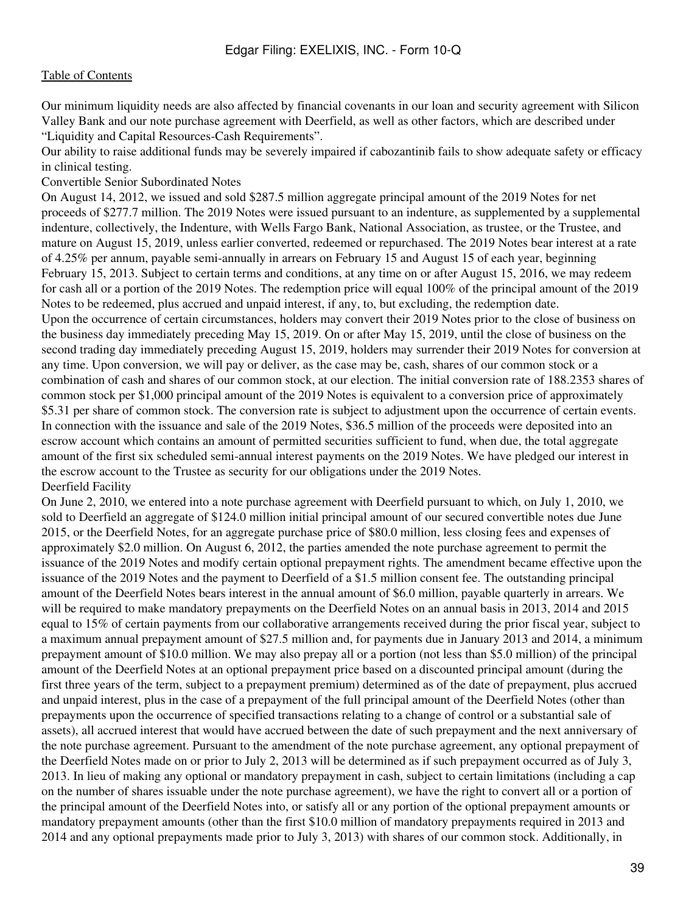Our minimum liquidity needs are also affected by financial covenants in our loan and security agreement with Silicon Valley Bank and our note purchase agreement with Deerfield, as well as other factors, which are described under "Liquidity and Capital Resources-Cash Requirements".

Our ability to raise additional funds may be severely impaired if cabozantinib fails to show adequate safety or efficacy in clinical testing.

### Convertible Senior Subordinated Notes

On August 14, 2012, we issued and sold $287.5 million aggregate principal amount of the 2019 Notes for net proceeds of $277.7 million. The 2019 Notes were issued pursuant to an indenture, as supplemented by a supplemental indenture, collectively, the Indenture, with Wells Fargo Bank, National Association, as trustee, or the Trustee, and mature on August 15, 2019, unless earlier converted, redeemed or repurchased. The 2019 Notes bear interest at a rate of 4.25% per annum, payable semi-annually in arrears on February 15 and August 15 of each year, beginning February 15, 2013. Subject to certain terms and conditions, at any time on or after August 15, 2016, we may redeem for cash all or a portion of the 2019 Notes. The redemption price will equal 100% of the principal amount of the 2019 Notes to be redeemed, plus accrued and unpaid interest, if any, to, but excluding, the redemption date.

Upon the occurrence of certain circumstances, holders may convert their 2019 Notes prior to the close of business on the business day immediately preceding May 15, 2019. On or after May 15, 2019, until the close of business on the second trading day immediately preceding August 15, 2019, holders may surrender their 2019 Notes for conversion at any time. Upon conversion, we will pay or deliver, as the case may be, cash, shares of our common stock or a combination of cash and shares of our common stock, at our election. The initial conversion rate of 188.2353 shares of common stock per $1,000 principal amount of the 2019 Notes is equivalent to a conversion price of approximately $5.31 per share of common stock. The conversion rate is subject to adjustment upon the occurrence of certain events. In connection with the issuance and sale of the 2019 Notes, $36.5 million of the proceeds were deposited into an escrow account which contains an amount of permitted securities sufficient to fund, when due, the total aggregate amount of the first six scheduled semi-annual interest payments on the 2019 Notes. We have pledged our interest in the escrow account to the Trustee as security for our obligations under the 2019 Notes.

### Deerfield Facility

On June 2, 2010, we entered into a note purchase agreement with Deerfield pursuant to which, on July 1, 2010, we sold to Deerfield an aggregate of $124.0 million initial principal amount of our secured convertible notes due June 2015, or the Deerfield Notes, for an aggregate purchase price of $80.0 million, less closing fees and expenses of approximately $2.0 million. On August 6, 2012, the parties amended the note purchase agreement to permit the issuance of the 2019 Notes and modify certain optional prepayment rights. The amendment became effective upon the issuance of the 2019 Notes and the payment to Deerfield of a $1.5 million consent fee. The outstanding principal amount of the Deerfield Notes bears interest in the annual amount of $6.0 million, payable quarterly in arrears. We will be required to make mandatory prepayments on the Deerfield Notes on an annual basis in 2013, 2014 and 2015 equal to 15% of certain payments from our collaborative arrangements received during the prior fiscal year, subject to a maximum annual prepayment amount of $27.5 million and, for payments due in January 2013 and 2014, a minimum prepayment amount of $10.0 million. We may also prepay all or a portion (not less than $5.0 million) of the principal amount of the Deerfield Notes at an optional prepayment price based on a discounted principal amount (during the first three years of the term, subject to a prepayment premium) determined as of the date of prepayment, plus accrued and unpaid interest, plus in the case of a prepayment of the full principal amount of the Deerfield Notes (other than prepayments upon the occurrence of specified transactions relating to a change of control or a substantial sale of assets), all accrued interest that would have accrued between the date of such prepayment and the next anniversary of the note purchase agreement. Pursuant to the amendment of the note purchase agreement, any optional prepayment of the Deerfield Notes made on or prior to July 2, 2013 will be determined as if such prepayment occurred as of July 3, 2013. In lieu of making any optional or mandatory prepayment in cash, subject to certain limitations (including a cap on the number of shares issuable under the note purchase agreement), we have the right to convert all or a portion of the principal amount of the Deerfield Notes into, or satisfy all or any portion of the optional prepayment amounts or mandatory prepayment amounts (other than the first $10.0 million of mandatory prepayments required in 2013 and 2014 and any optional prepayments made prior to July 3, 2013) with shares of our common stock. Additionally, in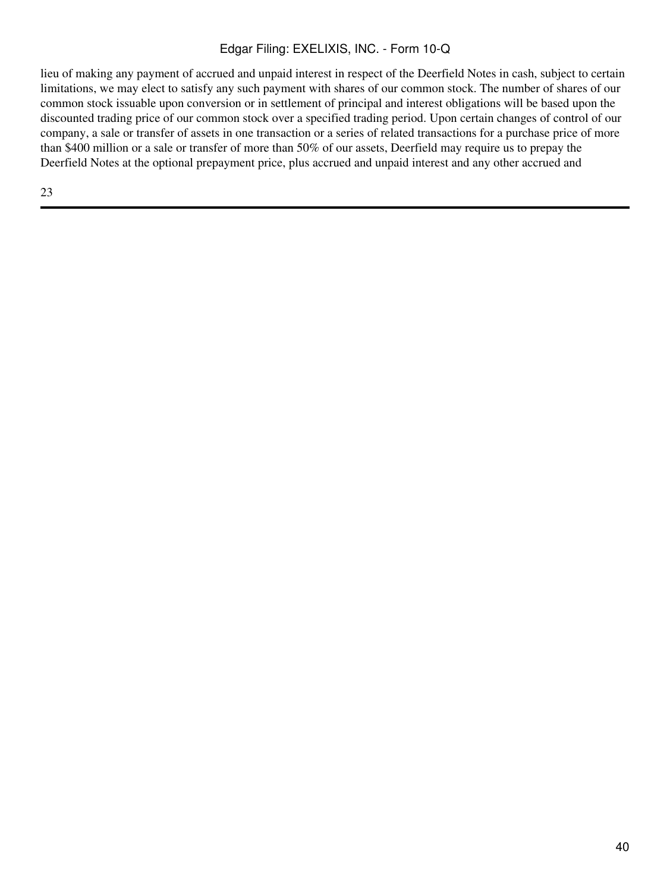lieu of making any payment of accrued and unpaid interest in respect of the Deerfield Notes in cash, subject to certain limitations, we may elect to satisfy any such payment with shares of our common stock. The number of shares of our common stock issuable upon conversion or in settlement of principal and interest obligations will be based upon the discounted trading price of our common stock over a specified trading period. Upon certain changes of control of our company, a sale or transfer of assets in one transaction or a series of related transactions for a purchase price of more than $400 million or a sale or transfer of more than 50% of our assets, Deerfield may require us to prepay the Deerfield Notes at the optional prepayment price, plus accrued and unpaid interest and any other accrued and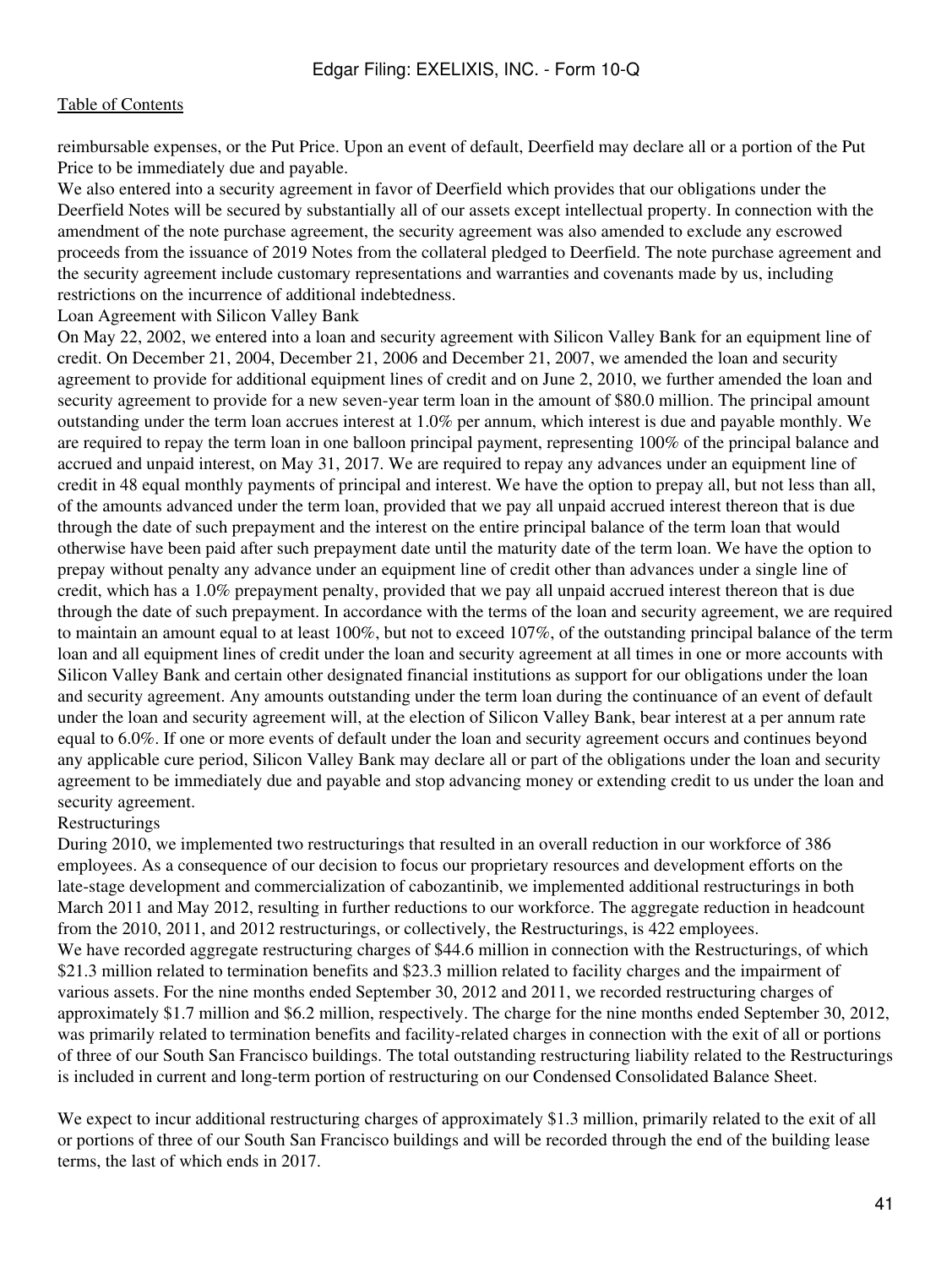reimbursable expenses, or the Put Price. Upon an event of default, Deerfield may declare all or a portion of the Put Price to be immediately due and payable.

We also entered into a security agreement in favor of Deerfield which provides that our obligations under the Deerfield Notes will be secured by substantially all of our assets except intellectual property. In connection with the amendment of the note purchase agreement, the security agreement was also amended to exclude any escrowed proceeds from the issuance of 2019 Notes from the collateral pledged to Deerfield. The note purchase agreement and the security agreement include customary representations and warranties and covenants made by us, including restrictions on the incurrence of additional indebtedness.

Loan Agreement with Silicon Valley Bank

On May 22, 2002, we entered into a loan and security agreement with Silicon Valley Bank for an equipment line of credit. On December 21, 2004, December 21, 2006 and December 21, 2007, we amended the loan and security agreement to provide for additional equipment lines of credit and on June 2, 2010, we further amended the loan and security agreement to provide for a new seven-year term loan in the amount of $80.0 million. The principal amount outstanding under the term loan accrues interest at 1.0% per annum, which interest is due and payable monthly. We are required to repay the term loan in one balloon principal payment, representing 100% of the principal balance and accrued and unpaid interest, on May 31, 2017. We are required to repay any advances under an equipment line of credit in 48 equal monthly payments of principal and interest. We have the option to prepay all, but not less than all, of the amounts advanced under the term loan, provided that we pay all unpaid accrued interest thereon that is due through the date of such prepayment and the interest on the entire principal balance of the term loan that would otherwise have been paid after such prepayment date until the maturity date of the term loan. We have the option to prepay without penalty any advance under an equipment line of credit other than advances under a single line of credit, which has a 1.0% prepayment penalty, provided that we pay all unpaid accrued interest thereon that is due through the date of such prepayment. In accordance with the terms of the loan and security agreement, we are required to maintain an amount equal to at least 100%, but not to exceed 107%, of the outstanding principal balance of the term loan and all equipment lines of credit under the loan and security agreement at all times in one or more accounts with Silicon Valley Bank and certain other designated financial institutions as support for our obligations under the loan and security agreement. Any amounts outstanding under the term loan during the continuance of an event of default under the loan and security agreement will, at the election of Silicon Valley Bank, bear interest at a per annum rate equal to 6.0%. If one or more events of default under the loan and security agreement occurs and continues beyond any applicable cure period, Silicon Valley Bank may declare all or part of the obligations under the loan and security agreement to be immediately due and payable and stop advancing money or extending credit to us under the loan and security agreement.

Restructurings

During 2010, we implemented two restructurings that resulted in an overall reduction in our workforce of 386 employees. As a consequence of our decision to focus our proprietary resources and development efforts on the late-stage development and commercialization of cabozantinib, we implemented additional restructurings in both March 2011 and May 2012, resulting in further reductions to our workforce. The aggregate reduction in headcount from the 2010, 2011, and 2012 restructurings, or collectively, the Restructurings, is 422 employees.

We have recorded aggregate restructuring charges of $44.6 million in connection with the Restructurings, of which $21.3 million related to termination benefits and $23.3 million related to facility charges and the impairment of various assets. For the nine months ended September 30, 2012 and 2011, we recorded restructuring charges of approximately $1.7 million and $6.2 million, respectively. The charge for the nine months ended September 30, 2012, was primarily related to termination benefits and facility-related charges in connection with the exit of all or portions of three of our South San Francisco buildings. The total outstanding restructuring liability related to the Restructurings is included in current and long-term portion of restructuring on our Condensed Consolidated Balance Sheet.

We expect to incur additional restructuring charges of approximately $1.3 million, primarily related to the exit of all or portions of three of our South San Francisco buildings and will be recorded through the end of the building lease terms, the last of which ends in 2017.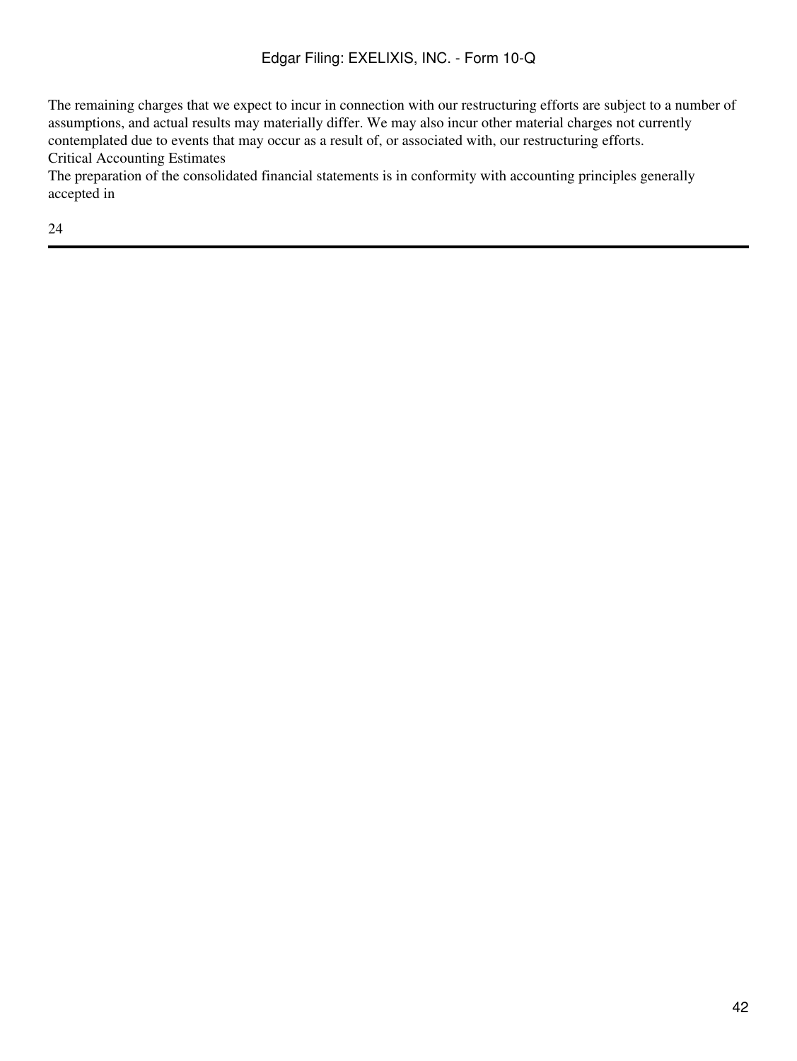The remaining charges that we expect to incur in connection with our restructuring efforts are subject to a number of assumptions, and actual results may materially differ. We may also incur other material charges not currently contemplated due to events that may occur as a result of, or associated with, our restructuring efforts.

## Critical Accounting Estimates

The preparation of the consolidated financial statements is in conformity with accounting principles generally accepted in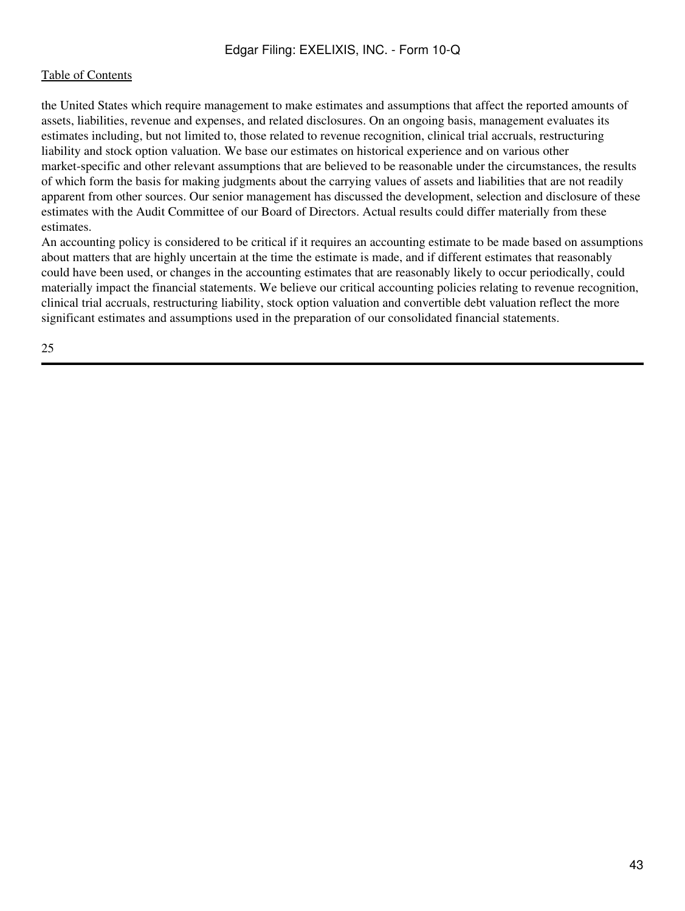the United States which require management to make estimates and assumptions that affect the reported amounts of assets, liabilities, revenue and expenses, and related disclosures. On an ongoing basis, management evaluates its estimates including, but not limited to, those related to revenue recognition, clinical trial accruals, restructuring liability and stock option valuation. We base our estimates on historical experience and on various other market-specific and other relevant assumptions that are believed to be reasonable under the circumstances, the results of which form the basis for making judgments about the carrying values of assets and liabilities that are not readily apparent from other sources. Our senior management has discussed the development, selection and disclosure of these estimates with the Audit Committee of our Board of Directors. Actual results could differ materially from these estimates.

An accounting policy is considered to be critical if it requires an accounting estimate to be made based on assumptions about matters that are highly uncertain at the time the estimate is made, and if different estimates that reasonably could have been used, or changes in the accounting estimates that are reasonably likely to occur periodically, could materially impact the financial statements. We believe our critical accounting policies relating to revenue recognition, clinical trial accruals, restructuring liability, stock option valuation and convertible debt valuation reflect the more significant estimates and assumptions used in the preparation of our consolidated financial statements.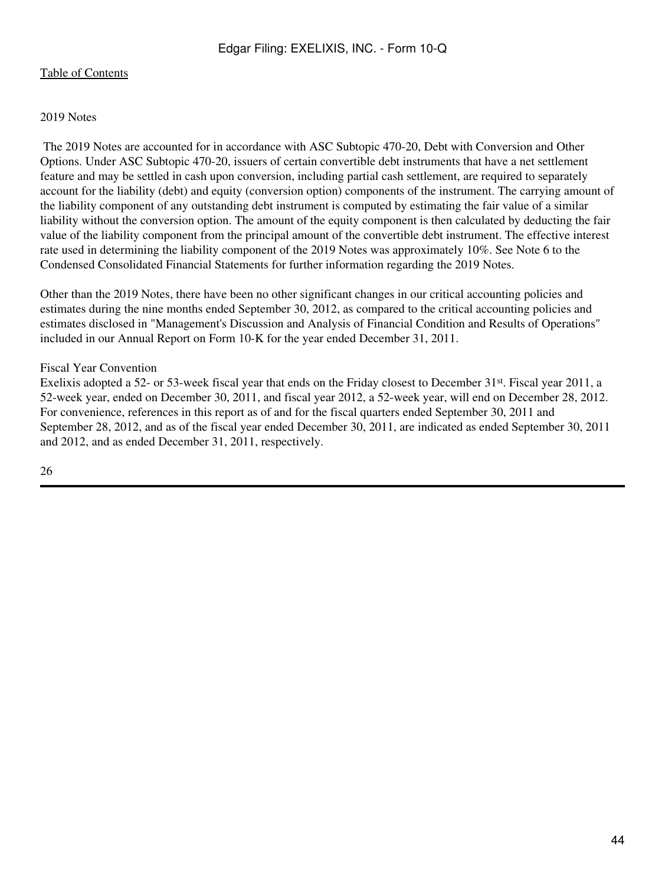2019 Notes

The 2019 Notes are accounted for in accordance with ASC Subtopic 470-20, Debt with Conversion and Other Options. Under ASC Subtopic 470-20, issuers of certain convertible debt instruments that have a net settlement feature and may be settled in cash upon conversion, including partial cash settlement, are required to separately account for the liability (debt) and equity (conversion option) components of the instrument. The carrying amount of the liability component of any outstanding debt instrument is computed by estimating the fair value of a similar liability without the conversion option. The amount of the equity component is then calculated by deducting the fair value of the liability component from the principal amount of the convertible debt instrument. The effective interest rate used in determining the liability component of the 2019 Notes was approximately 10%. See Note 6 to the Condensed Consolidated Financial Statements for further information regarding the 2019 Notes.

Other than the 2019 Notes, there have been no other significant changes in our critical accounting policies and estimates during the nine months ended September 30, 2012, as compared to the critical accounting policies and estimates disclosed in "Management's Discussion and Analysis of Financial Condition and Results of Operations" included in our Annual Report on Form 10-K for the year ended December 31, 2011.

Fiscal Year Convention

Exelixis adopted a 52- or 53-week fiscal year that ends on the Friday closest to December 31st. Fiscal year 2011, a 52-week year, ended on December 30, 2011, and fiscal year 2012, a 52-week year, will end on December 28, 2012. For convenience, references in this report as of and for the fiscal quarters ended September 30, 2011 and September 28, 2012, and as of the fiscal year ended December 30, 2011, are indicated as ended September 30, 2011 and 2012, and as ended December 31, 2011, respectively.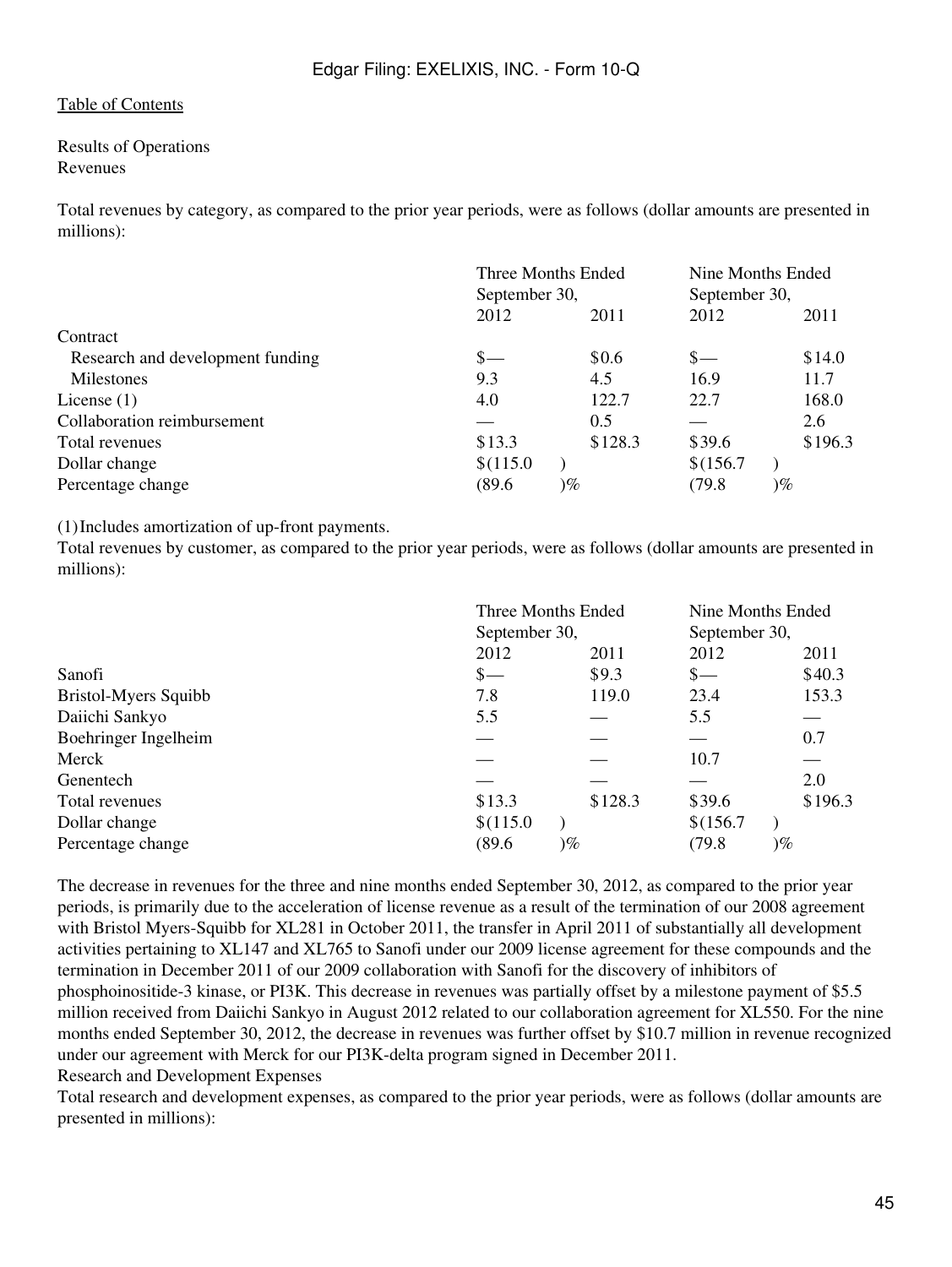[Table of Contents](#)

Results of Operations

Revenues

Total revenues by category, as compared to the prior year periods, were as follows (dollar amounts are presented in millions):

| | Three Months Ended September 30, | | Nine Months Ended September 30, | |
|---|---|---|---|---|
| | 2012 | 2011 | 2012 | 2011 |
| Contract | | | | |
| Research and development funding | $— | $0.6 | $— | $14.0 |
| Milestones | 9.3 | 4.5 | 16.9 | 11.7 |
| License (1) | 4.0 | 122.7 | 22.7 | 168.0 |
| Collaboration reimbursement | — | 0.5 | — | 2.6 |
| Total revenues | $13.3 | $128.3 | $39.6 | $196.3 |
| Dollar change | $(115.0) | | $(156.7) | |
| Percentage change | (89.6)% | | (79.8)% | |

(1) Includes amortization of up-front payments.

Total revenues by customer, as compared to the prior year periods, were as follows (dollar amounts are presented in millions):

| | Three Months Ended September 30, | | Nine Months Ended September 30, | |
|---|---|---|---|---|
| | 2012 | 2011 | 2012 | 2011 |
| Sanofi | $— | $9.3 | $— | $40.3 |
| Bristol-Myers Squibb | 7.8 | 119.0 | 23.4 | 153.3 |
| Daiichi Sankyo | 5.5 | — | 5.5 | — |
| Boehringer Ingelheim | — | — | — | 0.7 |
| Merck | — | — | 10.7 | — |
| Genentech | — | — | — | 2.0 |
| Total revenues | $13.3 | $128.3 | $39.6 | $196.3 |
| Dollar change | $(115.0) | | $(156.7) | |
| Percentage change | (89.6)% | | (79.8)% | |

The decrease in revenues for the three and nine months ended September 30, 2012, as compared to the prior year periods, is primarily due to the acceleration of license revenue as a result of the termination of our 2008 agreement with Bristol Myers-Squibb for XL281 in October 2011, the transfer in April 2011 of substantially all development activities pertaining to XL147 and XL765 to Sanofi under our 2009 license agreement for these compounds and the termination in December 2011 of our 2009 collaboration with Sanofi for the discovery of inhibitors of phosphoinositide-3 kinase, or PI3K. This decrease in revenues was partially offset by a milestone payment of $5.5 million received from Daiichi Sankyo in August 2012 related to our collaboration agreement for XL550. For the nine months ended September 30, 2012, the decrease in revenues was further offset by $10.7 million in revenue recognized under our agreement with Merck for our PI3K-delta program signed in December 2011.

Research and Development Expenses

Total research and development expenses, as compared to the prior year periods, were as follows (dollar amounts are presented in millions):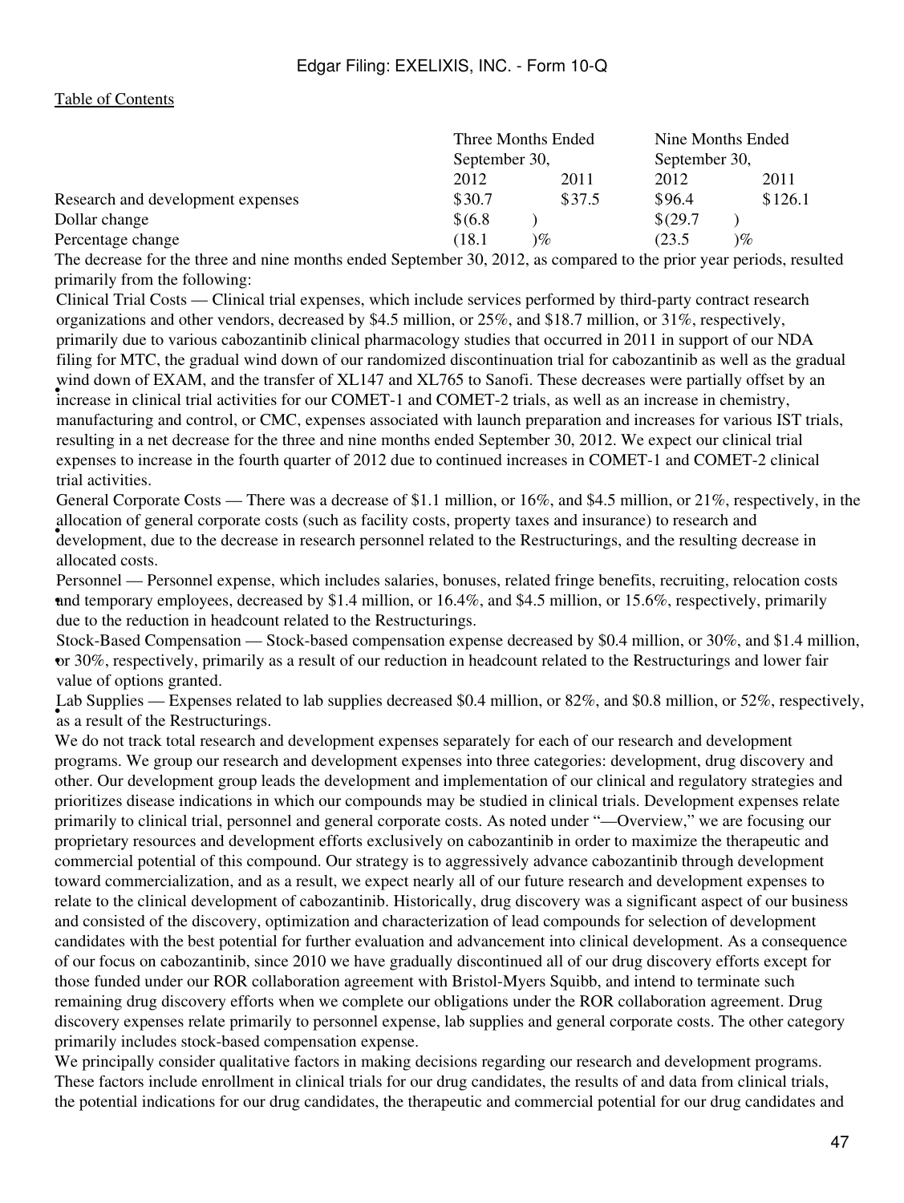| | Three Months Ended September 30, | | Nine Months Ended September 30, | |
|---|---|---|---|---|
| | 2012 | 2011 | 2012 | 2011 |
| Research and development expenses | $30.7 | $37.5 | $96.4 | $126.1 |
| Dollar change | $(6.8) | | $(29.7) | |
| Percentage change | (18.1)% | | (23.5)% | |

The decrease for the three and nine months ended September 30, 2012, as compared to the prior year periods, resulted primarily from the following:

- Clinical Trial Costs — Clinical trial expenses, which include services performed by third-party contract research organizations and other vendors, decreased by $4.5 million, or 25%, and $18.7 million, or 31%, respectively, primarily due to various cabozantinib clinical pharmacology studies that occurred in 2011 in support of our NDA filing for MTC, the gradual wind down of our randomized discontinuation trial for cabozantinib as well as the gradual wind down of EXAM, and the transfer of XL147 and XL765 to Sanofi. These decreases were partially offset by an increase in clinical trial activities for our COMET-1 and COMET-2 trials, as well as an increase in chemistry, manufacturing and control, or CMC, expenses associated with launch preparation and increases for various IST trials, resulting in a net decrease for the three and nine months ended September 30, 2012. We expect our clinical trial expenses to increase in the fourth quarter of 2012 due to continued increases in COMET-1 and COMET-2 clinical trial activities.
- General Corporate Costs — There was a decrease of $1.1 million, or 16%, and $4.5 million, or 21%, respectively, in the allocation of general corporate costs (such as facility costs, property taxes and insurance) to research and development, due to the decrease in research personnel related to the Restructurings, and the resulting decrease in allocated costs.
- Personnel — Personnel expense, which includes salaries, bonuses, related fringe benefits, recruiting, relocation costs and temporary employees, decreased by $1.4 million, or 16.4%, and $4.5 million, or 15.6%, respectively, primarily due to the reduction in headcount related to the Restructurings.
- Stock-Based Compensation — Stock-based compensation expense decreased by $0.4 million, or 30%, and $1.4 million, or 30%, respectively, primarily as a result of our reduction in headcount related to the Restructurings and lower fair value of options granted.
- Lab Supplies — Expenses related to lab supplies decreased $0.4 million, or 82%, and $0.8 million, or 52%, respectively, as a result of the Restructurings.

We do not track total research and development expenses separately for each of our research and development programs. We group our research and development expenses into three categories: development, drug discovery and other. Our development group leads the development and implementation of our clinical and regulatory strategies and prioritizes disease indications in which our compounds may be studied in clinical trials. Development expenses relate primarily to clinical trial, personnel and general corporate costs. As noted under "—Overview," we are focusing our proprietary resources and development efforts exclusively on cabozantinib in order to maximize the therapeutic and commercial potential of this compound. Our strategy is to aggressively advance cabozantinib through development toward commercialization, and as a result, we expect nearly all of our future research and development expenses to relate to the clinical development of cabozantinib. Historically, drug discovery was a significant aspect of our business and consisted of the discovery, optimization and characterization of lead compounds for selection of development candidates with the best potential for further evaluation and advancement into clinical development. As a consequence of our focus on cabozantinib, since 2010 we have gradually discontinued all of our drug discovery efforts except for those funded under our ROR collaboration agreement with Bristol-Myers Squibb, and intend to terminate such remaining drug discovery efforts when we complete our obligations under the ROR collaboration agreement. Drug discovery expenses relate primarily to personnel expense, lab supplies and general corporate costs. The other category primarily includes stock-based compensation expense.

We principally consider qualitative factors in making decisions regarding our research and development programs. These factors include enrollment in clinical trials for our drug candidates, the results of and data from clinical trials, the potential indications for our drug candidates, the therapeutic and commercial potential for our drug candidates and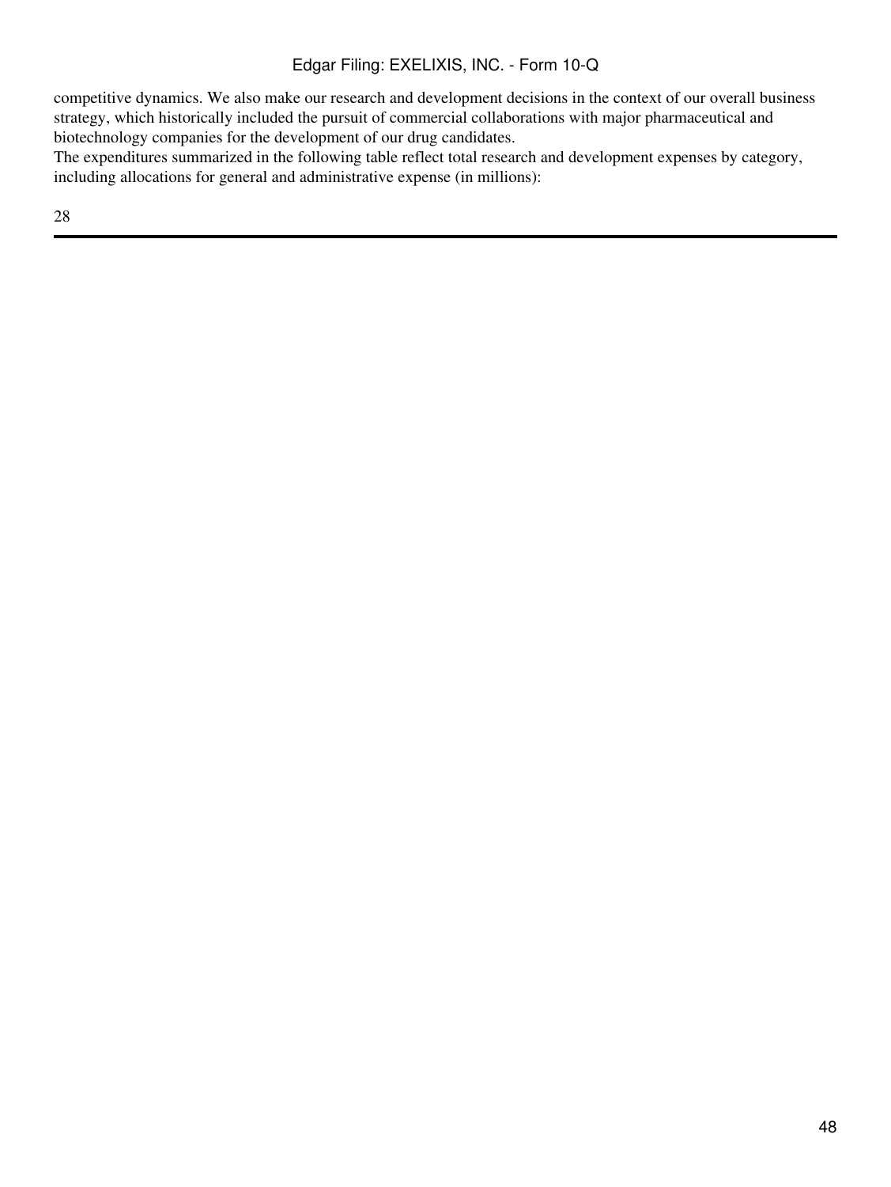competitive dynamics. We also make our research and development decisions in the context of our overall business strategy, which historically included the pursuit of commercial collaborations with major pharmaceutical and biotechnology companies for the development of our drug candidates.

The expenditures summarized in the following table reflect total research and development expenses by category, including allocations for general and administrative expense (in millions):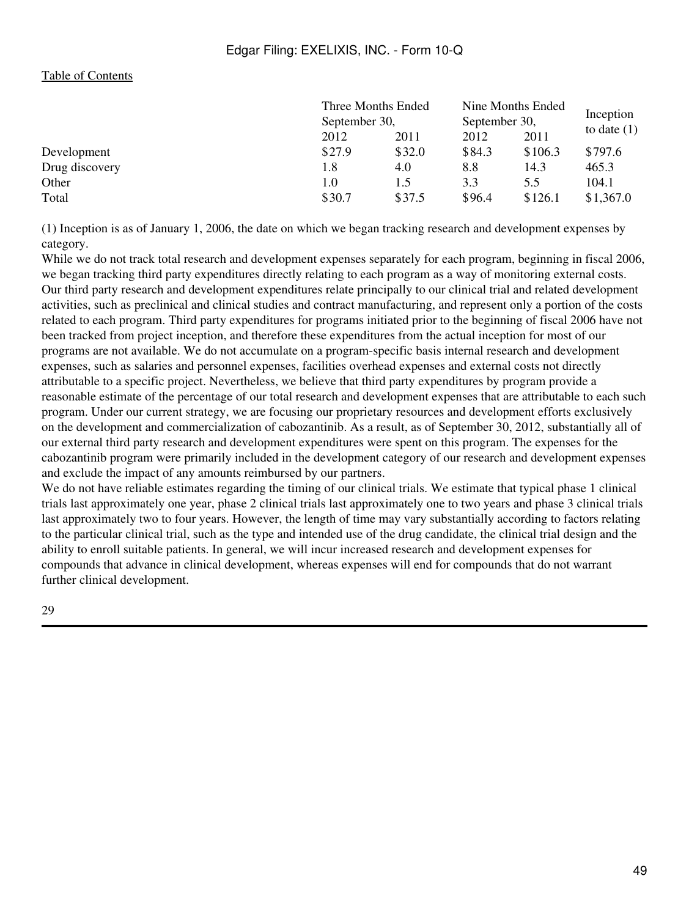| | Three Months Ended September 30, | | Nine Months Ended September 30, | | Inception to date (1) |
|---|---|---|---|---|---|
| | 2012 | 2011 | 2012 | 2011 | |
| Development | $27.9 | $32.0 | $84.3 | $106.3 | $797.6 |
| Drug discovery | 1.8 | 4.0 | 8.8 | 14.3 | 465.3 |
| Other | 1.0 | 1.5 | 3.3 | 5.5 | 104.1 |
| Total | $30.7 | $37.5 | $96.4 | $126.1 | $1,367.0 |

(1) Inception is as of January 1, 2006, the date on which we began tracking research and development expenses by category.

While we do not track total research and development expenses separately for each program, beginning in fiscal 2006, we began tracking third party expenditures directly relating to each program as a way of monitoring external costs. Our third party research and development expenditures relate principally to our clinical trial and related development activities, such as preclinical and clinical studies and contract manufacturing, and represent only a portion of the costs related to each program. Third party expenditures for programs initiated prior to the beginning of fiscal 2006 have not been tracked from project inception, and therefore these expenditures from the actual inception for most of our programs are not available. We do not accumulate on a program-specific basis internal research and development expenses, such as salaries and personnel expenses, facilities overhead expenses and external costs not directly attributable to a specific project. Nevertheless, we believe that third party expenditures by program provide a reasonable estimate of the percentage of our total research and development expenses that are attributable to each such program. Under our current strategy, we are focusing our proprietary resources and development efforts exclusively on the development and commercialization of cabozantinib. As a result, as of September 30, 2012, substantially all of our external third party research and development expenditures were spent on this program. The expenses for the cabozantinib program were primarily included in the development category of our research and development expenses and exclude the impact of any amounts reimbursed by our partners.

We do not have reliable estimates regarding the timing of our clinical trials. We estimate that typical phase 1 clinical trials last approximately one year, phase 2 clinical trials last approximately one to two years and phase 3 clinical trials last approximately two to four years. However, the length of time may vary substantially according to factors relating to the particular clinical trial, such as the type and intended use of the drug candidate, the clinical trial design and the ability to enroll suitable patients. In general, we will incur increased research and development expenses for compounds that advance in clinical development, whereas expenses will end for compounds that do not warrant further clinical development.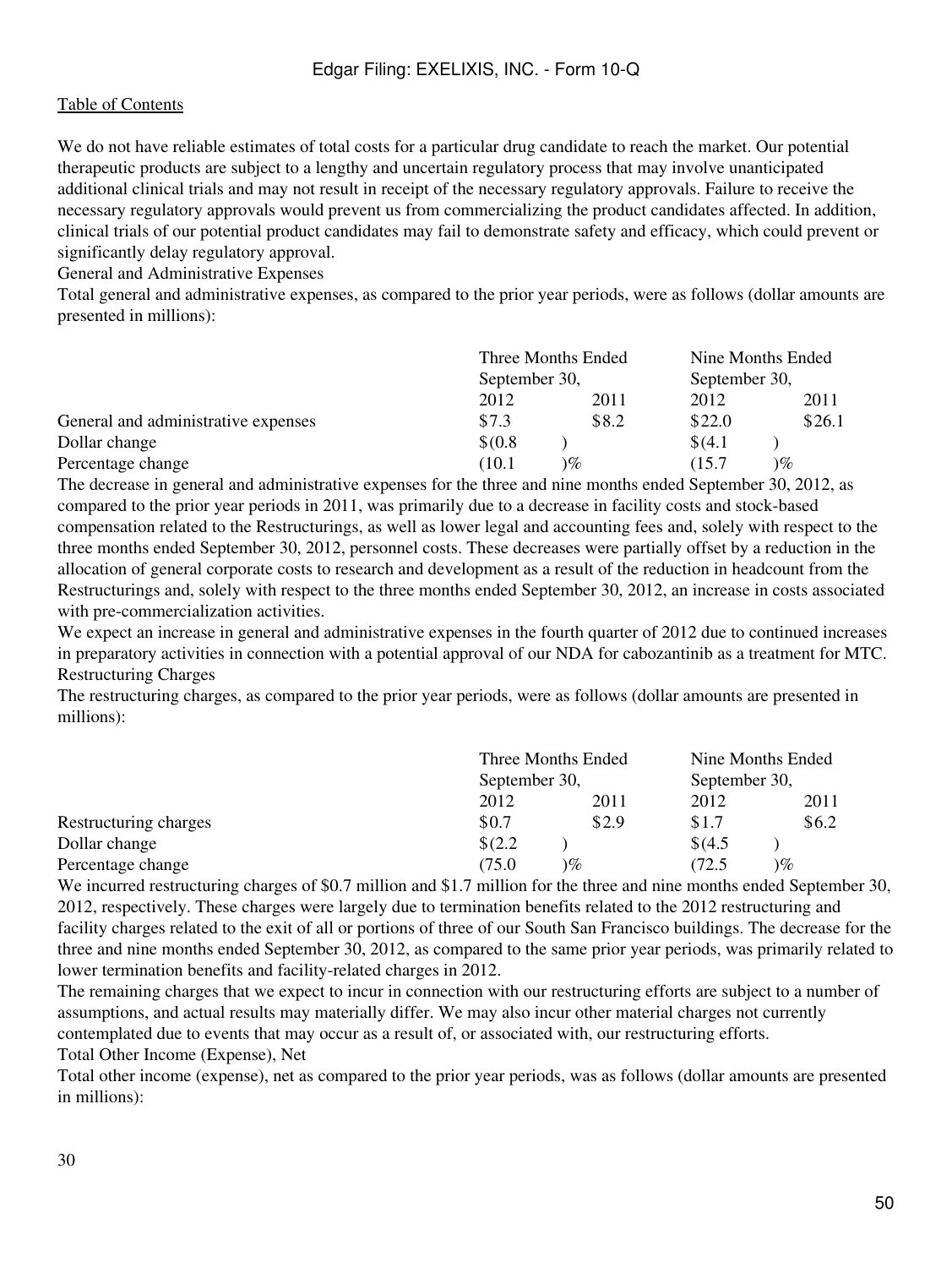We do not have reliable estimates of total costs for a particular drug candidate to reach the market. Our potential therapeutic products are subject to a lengthy and uncertain regulatory process that may involve unanticipated additional clinical trials and may not result in receipt of the necessary regulatory approvals. Failure to receive the necessary regulatory approvals would prevent us from commercializing the product candidates affected. In addition, clinical trials of our potential product candidates may fail to demonstrate safety and efficacy, which could prevent or significantly delay regulatory approval.

General and Administrative Expenses

Total general and administrative expenses, as compared to the prior year periods, were as follows (dollar amounts are presented in millions):

| | Three Months Ended September 30, | | Nine Months Ended September 30, | |
|---|---|---|---|---|
| | 2012 | 2011 | 2012 | 2011 |
| General and administrative expenses | $7.3 | $8.2 | $22.0 | $26.1 |
| Dollar change | $(0.8) | | $(4.1) | |
| Percentage change | (10.1)% | | (15.7)% | |

The decrease in general and administrative expenses for the three and nine months ended September 30, 2012, as compared to the prior year periods in 2011, was primarily due to a decrease in facility costs and stock-based compensation related to the Restructurings, as well as lower legal and accounting fees and, solely with respect to the three months ended September 30, 2012, personnel costs. These decreases were partially offset by a reduction in the allocation of general corporate costs to research and development as a result of the reduction in headcount from the Restructurings and, solely with respect to the three months ended September 30, 2012, an increase in costs associated with pre-commercialization activities.

We expect an increase in general and administrative expenses in the fourth quarter of 2012 due to continued increases in preparatory activities in connection with a potential approval of our NDA for cabozantinib as a treatment for MTC.

Restructuring Charges

The restructuring charges, as compared to the prior year periods, were as follows (dollar amounts are presented in millions):

| | Three Months Ended September 30, | | Nine Months Ended September 30, | |
|---|---|---|---|---|
| | 2012 | 2011 | 2012 | 2011 |
| Restructuring charges | $0.7 | $2.9 | $1.7 | $6.2 |
| Dollar change | $(2.2) | | $(4.5) | |
| Percentage change | (75.0)% | | (72.5)% | |

We incurred restructuring charges of $0.7 million and $1.7 million for the three and nine months ended September 30, 2012, respectively. These charges were largely due to termination benefits related to the 2012 restructuring and facility charges related to the exit of all or portions of three of our South San Francisco buildings. The decrease for the three and nine months ended September 30, 2012, as compared to the same prior year periods, was primarily related to lower termination benefits and facility-related charges in 2012.

The remaining charges that we expect to incur in connection with our restructuring efforts are subject to a number of assumptions, and actual results may materially differ. We may also incur other material charges not currently contemplated due to events that may occur as a result of, or associated with, our restructuring efforts.

Total Other Income (Expense), Net

Total other income (expense), net as compared to the prior year periods, was as follows (dollar amounts are presented in millions):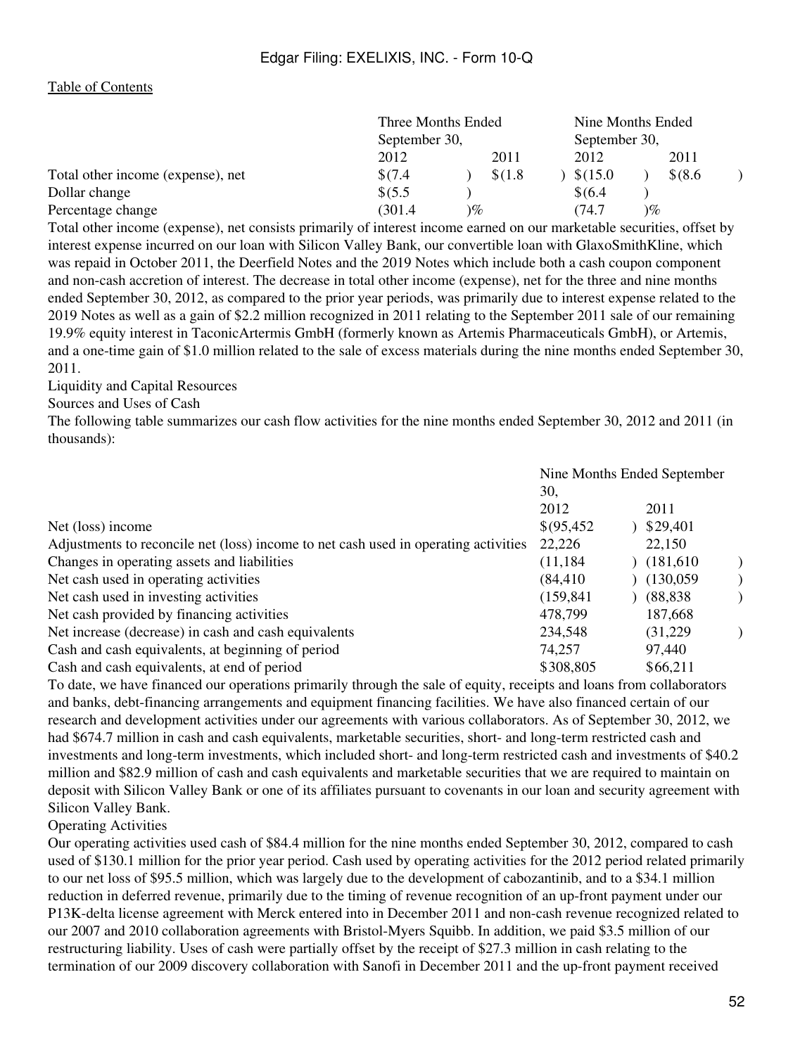| | Three Months Ended September 30, | | Nine Months Ended September 30, | |
|---|---|---|---|---|
| | 2012 | 2011 | 2012 | 2011 |
| Total other income (expense), net | $(7.4) | $(1.8) | $(15.0) | $(8.6) |
| Dollar change | $(5.5) | | $(6.4) | |
| Percentage change | (301.4)% | | (74.7)% | |

Total other income (expense), net consists primarily of interest income earned on our marketable securities, offset by interest expense incurred on our loan with Silicon Valley Bank, our convertible loan with GlaxoSmithKline, which was repaid in October 2011, the Deerfield Notes and the 2019 Notes which include both a cash coupon component and non-cash accretion of interest. The decrease in total other income (expense), net for the three and nine months ended September 30, 2012, as compared to the prior year periods, was primarily due to interest expense related to the 2019 Notes as well as a gain of $2.2 million recognized in 2011 relating to the September 2011 sale of our remaining 19.9% equity interest in TaconicArtermis GmbH (formerly known as Artemis Pharmaceuticals GmbH), or Artemis, and a one-time gain of $1.0 million related to the sale of excess materials during the nine months ended September 30, 2011.

Liquidity and Capital Resources

Sources and Uses of Cash

The following table summarizes our cash flow activities for the nine months ended September 30, 2012 and 2011 (in thousands):

| | Nine Months Ended September 30, | |
|---|---|---|
| | 2012 | 2011 |
| Net (loss) income | $(95,452) | $29,401 |
| Adjustments to reconcile net (loss) income to net cash used in operating activities | 22,226 | 22,150 |
| Changes in operating assets and liabilities | (11,184) | (181,610) |
| Net cash used in operating activities | (84,410) | (130,059) |
| Net cash used in investing activities | (159,841) | (88,838) |
| Net cash provided by financing activities | 478,799 | 187,668 |
| Net increase (decrease) in cash and cash equivalents | 234,548 | (31,229) |
| Cash and cash equivalents, at beginning of period | 74,257 | 97,440 |
| Cash and cash equivalents, at end of period | $308,805 | $66,211 |

To date, we have financed our operations primarily through the sale of equity, receipts and loans from collaborators and banks, debt-financing arrangements and equipment financing facilities. We have also financed certain of our research and development activities under our agreements with various collaborators. As of September 30, 2012, we had $674.7 million in cash and cash equivalents, marketable securities, short- and long-term restricted cash and investments and long-term investments, which included short- and long-term restricted cash and investments of $40.2 million and $82.9 million of cash and cash equivalents and marketable securities that we are required to maintain on deposit with Silicon Valley Bank or one of its affiliates pursuant to covenants in our loan and security agreement with Silicon Valley Bank.

Operating Activities

Our operating activities used cash of $84.4 million for the nine months ended September 30, 2012, compared to cash used of $130.1 million for the prior year period. Cash used by operating activities for the 2012 period related primarily to our net loss of $95.5 million, which was largely due to the development of cabozantinib, and to a $34.1 million reduction in deferred revenue, primarily due to the timing of revenue recognition of an up-front payment under our PI3K-delta license agreement with Merck entered into in December 2011 and non-cash revenue recognized related to our 2007 and 2010 collaboration agreements with Bristol-Myers Squibb. In addition, we paid $3.5 million of our restructuring liability. Uses of cash were partially offset by the receipt of $27.3 million in cash relating to the termination of our 2009 discovery collaboration with Sanofi in December 2011 and the up-front payment received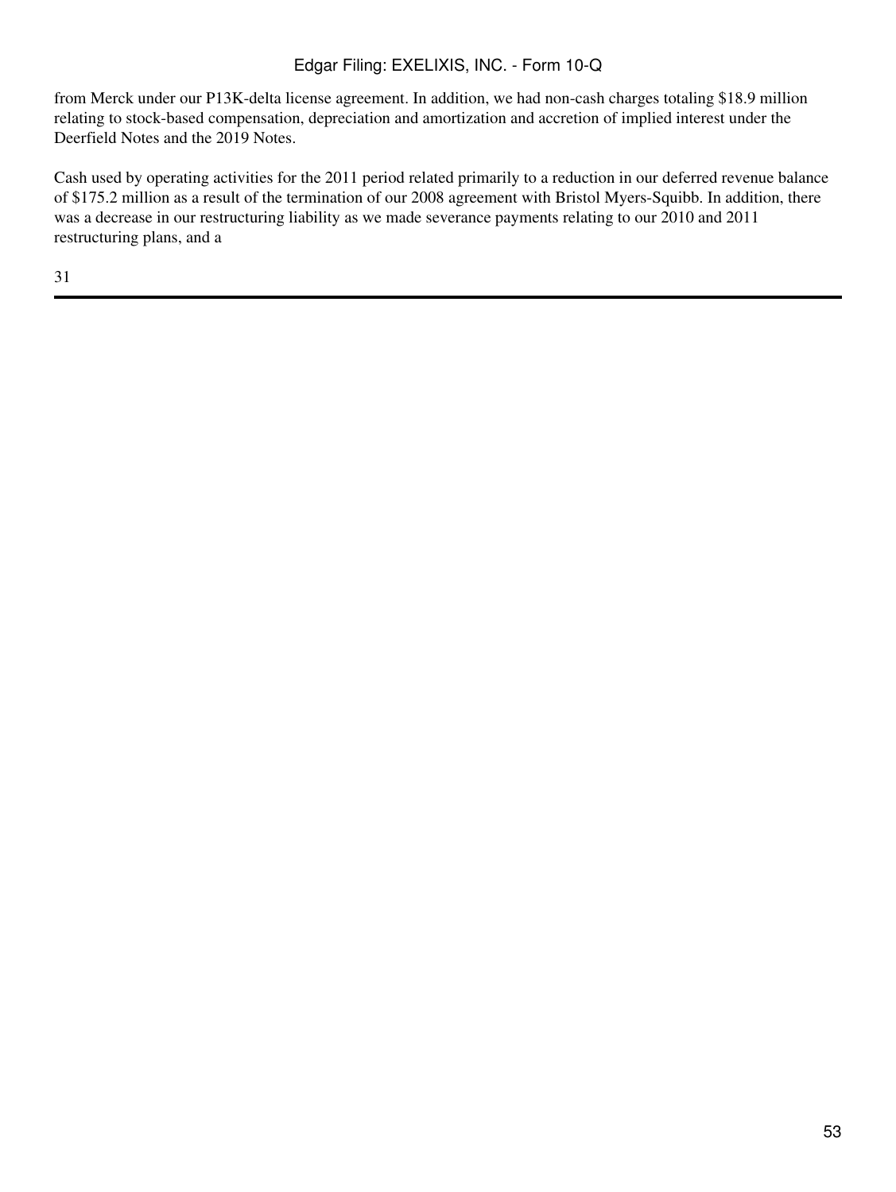from Merck under our P13K-delta license agreement. In addition, we had non-cash charges totaling $18.9 million relating to stock-based compensation, depreciation and amortization and accretion of implied interest under the Deerfield Notes and the 2019 Notes.

Cash used by operating activities for the 2011 period related primarily to a reduction in our deferred revenue balance of $175.2 million as a result of the termination of our 2008 agreement with Bristol Myers-Squibb. In addition, there was a decrease in our restructuring liability as we made severance payments relating to our 2010 and 2011 restructuring plans, and a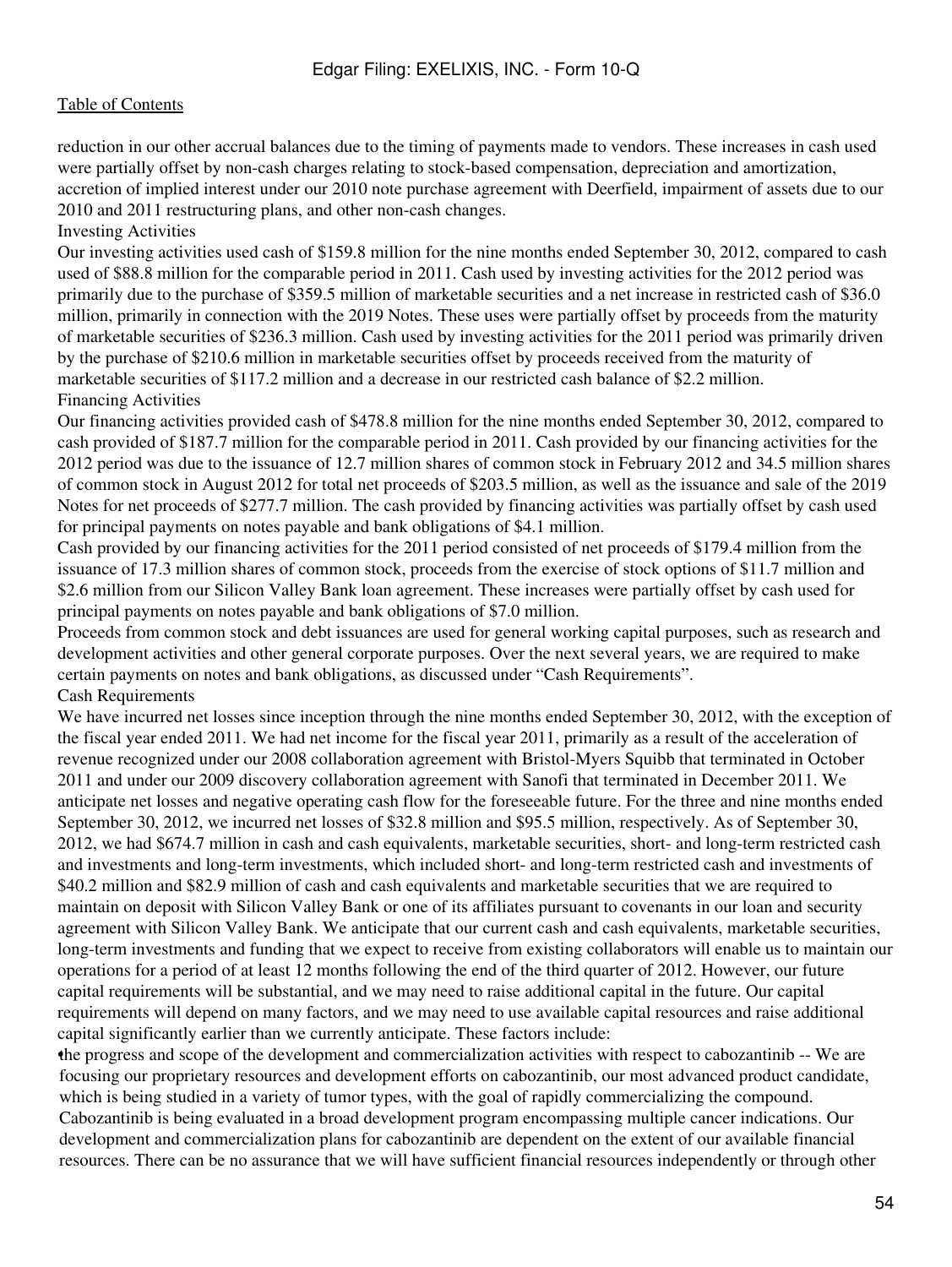reduction in our other accrual balances due to the timing of payments made to vendors. These increases in cash used were partially offset by non-cash charges relating to stock-based compensation, depreciation and amortization, accretion of implied interest under our 2010 note purchase agreement with Deerfield, impairment of assets due to our 2010 and 2011 restructuring plans, and other non-cash changes.

### Investing Activities

Our investing activities used cash of $159.8 million for the nine months ended September 30, 2012, compared to cash used of $88.8 million for the comparable period in 2011. Cash used by investing activities for the 2012 period was primarily due to the purchase of $359.5 million of marketable securities and a net increase in restricted cash of $36.0 million, primarily in connection with the 2019 Notes. These uses were partially offset by proceeds from the maturity of marketable securities of $236.3 million. Cash used by investing activities for the 2011 period was primarily driven by the purchase of $210.6 million in marketable securities offset by proceeds received from the maturity of marketable securities of $117.2 million and a decrease in our restricted cash balance of $2.2 million.

### Financing Activities

Our financing activities provided cash of $478.8 million for the nine months ended September 30, 2012, compared to cash provided of $187.7 million for the comparable period in 2011. Cash provided by our financing activities for the 2012 period was due to the issuance of 12.7 million shares of common stock in February 2012 and 34.5 million shares of common stock in August 2012 for total net proceeds of $203.5 million, as well as the issuance and sale of the 2019 Notes for net proceeds of $277.7 million. The cash provided by financing activities was partially offset by cash used for principal payments on notes payable and bank obligations of $4.1 million.

Cash provided by our financing activities for the 2011 period consisted of net proceeds of $179.4 million from the issuance of 17.3 million shares of common stock, proceeds from the exercise of stock options of $11.7 million and $2.6 million from our Silicon Valley Bank loan agreement. These increases were partially offset by cash used for principal payments on notes payable and bank obligations of $7.0 million.

Proceeds from common stock and debt issuances are used for general working capital purposes, such as research and development activities and other general corporate purposes. Over the next several years, we are required to make certain payments on notes and bank obligations, as discussed under "Cash Requirements".

### Cash Requirements

We have incurred net losses since inception through the nine months ended September 30, 2012, with the exception of the fiscal year ended 2011. We had net income for the fiscal year 2011, primarily as a result of the acceleration of revenue recognized under our 2008 collaboration agreement with Bristol-Myers Squibb that terminated in October 2011 and under our 2009 discovery collaboration agreement with Sanofi that terminated in December 2011. We anticipate net losses and negative operating cash flow for the foreseeable future. For the three and nine months ended September 30, 2012, we incurred net losses of $32.8 million and $95.5 million, respectively. As of September 30, 2012, we had $674.7 million in cash and cash equivalents, marketable securities, short- and long-term restricted cash and investments and long-term investments, which included short- and long-term restricted cash and investments of $40.2 million and $82.9 million of cash and cash equivalents and marketable securities that we are required to maintain on deposit with Silicon Valley Bank or one of its affiliates pursuant to covenants in our loan and security agreement with Silicon Valley Bank. We anticipate that our current cash and cash equivalents, marketable securities, long-term investments and funding that we expect to receive from existing collaborators will enable us to maintain our operations for a period of at least 12 months following the end of the third quarter of 2012. However, our future capital requirements will be substantial, and we may need to raise additional capital in the future. Our capital requirements will depend on many factors, and we may need to use available capital resources and raise additional capital significantly earlier than we currently anticipate. These factors include:

- the progress and scope of the development and commercialization activities with respect to cabozantinib -- We are focusing our proprietary resources and development efforts on cabozantinib, our most advanced product candidate, which is being studied in a variety of tumor types, with the goal of rapidly commercializing the compound. Cabozantinib is being evaluated in a broad development program encompassing multiple cancer indications. Our development and commercialization plans for cabozantinib are dependent on the extent of our available financial resources. There can be no assurance that we will have sufficient financial resources independently or through other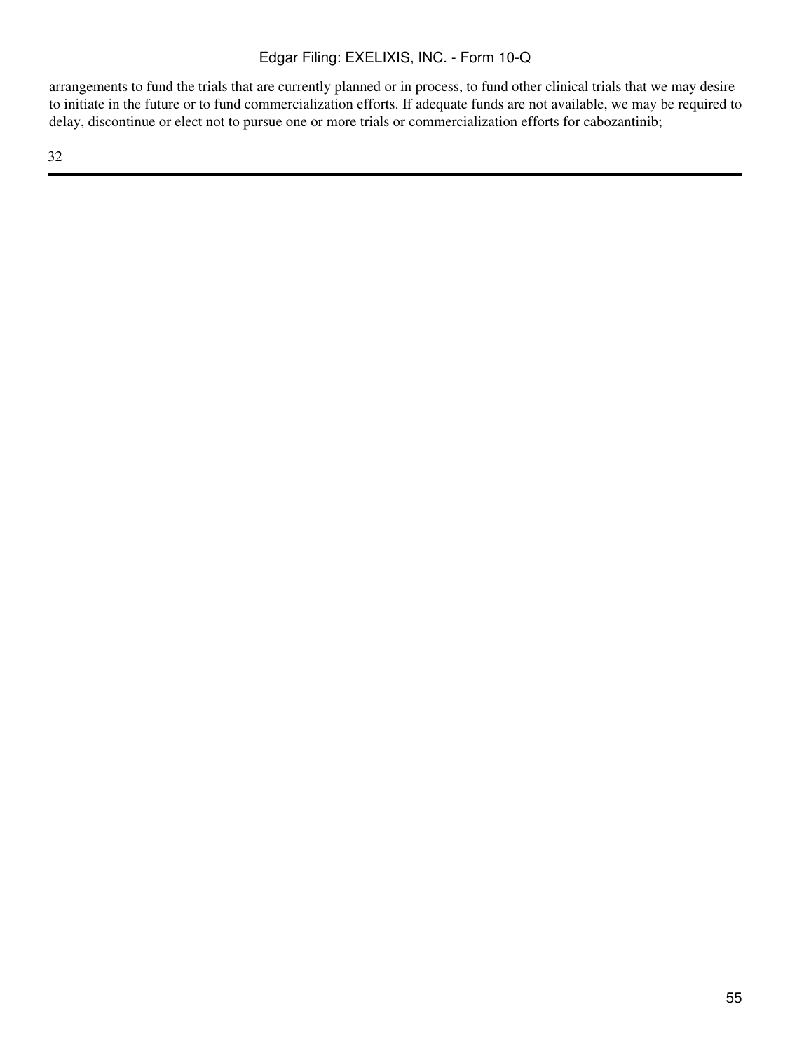arrangements to fund the trials that are currently planned or in process, to fund other clinical trials that we may desire to initiate in the future or to fund commercialization efforts. If adequate funds are not available, we may be required to delay, discontinue or elect not to pursue one or more trials or commercialization efforts for cabozantinib;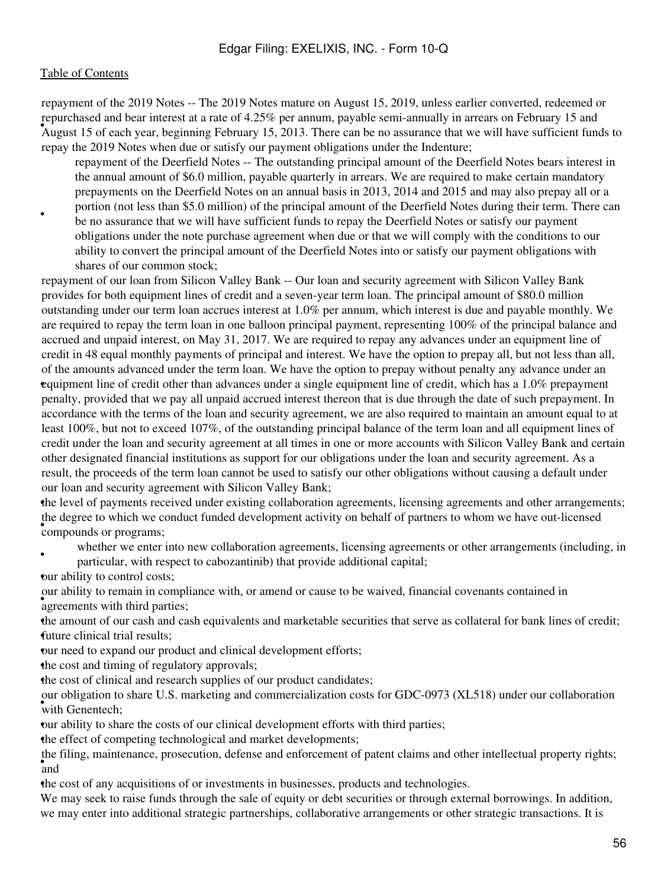- repayment of the 2019 Notes -- The 2019 Notes mature on August 15, 2019, unless earlier converted, redeemed or repurchased and bear interest at a rate of 4.25% per annum, payable semi-annually in arrears on February 15 and August 15 of each year, beginning February 15, 2013. There can be no assurance that we will have sufficient funds to repay the 2019 Notes when due or satisfy our payment obligations under the Indenture;
- repayment of the Deerfield Notes -- The outstanding principal amount of the Deerfield Notes bears interest in the annual amount of $6.0 million, payable quarterly in arrears. We are required to make certain mandatory prepayments on the Deerfield Notes on an annual basis in 2013, 2014 and 2015 and may also prepay all or a portion (not less than $5.0 million) of the principal amount of the Deerfield Notes during their term. There can be no assurance that we will have sufficient funds to repay the Deerfield Notes or satisfy our payment obligations under the note purchase agreement when due or that we will comply with the conditions to our ability to convert the principal amount of the Deerfield Notes into or satisfy our payment obligations with shares of our common stock;
- repayment of our loan from Silicon Valley Bank -- Our loan and security agreement with Silicon Valley Bank provides for both equipment lines of credit and a seven-year term loan. The principal amount of $80.0 million outstanding under our term loan accrues interest at 1.0% per annum, which interest is due and payable monthly. We are required to repay the term loan in one balloon principal payment, representing 100% of the principal balance and accrued and unpaid interest, on May 31, 2017. We are required to repay any advances under an equipment line of credit in 48 equal monthly payments of principal and interest. We have the option to prepay all, but not less than all, of the amounts advanced under the term loan. We have the option to prepay without penalty any advance under an equipment line of credit other than advances under a single equipment line of credit, which has a 1.0% prepayment penalty, provided that we pay all unpaid accrued interest thereon that is due through the date of such prepayment. In accordance with the terms of the loan and security agreement, we are also required to maintain an amount equal to at least 100%, but not to exceed 107%, of the outstanding principal balance of the term loan and all equipment lines of credit under the loan and security agreement at all times in one or more accounts with Silicon Valley Bank and certain other designated financial institutions as support for our obligations under the loan and security agreement. As a result, the proceeds of the term loan cannot be used to satisfy our other obligations without causing a default under our loan and security agreement with Silicon Valley Bank;
- the level of payments received under existing collaboration agreements, licensing agreements and other arrangements;
- the degree to which we conduct funded development activity on behalf of partners to whom we have out-licensed compounds or programs;
- whether we enter into new collaboration agreements, licensing agreements or other arrangements (including, in particular, with respect to cabozantinib) that provide additional capital;
- our ability to control costs;
- our ability to remain in compliance with, or amend or cause to be waived, financial covenants contained in agreements with third parties;
- the amount of our cash and cash equivalents and marketable securities that serve as collateral for bank lines of credit;
- future clinical trial results;
- our need to expand our product and clinical development efforts;
- the cost and timing of regulatory approvals;
- the cost of clinical and research supplies of our product candidates;
- our obligation to share U.S. marketing and commercialization costs for GDC-0973 (XL518) under our collaboration with Genentech;
- our ability to share the costs of our clinical development efforts with third parties;
- the effect of competing technological and market developments;
- the filing, maintenance, prosecution, defense and enforcement of patent claims and other intellectual property rights; and
- the cost of any acquisitions of or investments in businesses, products and technologies.

We may seek to raise funds through the sale of equity or debt securities or through external borrowings. In addition, we may enter into additional strategic partnerships, collaborative arrangements or other strategic transactions. It is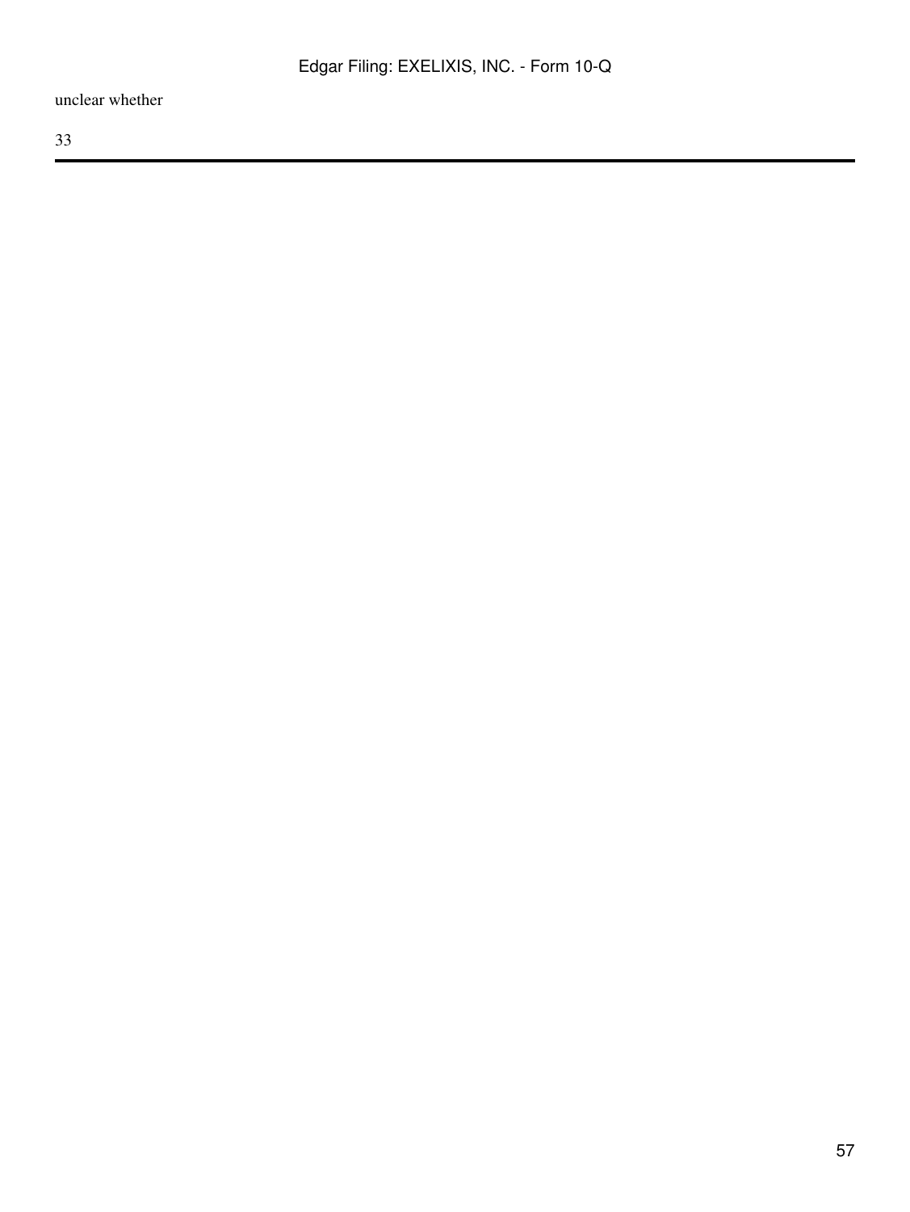unclear whether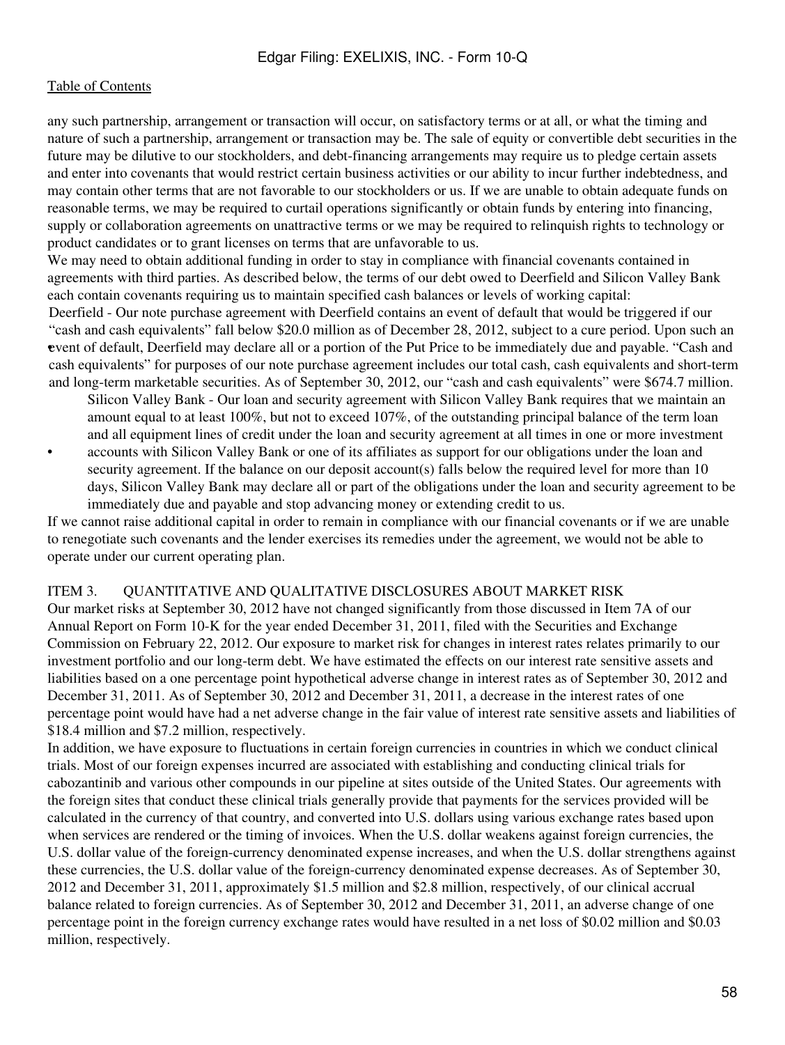any such partnership, arrangement or transaction will occur, on satisfactory terms or at all, or what the timing and nature of such a partnership, arrangement or transaction may be. The sale of equity or convertible debt securities in the future may be dilutive to our stockholders, and debt-financing arrangements may require us to pledge certain assets and enter into covenants that would restrict certain business activities or our ability to incur further indebtedness, and may contain other terms that are not favorable to our stockholders or us. If we are unable to obtain adequate funds on reasonable terms, we may be required to curtail operations significantly or obtain funds by entering into financing, supply or collaboration agreements on unattractive terms or we may be required to relinquish rights to technology or product candidates or to grant licenses on terms that are unfavorable to us.

We may need to obtain additional funding in order to stay in compliance with financial covenants contained in agreements with third parties. As described below, the terms of our debt owed to Deerfield and Silicon Valley Bank each contain covenants requiring us to maintain specified cash balances or levels of working capital:

- Deerfield - Our note purchase agreement with Deerfield contains an event of default that would be triggered if our "cash and cash equivalents" fall below $20.0 million as of December 28, 2012, subject to a cure period. Upon such an event of default, Deerfield may declare all or a portion of the Put Price to be immediately due and payable. "Cash and cash equivalents" for purposes of our note purchase agreement includes our total cash, cash equivalents and short-term and long-term marketable securities. As of September 30, 2012, our "cash and cash equivalents" were $674.7 million.
- Silicon Valley Bank - Our loan and security agreement with Silicon Valley Bank requires that we maintain an amount equal to at least 100%, but not to exceed 107%, of the outstanding principal balance of the term loan and all equipment lines of credit under the loan and security agreement at all times in one or more investment accounts with Silicon Valley Bank or one of its affiliates as support for our obligations under the loan and security agreement. If the balance on our deposit account(s) falls below the required level for more than 10 days, Silicon Valley Bank may declare all or part of the obligations under the loan and security agreement to be immediately due and payable and stop advancing money or extending credit to us.

If we cannot raise additional capital in order to remain in compliance with our financial covenants or if we are unable to renegotiate such covenants and the lender exercises its remedies under the agreement, we would not be able to operate under our current operating plan.

## ITEM 3. QUANTITATIVE AND QUALITATIVE DISCLOSURES ABOUT MARKET RISK

Our market risks at September 30, 2012 have not changed significantly from those discussed in Item 7A of our Annual Report on Form 10-K for the year ended December 31, 2011, filed with the Securities and Exchange Commission on February 22, 2012. Our exposure to market risk for changes in interest rates relates primarily to our investment portfolio and our long-term debt. We have estimated the effects on our interest rate sensitive assets and liabilities based on a one percentage point hypothetical adverse change in interest rates as of September 30, 2012 and December 31, 2011. As of September 30, 2012 and December 31, 2011, a decrease in the interest rates of one percentage point would have had a net adverse change in the fair value of interest rate sensitive assets and liabilities of $18.4 million and $7.2 million, respectively.

In addition, we have exposure to fluctuations in certain foreign currencies in countries in which we conduct clinical trials. Most of our foreign expenses incurred are associated with establishing and conducting clinical trials for cabozantinib and various other compounds in our pipeline at sites outside of the United States. Our agreements with the foreign sites that conduct these clinical trials generally provide that payments for the services provided will be calculated in the currency of that country, and converted into U.S. dollars using various exchange rates based upon when services are rendered or the timing of invoices. When the U.S. dollar weakens against foreign currencies, the U.S. dollar value of the foreign-currency denominated expense increases, and when the U.S. dollar strengthens against these currencies, the U.S. dollar value of the foreign-currency denominated expense decreases. As of September 30, 2012 and December 31, 2011, approximately $1.5 million and $2.8 million, respectively, of our clinical accrual balance related to foreign currencies. As of September 30, 2012 and December 31, 2011, an adverse change of one percentage point in the foreign currency exchange rates would have resulted in a net loss of $0.02 million and $0.03 million, respectively.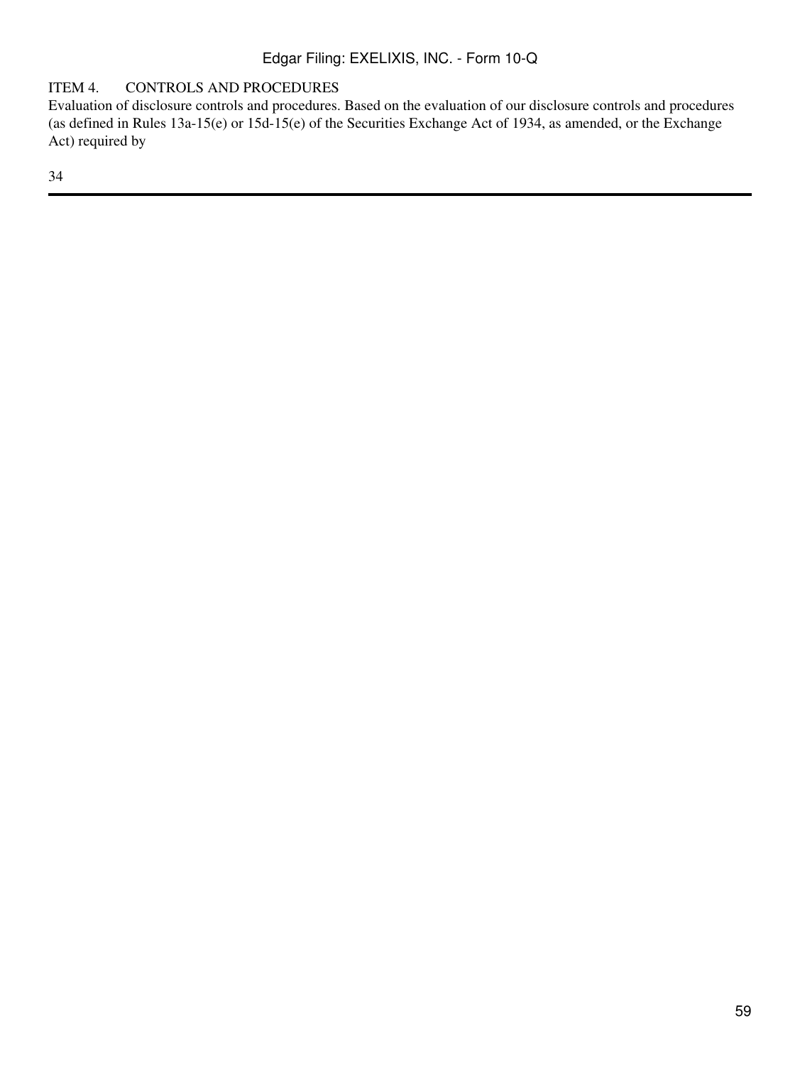ITEM 4. CONTROLS AND PROCEDURES

Evaluation of disclosure controls and procedures. Based on the evaluation of our disclosure controls and procedures (as defined in Rules 13a-15(e) or 15d-15(e) of the Securities Exchange Act of 1934, as amended, or the Exchange Act) required by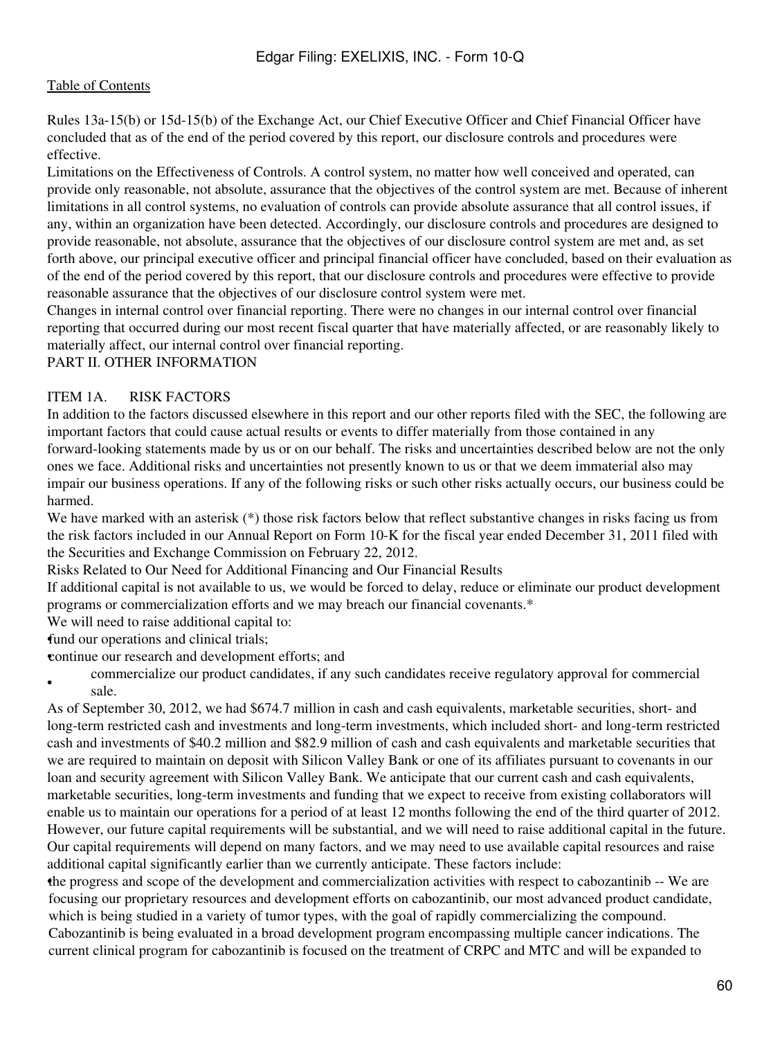Rules 13a-15(b) or 15d-15(b) of the Exchange Act, our Chief Executive Officer and Chief Financial Officer have concluded that as of the end of the period covered by this report, our disclosure controls and procedures were effective.

Limitations on the Effectiveness of Controls. A control system, no matter how well conceived and operated, can provide only reasonable, not absolute, assurance that the objectives of the control system are met. Because of inherent limitations in all control systems, no evaluation of controls can provide absolute assurance that all control issues, if any, within an organization have been detected. Accordingly, our disclosure controls and procedures are designed to provide reasonable, not absolute, assurance that the objectives of our disclosure control system are met and, as set forth above, our principal executive officer and principal financial officer have concluded, based on their evaluation as of the end of the period covered by this report, that our disclosure controls and procedures were effective to provide reasonable assurance that the objectives of our disclosure control system were met.

Changes in internal control over financial reporting. There were no changes in our internal control over financial reporting that occurred during our most recent fiscal quarter that have materially affected, or are reasonably likely to materially affect, our internal control over financial reporting.

# PART II. OTHER INFORMATION

## ITEM 1A. RISK FACTORS

In addition to the factors discussed elsewhere in this report and our other reports filed with the SEC, the following are important factors that could cause actual results or events to differ materially from those contained in any forward-looking statements made by us or on our behalf. The risks and uncertainties described below are not the only ones we face. Additional risks and uncertainties not presently known to us or that we deem immaterial also may impair our business operations. If any of the following risks or such other risks actually occurs, our business could be harmed.

We have marked with an asterisk (*) those risk factors below that reflect substantive changes in risks facing us from the risk factors included in our Annual Report on Form 10-K for the fiscal year ended December 31, 2011 filed with the Securities and Exchange Commission on February 22, 2012.

### Risks Related to Our Need for Additional Financing and Our Financial Results

If additional capital is not available to us, we would be forced to delay, reduce or eliminate our product development programs or commercialization efforts and we may breach our financial covenants.*

We will need to raise additional capital to:

- fund our operations and clinical trials;
- continue our research and development efforts; and
- commercialize our product candidates, if any such candidates receive regulatory approval for commercial sale.

As of September 30, 2012, we had $674.7 million in cash and cash equivalents, marketable securities, short- and long-term restricted cash and investments and long-term investments, which included short- and long-term restricted cash and investments of $40.2 million and $82.9 million of cash and cash equivalents and marketable securities that we are required to maintain on deposit with Silicon Valley Bank or one of its affiliates pursuant to covenants in our loan and security agreement with Silicon Valley Bank. We anticipate that our current cash and cash equivalents, marketable securities, long-term investments and funding that we expect to receive from existing collaborators will enable us to maintain our operations for a period of at least 12 months following the end of the third quarter of 2012. However, our future capital requirements will be substantial, and we will need to raise additional capital in the future. Our capital requirements will depend on many factors, and we may need to use available capital resources and raise additional capital significantly earlier than we currently anticipate. These factors include:

- the progress and scope of the development and commercialization activities with respect to cabozantinib -- We are focusing our proprietary resources and development efforts on cabozantinib, our most advanced product candidate, which is being studied in a variety of tumor types, with the goal of rapidly commercializing the compound. Cabozantinib is being evaluated in a broad development program encompassing multiple cancer indications. The current clinical program for cabozantinib is focused on the treatment of CRPC and MTC and will be expanded to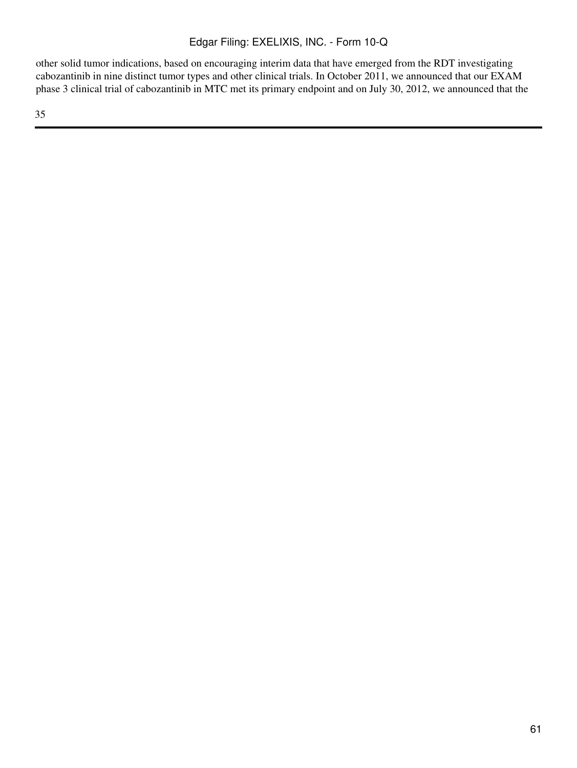other solid tumor indications, based on encouraging interim data that have emerged from the RDT investigating cabozantinib in nine distinct tumor types and other clinical trials. In October 2011, we announced that our EXAM phase 3 clinical trial of cabozantinib in MTC met its primary endpoint and on July 30, 2012, we announced that the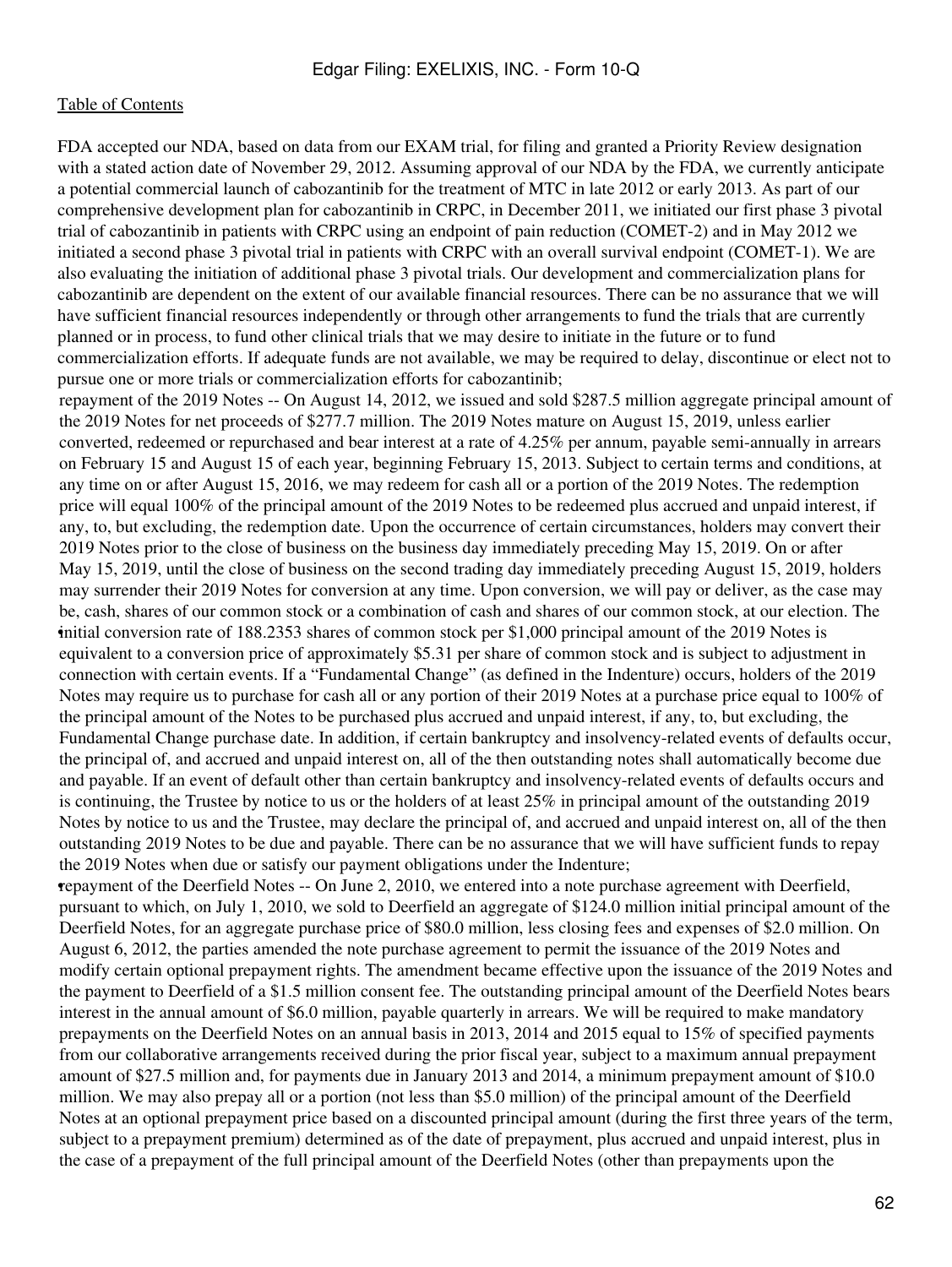FDA accepted our NDA, based on data from our EXAM trial, for filing and granted a Priority Review designation with a stated action date of November 29, 2012. Assuming approval of our NDA by the FDA, we currently anticipate a potential commercial launch of cabozantinib for the treatment of MTC in late 2012 or early 2013. As part of our comprehensive development plan for cabozantinib in CRPC, in December 2011, we initiated our first phase 3 pivotal trial of cabozantinib in patients with CRPC using an endpoint of pain reduction (COMET-2) and in May 2012 we initiated a second phase 3 pivotal trial in patients with CRPC with an overall survival endpoint (COMET-1). We are also evaluating the initiation of additional phase 3 pivotal trials. Our development and commercialization plans for cabozantinib are dependent on the extent of our available financial resources. There can be no assurance that we will have sufficient financial resources independently or through other arrangements to fund the trials that are currently planned or in process, to fund other clinical trials that we may desire to initiate in the future or to fund commercialization efforts. If adequate funds are not available, we may be required to delay, discontinue or elect not to pursue one or more trials or commercialization efforts for cabozantinib;

- repayment of the 2019 Notes -- On August 14, 2012, we issued and sold $287.5 million aggregate principal amount of the 2019 Notes for net proceeds of $277.7 million. The 2019 Notes mature on August 15, 2019, unless earlier converted, redeemed or repurchased and bear interest at a rate of 4.25% per annum, payable semi-annually in arrears on February 15 and August 15 of each year, beginning February 15, 2013. Subject to certain terms and conditions, at any time on or after August 15, 2016, we may redeem for cash all or a portion of the 2019 Notes. The redemption price will equal 100% of the principal amount of the 2019 Notes to be redeemed plus accrued and unpaid interest, if any, to, but excluding, the redemption date. Upon the occurrence of certain circumstances, holders may convert their 2019 Notes prior to the close of business on the business day immediately preceding May 15, 2019. On or after May 15, 2019, until the close of business on the second trading day immediately preceding August 15, 2019, holders may surrender their 2019 Notes for conversion at any time. Upon conversion, we will pay or deliver, as the case may be, cash, shares of our common stock or a combination of cash and shares of our common stock, at our election. The initial conversion rate of 188.2353 shares of common stock per $1,000 principal amount of the 2019 Notes is equivalent to a conversion price of approximately $5.31 per share of common stock and is subject to adjustment in connection with certain events. If a “Fundamental Change” (as defined in the Indenture) occurs, holders of the 2019 Notes may require us to purchase for cash all or any portion of their 2019 Notes at a purchase price equal to 100% of the principal amount of the Notes to be purchased plus accrued and unpaid interest, if any, to, but excluding, the Fundamental Change purchase date. In addition, if certain bankruptcy and insolvency-related events of defaults occur, the principal of, and accrued and unpaid interest on, all of the then outstanding notes shall automatically become due and payable. If an event of default other than certain bankruptcy and insolvency-related events of defaults occurs and is continuing, the Trustee by notice to us or the holders of at least 25% in principal amount of the outstanding 2019 Notes by notice to us and the Trustee, may declare the principal of, and accrued and unpaid interest on, all of the then outstanding 2019 Notes to be due and payable. There can be no assurance that we will have sufficient funds to repay the 2019 Notes when due or satisfy our payment obligations under the Indenture;
- repayment of the Deerfield Notes -- On June 2, 2010, we entered into a note purchase agreement with Deerfield, pursuant to which, on July 1, 2010, we sold to Deerfield an aggregate of $124.0 million initial principal amount of the Deerfield Notes, for an aggregate purchase price of $80.0 million, less closing fees and expenses of $2.0 million. On August 6, 2012, the parties amended the note purchase agreement to permit the issuance of the 2019 Notes and modify certain optional prepayment rights. The amendment became effective upon the issuance of the 2019 Notes and the payment to Deerfield of a $1.5 million consent fee. The outstanding principal amount of the Deerfield Notes bears interest in the annual amount of $6.0 million, payable quarterly in arrears. We will be required to make mandatory prepayments on the Deerfield Notes on an annual basis in 2013, 2014 and 2015 equal to 15% of specified payments from our collaborative arrangements received during the prior fiscal year, subject to a maximum annual prepayment amount of $27.5 million and, for payments due in January 2013 and 2014, a minimum prepayment amount of $10.0 million. We may also prepay all or a portion (not less than $5.0 million) of the principal amount of the Deerfield Notes at an optional prepayment price based on a discounted principal amount (during the first three years of the term, subject to a prepayment premium) determined as of the date of prepayment, plus accrued and unpaid interest, plus in the case of a prepayment of the full principal amount of the Deerfield Notes (other than prepayments upon the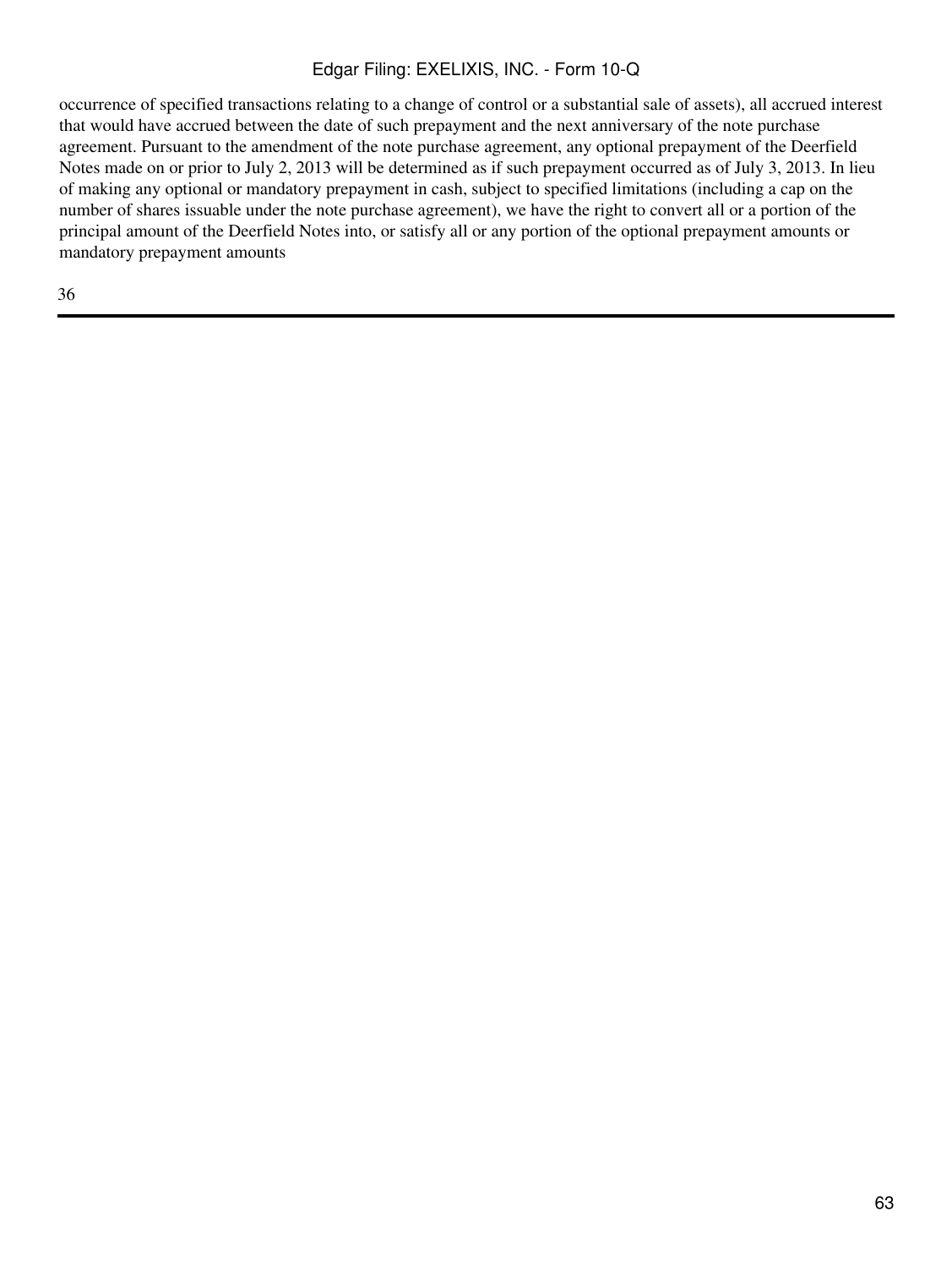occurrence of specified transactions relating to a change of control or a substantial sale of assets), all accrued interest that would have accrued between the date of such prepayment and the next anniversary of the note purchase agreement. Pursuant to the amendment of the note purchase agreement, any optional prepayment of the Deerfield Notes made on or prior to July 2, 2013 will be determined as if such prepayment occurred as of July 3, 2013. In lieu of making any optional or mandatory prepayment in cash, subject to specified limitations (including a cap on the number of shares issuable under the note purchase agreement), we have the right to convert all or a portion of the principal amount of the Deerfield Notes into, or satisfy all or any portion of the optional prepayment amounts or mandatory prepayment amounts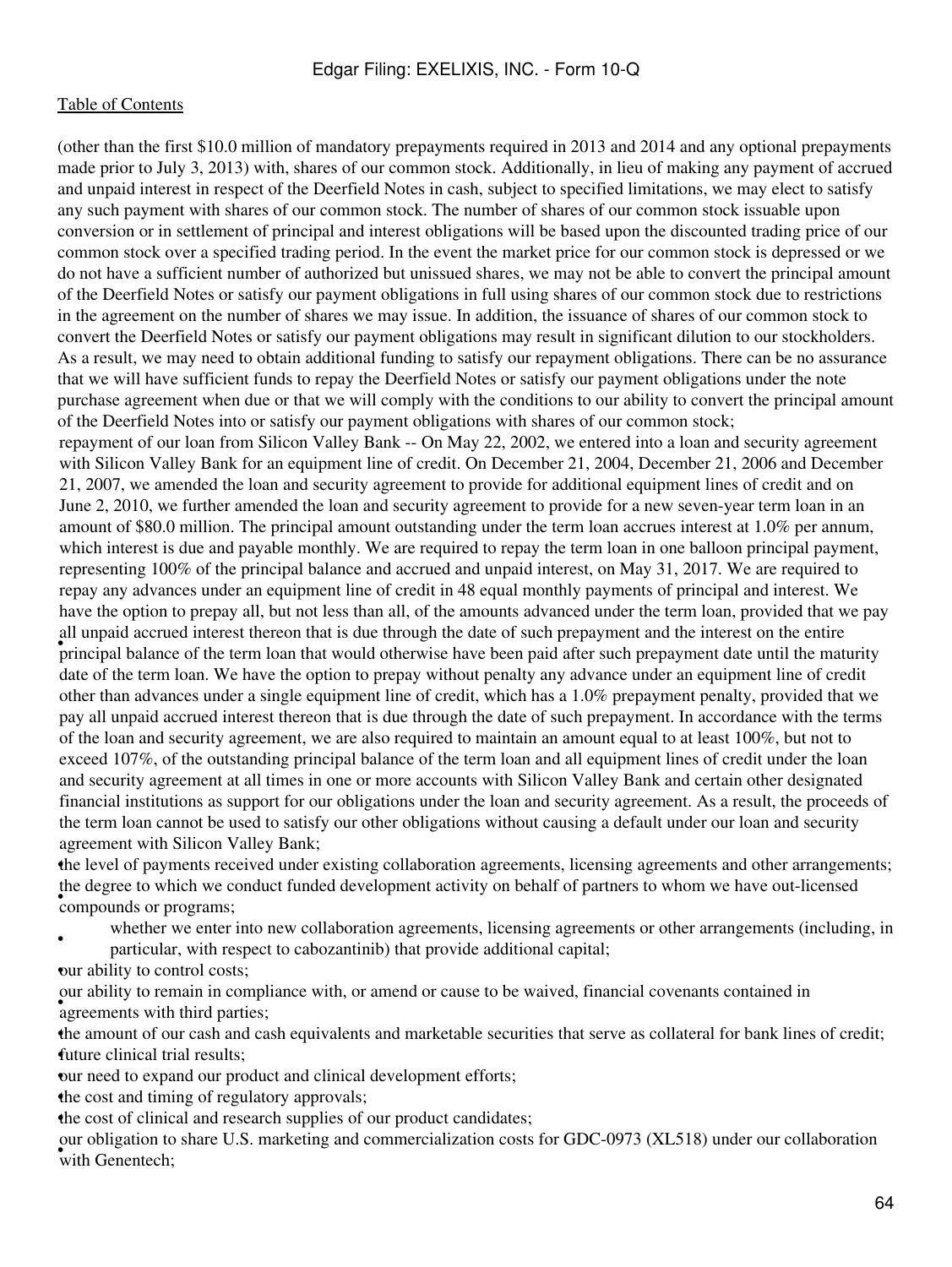(other than the first $10.0 million of mandatory prepayments required in 2013 and 2014 and any optional prepayments made prior to July 3, 2013) with, shares of our common stock. Additionally, in lieu of making any payment of accrued and unpaid interest in respect of the Deerfield Notes in cash, subject to specified limitations, we may elect to satisfy any such payment with shares of our common stock. The number of shares of our common stock issuable upon conversion or in settlement of principal and interest obligations will be based upon the discounted trading price of our common stock over a specified trading period. In the event the market price for our common stock is depressed or we do not have a sufficient number of authorized but unissued shares, we may not be able to convert the principal amount of the Deerfield Notes or satisfy our payment obligations in full using shares of our common stock due to restrictions in the agreement on the number of shares we may issue. In addition, the issuance of shares of our common stock to convert the Deerfield Notes or satisfy our payment obligations may result in significant dilution to our stockholders. As a result, we may need to obtain additional funding to satisfy our repayment obligations. There can be no assurance that we will have sufficient funds to repay the Deerfield Notes or satisfy our payment obligations under the note purchase agreement when due or that we will comply with the conditions to our ability to convert the principal amount of the Deerfield Notes into or satisfy our payment obligations with shares of our common stock;

- repayment of our loan from Silicon Valley Bank -- On May 22, 2002, we entered into a loan and security agreement with Silicon Valley Bank for an equipment line of credit. On December 21, 2004, December 21, 2006 and December 21, 2007, we amended the loan and security agreement to provide for additional equipment lines of credit and on June 2, 2010, we further amended the loan and security agreement to provide for a new seven-year term loan in an amount of $80.0 million. The principal amount outstanding under the term loan accrues interest at 1.0% per annum, which interest is due and payable monthly. We are required to repay the term loan in one balloon principal payment, representing 100% of the principal balance and accrued and unpaid interest, on May 31, 2017. We are required to repay any advances under an equipment line of credit in 48 equal monthly payments of principal and interest. We have the option to prepay all, but not less than all, of the amounts advanced under the term loan, provided that we pay all unpaid accrued interest thereon that is due through the date of such prepayment and the interest on the entire principal balance of the term loan that would otherwise have been paid after such prepayment date until the maturity date of the term loan. We have the option to prepay without penalty any advance under an equipment line of credit other than advances under a single equipment line of credit, which has a 1.0% prepayment penalty, provided that we pay all unpaid accrued interest thereon that is due through the date of such prepayment. In accordance with the terms of the loan and security agreement, we are also required to maintain an amount equal to at least 100%, but not to exceed 107%, of the outstanding principal balance of the term loan and all equipment lines of credit under the loan and security agreement at all times in one or more accounts with Silicon Valley Bank and certain other designated financial institutions as support for our obligations under the loan and security agreement. As a result, the proceeds of the term loan cannot be used to satisfy our other obligations without causing a default under our loan and security agreement with Silicon Valley Bank;
- the level of payments received under existing collaboration agreements, licensing agreements and other arrangements;
- the degree to which we conduct funded development activity on behalf of partners to whom we have out-licensed compounds or programs;
- whether we enter into new collaboration agreements, licensing agreements or other arrangements (including, in particular, with respect to cabozantinib) that provide additional capital;
- our ability to control costs;
- our ability to remain in compliance with, or amend or cause to be waived, financial covenants contained in agreements with third parties;
- the amount of our cash and cash equivalents and marketable securities that serve as collateral for bank lines of credit;
- future clinical trial results;
- our need to expand our product and clinical development efforts;
- the cost and timing of regulatory approvals;
- the cost of clinical and research supplies of our product candidates;
- our obligation to share U.S. marketing and commercialization costs for GDC-0973 (XL518) under our collaboration with Genentech;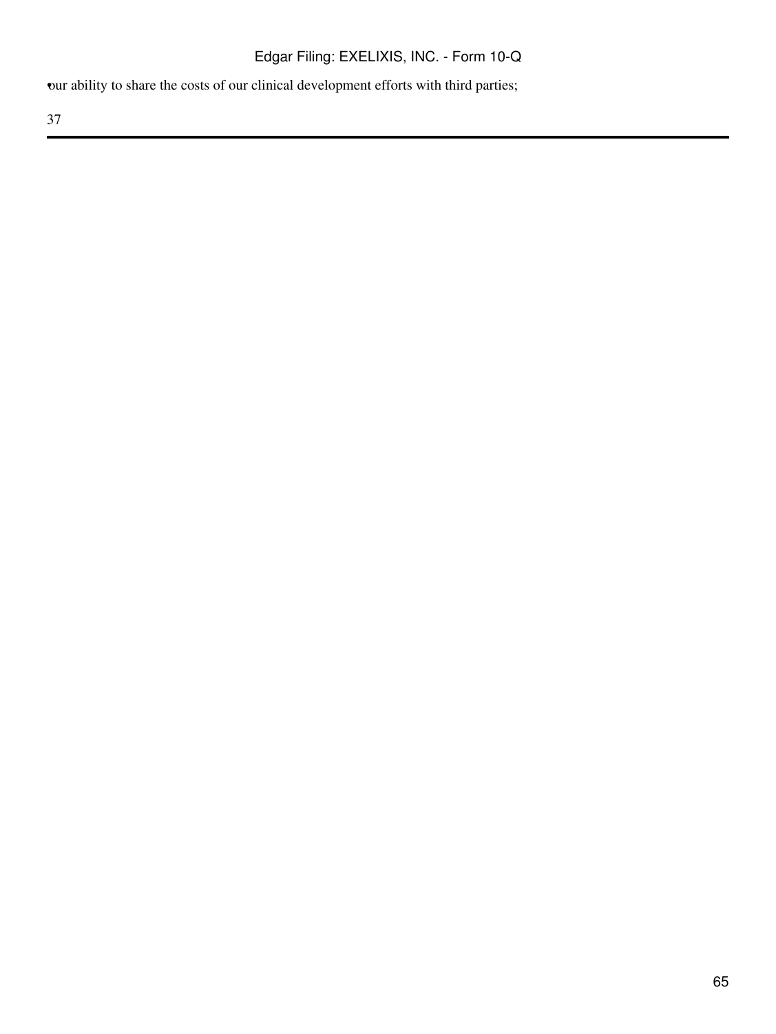- our ability to share the costs of our clinical development efforts with third parties;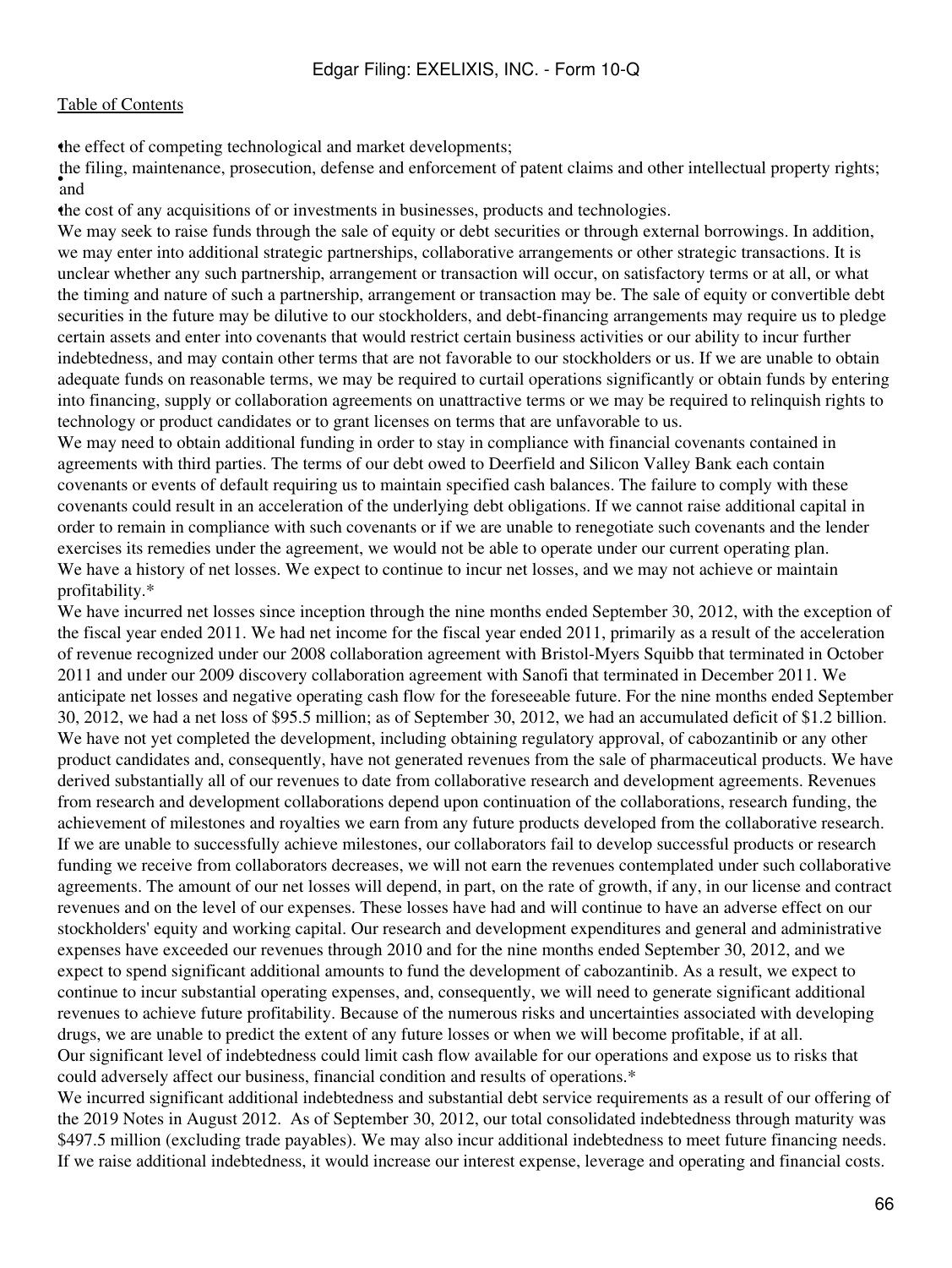- the effect of competing technological and market developments;
- the filing, maintenance, prosecution, defense and enforcement of patent claims and other intellectual property rights; and
- the cost of any acquisitions of or investments in businesses, products and technologies.

We may seek to raise funds through the sale of equity or debt securities or through external borrowings. In addition, we may enter into additional strategic partnerships, collaborative arrangements or other strategic transactions. It is unclear whether any such partnership, arrangement or transaction will occur, on satisfactory terms or at all, or what the timing and nature of such a partnership, arrangement or transaction may be. The sale of equity or convertible debt securities in the future may be dilutive to our stockholders, and debt-financing arrangements may require us to pledge certain assets and enter into covenants that would restrict certain business activities or our ability to incur further indebtedness, and may contain other terms that are not favorable to our stockholders or us. If we are unable to obtain adequate funds on reasonable terms, we may be required to curtail operations significantly or obtain funds by entering into financing, supply or collaboration agreements on unattractive terms or we may be required to relinquish rights to technology or product candidates or to grant licenses on terms that are unfavorable to us.

We may need to obtain additional funding in order to stay in compliance with financial covenants contained in agreements with third parties. The terms of our debt owed to Deerfield and Silicon Valley Bank each contain covenants or events of default requiring us to maintain specified cash balances. The failure to comply with these covenants could result in an acceleration of the underlying debt obligations. If we cannot raise additional capital in order to remain in compliance with such covenants or if we are unable to renegotiate such covenants and the lender exercises its remedies under the agreement, we would not be able to operate under our current operating plan.

We have a history of net losses. We expect to continue to incur net losses, and we may not achieve or maintain profitability.*

We have incurred net losses since inception through the nine months ended September 30, 2012, with the exception of the fiscal year ended 2011. We had net income for the fiscal year ended 2011, primarily as a result of the acceleration of revenue recognized under our 2008 collaboration agreement with Bristol-Myers Squibb that terminated in October 2011 and under our 2009 discovery collaboration agreement with Sanofi that terminated in December 2011. We anticipate net losses and negative operating cash flow for the foreseeable future. For the nine months ended September 30, 2012, we had a net loss of $95.5 million; as of September 30, 2012, we had an accumulated deficit of $1.2 billion. We have not yet completed the development, including obtaining regulatory approval, of cabozantinib or any other product candidates and, consequently, have not generated revenues from the sale of pharmaceutical products. We have derived substantially all of our revenues to date from collaborative research and development agreements. Revenues from research and development collaborations depend upon continuation of the collaborations, research funding, the achievement of milestones and royalties we earn from any future products developed from the collaborative research. If we are unable to successfully achieve milestones, our collaborators fail to develop successful products or research funding we receive from collaborators decreases, we will not earn the revenues contemplated under such collaborative agreements. The amount of our net losses will depend, in part, on the rate of growth, if any, in our license and contract revenues and on the level of our expenses. These losses have had and will continue to have an adverse effect on our stockholders' equity and working capital. Our research and development expenditures and general and administrative expenses have exceeded our revenues through 2010 and for the nine months ended September 30, 2012, and we expect to spend significant additional amounts to fund the development of cabozantinib. As a result, we expect to continue to incur substantial operating expenses, and, consequently, we will need to generate significant additional revenues to achieve future profitability. Because of the numerous risks and uncertainties associated with developing drugs, we are unable to predict the extent of any future losses or when we will become profitable, if at all.

Our significant level of indebtedness could limit cash flow available for our operations and expose us to risks that could adversely affect our business, financial condition and results of operations.*

We incurred significant additional indebtedness and substantial debt service requirements as a result of our offering of the 2019 Notes in August 2012. As of September 30, 2012, our total consolidated indebtedness through maturity was $497.5 million (excluding trade payables). We may also incur additional indebtedness to meet future financing needs. If we raise additional indebtedness, it would increase our interest expense, leverage and operating and financial costs.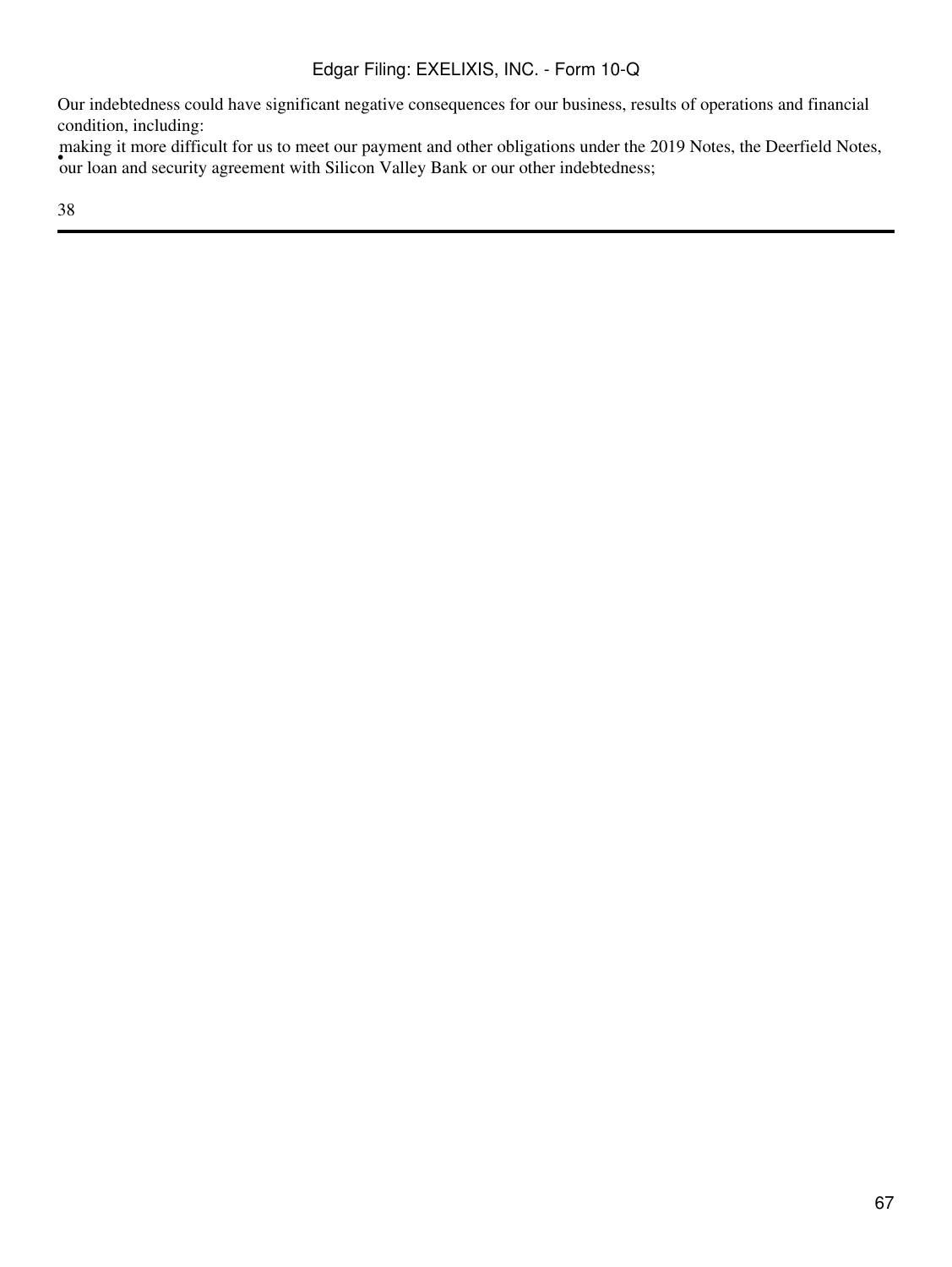Our indebtedness could have significant negative consequences for our business, results of operations and financial condition, including:

- making it more difficult for us to meet our payment and other obligations under the 2019 Notes, the Deerfield Notes, our loan and security agreement with Silicon Valley Bank or our other indebtedness;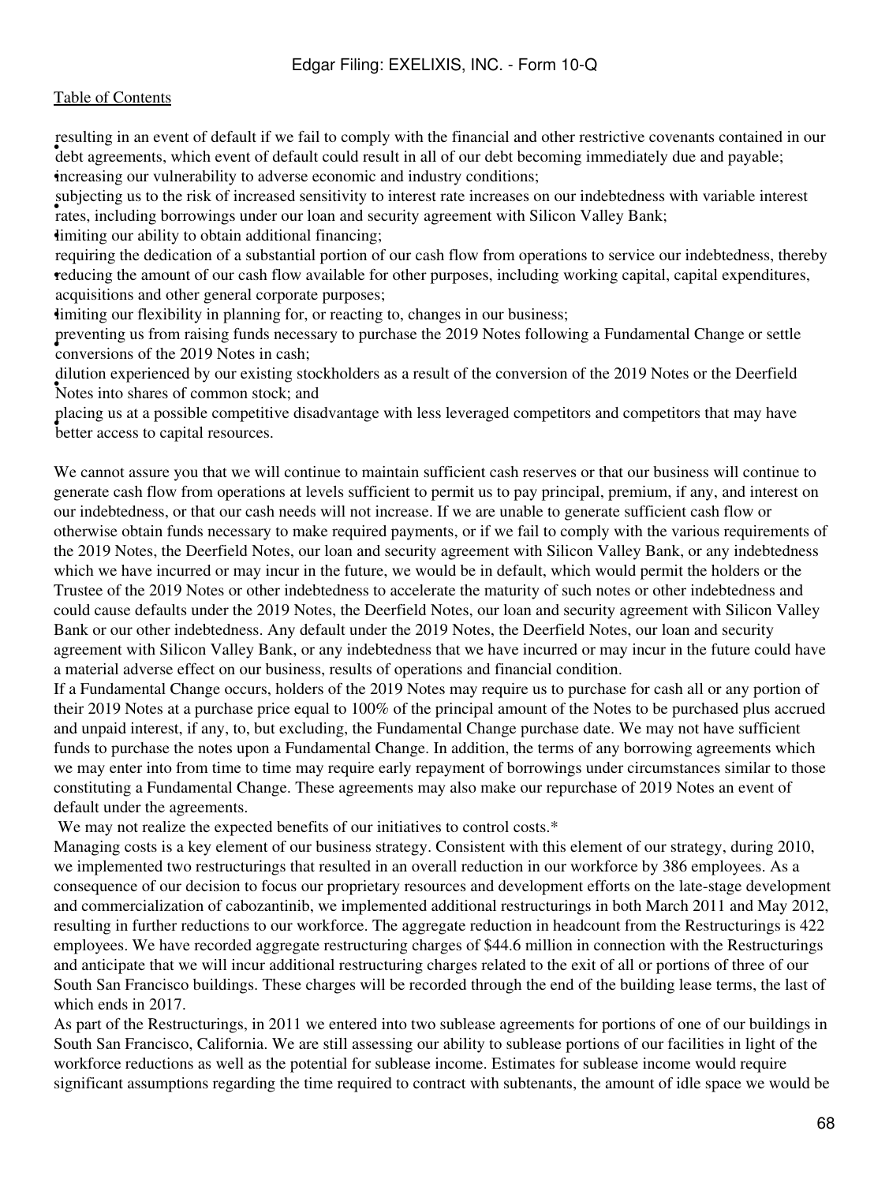- resulting in an event of default if we fail to comply with the financial and other restrictive covenants contained in our debt agreements, which event of default could result in all of our debt becoming immediately due and payable;
- increasing our vulnerability to adverse economic and industry conditions;
- subjecting us to the risk of increased sensitivity to interest rate increases on our indebtedness with variable interest rates, including borrowings under our loan and security agreement with Silicon Valley Bank;
- limiting our ability to obtain additional financing;
- requiring the dedication of a substantial portion of our cash flow from operations to service our indebtedness, thereby reducing the amount of our cash flow available for other purposes, including working capital, capital expenditures, acquisitions and other general corporate purposes;
- limiting our flexibility in planning for, or reacting to, changes in our business;
- preventing us from raising funds necessary to purchase the 2019 Notes following a Fundamental Change or settle conversions of the 2019 Notes in cash;
- dilution experienced by our existing stockholders as a result of the conversion of the 2019 Notes or the Deerfield Notes into shares of common stock; and
- placing us at a possible competitive disadvantage with less leveraged competitors and competitors that may have better access to capital resources.

We cannot assure you that we will continue to maintain sufficient cash reserves or that our business will continue to generate cash flow from operations at levels sufficient to permit us to pay principal, premium, if any, and interest on our indebtedness, or that our cash needs will not increase. If we are unable to generate sufficient cash flow or otherwise obtain funds necessary to make required payments, or if we fail to comply with the various requirements of the 2019 Notes, the Deerfield Notes, our loan and security agreement with Silicon Valley Bank, or any indebtedness which we have incurred or may incur in the future, we would be in default, which would permit the holders or the Trustee of the 2019 Notes or other indebtedness to accelerate the maturity of such notes or other indebtedness and could cause defaults under the 2019 Notes, the Deerfield Notes, our loan and security agreement with Silicon Valley Bank or our other indebtedness. Any default under the 2019 Notes, the Deerfield Notes, our loan and security agreement with Silicon Valley Bank, or any indebtedness that we have incurred or may incur in the future could have a material adverse effect on our business, results of operations and financial condition.

If a Fundamental Change occurs, holders of the 2019 Notes may require us to purchase for cash all or any portion of their 2019 Notes at a purchase price equal to 100% of the principal amount of the Notes to be purchased plus accrued and unpaid interest, if any, to, but excluding, the Fundamental Change purchase date. We may not have sufficient funds to purchase the notes upon a Fundamental Change. In addition, the terms of any borrowing agreements which we may enter into from time to time may require early repayment of borrowings under circumstances similar to those constituting a Fundamental Change. These agreements may also make our repurchase of 2019 Notes an event of default under the agreements.

We may not realize the expected benefits of our initiatives to control costs.*

Managing costs is a key element of our business strategy. Consistent with this element of our strategy, during 2010, we implemented two restructurings that resulted in an overall reduction in our workforce by 386 employees. As a consequence of our decision to focus our proprietary resources and development efforts on the late-stage development and commercialization of cabozantinib, we implemented additional restructurings in both March 2011 and May 2012, resulting in further reductions to our workforce. The aggregate reduction in headcount from the Restructurings is 422 employees. We have recorded aggregate restructuring charges of $44.6 million in connection with the Restructurings and anticipate that we will incur additional restructuring charges related to the exit of all or portions of three of our South San Francisco buildings. These charges will be recorded through the end of the building lease terms, the last of which ends in 2017.

As part of the Restructurings, in 2011 we entered into two sublease agreements for portions of one of our buildings in South San Francisco, California. We are still assessing our ability to sublease portions of our facilities in light of the workforce reductions as well as the potential for sublease income. Estimates for sublease income would require significant assumptions regarding the time required to contract with subtenants, the amount of idle space we would be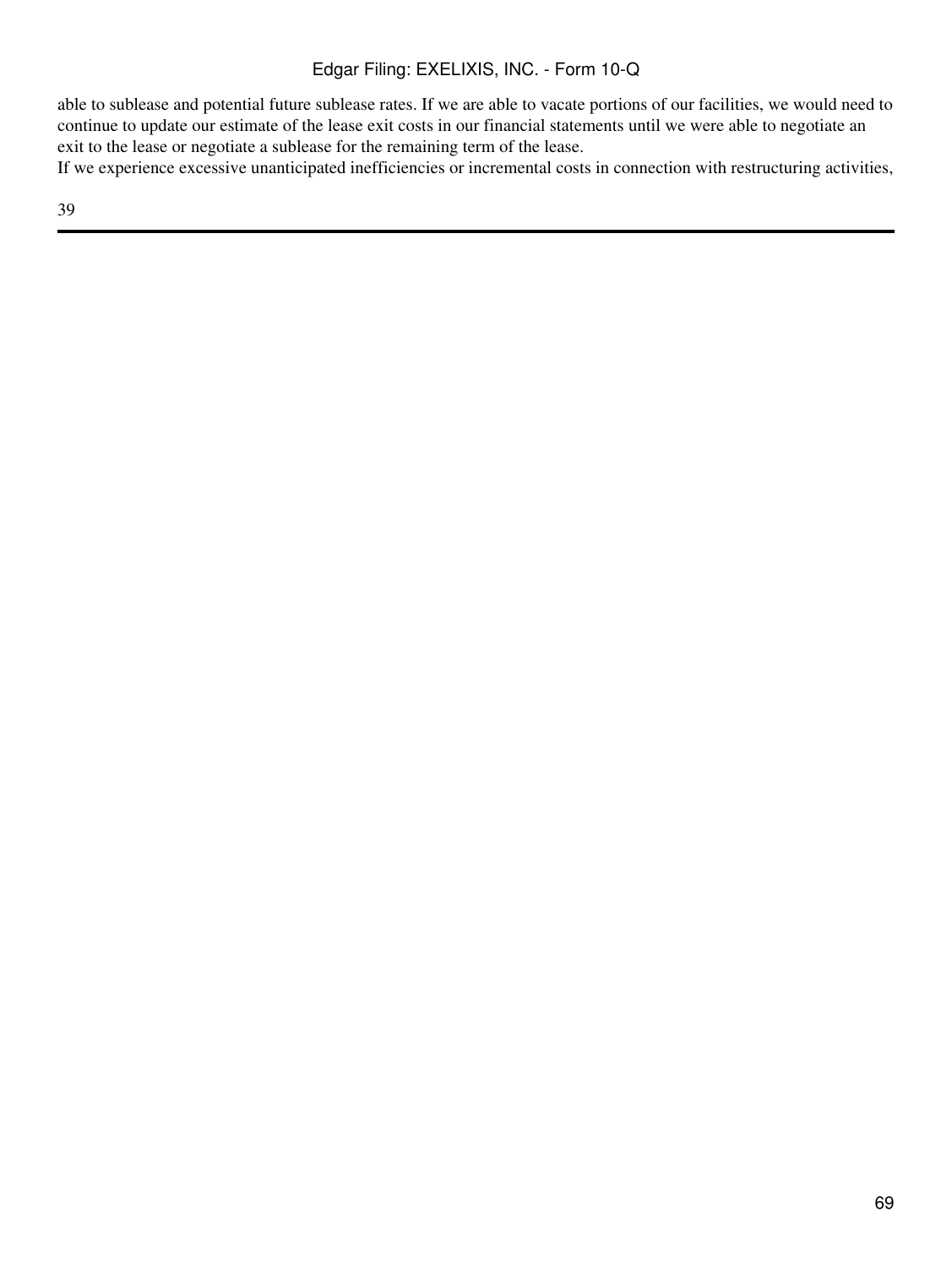able to sublease and potential future sublease rates. If we are able to vacate portions of our facilities, we would need to continue to update our estimate of the lease exit costs in our financial statements until we were able to negotiate an exit to the lease or negotiate a sublease for the remaining term of the lease.

If we experience excessive unanticipated inefficiencies or incremental costs in connection with restructuring activities,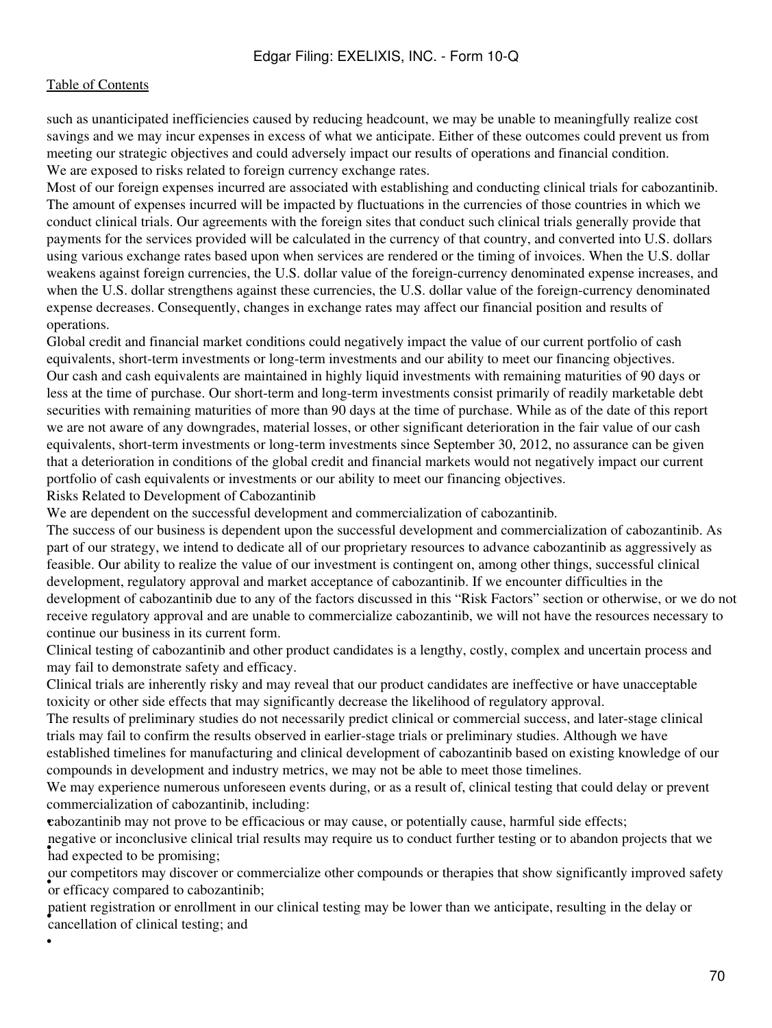such as unanticipated inefficiencies caused by reducing headcount, we may be unable to meaningfully realize cost savings and we may incur expenses in excess of what we anticipate. Either of these outcomes could prevent us from meeting our strategic objectives and could adversely impact our results of operations and financial condition.

We are exposed to risks related to foreign currency exchange rates.

Most of our foreign expenses incurred are associated with establishing and conducting clinical trials for cabozantinib. The amount of expenses incurred will be impacted by fluctuations in the currencies of those countries in which we conduct clinical trials. Our agreements with the foreign sites that conduct such clinical trials generally provide that payments for the services provided will be calculated in the currency of that country, and converted into U.S. dollars using various exchange rates based upon when services are rendered or the timing of invoices. When the U.S. dollar weakens against foreign currencies, the U.S. dollar value of the foreign-currency denominated expense increases, and when the U.S. dollar strengthens against these currencies, the U.S. dollar value of the foreign-currency denominated expense decreases. Consequently, changes in exchange rates may affect our financial position and results of operations.

Global credit and financial market conditions could negatively impact the value of our current portfolio of cash equivalents, short-term investments or long-term investments and our ability to meet our financing objectives.

Our cash and cash equivalents are maintained in highly liquid investments with remaining maturities of 90 days or less at the time of purchase. Our short-term and long-term investments consist primarily of readily marketable debt securities with remaining maturities of more than 90 days at the time of purchase. While as of the date of this report we are not aware of any downgrades, material losses, or other significant deterioration in the fair value of our cash equivalents, short-term investments or long-term investments since September 30, 2012, no assurance can be given that a deterioration in conditions of the global credit and financial markets would not negatively impact our current portfolio of cash equivalents or investments or our ability to meet our financing objectives.

Risks Related to Development of Cabozantinib

We are dependent on the successful development and commercialization of cabozantinib.

The success of our business is dependent upon the successful development and commercialization of cabozantinib. As part of our strategy, we intend to dedicate all of our proprietary resources to advance cabozantinib as aggressively as feasible. Our ability to realize the value of our investment is contingent on, among other things, successful clinical development, regulatory approval and market acceptance of cabozantinib. If we encounter difficulties in the development of cabozantinib due to any of the factors discussed in this "Risk Factors" section or otherwise, or we do not receive regulatory approval and are unable to commercialize cabozantinib, we will not have the resources necessary to continue our business in its current form.

Clinical testing of cabozantinib and other product candidates is a lengthy, costly, complex and uncertain process and may fail to demonstrate safety and efficacy.

Clinical trials are inherently risky and may reveal that our product candidates are ineffective or have unacceptable toxicity or other side effects that may significantly decrease the likelihood of regulatory approval.

The results of preliminary studies do not necessarily predict clinical or commercial success, and later-stage clinical trials may fail to confirm the results observed in earlier-stage trials or preliminary studies. Although we have established timelines for manufacturing and clinical development of cabozantinib based on existing knowledge of our compounds in development and industry metrics, we may not be able to meet those timelines.

We may experience numerous unforeseen events during, or as a result of, clinical testing that could delay or prevent commercialization of cabozantinib, including:

- cabozantinib may not prove to be efficacious or may cause, or potentially cause, harmful side effects;
- negative or inconclusive clinical trial results may require us to conduct further testing or to abandon projects that we had expected to be promising;
- our competitors may discover or commercialize other compounds or therapies that show significantly improved safety or efficacy compared to cabozantinib;
- patient registration or enrollment in our clinical testing may be lower than we anticipate, resulting in the delay or cancellation of clinical testing; and
-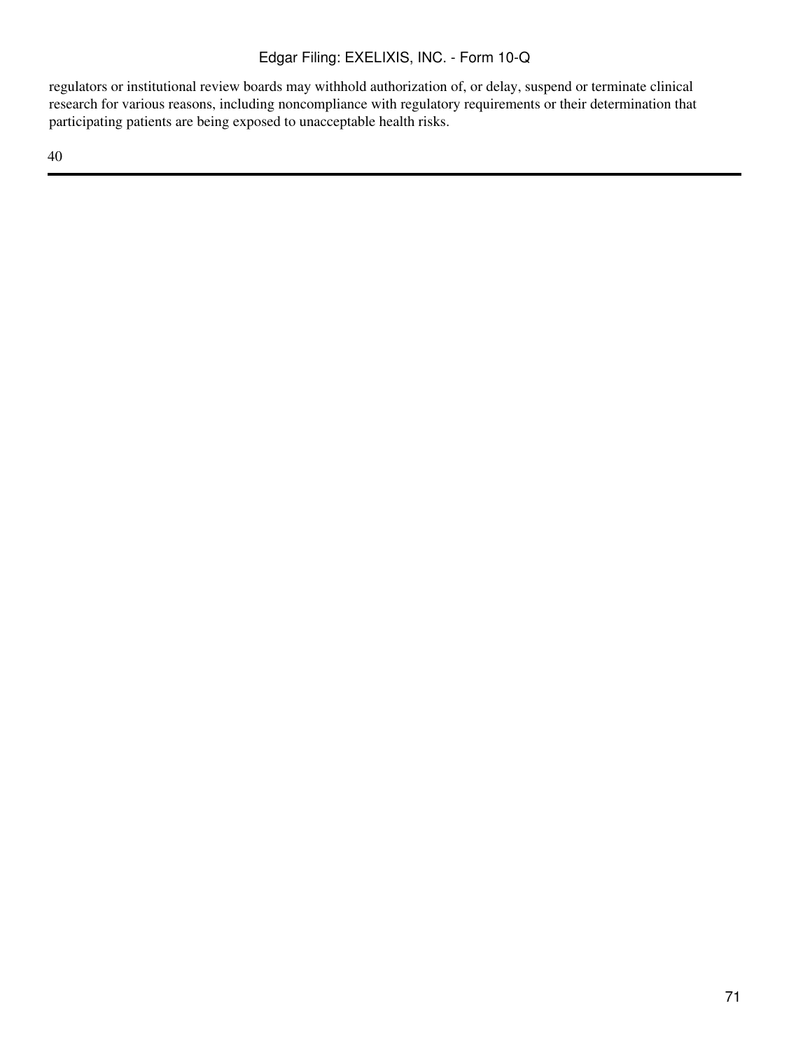regulators or institutional review boards may withhold authorization of, or delay, suspend or terminate clinical research for various reasons, including noncompliance with regulatory requirements or their determination that participating patients are being exposed to unacceptable health risks.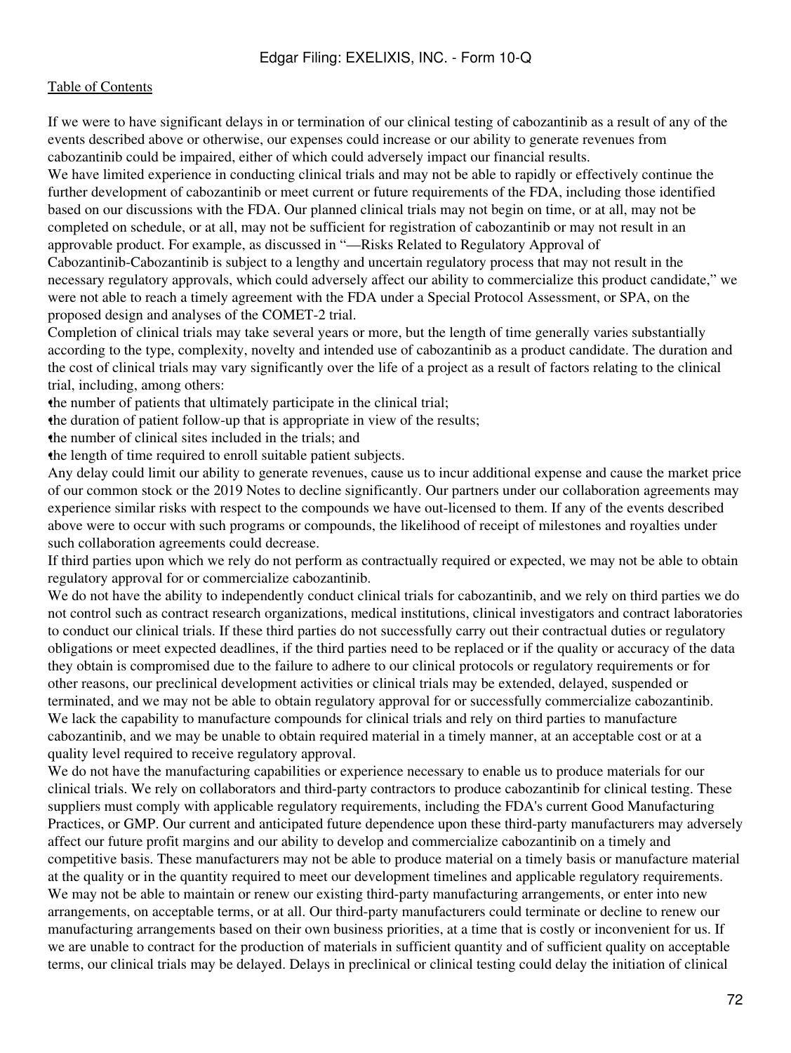If we were to have significant delays in or termination of our clinical testing of cabozantinib as a result of any of the events described above or otherwise, our expenses could increase or our ability to generate revenues from cabozantinib could be impaired, either of which could adversely impact our financial results.

We have limited experience in conducting clinical trials and may not be able to rapidly or effectively continue the further development of cabozantinib or meet current or future requirements of the FDA, including those identified based on our discussions with the FDA. Our planned clinical trials may not begin on time, or at all, may not be completed on schedule, or at all, may not be sufficient for registration of cabozantinib or may not result in an approvable product. For example, as discussed in "—Risks Related to Regulatory Approval of Cabozantinib-Cabozantinib is subject to a lengthy and uncertain regulatory process that may not result in the necessary regulatory approvals, which could adversely affect our ability to commercialize this product candidate," we were not able to reach a timely agreement with the FDA under a Special Protocol Assessment, or SPA, on the proposed design and analyses of the COMET-2 trial.

Completion of clinical trials may take several years or more, but the length of time generally varies substantially according to the type, complexity, novelty and intended use of cabozantinib as a product candidate. The duration and the cost of clinical trials may vary significantly over the life of a project as a result of factors relating to the clinical trial, including, among others:

- the number of patients that ultimately participate in the clinical trial;
- the duration of patient follow-up that is appropriate in view of the results;
- the number of clinical sites included in the trials; and
- the length of time required to enroll suitable patient subjects.

Any delay could limit our ability to generate revenues, cause us to incur additional expense and cause the market price of our common stock or the 2019 Notes to decline significantly. Our partners under our collaboration agreements may experience similar risks with respect to the compounds we have out-licensed to them. If any of the events described above were to occur with such programs or compounds, the likelihood of receipt of milestones and royalties under such collaboration agreements could decrease.

If third parties upon which we rely do not perform as contractually required or expected, we may not be able to obtain regulatory approval for or commercialize cabozantinib.

We do not have the ability to independently conduct clinical trials for cabozantinib, and we rely on third parties we do not control such as contract research organizations, medical institutions, clinical investigators and contract laboratories to conduct our clinical trials. If these third parties do not successfully carry out their contractual duties or regulatory obligations or meet expected deadlines, if the third parties need to be replaced or if the quality or accuracy of the data they obtain is compromised due to the failure to adhere to our clinical protocols or regulatory requirements or for other reasons, our preclinical development activities or clinical trials may be extended, delayed, suspended or terminated, and we may not be able to obtain regulatory approval for or successfully commercialize cabozantinib.

We lack the capability to manufacture compounds for clinical trials and rely on third parties to manufacture cabozantinib, and we may be unable to obtain required material in a timely manner, at an acceptable cost or at a quality level required to receive regulatory approval.

We do not have the manufacturing capabilities or experience necessary to enable us to produce materials for our clinical trials. We rely on collaborators and third-party contractors to produce cabozantinib for clinical testing. These suppliers must comply with applicable regulatory requirements, including the FDA's current Good Manufacturing Practices, or GMP. Our current and anticipated future dependence upon these third-party manufacturers may adversely affect our future profit margins and our ability to develop and commercialize cabozantinib on a timely and competitive basis. These manufacturers may not be able to produce material on a timely basis or manufacture material at the quality or in the quantity required to meet our development timelines and applicable regulatory requirements. We may not be able to maintain or renew our existing third-party manufacturing arrangements, or enter into new arrangements, on acceptable terms, or at all. Our third-party manufacturers could terminate or decline to renew our manufacturing arrangements based on their own business priorities, at a time that is costly or inconvenient for us. If we are unable to contract for the production of materials in sufficient quantity and of sufficient quality on acceptable terms, our clinical trials may be delayed. Delays in preclinical or clinical testing could delay the initiation of clinical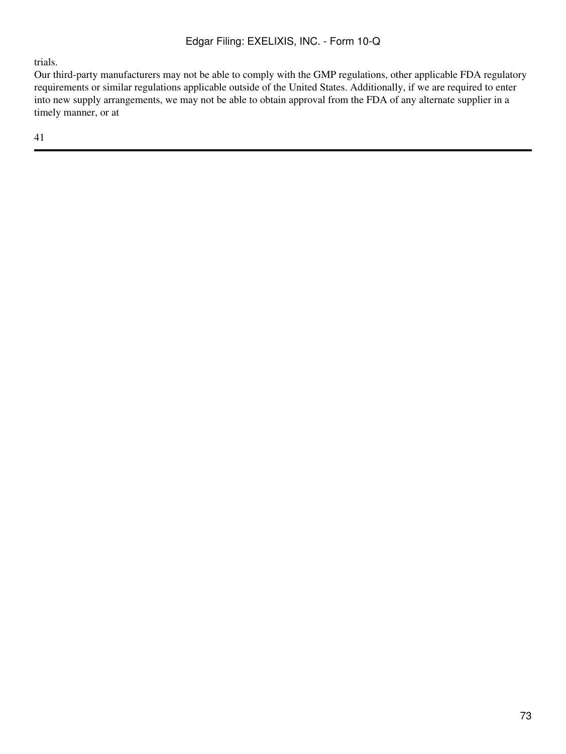trials.

Our third-party manufacturers may not be able to comply with the GMP regulations, other applicable FDA regulatory requirements or similar regulations applicable outside of the United States. Additionally, if we are required to enter into new supply arrangements, we may not be able to obtain approval from the FDA of any alternate supplier in a timely manner, or at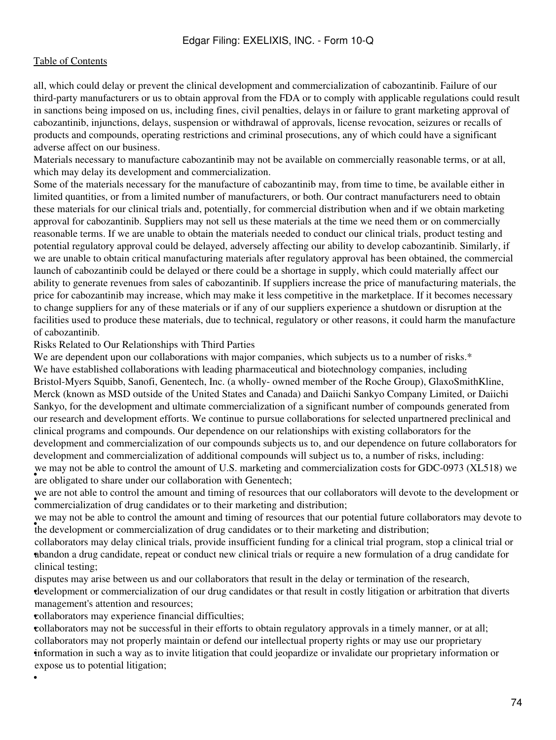all, which could delay or prevent the clinical development and commercialization of cabozantinib. Failure of our third-party manufacturers or us to obtain approval from the FDA or to comply with applicable regulations could result in sanctions being imposed on us, including fines, civil penalties, delays in or failure to grant marketing approval of cabozantinib, injunctions, delays, suspension or withdrawal of approvals, license revocation, seizures or recalls of products and compounds, operating restrictions and criminal prosecutions, any of which could have a significant adverse affect on our business.

Materials necessary to manufacture cabozantinib may not be available on commercially reasonable terms, or at all, which may delay its development and commercialization.

Some of the materials necessary for the manufacture of cabozantinib may, from time to time, be available either in limited quantities, or from a limited number of manufacturers, or both. Our contract manufacturers need to obtain these materials for our clinical trials and, potentially, for commercial distribution when and if we obtain marketing approval for cabozantinib. Suppliers may not sell us these materials at the time we need them or on commercially reasonable terms. If we are unable to obtain the materials needed to conduct our clinical trials, product testing and potential regulatory approval could be delayed, adversely affecting our ability to develop cabozantinib. Similarly, if we are unable to obtain critical manufacturing materials after regulatory approval has been obtained, the commercial launch of cabozantinib could be delayed or there could be a shortage in supply, which could materially affect our ability to generate revenues from sales of cabozantinib. If suppliers increase the price of manufacturing materials, the price for cabozantinib may increase, which may make it less competitive in the marketplace. If it becomes necessary to change suppliers for any of these materials or if any of our suppliers experience a shutdown or disruption at the facilities used to produce these materials, due to technical, regulatory or other reasons, it could harm the manufacture of cabozantinib.

Risks Related to Our Relationships with Third Parties

We are dependent upon our collaborations with major companies, which subjects us to a number of risks.*

We have established collaborations with leading pharmaceutical and biotechnology companies, including Bristol-Myers Squibb, Sanofi, Genentech, Inc. (a wholly- owned member of the Roche Group), GlaxoSmithKline, Merck (known as MSD outside of the United States and Canada) and Daiichi Sankyo Company Limited, or Daiichi Sankyo, for the development and ultimate commercialization of a significant number of compounds generated from our research and development efforts. We continue to pursue collaborations for selected unpartnered preclinical and clinical programs and compounds. Our dependence on our relationships with existing collaborators for the development and commercialization of our compounds subjects us to, and our dependence on future collaborators for development and commercialization of additional compounds will subject us to, a number of risks, including:

- we may not be able to control the amount of U.S. marketing and commercialization costs for GDC-0973 (XL518) we are obligated to share under our collaboration with Genentech;
- we are not able to control the amount and timing of resources that our collaborators will devote to the development or commercialization of drug candidates or to their marketing and distribution;
- we may not be able to control the amount and timing of resources that our potential future collaborators may devote to the development or commercialization of drug candidates or to their marketing and distribution;
- collaborators may delay clinical trials, provide insufficient funding for a clinical trial program, stop a clinical trial or abandon a drug candidate, repeat or conduct new clinical trials or require a new formulation of a drug candidate for clinical testing;
- disputes may arise between us and our collaborators that result in the delay or termination of the research, development or commercialization of our drug candidates or that result in costly litigation or arbitration that diverts management's attention and resources;
- collaborators may experience financial difficulties;
- collaborators may not be successful in their efforts to obtain regulatory approvals in a timely manner, or at all;
- collaborators may not properly maintain or defend our intellectual property rights or may use our proprietary information in such a way as to invite litigation that could jeopardize or invalidate our proprietary information or expose us to potential litigation;
-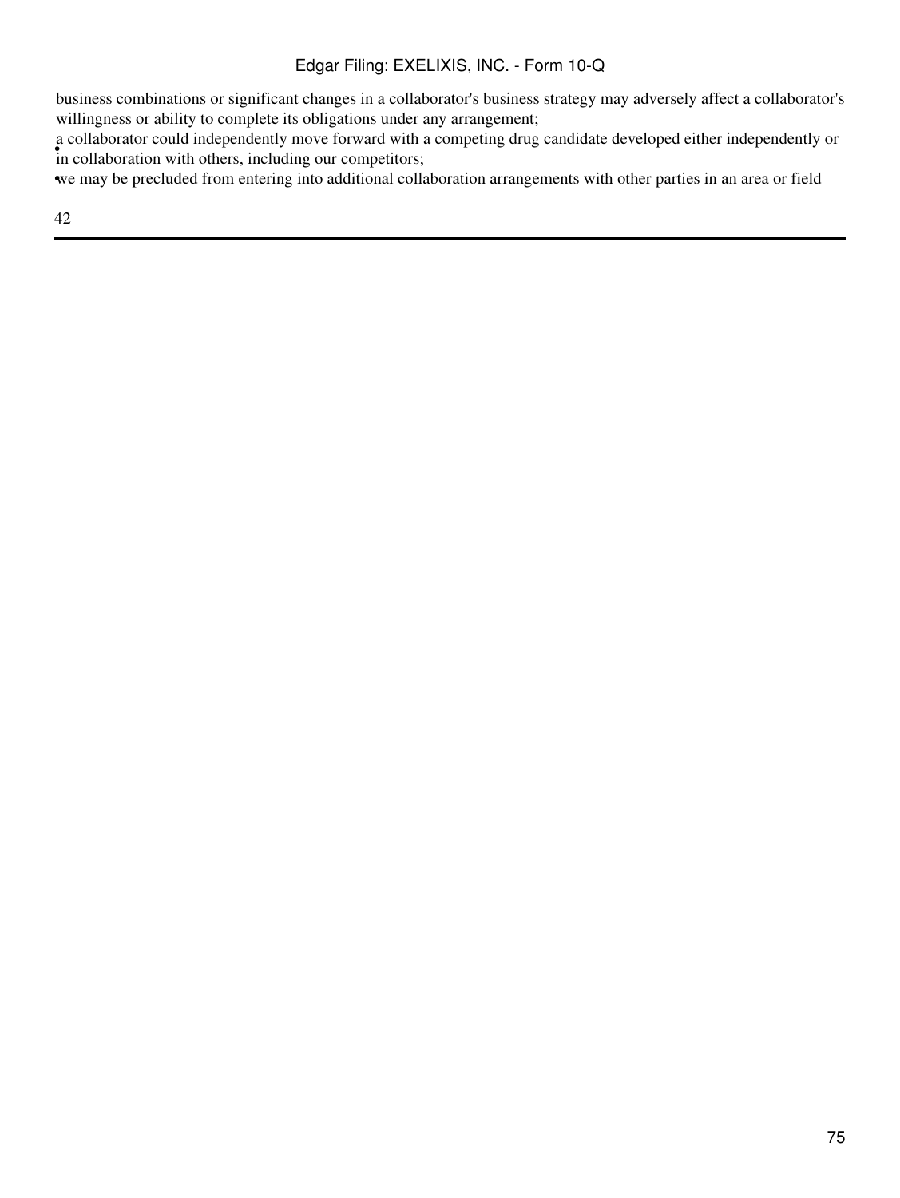business combinations or significant changes in a collaborator's business strategy may adversely affect a collaborator's willingness or ability to complete its obligations under any arrangement;

- a collaborator could independently move forward with a competing drug candidate developed either independently or in collaboration with others, including our competitors;
- we may be precluded from entering into additional collaboration arrangements with other parties in an area or field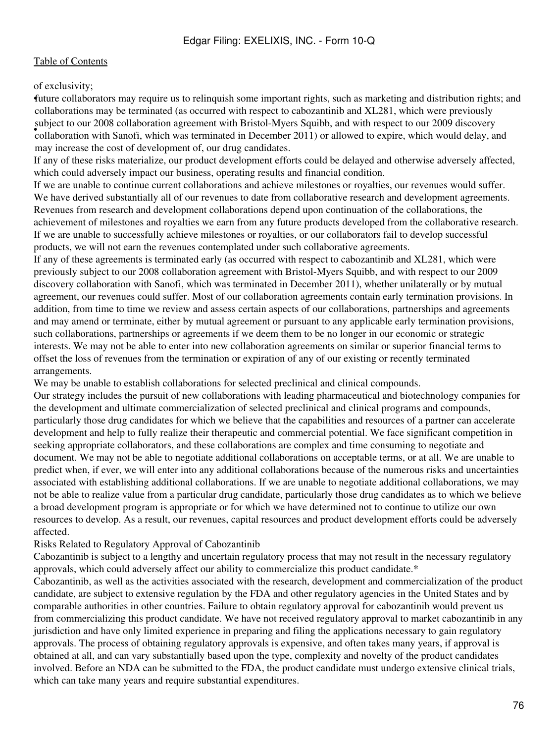of exclusivity;

- future collaborators may require us to relinquish some important rights, such as marketing and distribution rights; and
- collaborations may be terminated (as occurred with respect to cabozantinib and XL281, which were previously subject to our 2008 collaboration agreement with Bristol-Myers Squibb, and with respect to our 2009 discovery collaboration with Sanofi, which was terminated in December 2011) or allowed to expire, which would delay, and may increase the cost of development of, our drug candidates.

If any of these risks materialize, our product development efforts could be delayed and otherwise adversely affected, which could adversely impact our business, operating results and financial condition.

If we are unable to continue current collaborations and achieve milestones or royalties, our revenues would suffer.

We have derived substantially all of our revenues to date from collaborative research and development agreements. Revenues from research and development collaborations depend upon continuation of the collaborations, the achievement of milestones and royalties we earn from any future products developed from the collaborative research. If we are unable to successfully achieve milestones or royalties, or our collaborators fail to develop successful products, we will not earn the revenues contemplated under such collaborative agreements.

If any of these agreements is terminated early (as occurred with respect to cabozantinib and XL281, which were previously subject to our 2008 collaboration agreement with Bristol-Myers Squibb, and with respect to our 2009 discovery collaboration with Sanofi, which was terminated in December 2011), whether unilaterally or by mutual agreement, our revenues could suffer. Most of our collaboration agreements contain early termination provisions. In addition, from time to time we review and assess certain aspects of our collaborations, partnerships and agreements and may amend or terminate, either by mutual agreement or pursuant to any applicable early termination provisions, such collaborations, partnerships or agreements if we deem them to be no longer in our economic or strategic interests. We may not be able to enter into new collaboration agreements on similar or superior financial terms to offset the loss of revenues from the termination or expiration of any of our existing or recently terminated arrangements.

We may be unable to establish collaborations for selected preclinical and clinical compounds.

Our strategy includes the pursuit of new collaborations with leading pharmaceutical and biotechnology companies for the development and ultimate commercialization of selected preclinical and clinical programs and compounds, particularly those drug candidates for which we believe that the capabilities and resources of a partner can accelerate development and help to fully realize their therapeutic and commercial potential. We face significant competition in seeking appropriate collaborators, and these collaborations are complex and time consuming to negotiate and document. We may not be able to negotiate additional collaborations on acceptable terms, or at all. We are unable to predict when, if ever, we will enter into any additional collaborations because of the numerous risks and uncertainties associated with establishing additional collaborations. If we are unable to negotiate additional collaborations, we may not be able to realize value from a particular drug candidate, particularly those drug candidates as to which we believe a broad development program is appropriate or for which we have determined not to continue to utilize our own resources to develop. As a result, our revenues, capital resources and product development efforts could be adversely affected.

Risks Related to Regulatory Approval of Cabozantinib

Cabozantinib is subject to a lengthy and uncertain regulatory process that may not result in the necessary regulatory approvals, which could adversely affect our ability to commercialize this product candidate.*

Cabozantinib, as well as the activities associated with the research, development and commercialization of the product candidate, are subject to extensive regulation by the FDA and other regulatory agencies in the United States and by comparable authorities in other countries. Failure to obtain regulatory approval for cabozantinib would prevent us from commercializing this product candidate. We have not received regulatory approval to market cabozantinib in any jurisdiction and have only limited experience in preparing and filing the applications necessary to gain regulatory approvals. The process of obtaining regulatory approvals is expensive, and often takes many years, if approval is obtained at all, and can vary substantially based upon the type, complexity and novelty of the product candidates involved. Before an NDA can be submitted to the FDA, the product candidate must undergo extensive clinical trials, which can take many years and require substantial expenditures.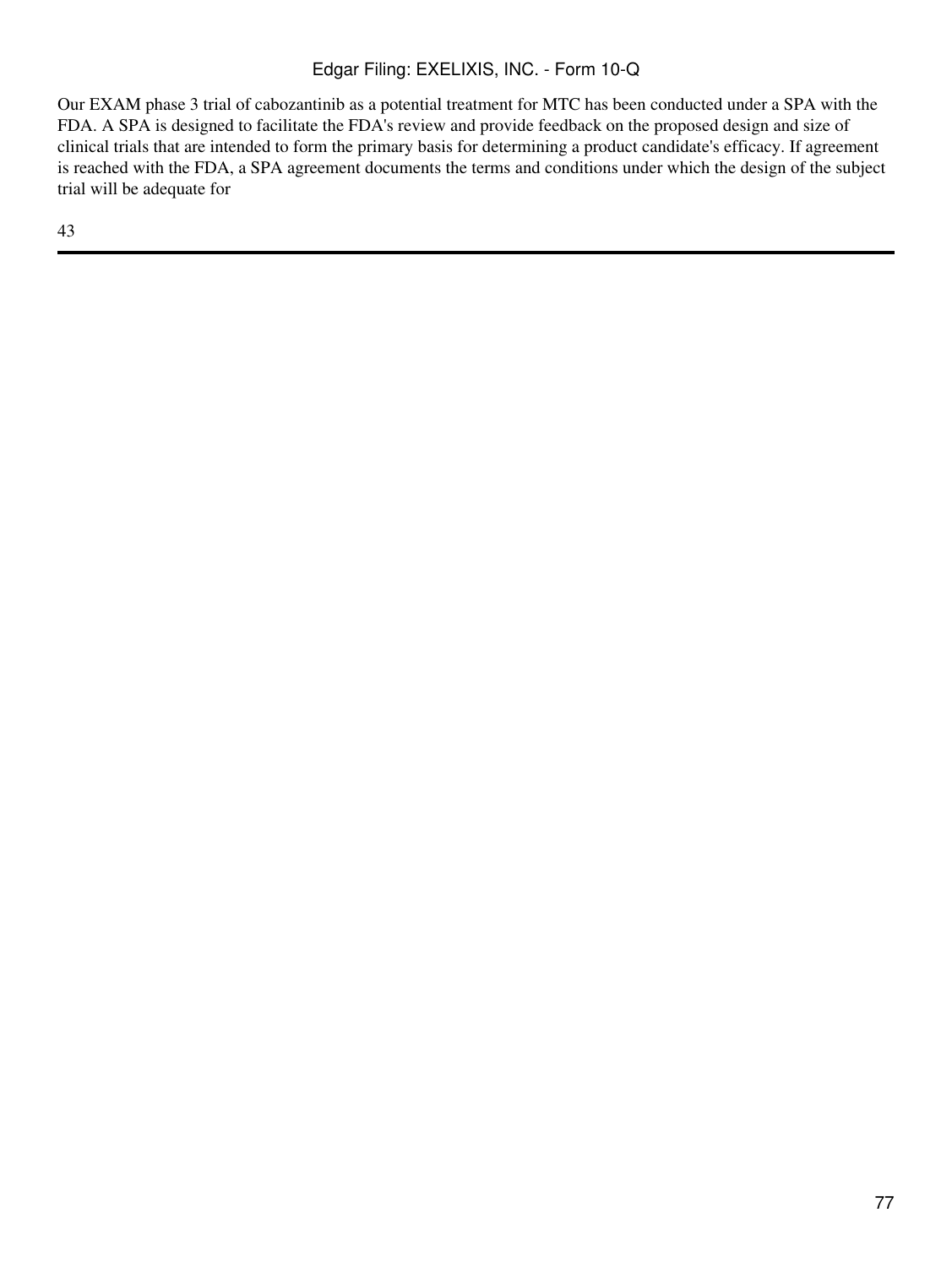Our EXAM phase 3 trial of cabozantinib as a potential treatment for MTC has been conducted under a SPA with the FDA. A SPA is designed to facilitate the FDA's review and provide feedback on the proposed design and size of clinical trials that are intended to form the primary basis for determining a product candidate's efficacy. If agreement is reached with the FDA, a SPA agreement documents the terms and conditions under which the design of the subject trial will be adequate for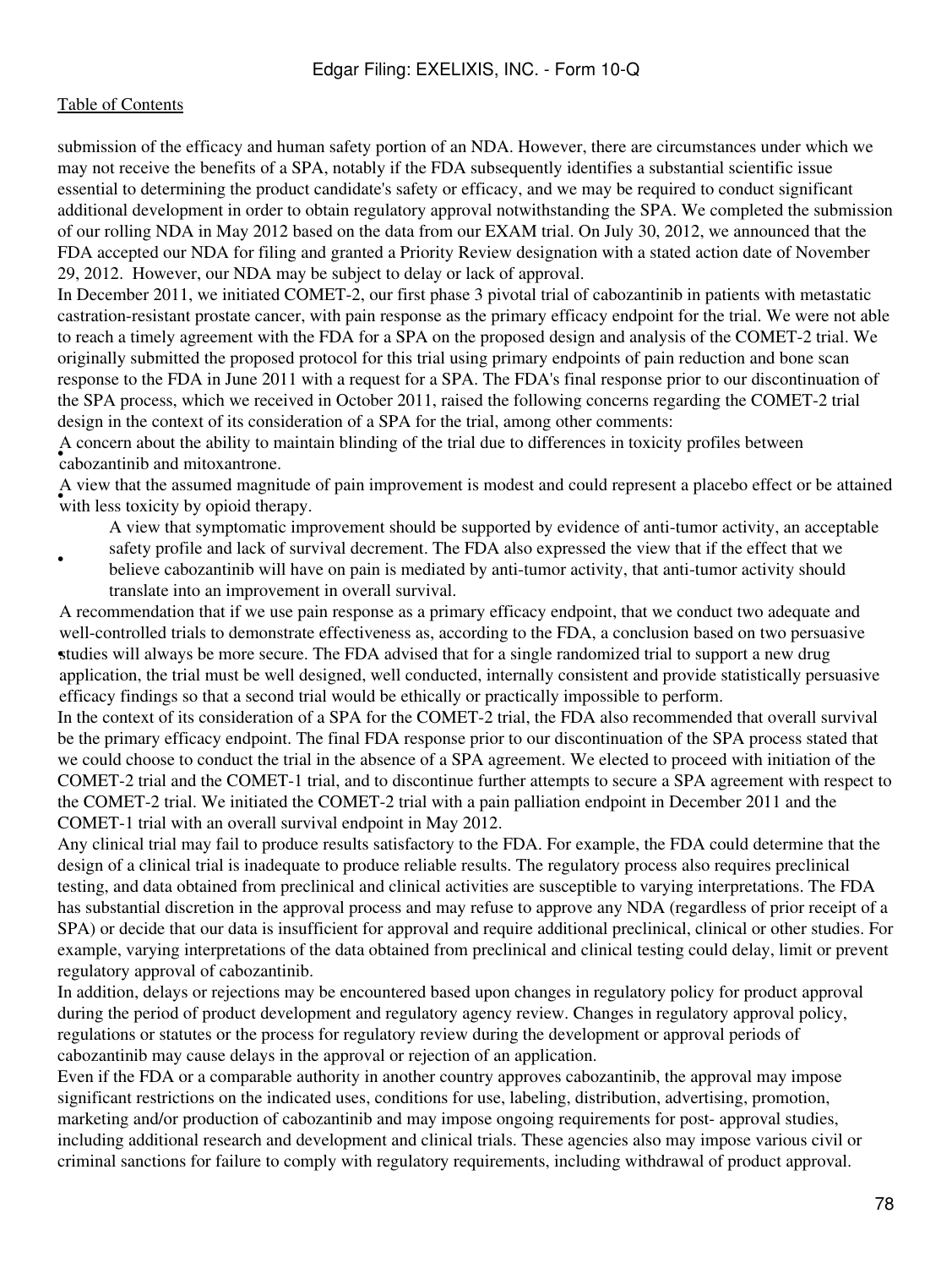submission of the efficacy and human safety portion of an NDA. However, there are circumstances under which we may not receive the benefits of a SPA, notably if the FDA subsequently identifies a substantial scientific issue essential to determining the product candidate's safety or efficacy, and we may be required to conduct significant additional development in order to obtain regulatory approval notwithstanding the SPA. We completed the submission of our rolling NDA in May 2012 based on the data from our EXAM trial. On July 30, 2012, we announced that the FDA accepted our NDA for filing and granted a Priority Review designation with a stated action date of November 29, 2012. However, our NDA may be subject to delay or lack of approval.

In December 2011, we initiated COMET-2, our first phase 3 pivotal trial of cabozantinib in patients with metastatic castration-resistant prostate cancer, with pain response as the primary efficacy endpoint for the trial. We were not able to reach a timely agreement with the FDA for a SPA on the proposed design and analysis of the COMET-2 trial. We originally submitted the proposed protocol for this trial using primary endpoints of pain reduction and bone scan response to the FDA in June 2011 with a request for a SPA. The FDA's final response prior to our discontinuation of the SPA process, which we received in October 2011, raised the following concerns regarding the COMET-2 trial design in the context of its consideration of a SPA for the trial, among other comments:

- A concern about the ability to maintain blinding of the trial due to differences in toxicity profiles between cabozantinib and mitoxantrone.
- A view that the assumed magnitude of pain improvement is modest and could represent a placebo effect or be attained with less toxicity by opioid therapy.
- A view that symptomatic improvement should be supported by evidence of anti-tumor activity, an acceptable safety profile and lack of survival decrement. The FDA also expressed the view that if the effect that we believe cabozantinib will have on pain is mediated by anti-tumor activity, that anti-tumor activity should translate into an improvement in overall survival.
- A recommendation that if we use pain response as a primary efficacy endpoint, that we conduct two adequate and well-controlled trials to demonstrate effectiveness as, according to the FDA, a conclusion based on two persuasive studies will always be more secure. The FDA advised that for a single randomized trial to support a new drug application, the trial must be well designed, well conducted, internally consistent and provide statistically persuasive efficacy findings so that a second trial would be ethically or practically impossible to perform.

In the context of its consideration of a SPA for the COMET-2 trial, the FDA also recommended that overall survival be the primary efficacy endpoint. The final FDA response prior to our discontinuation of the SPA process stated that we could choose to conduct the trial in the absence of a SPA agreement. We elected to proceed with initiation of the COMET-2 trial and the COMET-1 trial, and to discontinue further attempts to secure a SPA agreement with respect to the COMET-2 trial. We initiated the COMET-2 trial with a pain palliation endpoint in December 2011 and the COMET-1 trial with an overall survival endpoint in May 2012.

Any clinical trial may fail to produce results satisfactory to the FDA. For example, the FDA could determine that the design of a clinical trial is inadequate to produce reliable results. The regulatory process also requires preclinical testing, and data obtained from preclinical and clinical activities are susceptible to varying interpretations. The FDA has substantial discretion in the approval process and may refuse to approve any NDA (regardless of prior receipt of a SPA) or decide that our data is insufficient for approval and require additional preclinical, clinical or other studies. For example, varying interpretations of the data obtained from preclinical and clinical testing could delay, limit or prevent regulatory approval of cabozantinib.

In addition, delays or rejections may be encountered based upon changes in regulatory policy for product approval during the period of product development and regulatory agency review. Changes in regulatory approval policy, regulations or statutes or the process for regulatory review during the development or approval periods of cabozantinib may cause delays in the approval or rejection of an application.

Even if the FDA or a comparable authority in another country approves cabozantinib, the approval may impose significant restrictions on the indicated uses, conditions for use, labeling, distribution, advertising, promotion, marketing and/or production of cabozantinib and may impose ongoing requirements for post- approval studies, including additional research and development and clinical trials. These agencies also may impose various civil or criminal sanctions for failure to comply with regulatory requirements, including withdrawal of product approval.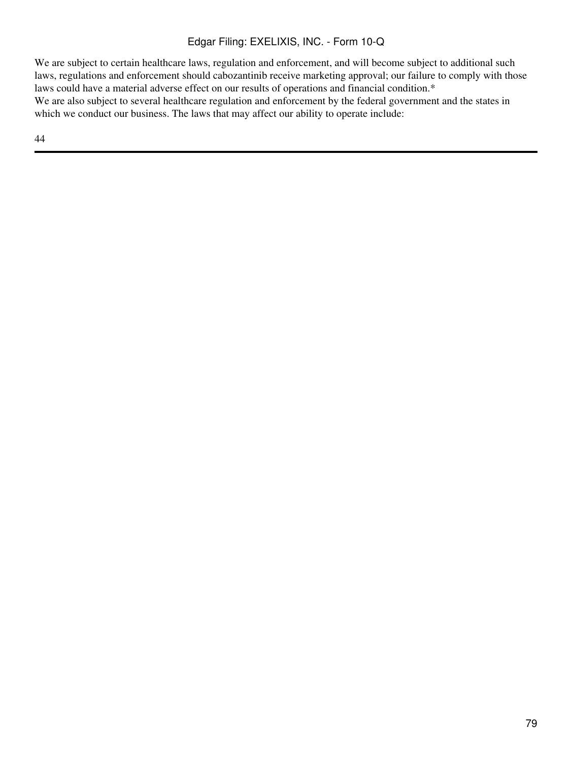We are subject to certain healthcare laws, regulation and enforcement, and will become subject to additional such laws, regulations and enforcement should cabozantinib receive marketing approval; our failure to comply with those laws could have a material adverse effect on our results of operations and financial condition.*

We are also subject to several healthcare regulation and enforcement by the federal government and the states in which we conduct our business. The laws that may affect our ability to operate include: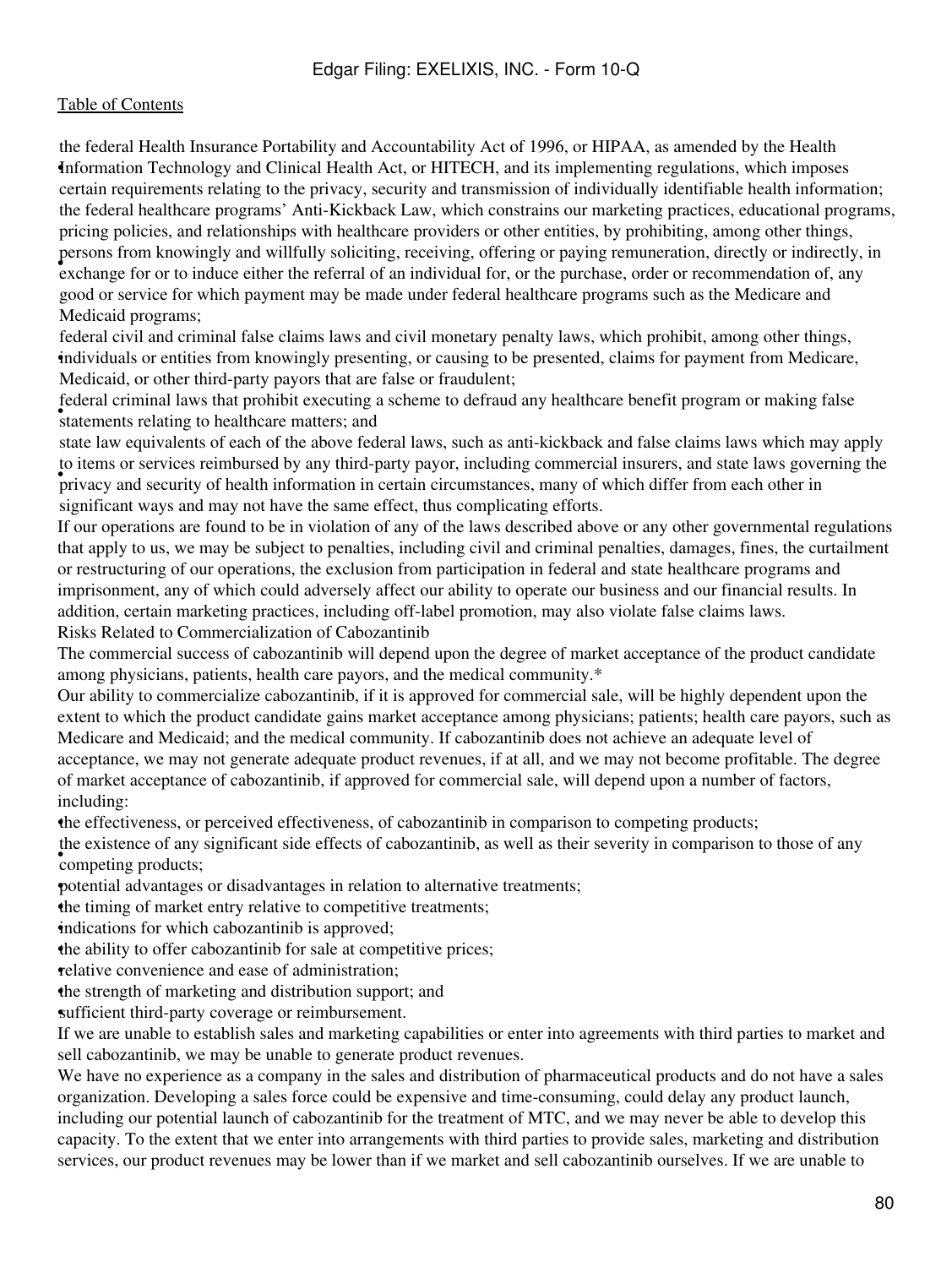- the federal Health Insurance Portability and Accountability Act of 1996, or HIPAA, as amended by the Health Information Technology and Clinical Health Act, or HITECH, and its implementing regulations, which imposes certain requirements relating to the privacy, security and transmission of individually identifiable health information;
- the federal healthcare programs' Anti-Kickback Law, which constrains our marketing practices, educational programs, pricing policies, and relationships with healthcare providers or other entities, by prohibiting, among other things, persons from knowingly and willfully soliciting, receiving, offering or paying remuneration, directly or indirectly, in exchange for or to induce either the referral of an individual for, or the purchase, order or recommendation of, any good or service for which payment may be made under federal healthcare programs such as the Medicare and Medicaid programs;
- federal civil and criminal false claims laws and civil monetary penalty laws, which prohibit, among other things, individuals or entities from knowingly presenting, or causing to be presented, claims for payment from Medicare, Medicaid, or other third-party payors that are false or fraudulent;
- federal criminal laws that prohibit executing a scheme to defraud any healthcare benefit program or making false statements relating to healthcare matters; and
- state law equivalents of each of the above federal laws, such as anti-kickback and false claims laws which may apply to items or services reimbursed by any third-party payor, including commercial insurers, and state laws governing the privacy and security of health information in certain circumstances, many of which differ from each other in significant ways and may not have the same effect, thus complicating efforts.

If our operations are found to be in violation of any of the laws described above or any other governmental regulations that apply to us, we may be subject to penalties, including civil and criminal penalties, damages, fines, the curtailment or restructuring of our operations, the exclusion from participation in federal and state healthcare programs and imprisonment, any of which could adversely affect our ability to operate our business and our financial results. In addition, certain marketing practices, including off-label promotion, may also violate false claims laws.

## Risks Related to Commercialization of Cabozantinib

**The commercial success of cabozantinib will depend upon the degree of market acceptance of the product candidate among physicians, patients, health care payors, and the medical community.***

Our ability to commercialize cabozantinib, if it is approved for commercial sale, will be highly dependent upon the extent to which the product candidate gains market acceptance among physicians; patients; health care payors, such as Medicare and Medicaid; and the medical community. If cabozantinib does not achieve an adequate level of acceptance, we may not generate adequate product revenues, if at all, and we may not become profitable. The degree of market acceptance of cabozantinib, if approved for commercial sale, will depend upon a number of factors, including:

- the effectiveness, or perceived effectiveness, of cabozantinib in comparison to competing products;
- the existence of any significant side effects of cabozantinib, as well as their severity in comparison to those of any competing products;
- potential advantages or disadvantages in relation to alternative treatments;
- the timing of market entry relative to competitive treatments;
- indications for which cabozantinib is approved;
- the ability to offer cabozantinib for sale at competitive prices;
- relative convenience and ease of administration;
- the strength of marketing and distribution support; and
- sufficient third-party coverage or reimbursement.

**If we are unable to establish sales and marketing capabilities or enter into agreements with third parties to market and sell cabozantinib, we may be unable to generate product revenues.**

We have no experience as a company in the sales and distribution of pharmaceutical products and do not have a sales organization. Developing a sales force could be expensive and time-consuming, could delay any product launch, including our potential launch of cabozantinib for the treatment of MTC, and we may never be able to develop this capacity. To the extent that we enter into arrangements with third parties to provide sales, marketing and distribution services, our product revenues may be lower than if we market and sell cabozantinib ourselves. If we are unable to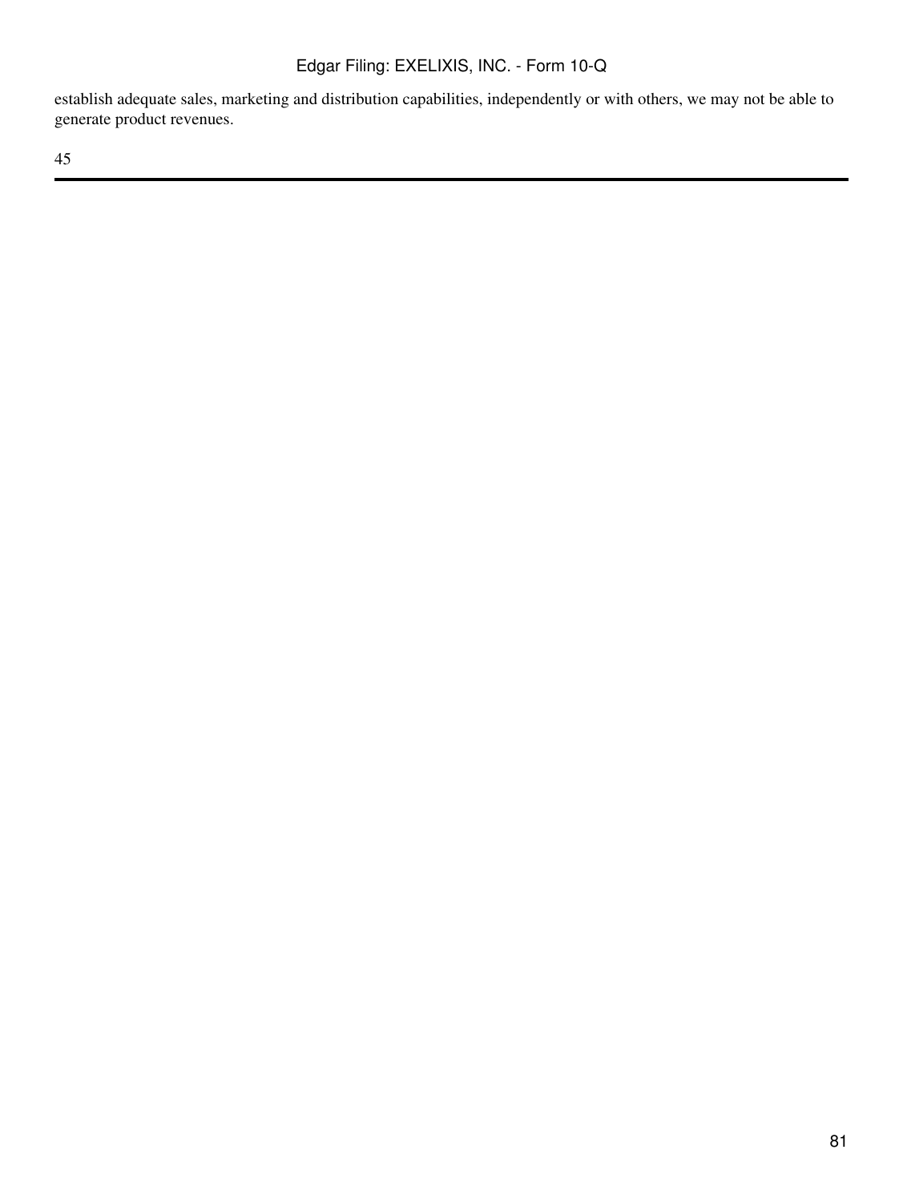establish adequate sales, marketing and distribution capabilities, independently or with others, we may not be able to generate product revenues.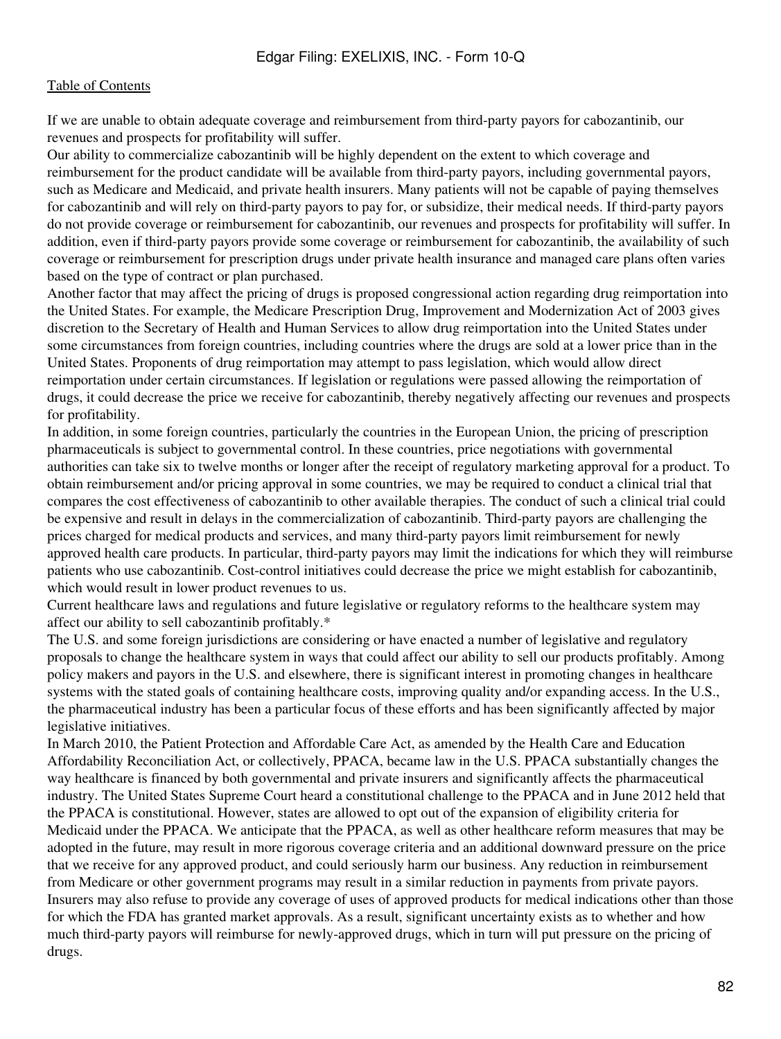If we are unable to obtain adequate coverage and reimbursement from third-party payors for cabozantinib, our revenues and prospects for profitability will suffer.

Our ability to commercialize cabozantinib will be highly dependent on the extent to which coverage and reimbursement for the product candidate will be available from third-party payors, including governmental payors, such as Medicare and Medicaid, and private health insurers. Many patients will not be capable of paying themselves for cabozantinib and will rely on third-party payors to pay for, or subsidize, their medical needs. If third-party payors do not provide coverage or reimbursement for cabozantinib, our revenues and prospects for profitability will suffer. In addition, even if third-party payors provide some coverage or reimbursement for cabozantinib, the availability of such coverage or reimbursement for prescription drugs under private health insurance and managed care plans often varies based on the type of contract or plan purchased.

Another factor that may affect the pricing of drugs is proposed congressional action regarding drug reimportation into the United States. For example, the Medicare Prescription Drug, Improvement and Modernization Act of 2003 gives discretion to the Secretary of Health and Human Services to allow drug reimportation into the United States under some circumstances from foreign countries, including countries where the drugs are sold at a lower price than in the United States. Proponents of drug reimportation may attempt to pass legislation, which would allow direct reimportation under certain circumstances. If legislation or regulations were passed allowing the reimportation of drugs, it could decrease the price we receive for cabozantinib, thereby negatively affecting our revenues and prospects for profitability.

In addition, in some foreign countries, particularly the countries in the European Union, the pricing of prescription pharmaceuticals is subject to governmental control. In these countries, price negotiations with governmental authorities can take six to twelve months or longer after the receipt of regulatory marketing approval for a product. To obtain reimbursement and/or pricing approval in some countries, we may be required to conduct a clinical trial that compares the cost effectiveness of cabozantinib to other available therapies. The conduct of such a clinical trial could be expensive and result in delays in the commercialization of cabozantinib. Third-party payors are challenging the prices charged for medical products and services, and many third-party payors limit reimbursement for newly approved health care products. In particular, third-party payors may limit the indications for which they will reimburse patients who use cabozantinib. Cost-control initiatives could decrease the price we might establish for cabozantinib, which would result in lower product revenues to us.

Current healthcare laws and regulations and future legislative or regulatory reforms to the healthcare system may affect our ability to sell cabozantinib profitably.*

The U.S. and some foreign jurisdictions are considering or have enacted a number of legislative and regulatory proposals to change the healthcare system in ways that could affect our ability to sell our products profitably. Among policy makers and payors in the U.S. and elsewhere, there is significant interest in promoting changes in healthcare systems with the stated goals of containing healthcare costs, improving quality and/or expanding access. In the U.S., the pharmaceutical industry has been a particular focus of these efforts and has been significantly affected by major legislative initiatives.

In March 2010, the Patient Protection and Affordable Care Act, as amended by the Health Care and Education Affordability Reconciliation Act, or collectively, PPACA, became law in the U.S. PPACA substantially changes the way healthcare is financed by both governmental and private insurers and significantly affects the pharmaceutical industry. The United States Supreme Court heard a constitutional challenge to the PPACA and in June 2012 held that the PPACA is constitutional. However, states are allowed to opt out of the expansion of eligibility criteria for Medicaid under the PPACA. We anticipate that the PPACA, as well as other healthcare reform measures that may be adopted in the future, may result in more rigorous coverage criteria and an additional downward pressure on the price that we receive for any approved product, and could seriously harm our business. Any reduction in reimbursement from Medicare or other government programs may result in a similar reduction in payments from private payors. Insurers may also refuse to provide any coverage of uses of approved products for medical indications other than those for which the FDA has granted market approvals. As a result, significant uncertainty exists as to whether and how much third-party payors will reimburse for newly-approved drugs, which in turn will put pressure on the pricing of drugs.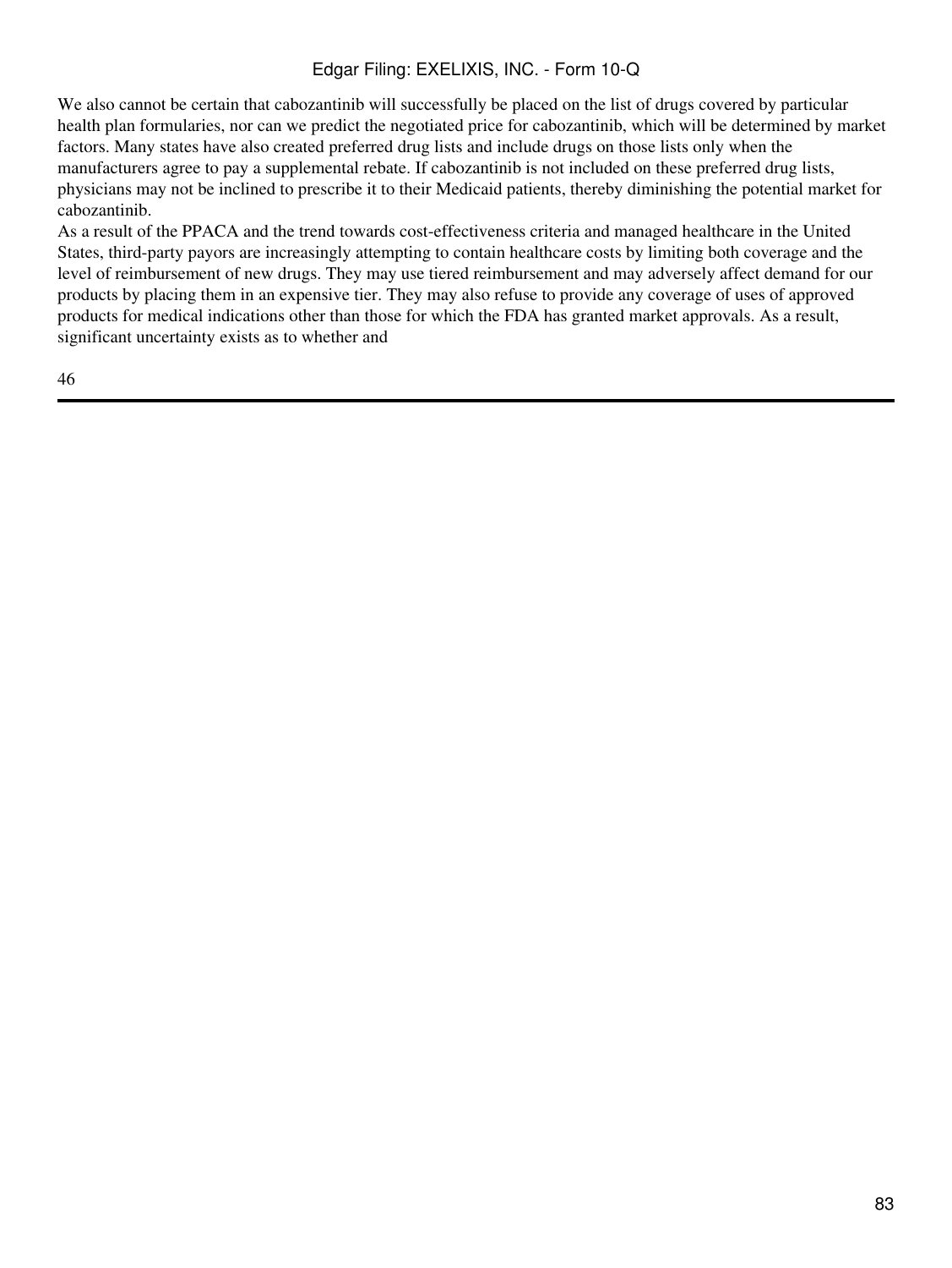We also cannot be certain that cabozantinib will successfully be placed on the list of drugs covered by particular health plan formularies, nor can we predict the negotiated price for cabozantinib, which will be determined by market factors. Many states have also created preferred drug lists and include drugs on those lists only when the manufacturers agree to pay a supplemental rebate. If cabozantinib is not included on these preferred drug lists, physicians may not be inclined to prescribe it to their Medicaid patients, thereby diminishing the potential market for cabozantinib.

As a result of the PPACA and the trend towards cost-effectiveness criteria and managed healthcare in the United States, third-party payors are increasingly attempting to contain healthcare costs by limiting both coverage and the level of reimbursement of new drugs. They may use tiered reimbursement and may adversely affect demand for our products by placing them in an expensive tier. They may also refuse to provide any coverage of uses of approved products for medical indications other than those for which the FDA has granted market approvals. As a result, significant uncertainty exists as to whether and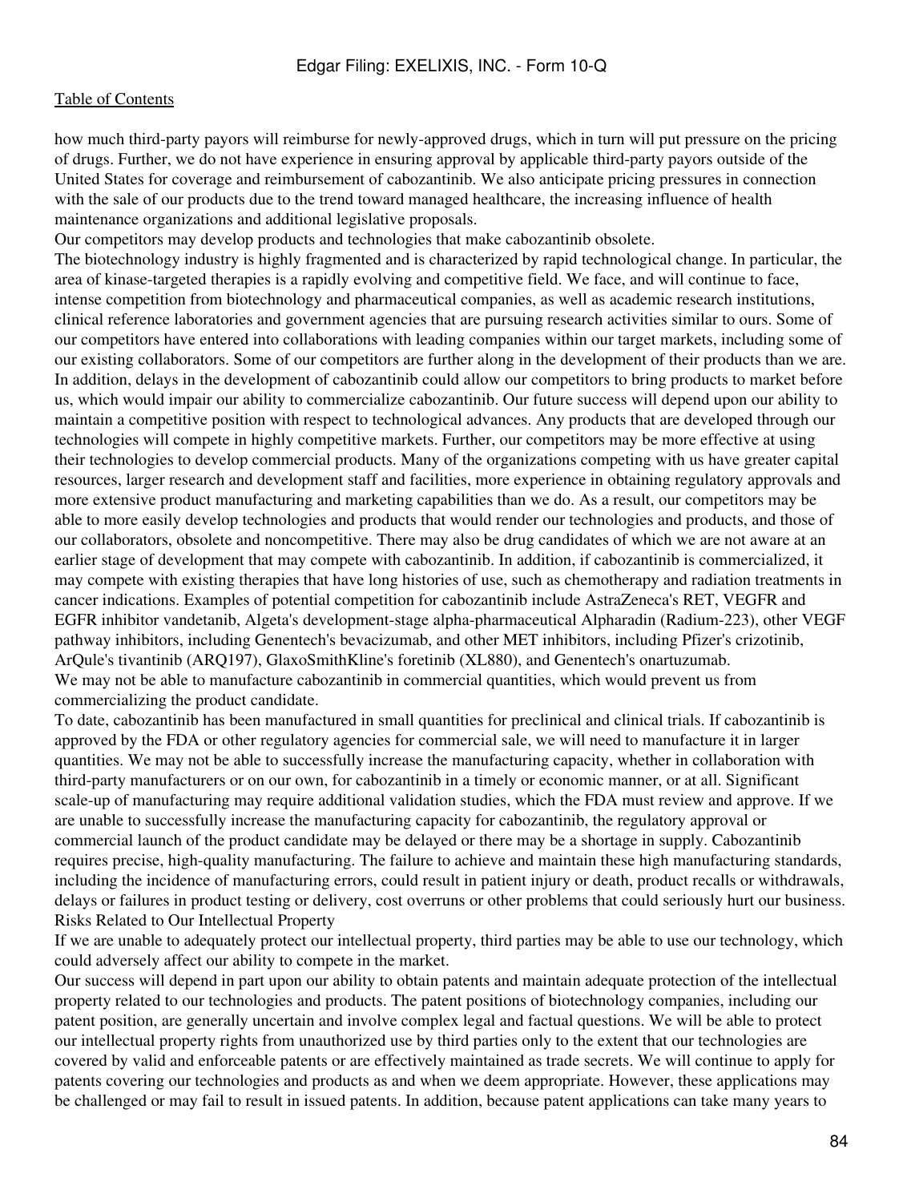how much third-party payors will reimburse for newly-approved drugs, which in turn will put pressure on the pricing of drugs. Further, we do not have experience in ensuring approval by applicable third-party payors outside of the United States for coverage and reimbursement of cabozantinib. We also anticipate pricing pressures in connection with the sale of our products due to the trend toward managed healthcare, the increasing influence of health maintenance organizations and additional legislative proposals.

Our competitors may develop products and technologies that make cabozantinib obsolete.

The biotechnology industry is highly fragmented and is characterized by rapid technological change. In particular, the area of kinase-targeted therapies is a rapidly evolving and competitive field. We face, and will continue to face, intense competition from biotechnology and pharmaceutical companies, as well as academic research institutions, clinical reference laboratories and government agencies that are pursuing research activities similar to ours. Some of our competitors have entered into collaborations with leading companies within our target markets, including some of our existing collaborators. Some of our competitors are further along in the development of their products than we are. In addition, delays in the development of cabozantinib could allow our competitors to bring products to market before us, which would impair our ability to commercialize cabozantinib. Our future success will depend upon our ability to maintain a competitive position with respect to technological advances. Any products that are developed through our technologies will compete in highly competitive markets. Further, our competitors may be more effective at using their technologies to develop commercial products. Many of the organizations competing with us have greater capital resources, larger research and development staff and facilities, more experience in obtaining regulatory approvals and more extensive product manufacturing and marketing capabilities than we do. As a result, our competitors may be able to more easily develop technologies and products that would render our technologies and products, and those of our collaborators, obsolete and noncompetitive. There may also be drug candidates of which we are not aware at an earlier stage of development that may compete with cabozantinib. In addition, if cabozantinib is commercialized, it may compete with existing therapies that have long histories of use, such as chemotherapy and radiation treatments in cancer indications. Examples of potential competition for cabozantinib include AstraZeneca's RET, VEGFR and EGFR inhibitor vandetanib, Algeta's development-stage alpha-pharmaceutical Alpharadin (Radium-223), other VEGF pathway inhibitors, including Genentech's bevacizumab, and other MET inhibitors, including Pfizer's crizotinib, ArQule's tivantinib (ARQ197), GlaxoSmithKline's foretinib (XL880), and Genentech's onartuzumab.

We may not be able to manufacture cabozantinib in commercial quantities, which would prevent us from commercializing the product candidate.

To date, cabozantinib has been manufactured in small quantities for preclinical and clinical trials. If cabozantinib is approved by the FDA or other regulatory agencies for commercial sale, we will need to manufacture it in larger quantities. We may not be able to successfully increase the manufacturing capacity, whether in collaboration with third-party manufacturers or on our own, for cabozantinib in a timely or economic manner, or at all. Significant scale-up of manufacturing may require additional validation studies, which the FDA must review and approve. If we are unable to successfully increase the manufacturing capacity for cabozantinib, the regulatory approval or commercial launch of the product candidate may be delayed or there may be a shortage in supply. Cabozantinib requires precise, high-quality manufacturing. The failure to achieve and maintain these high manufacturing standards, including the incidence of manufacturing errors, could result in patient injury or death, product recalls or withdrawals, delays or failures in product testing or delivery, cost overruns or other problems that could seriously hurt our business.

## Risks Related to Our Intellectual Property

If we are unable to adequately protect our intellectual property, third parties may be able to use our technology, which could adversely affect our ability to compete in the market.

Our success will depend in part upon our ability to obtain patents and maintain adequate protection of the intellectual property related to our technologies and products. The patent positions of biotechnology companies, including our patent position, are generally uncertain and involve complex legal and factual questions. We will be able to protect our intellectual property rights from unauthorized use by third parties only to the extent that our technologies are covered by valid and enforceable patents or are effectively maintained as trade secrets. We will continue to apply for patents covering our technologies and products as and when we deem appropriate. However, these applications may be challenged or may fail to result in issued patents. In addition, because patent applications can take many years to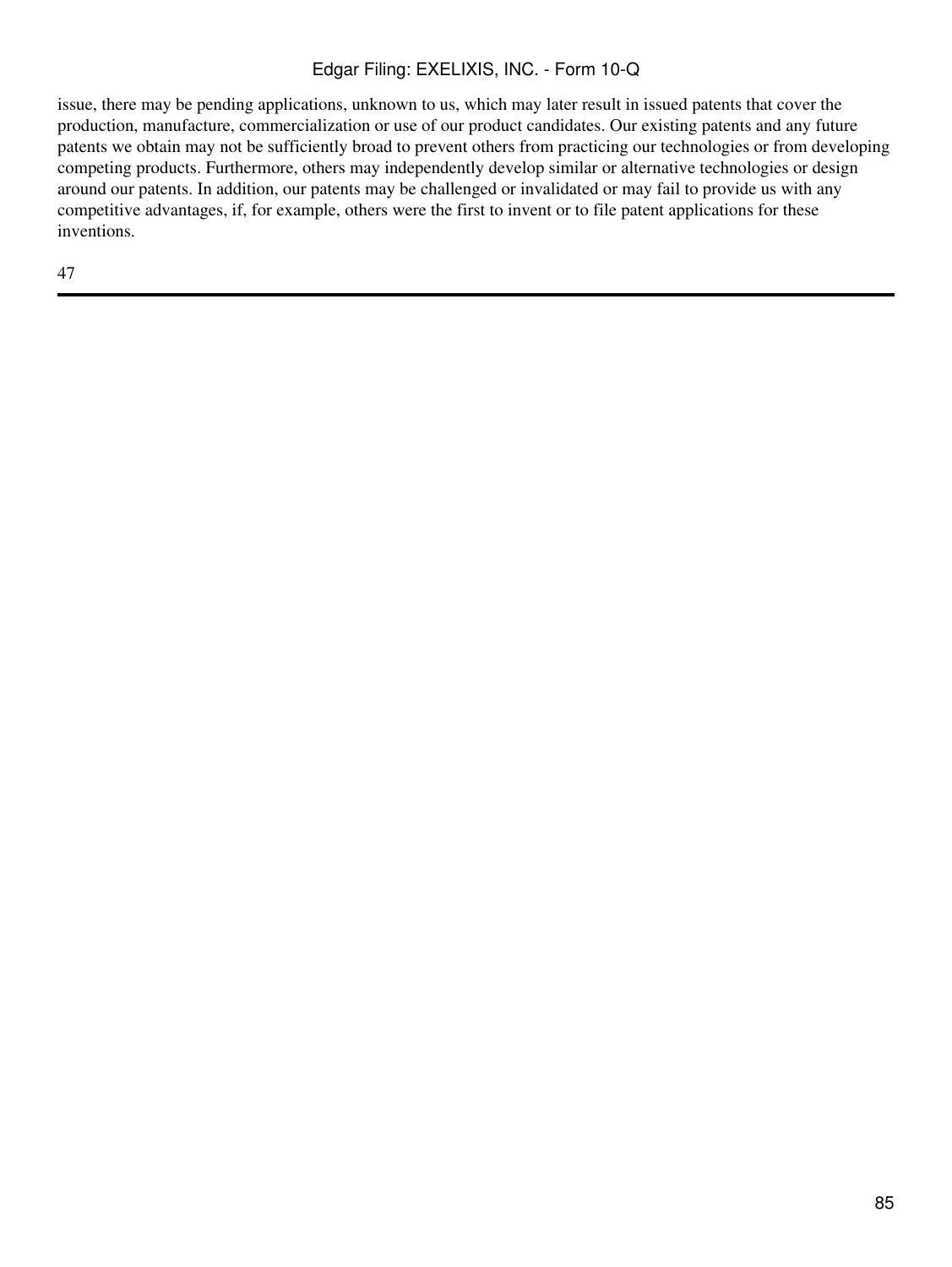issue, there may be pending applications, unknown to us, which may later result in issued patents that cover the production, manufacture, commercialization or use of our product candidates. Our existing patents and any future patents we obtain may not be sufficiently broad to prevent others from practicing our technologies or from developing competing products. Furthermore, others may independently develop similar or alternative technologies or design around our patents. In addition, our patents may be challenged or invalidated or may fail to provide us with any competitive advantages, if, for example, others were the first to invent or to file patent applications for these inventions.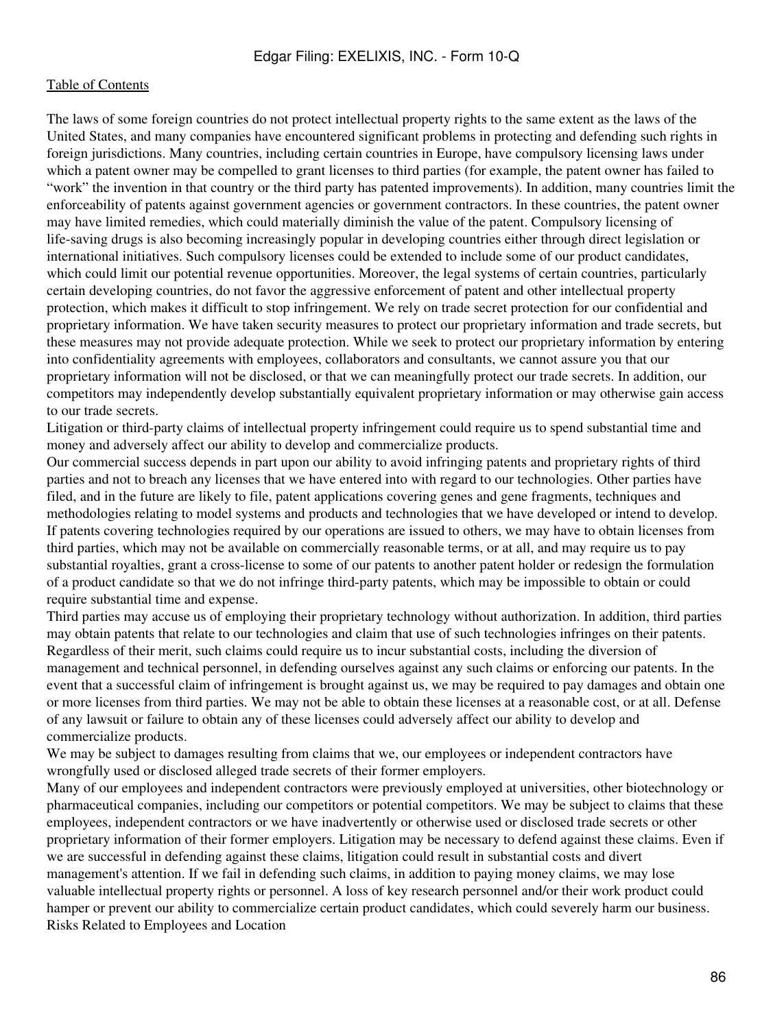The laws of some foreign countries do not protect intellectual property rights to the same extent as the laws of the United States, and many companies have encountered significant problems in protecting and defending such rights in foreign jurisdictions. Many countries, including certain countries in Europe, have compulsory licensing laws under which a patent owner may be compelled to grant licenses to third parties (for example, the patent owner has failed to "work" the invention in that country or the third party has patented improvements). In addition, many countries limit the enforceability of patents against government agencies or government contractors. In these countries, the patent owner may have limited remedies, which could materially diminish the value of the patent. Compulsory licensing of life-saving drugs is also becoming increasingly popular in developing countries either through direct legislation or international initiatives. Such compulsory licenses could be extended to include some of our product candidates, which could limit our potential revenue opportunities. Moreover, the legal systems of certain countries, particularly certain developing countries, do not favor the aggressive enforcement of patent and other intellectual property protection, which makes it difficult to stop infringement. We rely on trade secret protection for our confidential and proprietary information. We have taken security measures to protect our proprietary information and trade secrets, but these measures may not provide adequate protection. While we seek to protect our proprietary information by entering into confidentiality agreements with employees, collaborators and consultants, we cannot assure you that our proprietary information will not be disclosed, or that we can meaningfully protect our trade secrets. In addition, our competitors may independently develop substantially equivalent proprietary information or may otherwise gain access to our trade secrets.

Litigation or third-party claims of intellectual property infringement could require us to spend substantial time and money and adversely affect our ability to develop and commercialize products.

Our commercial success depends in part upon our ability to avoid infringing patents and proprietary rights of third parties and not to breach any licenses that we have entered into with regard to our technologies. Other parties have filed, and in the future are likely to file, patent applications covering genes and gene fragments, techniques and methodologies relating to model systems and products and technologies that we have developed or intend to develop. If patents covering technologies required by our operations are issued to others, we may have to obtain licenses from third parties, which may not be available on commercially reasonable terms, or at all, and may require us to pay substantial royalties, grant a cross-license to some of our patents to another patent holder or redesign the formulation of a product candidate so that we do not infringe third-party patents, which may be impossible to obtain or could require substantial time and expense.

Third parties may accuse us of employing their proprietary technology without authorization. In addition, third parties may obtain patents that relate to our technologies and claim that use of such technologies infringes on their patents. Regardless of their merit, such claims could require us to incur substantial costs, including the diversion of management and technical personnel, in defending ourselves against any such claims or enforcing our patents. In the event that a successful claim of infringement is brought against us, we may be required to pay damages and obtain one or more licenses from third parties. We may not be able to obtain these licenses at a reasonable cost, or at all. Defense of any lawsuit or failure to obtain any of these licenses could adversely affect our ability to develop and commercialize products.

We may be subject to damages resulting from claims that we, our employees or independent contractors have wrongfully used or disclosed alleged trade secrets of their former employers.

Many of our employees and independent contractors were previously employed at universities, other biotechnology or pharmaceutical companies, including our competitors or potential competitors. We may be subject to claims that these employees, independent contractors or we have inadvertently or otherwise used or disclosed trade secrets or other proprietary information of their former employers. Litigation may be necessary to defend against these claims. Even if we are successful in defending against these claims, litigation could result in substantial costs and divert management's attention. If we fail in defending such claims, in addition to paying money claims, we may lose valuable intellectual property rights or personnel. A loss of key research personnel and/or their work product could hamper or prevent our ability to commercialize certain product candidates, which could severely harm our business.

Risks Related to Employees and Location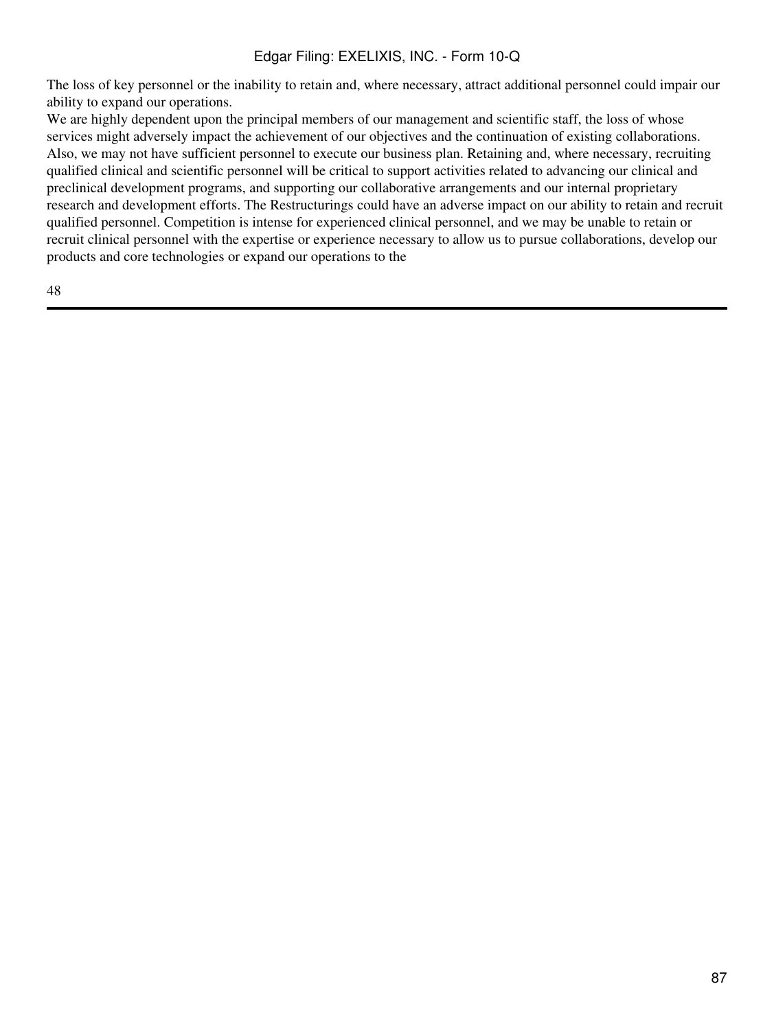The loss of key personnel or the inability to retain and, where necessary, attract additional personnel could impair our ability to expand our operations.

We are highly dependent upon the principal members of our management and scientific staff, the loss of whose services might adversely impact the achievement of our objectives and the continuation of existing collaborations. Also, we may not have sufficient personnel to execute our business plan. Retaining and, where necessary, recruiting qualified clinical and scientific personnel will be critical to support activities related to advancing our clinical and preclinical development programs, and supporting our collaborative arrangements and our internal proprietary research and development efforts. The Restructurings could have an adverse impact on our ability to retain and recruit qualified personnel. Competition is intense for experienced clinical personnel, and we may be unable to retain or recruit clinical personnel with the expertise or experience necessary to allow us to pursue collaborations, develop our products and core technologies or expand our operations to the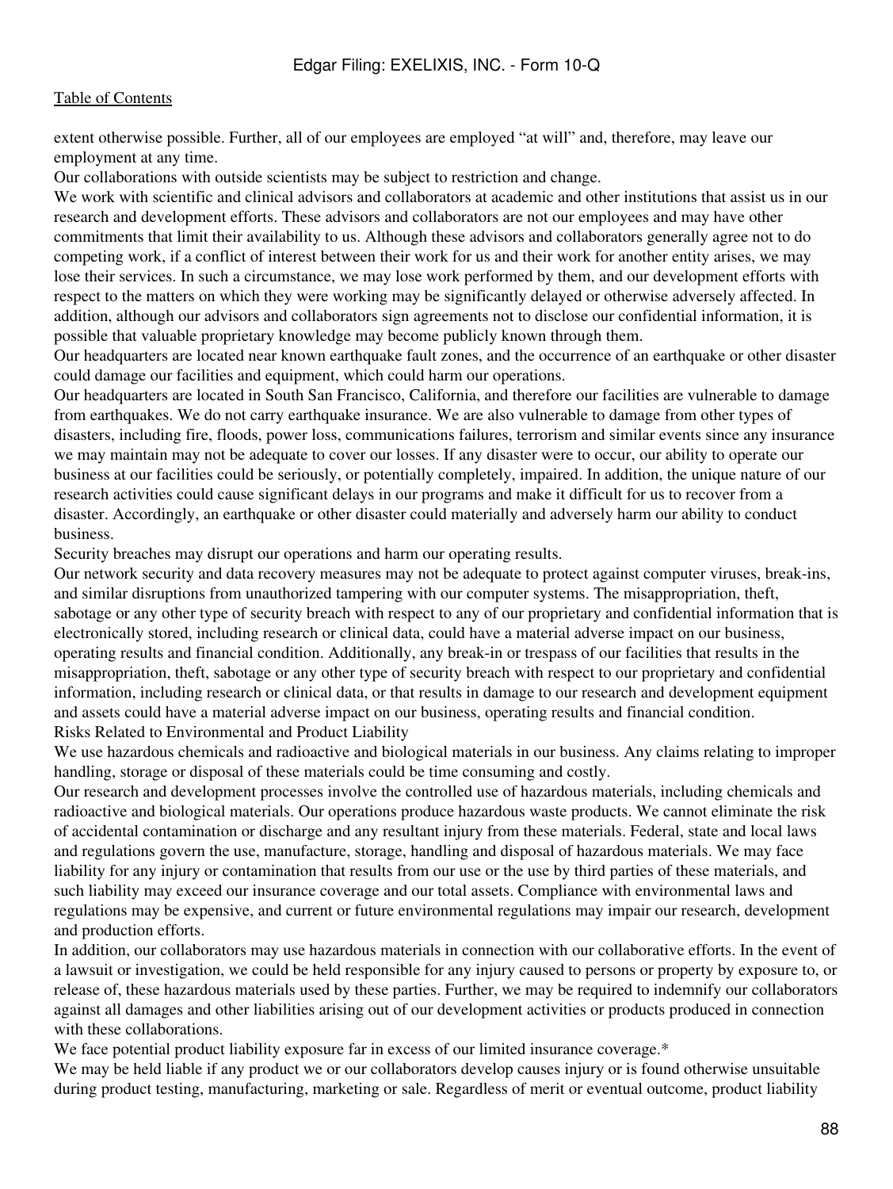extent otherwise possible. Further, all of our employees are employed "at will" and, therefore, may leave our employment at any time.

Our collaborations with outside scientists may be subject to restriction and change.

We work with scientific and clinical advisors and collaborators at academic and other institutions that assist us in our research and development efforts. These advisors and collaborators are not our employees and may have other commitments that limit their availability to us. Although these advisors and collaborators generally agree not to do competing work, if a conflict of interest between their work for us and their work for another entity arises, we may lose their services. In such a circumstance, we may lose work performed by them, and our development efforts with respect to the matters on which they were working may be significantly delayed or otherwise adversely affected. In addition, although our advisors and collaborators sign agreements not to disclose our confidential information, it is possible that valuable proprietary knowledge may become publicly known through them.

Our headquarters are located near known earthquake fault zones, and the occurrence of an earthquake or other disaster could damage our facilities and equipment, which could harm our operations.

Our headquarters are located in South San Francisco, California, and therefore our facilities are vulnerable to damage from earthquakes. We do not carry earthquake insurance. We are also vulnerable to damage from other types of disasters, including fire, floods, power loss, communications failures, terrorism and similar events since any insurance we may maintain may not be adequate to cover our losses. If any disaster were to occur, our ability to operate our business at our facilities could be seriously, or potentially completely, impaired. In addition, the unique nature of our research activities could cause significant delays in our programs and make it difficult for us to recover from a disaster. Accordingly, an earthquake or other disaster could materially and adversely harm our ability to conduct business.

Security breaches may disrupt our operations and harm our operating results.

Our network security and data recovery measures may not be adequate to protect against computer viruses, break-ins, and similar disruptions from unauthorized tampering with our computer systems. The misappropriation, theft, sabotage or any other type of security breach with respect to any of our proprietary and confidential information that is electronically stored, including research or clinical data, could have a material adverse impact on our business, operating results and financial condition. Additionally, any break-in or trespass of our facilities that results in the misappropriation, theft, sabotage or any other type of security breach with respect to our proprietary and confidential information, including research or clinical data, or that results in damage to our research and development equipment and assets could have a material adverse impact on our business, operating results and financial condition.

Risks Related to Environmental and Product Liability

We use hazardous chemicals and radioactive and biological materials in our business. Any claims relating to improper handling, storage or disposal of these materials could be time consuming and costly.

Our research and development processes involve the controlled use of hazardous materials, including chemicals and radioactive and biological materials. Our operations produce hazardous waste products. We cannot eliminate the risk of accidental contamination or discharge and any resultant injury from these materials. Federal, state and local laws and regulations govern the use, manufacture, storage, handling and disposal of hazardous materials. We may face liability for any injury or contamination that results from our use or the use by third parties of these materials, and such liability may exceed our insurance coverage and our total assets. Compliance with environmental laws and regulations may be expensive, and current or future environmental regulations may impair our research, development and production efforts.

In addition, our collaborators may use hazardous materials in connection with our collaborative efforts. In the event of a lawsuit or investigation, we could be held responsible for any injury caused to persons or property by exposure to, or release of, these hazardous materials used by these parties. Further, we may be required to indemnify our collaborators against all damages and other liabilities arising out of our development activities or products produced in connection with these collaborations.

We face potential product liability exposure far in excess of our limited insurance coverage.*

We may be held liable if any product we or our collaborators develop causes injury or is found otherwise unsuitable during product testing, manufacturing, marketing or sale. Regardless of merit or eventual outcome, product liability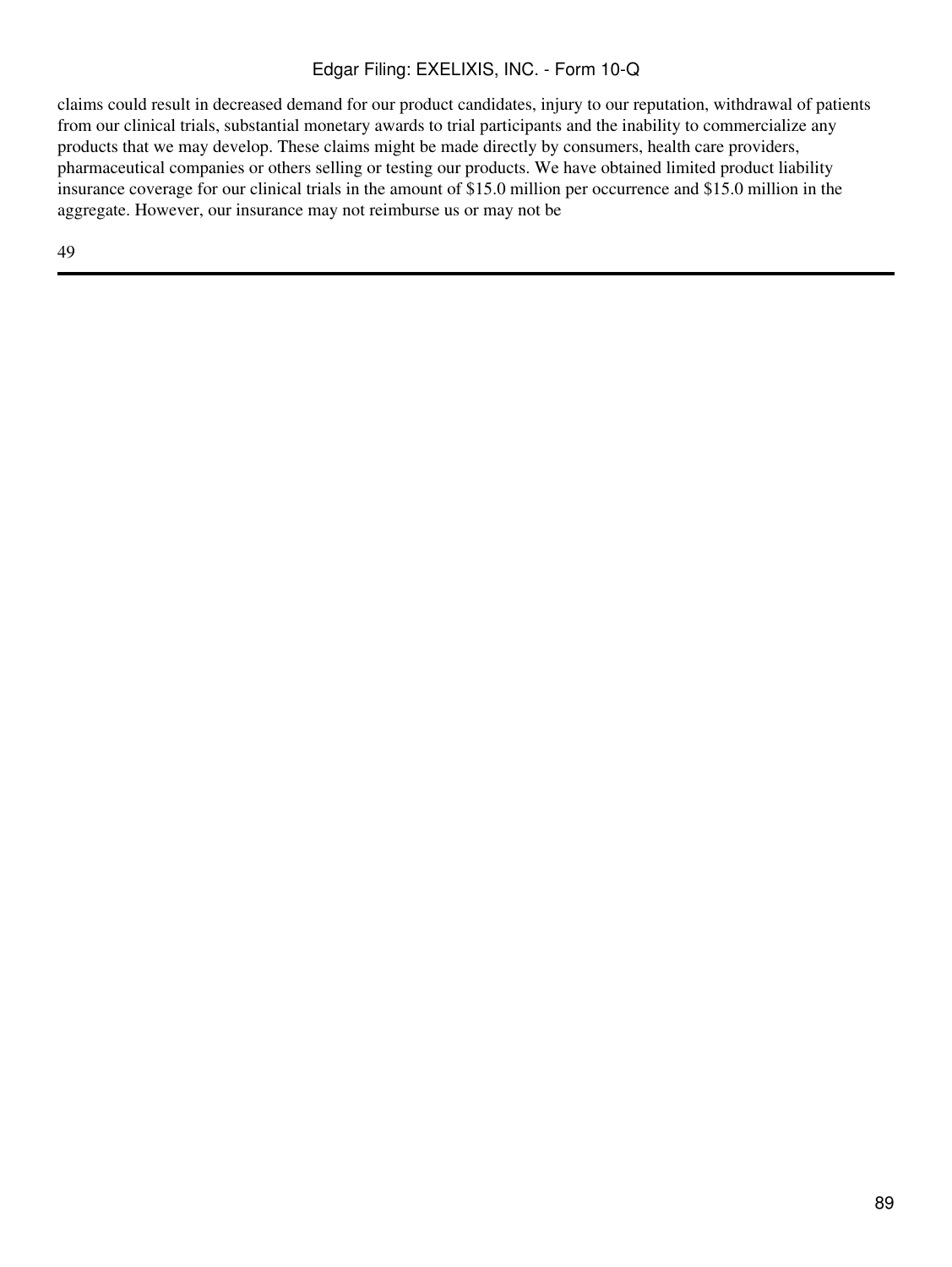claims could result in decreased demand for our product candidates, injury to our reputation, withdrawal of patients from our clinical trials, substantial monetary awards to trial participants and the inability to commercialize any products that we may develop. These claims might be made directly by consumers, health care providers, pharmaceutical companies or others selling or testing our products. We have obtained limited product liability insurance coverage for our clinical trials in the amount of $15.0 million per occurrence and $15.0 million in the aggregate. However, our insurance may not reimburse us or may not be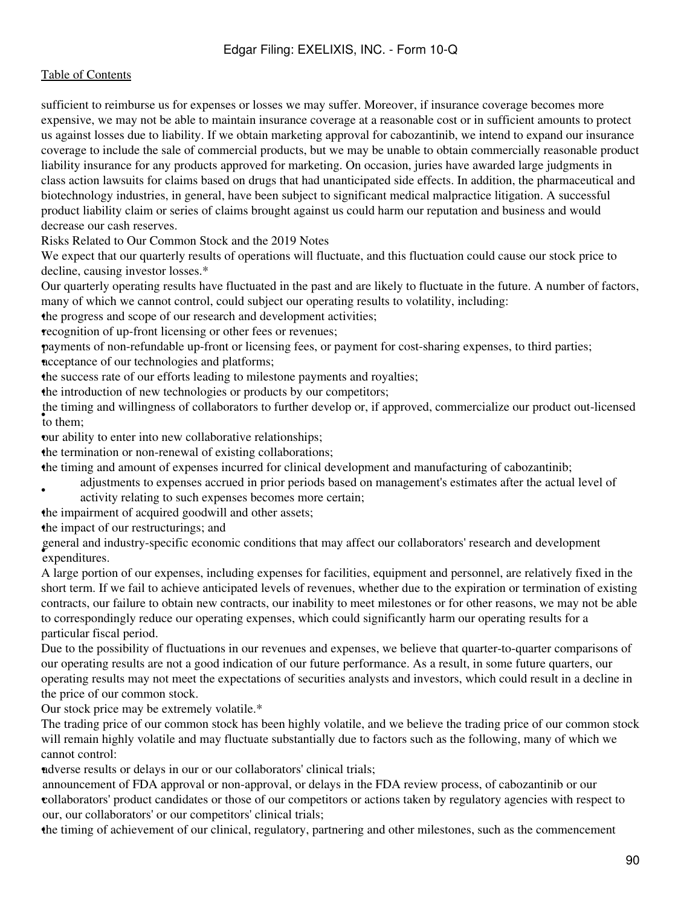sufficient to reimburse us for expenses or losses we may suffer. Moreover, if insurance coverage becomes more expensive, we may not be able to maintain insurance coverage at a reasonable cost or in sufficient amounts to protect us against losses due to liability. If we obtain marketing approval for cabozantinib, we intend to expand our insurance coverage to include the sale of commercial products, but we may be unable to obtain commercially reasonable product liability insurance for any products approved for marketing. On occasion, juries have awarded large judgments in class action lawsuits for claims based on drugs that had unanticipated side effects. In addition, the pharmaceutical and biotechnology industries, in general, have been subject to significant medical malpractice litigation. A successful product liability claim or series of claims brought against us could harm our reputation and business and would decrease our cash reserves.

Risks Related to Our Common Stock and the 2019 Notes

We expect that our quarterly results of operations will fluctuate, and this fluctuation could cause our stock price to decline, causing investor losses.*

Our quarterly operating results have fluctuated in the past and are likely to fluctuate in the future. A number of factors, many of which we cannot control, could subject our operating results to volatility, including:

- the progress and scope of our research and development activities;
- recognition of up-front licensing or other fees or revenues;
- payments of non-refundable up-front or licensing fees, or payment for cost-sharing expenses, to third parties;
- acceptance of our technologies and platforms;
- the success rate of our efforts leading to milestone payments and royalties;
- the introduction of new technologies or products by our competitors;
- the timing and willingness of collaborators to further develop or, if approved, commercialize our product out-licensed to them;
- our ability to enter into new collaborative relationships;
- the termination or non-renewal of existing collaborations;
- the timing and amount of expenses incurred for clinical development and manufacturing of cabozantinib;
- adjustments to expenses accrued in prior periods based on management's estimates after the actual level of activity relating to such expenses becomes more certain;
- the impairment of acquired goodwill and other assets;
- the impact of our restructurings; and
- general and industry-specific economic conditions that may affect our collaborators' research and development expenditures.

A large portion of our expenses, including expenses for facilities, equipment and personnel, are relatively fixed in the short term. If we fail to achieve anticipated levels of revenues, whether due to the expiration or termination of existing contracts, our failure to obtain new contracts, our inability to meet milestones or for other reasons, we may not be able to correspondingly reduce our operating expenses, which could significantly harm our operating results for a particular fiscal period.

Due to the possibility of fluctuations in our revenues and expenses, we believe that quarter-to-quarter comparisons of our operating results are not a good indication of our future performance. As a result, in some future quarters, our operating results may not meet the expectations of securities analysts and investors, which could result in a decline in the price of our common stock.

Our stock price may be extremely volatile.*

The trading price of our common stock has been highly volatile, and we believe the trading price of our common stock will remain highly volatile and may fluctuate substantially due to factors such as the following, many of which we cannot control:

- adverse results or delays in our or our collaborators' clinical trials;
- announcement of FDA approval or non-approval, or delays in the FDA review process, of cabozantinib or our collaborators' product candidates or those of our competitors or actions taken by regulatory agencies with respect to our, our collaborators' or our competitors' clinical trials;
- the timing of achievement of our clinical, regulatory, partnering and other milestones, such as the commencement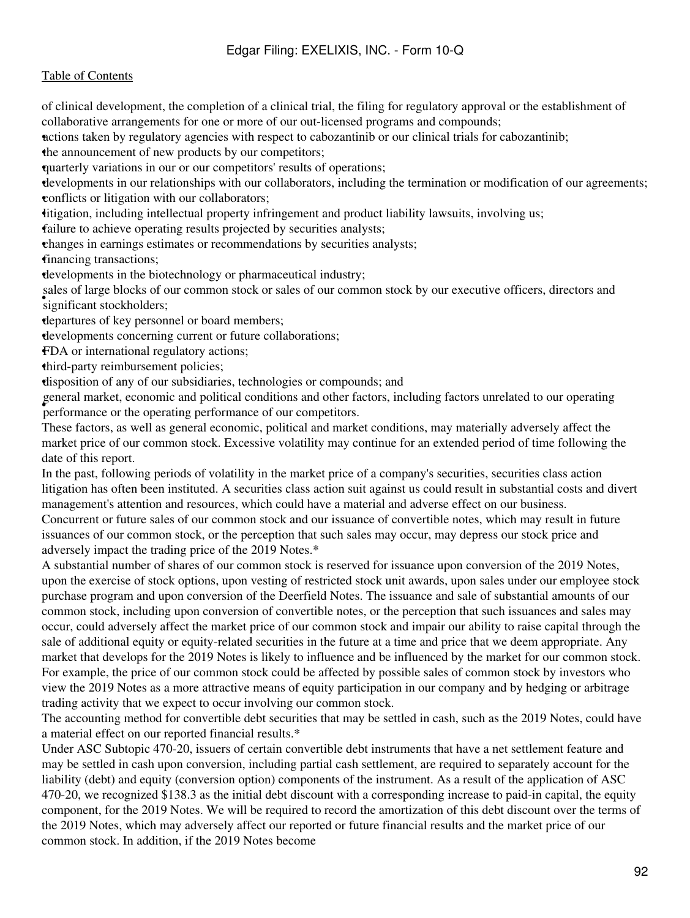of clinical development, the completion of a clinical trial, the filing for regulatory approval or the establishment of collaborative arrangements for one or more of our out-licensed programs and compounds;

- actions taken by regulatory agencies with respect to cabozantinib or our clinical trials for cabozantinib;
- the announcement of new products by our competitors;
- quarterly variations in our or our competitors' results of operations;
- developments in our relationships with our collaborators, including the termination or modification of our agreements;
- conflicts or litigation with our collaborators;
- litigation, including intellectual property infringement and product liability lawsuits, involving us;
- failure to achieve operating results projected by securities analysts;
- changes in earnings estimates or recommendations by securities analysts;
- financing transactions;
- developments in the biotechnology or pharmaceutical industry;
- sales of large blocks of our common stock or sales of our common stock by our executive officers, directors and significant stockholders;
- departures of key personnel or board members;
- developments concerning current or future collaborations;
- FDA or international regulatory actions;
- third-party reimbursement policies;
- disposition of any of our subsidiaries, technologies or compounds; and
- general market, economic and political conditions and other factors, including factors unrelated to our operating performance or the operating performance of our competitors.

These factors, as well as general economic, political and market conditions, may materially adversely affect the market price of our common stock. Excessive volatility may continue for an extended period of time following the date of this report.

In the past, following periods of volatility in the market price of a company's securities, securities class action litigation has often been instituted. A securities class action suit against us could result in substantial costs and divert management's attention and resources, which could have a material and adverse effect on our business.

Concurrent or future sales of our common stock and our issuance of convertible notes, which may result in future issuances of our common stock, or the perception that such sales may occur, may depress our stock price and adversely impact the trading price of the 2019 Notes.*

A substantial number of shares of our common stock is reserved for issuance upon conversion of the 2019 Notes, upon the exercise of stock options, upon vesting of restricted stock unit awards, upon sales under our employee stock purchase program and upon conversion of the Deerfield Notes. The issuance and sale of substantial amounts of our common stock, including upon conversion of convertible notes, or the perception that such issuances and sales may occur, could adversely affect the market price of our common stock and impair our ability to raise capital through the sale of additional equity or equity-related securities in the future at a time and price that we deem appropriate. Any market that develops for the 2019 Notes is likely to influence and be influenced by the market for our common stock. For example, the price of our common stock could be affected by possible sales of common stock by investors who view the 2019 Notes as a more attractive means of equity participation in our company and by hedging or arbitrage trading activity that we expect to occur involving our common stock.

The accounting method for convertible debt securities that may be settled in cash, such as the 2019 Notes, could have a material effect on our reported financial results.*

Under ASC Subtopic 470-20, issuers of certain convertible debt instruments that have a net settlement feature and may be settled in cash upon conversion, including partial cash settlement, are required to separately account for the liability (debt) and equity (conversion option) components of the instrument. As a result of the application of ASC 470-20, we recognized $138.3 as the initial debt discount with a corresponding increase to paid-in capital, the equity component, for the 2019 Notes. We will be required to record the amortization of this debt discount over the terms of the 2019 Notes, which may adversely affect our reported or future financial results and the market price of our common stock. In addition, if the 2019 Notes become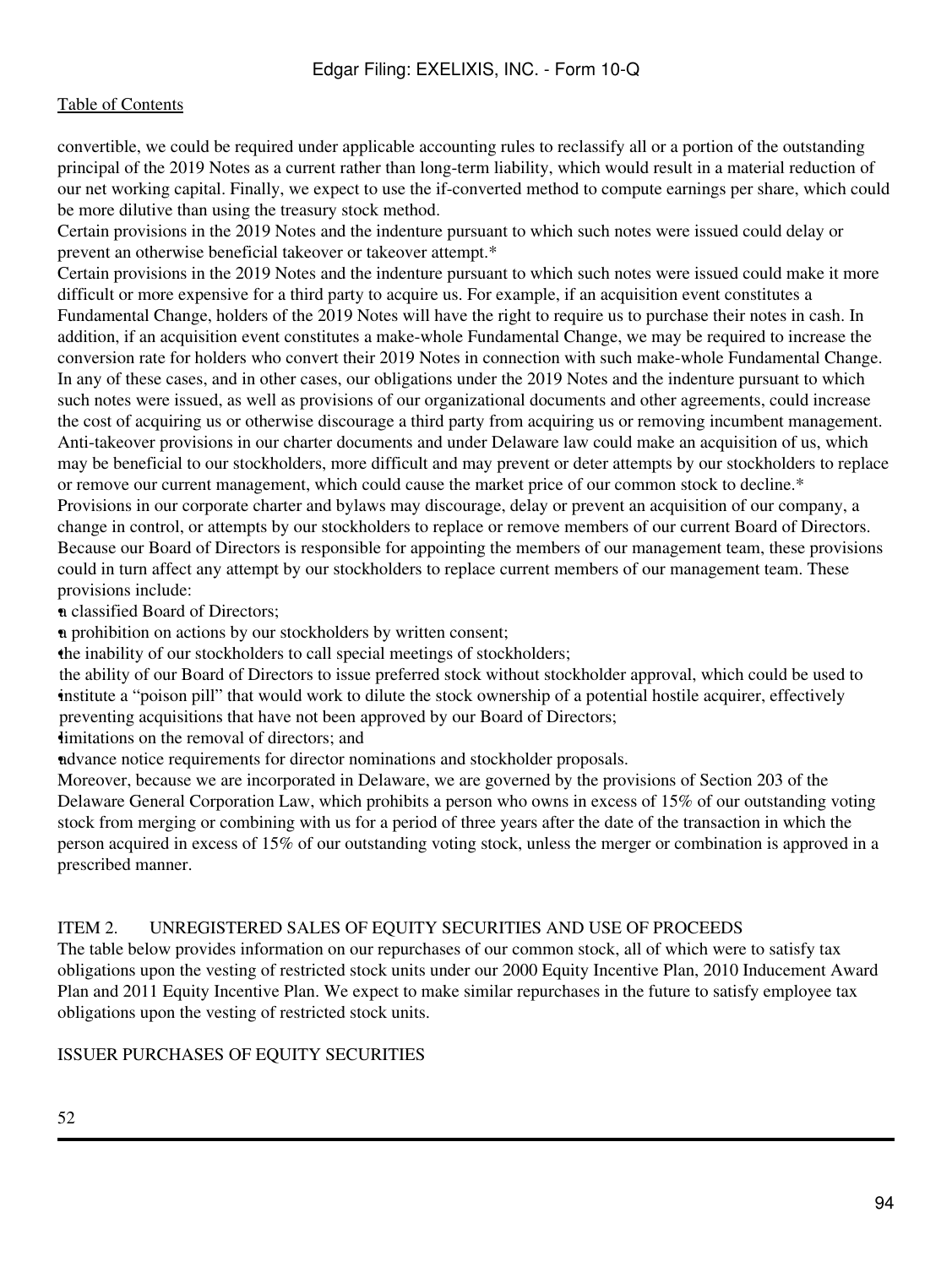convertible, we could be required under applicable accounting rules to reclassify all or a portion of the outstanding principal of the 2019 Notes as a current rather than long-term liability, which would result in a material reduction of our net working capital. Finally, we expect to use the if-converted method to compute earnings per share, which could be more dilutive than using the treasury stock method.

Certain provisions in the 2019 Notes and the indenture pursuant to which such notes were issued could delay or prevent an otherwise beneficial takeover or takeover attempt.*

Certain provisions in the 2019 Notes and the indenture pursuant to which such notes were issued could make it more difficult or more expensive for a third party to acquire us. For example, if an acquisition event constitutes a Fundamental Change, holders of the 2019 Notes will have the right to require us to purchase their notes in cash. In addition, if an acquisition event constitutes a make-whole Fundamental Change, we may be required to increase the conversion rate for holders who convert their 2019 Notes in connection with such make-whole Fundamental Change. In any of these cases, and in other cases, our obligations under the 2019 Notes and the indenture pursuant to which such notes were issued, as well as provisions of our organizational documents and other agreements, could increase the cost of acquiring us or otherwise discourage a third party from acquiring us or removing incumbent management.

Anti-takeover provisions in our charter documents and under Delaware law could make an acquisition of us, which may be beneficial to our stockholders, more difficult and may prevent or deter attempts by our stockholders to replace or remove our current management, which could cause the market price of our common stock to decline.*

Provisions in our corporate charter and bylaws may discourage, delay or prevent an acquisition of our company, a change in control, or attempts by our stockholders to replace or remove members of our current Board of Directors. Because our Board of Directors is responsible for appointing the members of our management team, these provisions could in turn affect any attempt by our stockholders to replace current members of our management team. These provisions include:

- a classified Board of Directors;
- a prohibition on actions by our stockholders by written consent;
- the inability of our stockholders to call special meetings of stockholders;
- the ability of our Board of Directors to issue preferred stock without stockholder approval, which could be used to institute a "poison pill" that would work to dilute the stock ownership of a potential hostile acquirer, effectively preventing acquisitions that have not been approved by our Board of Directors;
- limitations on the removal of directors; and
- advance notice requirements for director nominations and stockholder proposals.

Moreover, because we are incorporated in Delaware, we are governed by the provisions of Section 203 of the Delaware General Corporation Law, which prohibits a person who owns in excess of 15% of our outstanding voting stock from merging or combining with us for a period of three years after the date of the transaction in which the person acquired in excess of 15% of our outstanding voting stock, unless the merger or combination is approved in a prescribed manner.

## ITEM 2. UNREGISTERED SALES OF EQUITY SECURITIES AND USE OF PROCEEDS

The table below provides information on our repurchases of our common stock, all of which were to satisfy tax obligations upon the vesting of restricted stock units under our 2000 Equity Incentive Plan, 2010 Inducement Award Plan and 2011 Equity Incentive Plan. We expect to make similar repurchases in the future to satisfy employee tax obligations upon the vesting of restricted stock units.

ISSUER PURCHASES OF EQUITY SECURITIES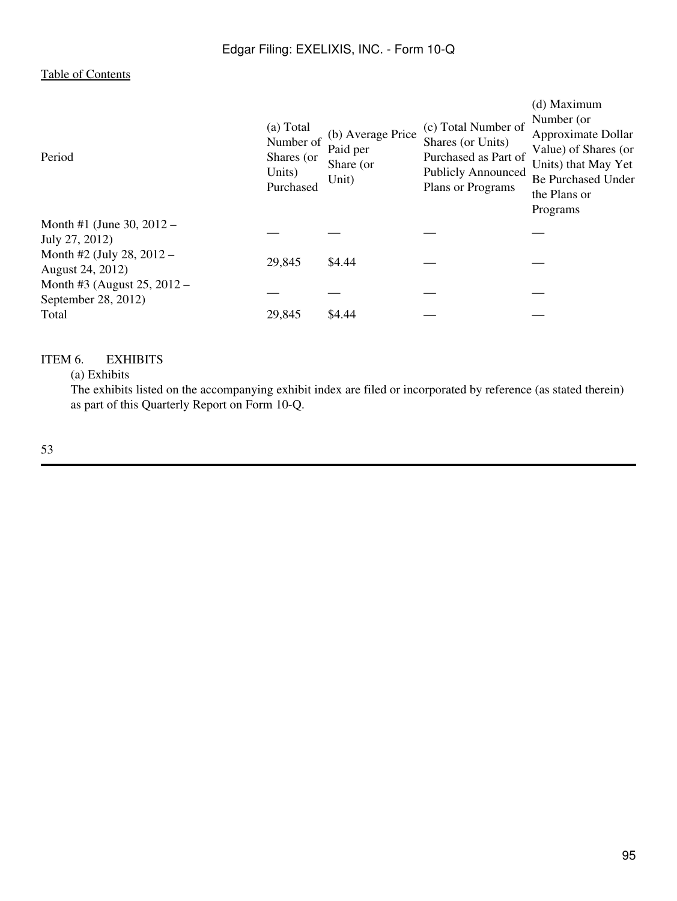| Period | (a) Total Number of Shares (or Units) Purchased | (b) Average Price Paid per Share (or Unit) | (c) Total Number of Shares (or Units) Purchased as Part of Publicly Announced Plans or Programs | (d) Maximum Number (or Approximate Dollar Value) of Shares (or Units) that May Yet Be Purchased Under the Plans or Programs |
|---|---|---|---|---|
| Month #1 (June 30, 2012 – July 27, 2012) | — | — | — | — |
| Month #2 (July 28, 2012 – August 24, 2012) | 29,845 | $4.44 | — | — |
| Month #3 (August 25, 2012 – September 28, 2012) | — | — | — | — |
| Total | 29,845 | $4.44 | — | — |

ITEM 6. EXHIBITS

(a) Exhibits

The exhibits listed on the accompanying exhibit index are filed or incorporated by reference (as stated therein) as part of this Quarterly Report on Form 10-Q.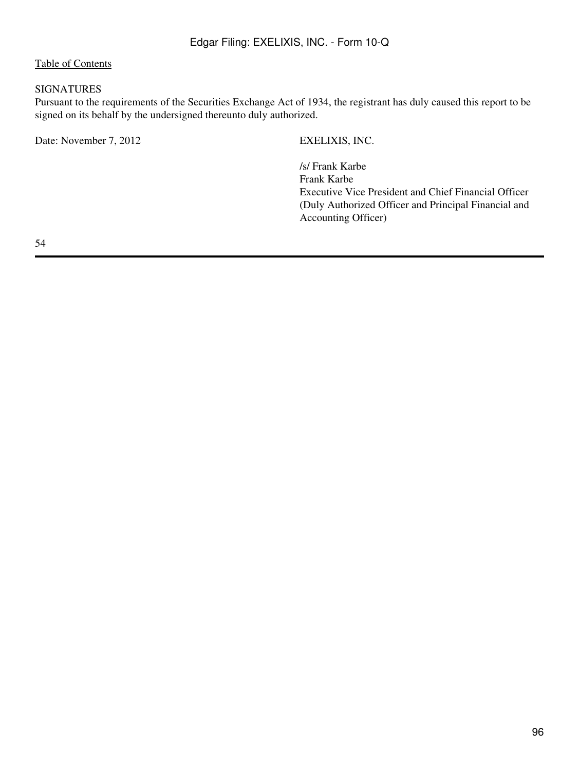[Table of Contents]

SIGNATURES

Pursuant to the requirements of the Securities Exchange Act of 1934, the registrant has duly caused this report to be signed on its behalf by the undersigned thereunto duly authorized.

| | |
|---|---|
| Date: November 7, 2012 | EXELIXIS, INC. |
| | /s/ Frank Karbe<br>Frank Karbe<br>Executive Vice President and Chief Financial Officer<br>(Duly Authorized Officer and Principal Financial and Accounting Officer) |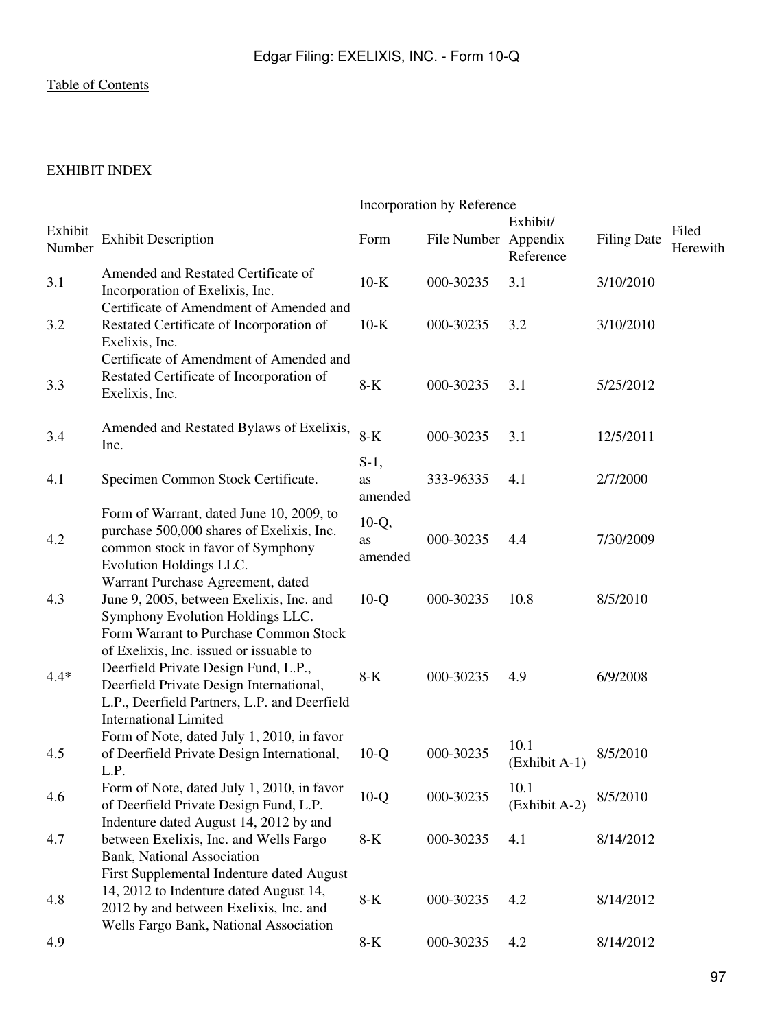[Table of Contents](#)

EXHIBIT INDEX

| | | Incorporation by Reference | | | | |
|---|---|---|---|---|---|---|
| Exhibit Number | Exhibit Description | Form | File Number | Exhibit/ Appendix Reference | Filing Date | Filed Herewith |
| 3.1 | Amended and Restated Certificate of Incorporation of Exelixis, Inc. | 10-K | 000-30235 | 3.1 | 3/10/2010 | |
| 3.2 | Certificate of Amendment of Amended and Restated Certificate of Incorporation of Exelixis, Inc. | 10-K | 000-30235 | 3.2 | 3/10/2010 | |
| 3.3 | Certificate of Amendment of Amended and Restated Certificate of Incorporation of Exelixis, Inc. | 8-K | 000-30235 | 3.1 | 5/25/2012 | |
| 3.4 | Amended and Restated Bylaws of Exelixis, Inc. | 8-K | 000-30235 | 3.1 | 12/5/2011 | |
| 4.1 | Specimen Common Stock Certificate. | S-1, as amended | 333-96335 | 4.1 | 2/7/2000 | |
| 4.2 | Form of Warrant, dated June 10, 2009, to purchase 500,000 shares of Exelixis, Inc. common stock in favor of Symphony Evolution Holdings LLC. | 10-Q, as amended | 000-30235 | 4.4 | 7/30/2009 | |
| 4.3 | Warrant Purchase Agreement, dated June 9, 2005, between Exelixis, Inc. and Symphony Evolution Holdings LLC. | 10-Q | 000-30235 | 10.8 | 8/5/2010 | |
| 4.4* | Form Warrant to Purchase Common Stock of Exelixis, Inc. issued or issuable to Deerfield Private Design Fund, L.P., Deerfield Private Design International, L.P., Deerfield Partners, L.P. and Deerfield International Limited | 8-K | 000-30235 | 4.9 | 6/9/2008 | |
| 4.5 | Form of Note, dated July 1, 2010, in favor of Deerfield Private Design International, L.P. | 10-Q | 000-30235 | 10.1 (Exhibit A-1) | 8/5/2010 | |
| 4.6 | Form of Note, dated July 1, 2010, in favor of Deerfield Private Design Fund, L.P. | 10-Q | 000-30235 | 10.1 (Exhibit A-2) | 8/5/2010 | |
| 4.7 | Indenture dated August 14, 2012 by and between Exelixis, Inc. and Wells Fargo Bank, National Association | 8-K | 000-30235 | 4.1 | 8/14/2012 | |
| 4.8 | First Supplemental Indenture dated August 14, 2012 to Indenture dated August 14, 2012 by and between Exelixis, Inc. and Wells Fargo Bank, National Association | 8-K | 000-30235 | 4.2 | 8/14/2012 | |
| 4.9 | | 8-K | 000-30235 | 4.2 | 8/14/2012 | |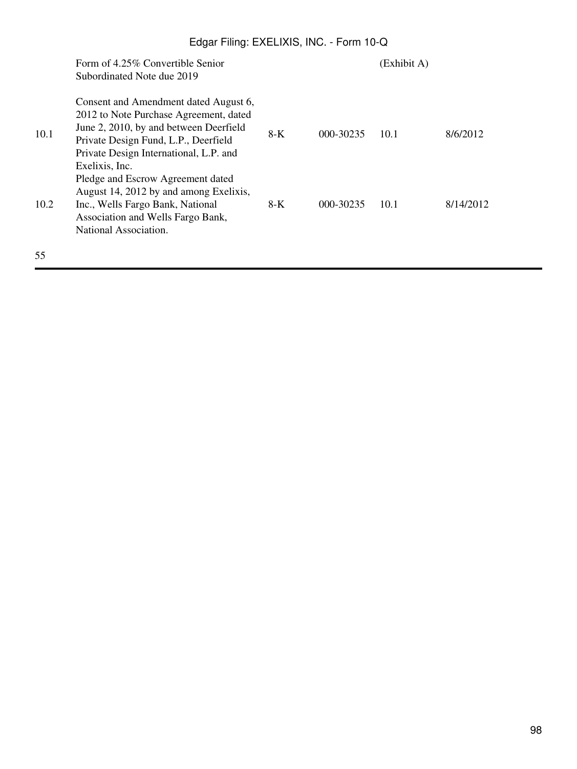| | | | | | |
|---|---|---|---|---|---|
| | Form of 4.25% Convertible Senior Subordinated Note due 2019 | | | (Exhibit A) | |
| 10.1 | Consent and Amendment dated August 6, 2012 to Note Purchase Agreement, dated June 2, 2010, by and between Deerfield Private Design Fund, L.P., Deerfield Private Design International, L.P. and Exelixis, Inc. | 8-K | 000-30235 | 10.1 | 8/6/2012 |
| 10.2 | Pledge and Escrow Agreement dated August 14, 2012 by and among Exelixis, Inc., Wells Fargo Bank, National Association and Wells Fargo Bank, National Association. | 8-K | 000-30235 | 10.1 | 8/14/2012 |

55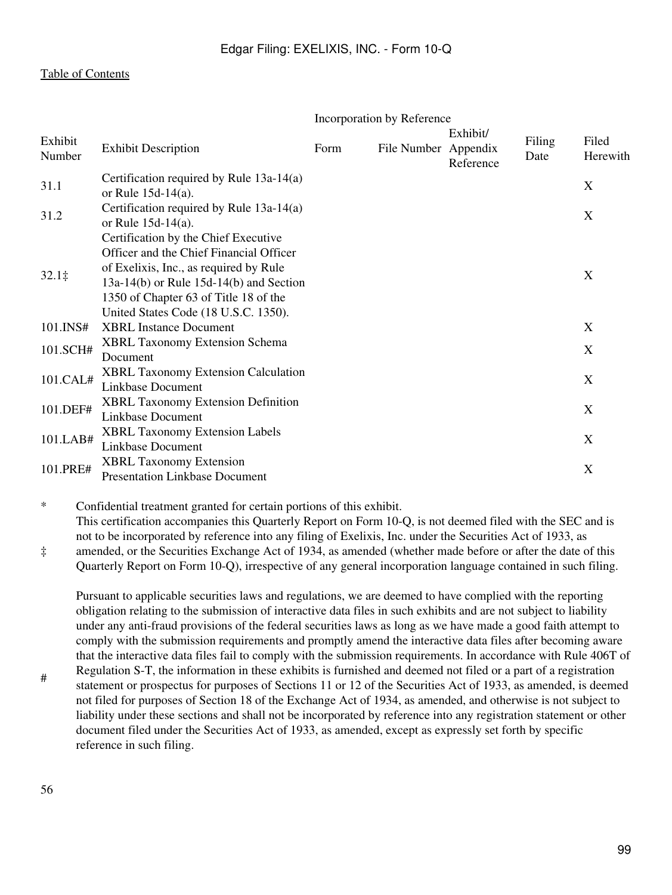[Table of Contents](#)

| Exhibit Number | Exhibit Description | Incorporation by Reference | | | | Filed Herewith |
|---|---|---|---|---|---|---|
| | | Form | File Number | Exhibit/ Appendix Reference | Filing Date | |
| 31.1 | Certification required by Rule 13a-14(a) or Rule 15d-14(a). | | | | | X |
| 31.2 | Certification required by Rule 13a-14(a) or Rule 15d-14(a). | | | | | X |
| 32.1‡ | Certification by the Chief Executive Officer and the Chief Financial Officer of Exelixis, Inc., as required by Rule 13a-14(b) or Rule 15d-14(b) and Section 1350 of Chapter 63 of Title 18 of the United States Code (18 U.S.C. 1350). | | | | | X |
| 101.INS# | XBRL Instance Document | | | | | X |
| 101.SCH# | XBRL Taxonomy Extension Schema Document | | | | | X |
| 101.CAL# | XBRL Taxonomy Extension Calculation Linkbase Document | | | | | X |
| 101.DEF# | XBRL Taxonomy Extension Definition Linkbase Document | | | | | X |
| 101.LAB# | XBRL Taxonomy Extension Labels Linkbase Document | | | | | X |
| 101.PRE# | XBRL Taxonomy Extension Presentation Linkbase Document | | | | | X |

\* Confidential treatment granted for certain portions of this exhibit.

‡ This certification accompanies this Quarterly Report on Form 10-Q, is not deemed filed with the SEC and is not to be incorporated by reference into any filing of Exelixis, Inc. under the Securities Act of 1933, as amended, or the Securities Exchange Act of 1934, as amended (whether made before or after the date of this Quarterly Report on Form 10-Q), irrespective of any general incorporation language contained in such filing.

# Pursuant to applicable securities laws and regulations, we are deemed to have complied with the reporting obligation relating to the submission of interactive data files in such exhibits and are not subject to liability under any anti-fraud provisions of the federal securities laws as long as we have made a good faith attempt to comply with the submission requirements and promptly amend the interactive data files after becoming aware that the interactive data files fail to comply with the submission requirements. In accordance with Rule 406T of Regulation S-T, the information in these exhibits is furnished and deemed not filed or a part of a registration statement or prospectus for purposes of Sections 11 or 12 of the Securities Act of 1933, as amended, is deemed not filed for purposes of Section 18 of the Exchange Act of 1934, as amended, and otherwise is not subject to liability under these sections and shall not be incorporated by reference into any registration statement or other document filed under the Securities Act of 1933, as amended, except as expressly set forth by specific reference in such filing.